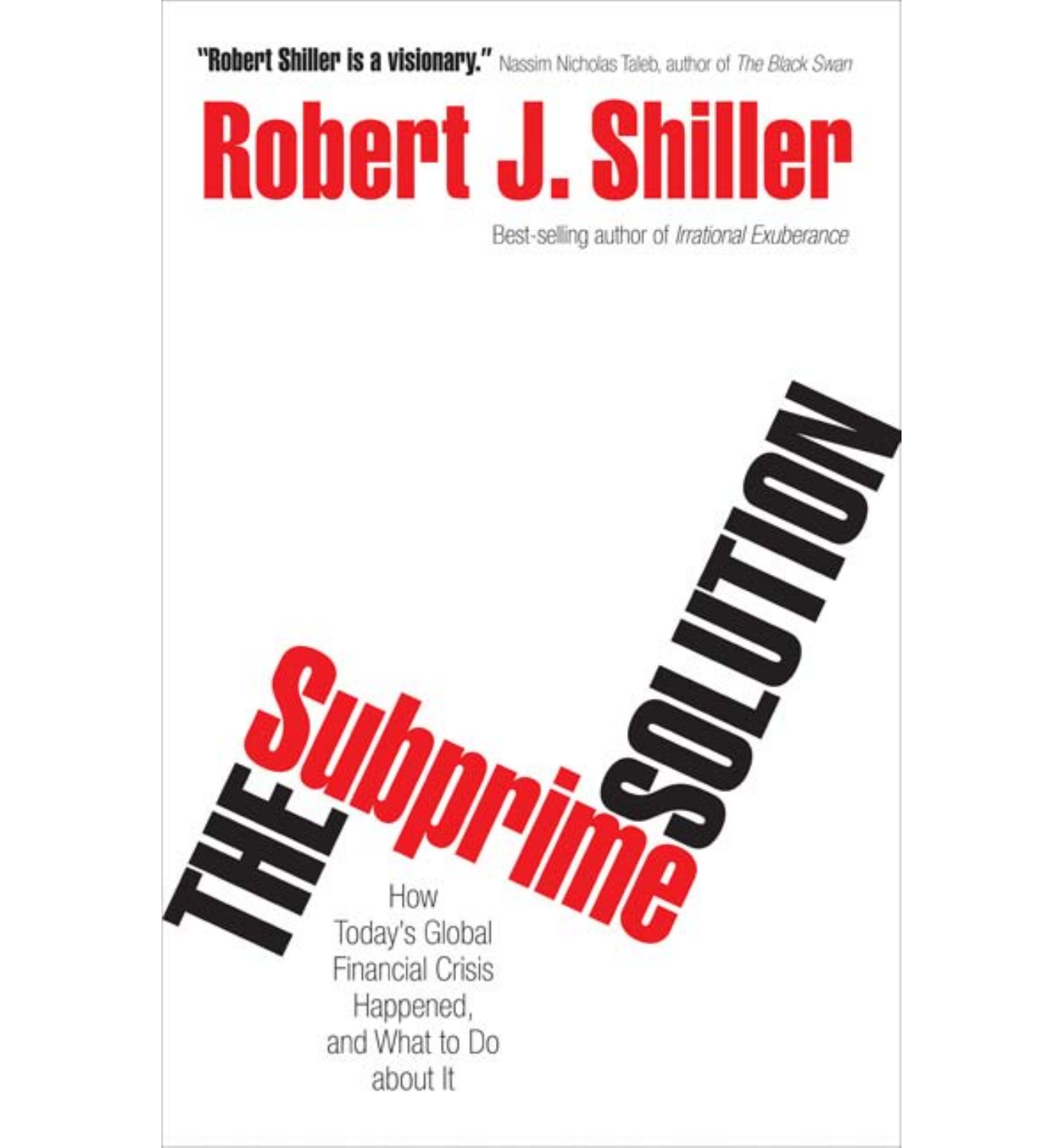**"Robert Shiller is a visionary."** Nassim Nicholas Taleb, author of *The Black Swan*

# Robert J. Shiller

Best-selling author of *Irrational Exuberance*

# THE Subprime SOLUTION

How Today's Global Financial Crisis Happened, and What to Do about It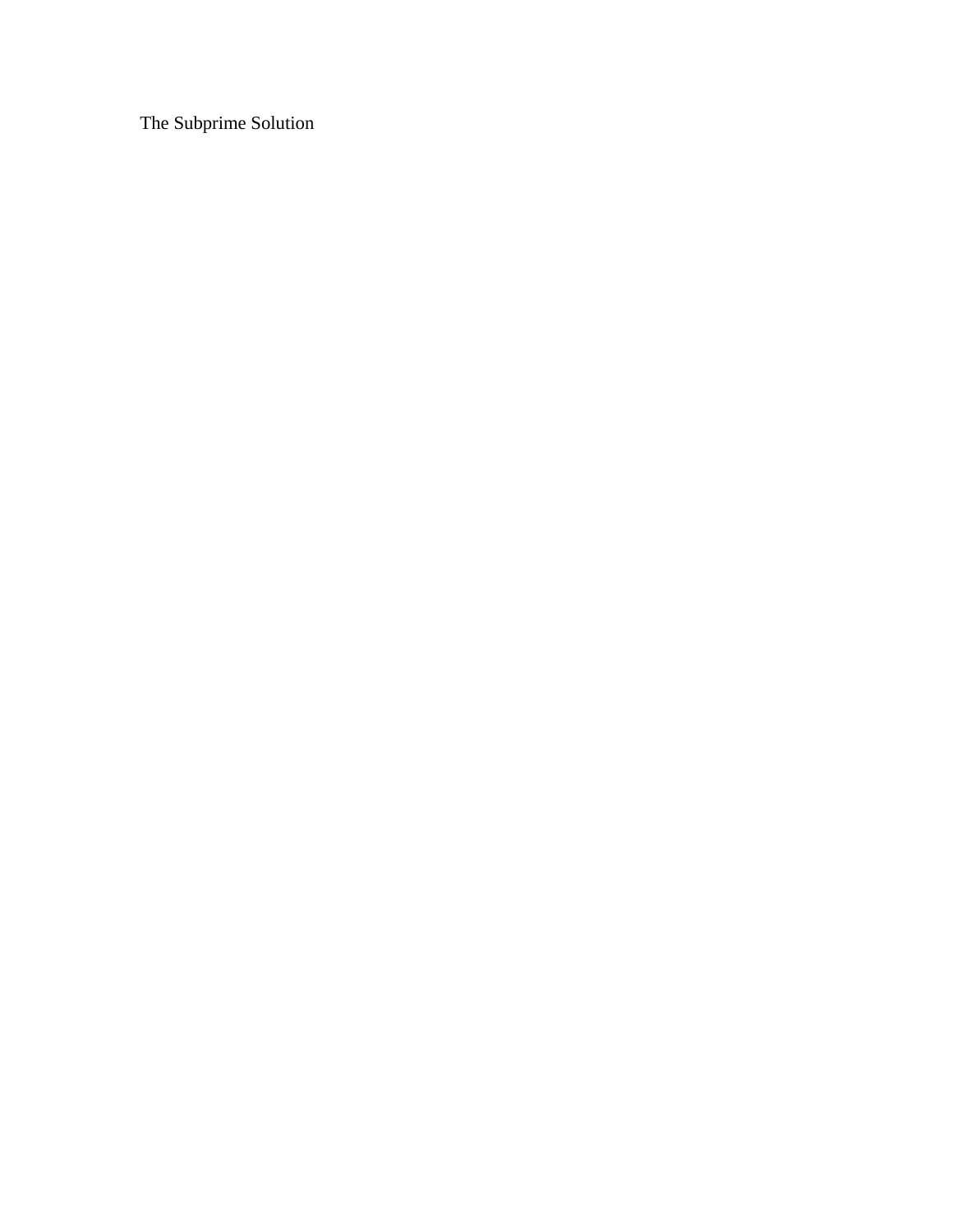The Subprime Solution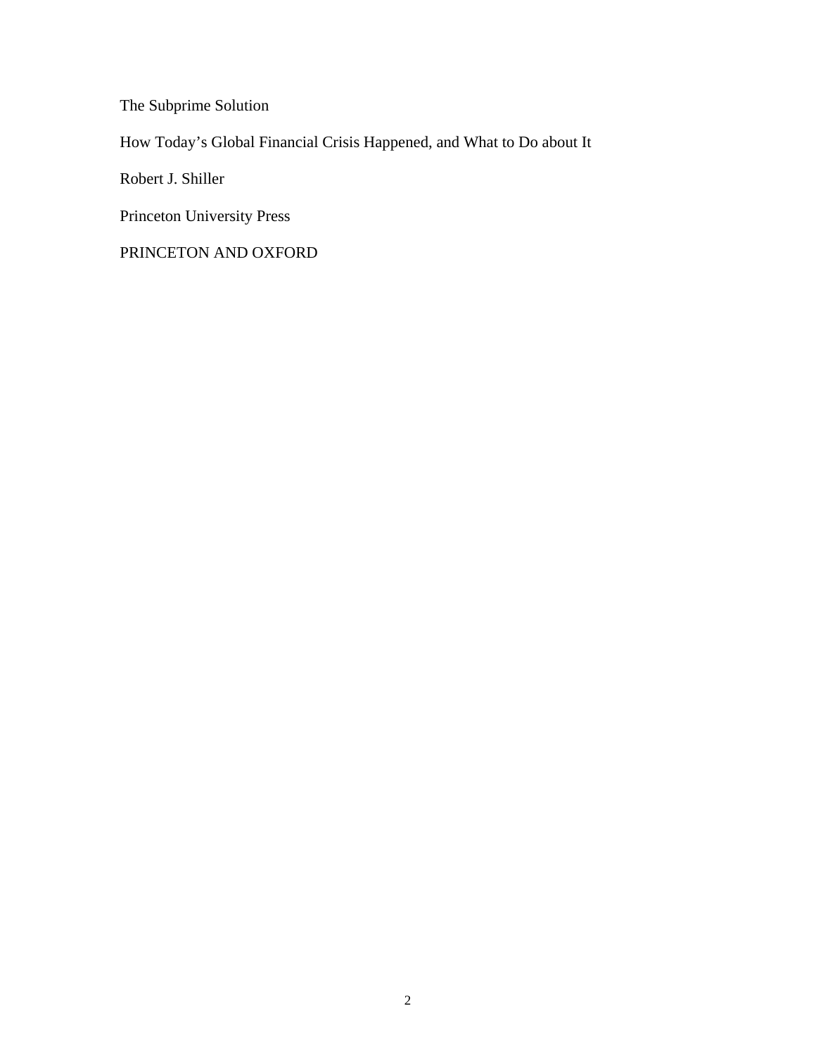The Subprime Solution

How Today's Global Financial Crisis Happened, and What to Do about It

Robert J. Shiller

Princeton University Press

PRINCETON AND OXFORD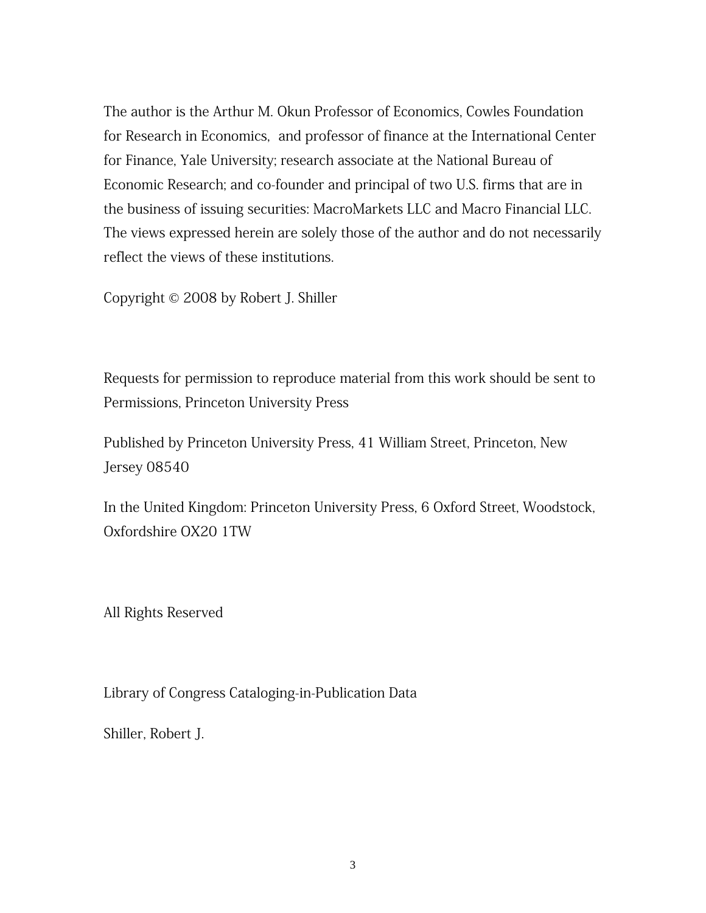The author is the Arthur M. Okun Professor of Economics, Cowles Foundation for Research in Economics, and professor of finance at the International Center for Finance, Yale University; research associate at the National Bureau of Economic Research; and co-founder and principal of two U.S. firms that are in the business of issuing securities: MacroMarkets LLC and Macro Financial LLC. The views expressed herein are solely those of the author and do not necessarily reflect the views of these institutions.

Copyright © 2008 by Robert J. Shiller

Requests for permission to reproduce material from this work should be sent to Permissions, Princeton University Press

Published by Princeton University Press, 41 William Street, Princeton, New Jersey 08540

In the United Kingdom: Princeton University Press, 6 Oxford Street, Woodstock, Oxfordshire OX20 1TW

All Rights Reserved

Library of Congress Cataloging-in-Publication Data

Shiller, Robert J.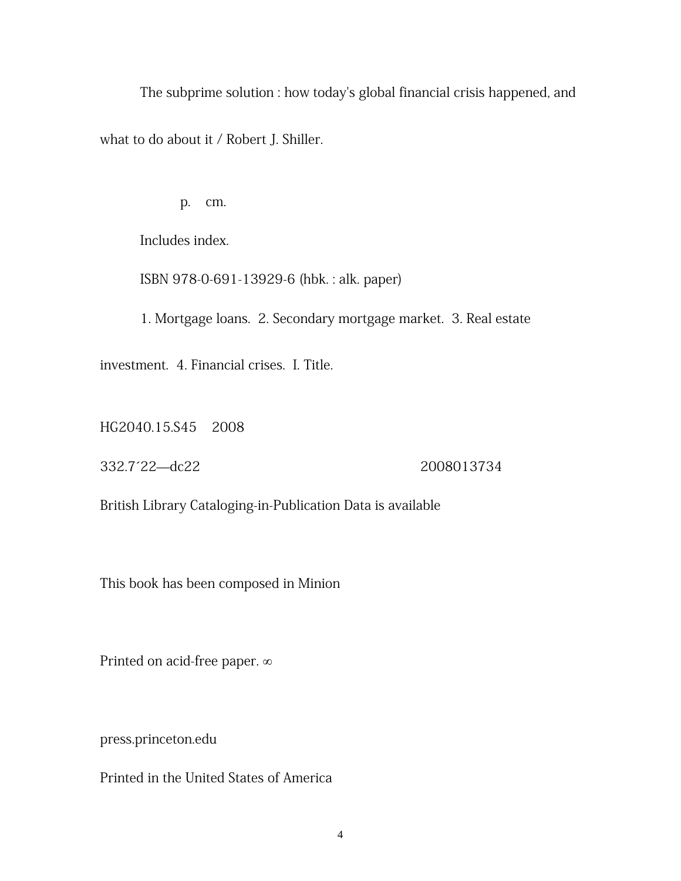The subprime solution : how today's global financial crisis happened, and what to do about it / Robert J. Shiller.

p. cm.

Includes index.

ISBN 978-0-691-13929-6 (hbk. : alk. paper)

1. Mortgage loans. 2. Secondary mortgage market. 3. Real estate investment. 4. Financial crises. I. Title.

HG2040.15.S45 2008

332.7´22—dc22 2008013734

British Library Cataloging-in-Publication Data is available

This book has been composed in Minion

Printed on acid-free paper. ∞

press.princeton.edu

Printed in the United States of America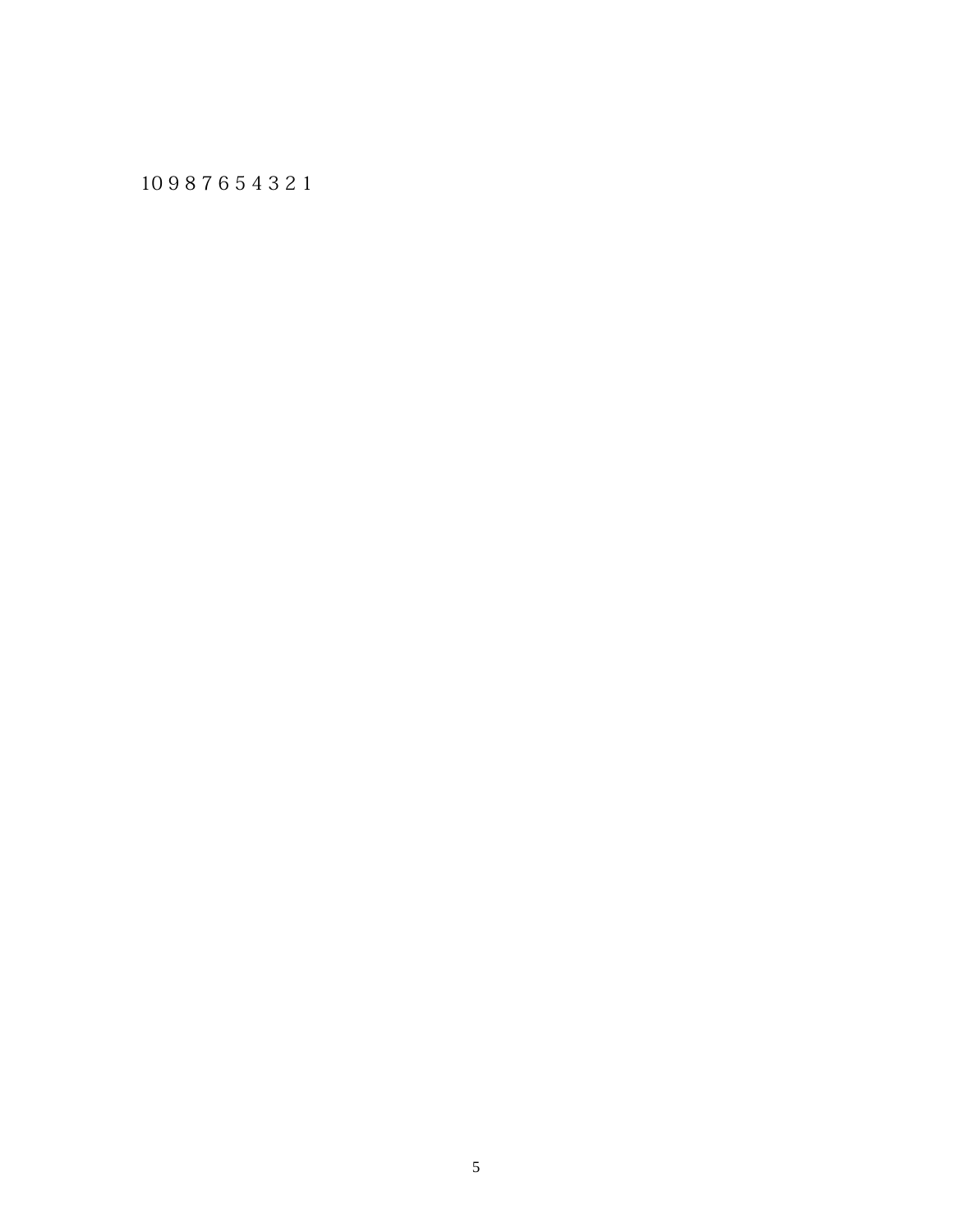10 9 8 7 6 5 4 3 2 1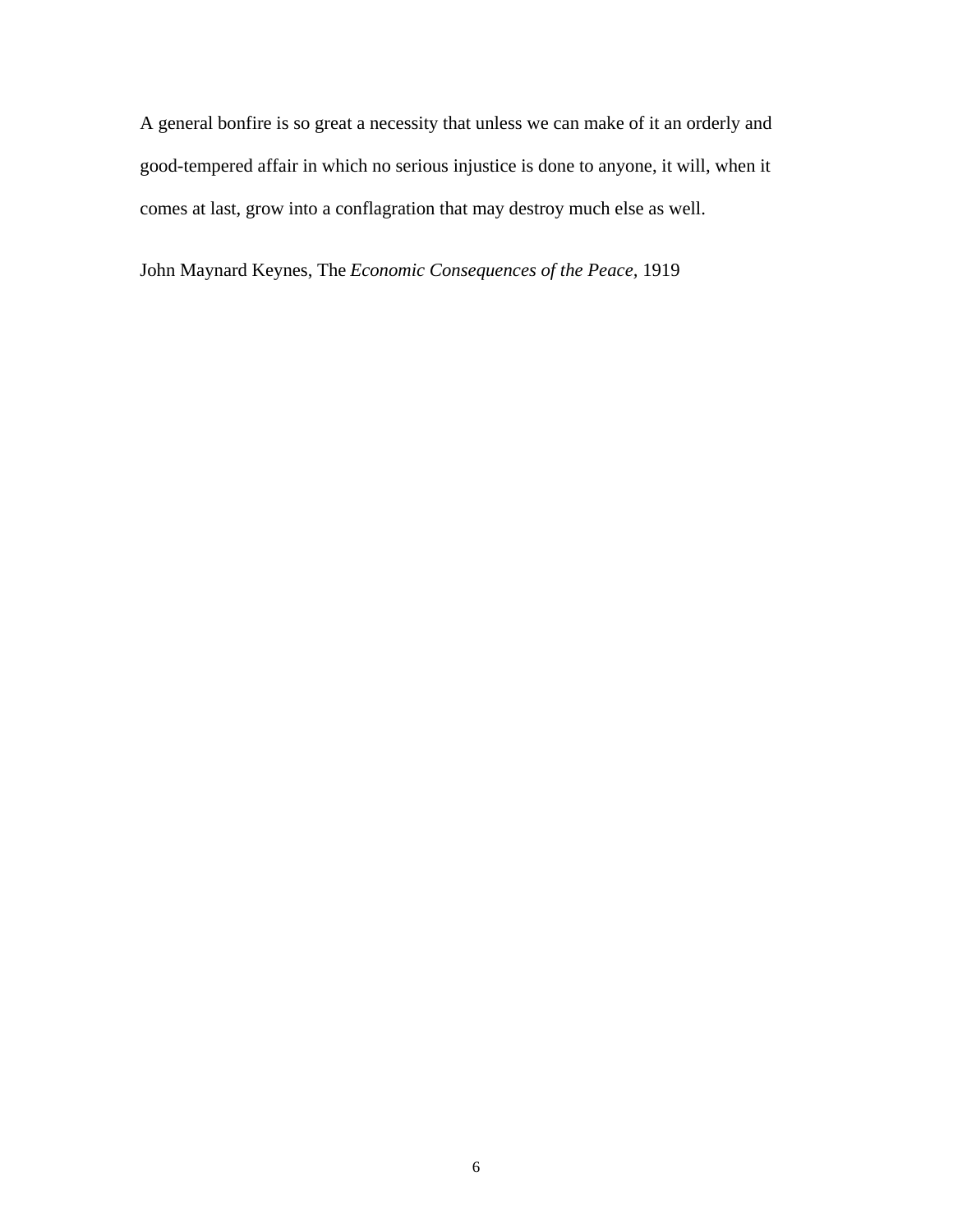A general bonfire is so great a necessity that unless we can make of it an orderly and good-tempered affair in which no serious injustice is done to anyone, it will, when it comes at last, grow into a conflagration that may destroy much else as well.

John Maynard Keynes, The *Economic Consequences of the Peace*, 1919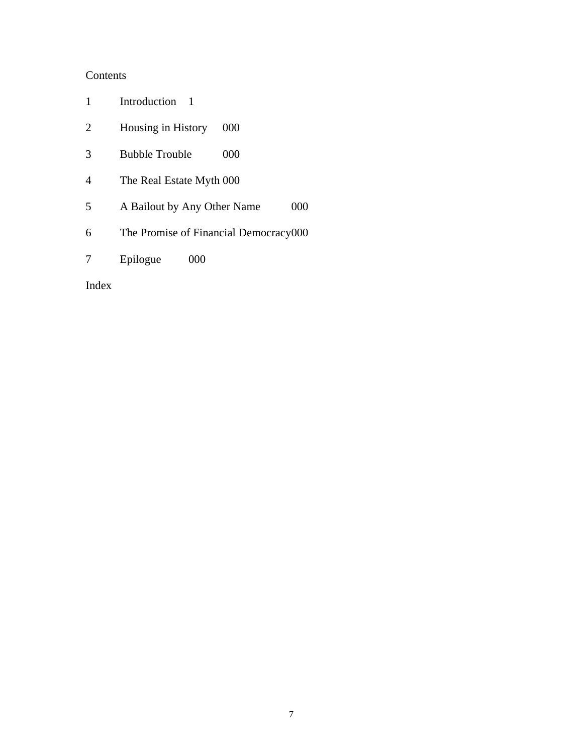# Contents

1 Introduction 1

2 Housing in History 000

3 Bubble Trouble 000

4 The Real Estate Myth 000

5 A Bailout by Any Other Name 000

6 The Promise of Financial Democracy 000

7 Epilogue 000

Index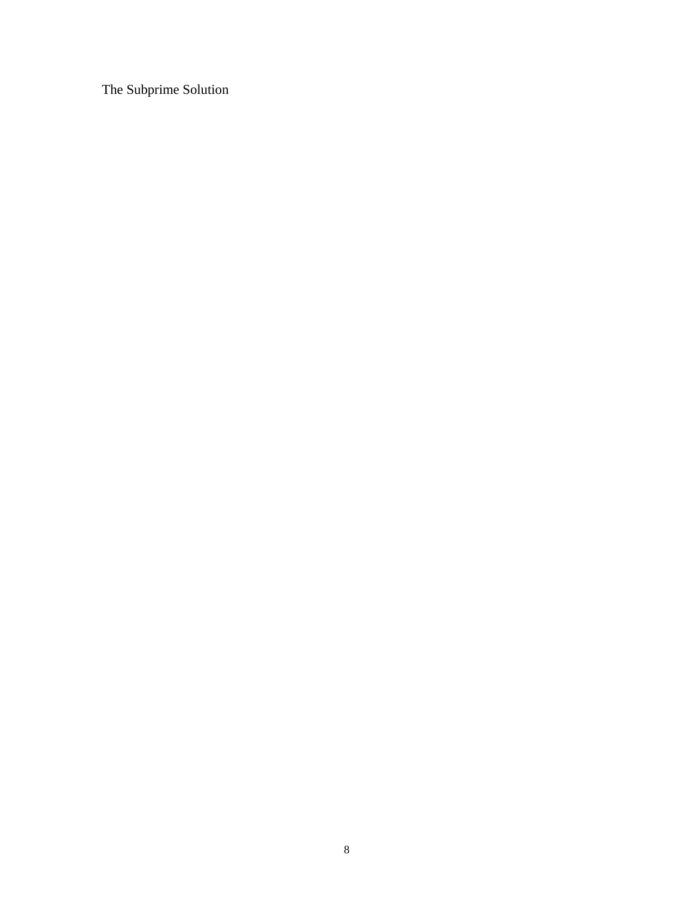The Subprime Solution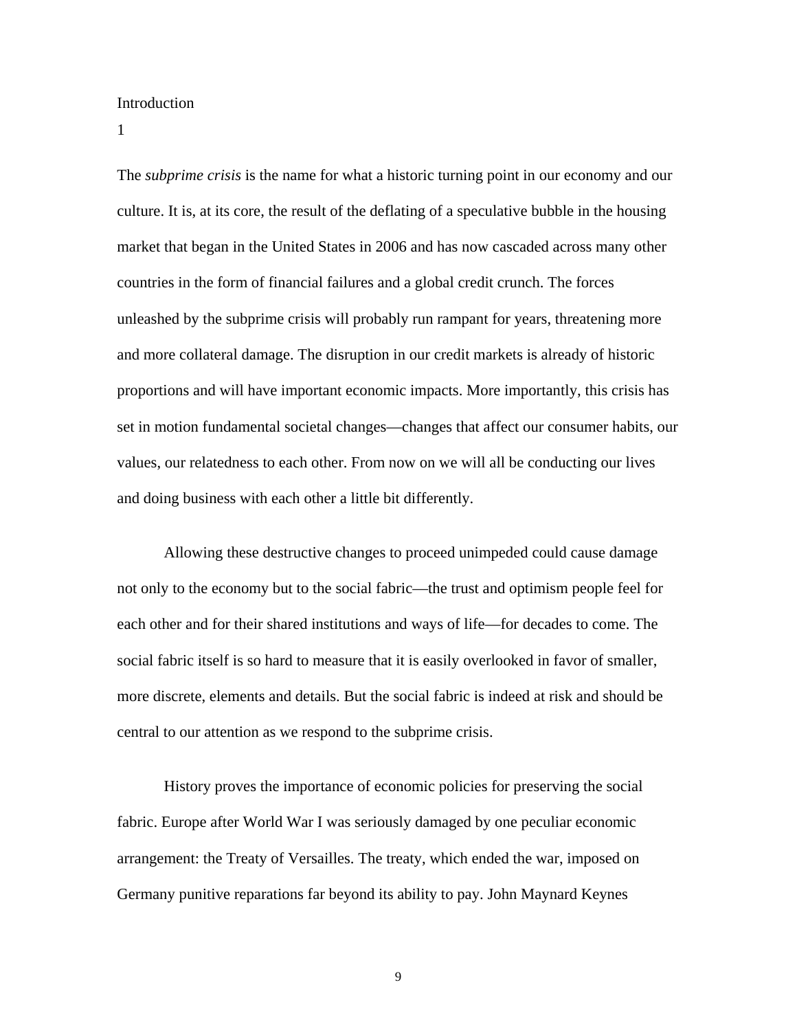# Introduction

## 1

The *subprime crisis* is the name for what a historic turning point in our economy and our culture. It is, at its core, the result of the deflating of a speculative bubble in the housing market that began in the United States in 2006 and has now cascaded across many other countries in the form of financial failures and a global credit crunch. The forces unleashed by the subprime crisis will probably run rampant for years, threatening more and more collateral damage. The disruption in our credit markets is already of historic proportions and will have important economic impacts. More importantly, this crisis has set in motion fundamental societal changes—changes that affect our consumer habits, our values, our relatedness to each other. From now on we will all be conducting our lives and doing business with each other a little bit differently.

Allowing these destructive changes to proceed unimpeded could cause damage not only to the economy but to the social fabric—the trust and optimism people feel for each other and for their shared institutions and ways of life—for decades to come. The social fabric itself is so hard to measure that it is easily overlooked in favor of smaller, more discrete, elements and details. But the social fabric is indeed at risk and should be central to our attention as we respond to the subprime crisis.

History proves the importance of economic policies for preserving the social fabric. Europe after World War I was seriously damaged by one peculiar economic arrangement: the Treaty of Versailles. The treaty, which ended the war, imposed on Germany punitive reparations far beyond its ability to pay. John Maynard Keynes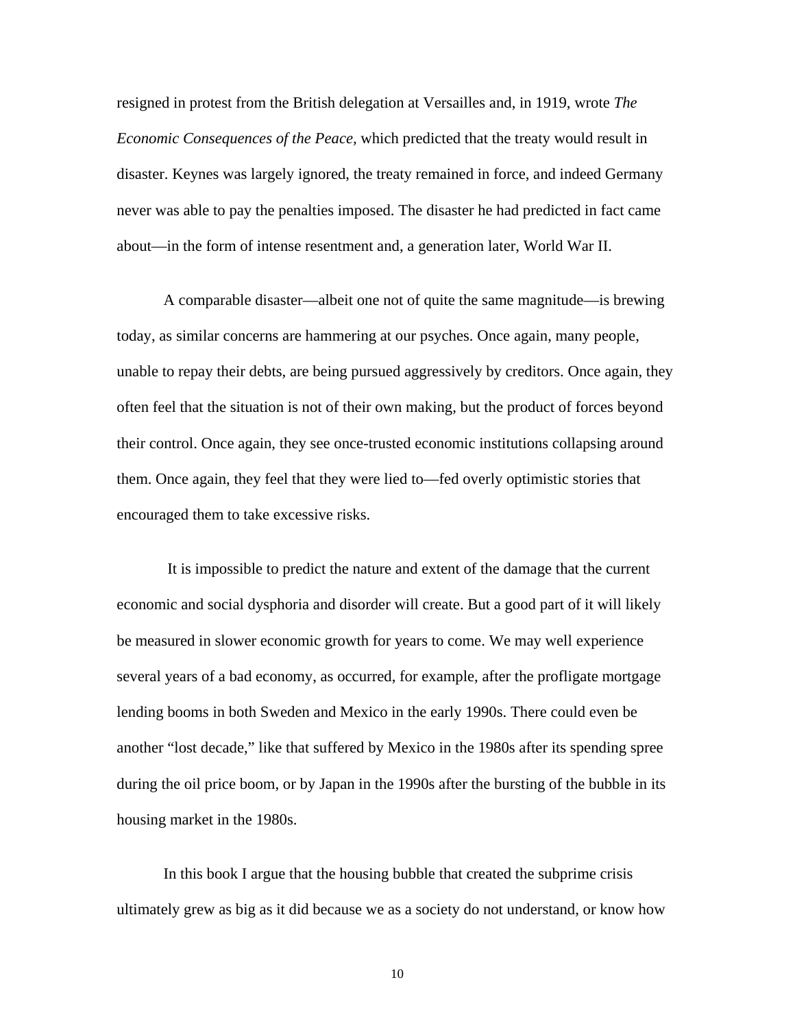resigned in protest from the British delegation at Versailles and, in 1919, wrote *The Economic Consequences of the Peace,* which predicted that the treaty would result in disaster. Keynes was largely ignored, the treaty remained in force, and indeed Germany never was able to pay the penalties imposed. The disaster he had predicted in fact came about—in the form of intense resentment and, a generation later, World War II.

A comparable disaster—albeit one not of quite the same magnitude—is brewing today, as similar concerns are hammering at our psyches. Once again, many people, unable to repay their debts, are being pursued aggressively by creditors. Once again, they often feel that the situation is not of their own making, but the product of forces beyond their control. Once again, they see once-trusted economic institutions collapsing around them. Once again, they feel that they were lied to—fed overly optimistic stories that encouraged them to take excessive risks.

It is impossible to predict the nature and extent of the damage that the current economic and social dysphoria and disorder will create. But a good part of it will likely be measured in slower economic growth for years to come. We may well experience several years of a bad economy, as occurred, for example, after the profligate mortgage lending booms in both Sweden and Mexico in the early 1990s. There could even be another "lost decade," like that suffered by Mexico in the 1980s after its spending spree during the oil price boom, or by Japan in the 1990s after the bursting of the bubble in its housing market in the 1980s.

In this book I argue that the housing bubble that created the subprime crisis ultimately grew as big as it did because we as a society do not understand, or know how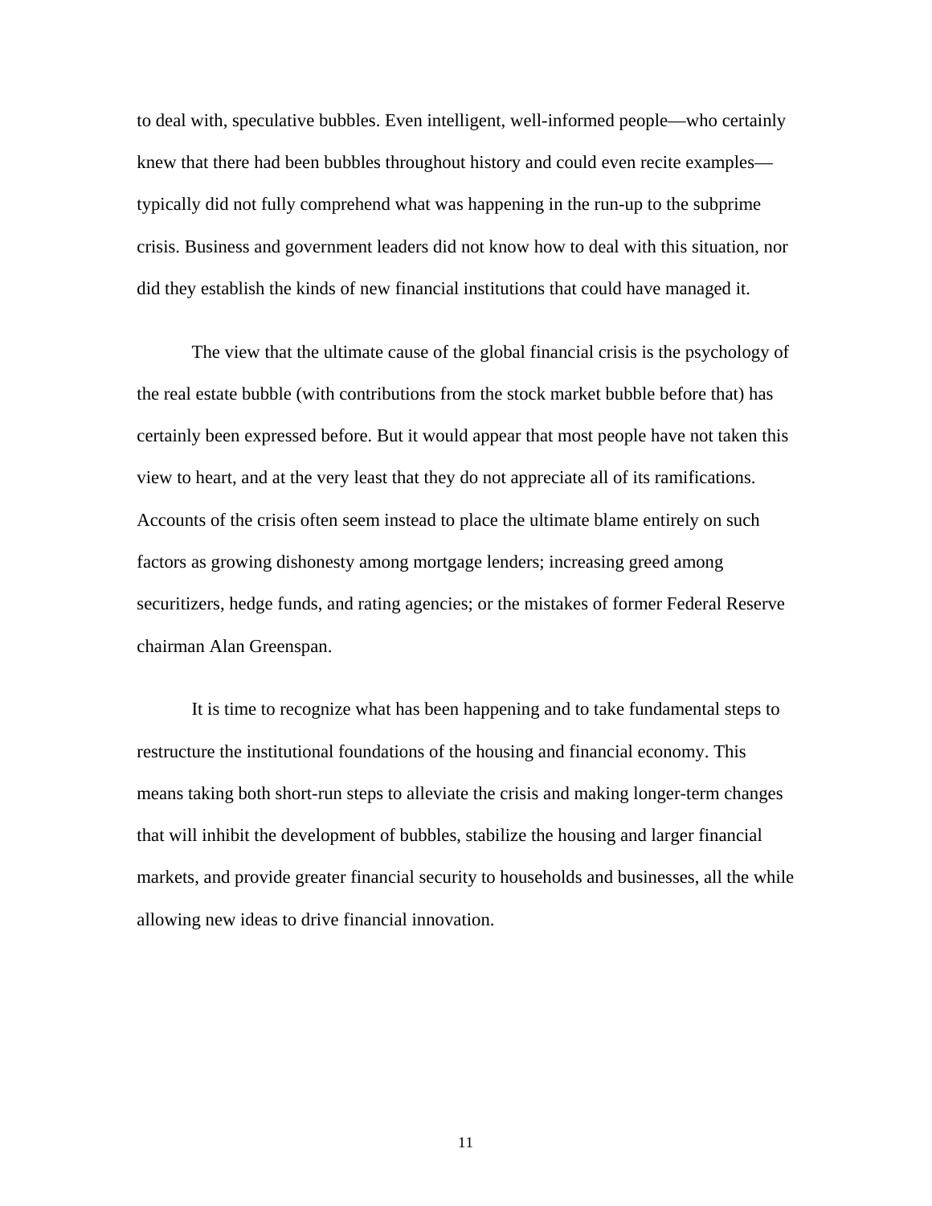to deal with, speculative bubbles. Even intelligent, well-informed people—who certainly knew that there had been bubbles throughout history and could even recite examples—typically did not fully comprehend what was happening in the run-up to the subprime crisis. Business and government leaders did not know how to deal with this situation, nor did they establish the kinds of new financial institutions that could have managed it.

The view that the ultimate cause of the global financial crisis is the psychology of the real estate bubble (with contributions from the stock market bubble before that) has certainly been expressed before. But it would appear that most people have not taken this view to heart, and at the very least that they do not appreciate all of its ramifications. Accounts of the crisis often seem instead to place the ultimate blame entirely on such factors as growing dishonesty among mortgage lenders; increasing greed among securitizers, hedge funds, and rating agencies; or the mistakes of former Federal Reserve chairman Alan Greenspan.

It is time to recognize what has been happening and to take fundamental steps to restructure the institutional foundations of the housing and financial economy. This means taking both short-run steps to alleviate the crisis and making longer-term changes that will inhibit the development of bubbles, stabilize the housing and larger financial markets, and provide greater financial security to households and businesses, all the while allowing new ideas to drive financial innovation.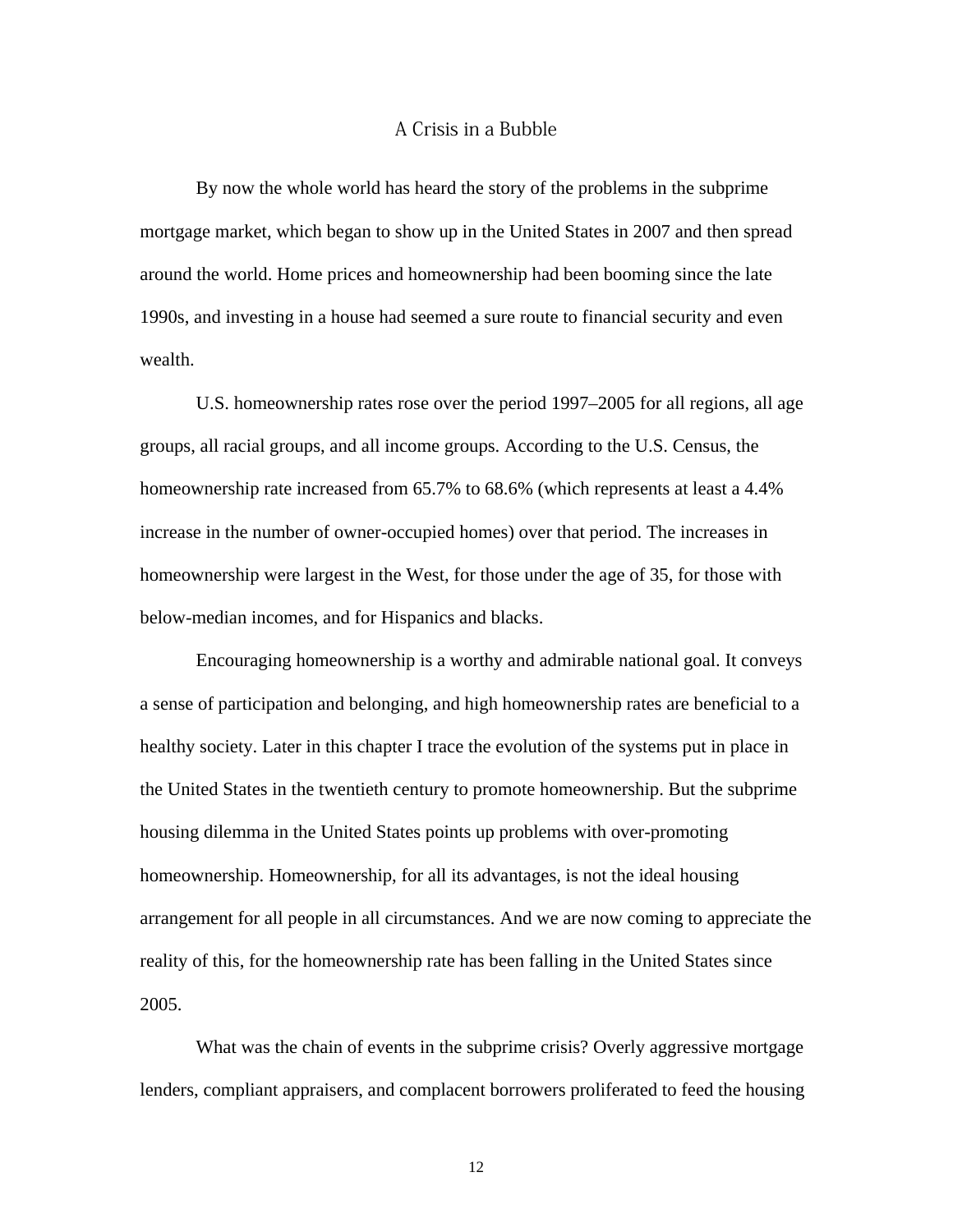# A Crisis in a Bubble

By now the whole world has heard the story of the problems in the subprime mortgage market, which began to show up in the United States in 2007 and then spread around the world. Home prices and homeownership had been booming since the late 1990s, and investing in a house had seemed a sure route to financial security and even wealth.

U.S. homeownership rates rose over the period 1997–2005 for all regions, all age groups, all racial groups, and all income groups. According to the U.S. Census, the homeownership rate increased from 65.7% to 68.6% (which represents at least a 4.4% increase in the number of owner-occupied homes) over that period. The increases in homeownership were largest in the West, for those under the age of 35, for those with below-median incomes, and for Hispanics and blacks.

Encouraging homeownership is a worthy and admirable national goal. It conveys a sense of participation and belonging, and high homeownership rates are beneficial to a healthy society. Later in this chapter I trace the evolution of the systems put in place in the United States in the twentieth century to promote homeownership. But the subprime housing dilemma in the United States points up problems with over-promoting homeownership. Homeownership, for all its advantages, is not the ideal housing arrangement for all people in all circumstances. And we are now coming to appreciate the reality of this, for the homeownership rate has been falling in the United States since 2005.

What was the chain of events in the subprime crisis? Overly aggressive mortgage lenders, compliant appraisers, and complacent borrowers proliferated to feed the housing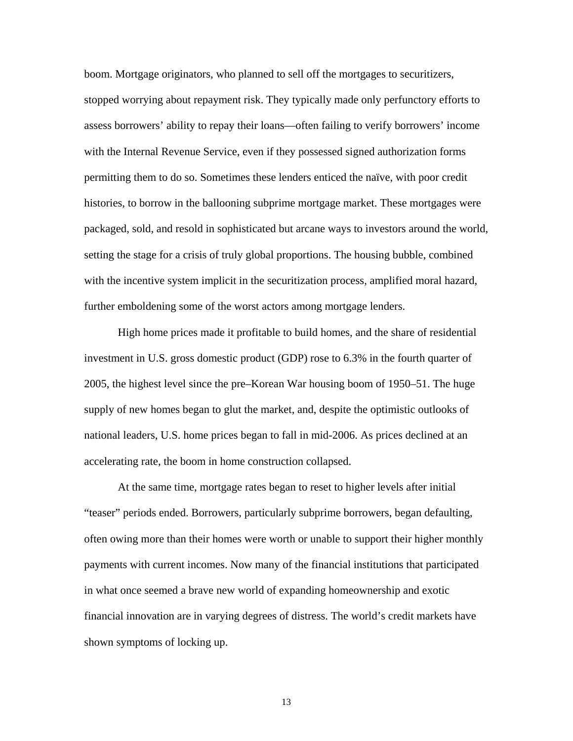boom. Mortgage originators, who planned to sell off the mortgages to securitizers, stopped worrying about repayment risk. They typically made only perfunctory efforts to assess borrowers' ability to repay their loans—often failing to verify borrowers' income with the Internal Revenue Service, even if they possessed signed authorization forms permitting them to do so. Sometimes these lenders enticed the naïve, with poor credit histories, to borrow in the ballooning subprime mortgage market. These mortgages were packaged, sold, and resold in sophisticated but arcane ways to investors around the world, setting the stage for a crisis of truly global proportions. The housing bubble, combined with the incentive system implicit in the securitization process, amplified moral hazard, further emboldening some of the worst actors among mortgage lenders.

High home prices made it profitable to build homes, and the share of residential investment in U.S. gross domestic product (GDP) rose to 6.3% in the fourth quarter of 2005, the highest level since the pre–Korean War housing boom of 1950–51. The huge supply of new homes began to glut the market, and, despite the optimistic outlooks of national leaders, U.S. home prices began to fall in mid-2006. As prices declined at an accelerating rate, the boom in home construction collapsed.

At the same time, mortgage rates began to reset to higher levels after initial "teaser" periods ended. Borrowers, particularly subprime borrowers, began defaulting, often owing more than their homes were worth or unable to support their higher monthly payments with current incomes. Now many of the financial institutions that participated in what once seemed a brave new world of expanding homeownership and exotic financial innovation are in varying degrees of distress. The world's credit markets have shown symptoms of locking up.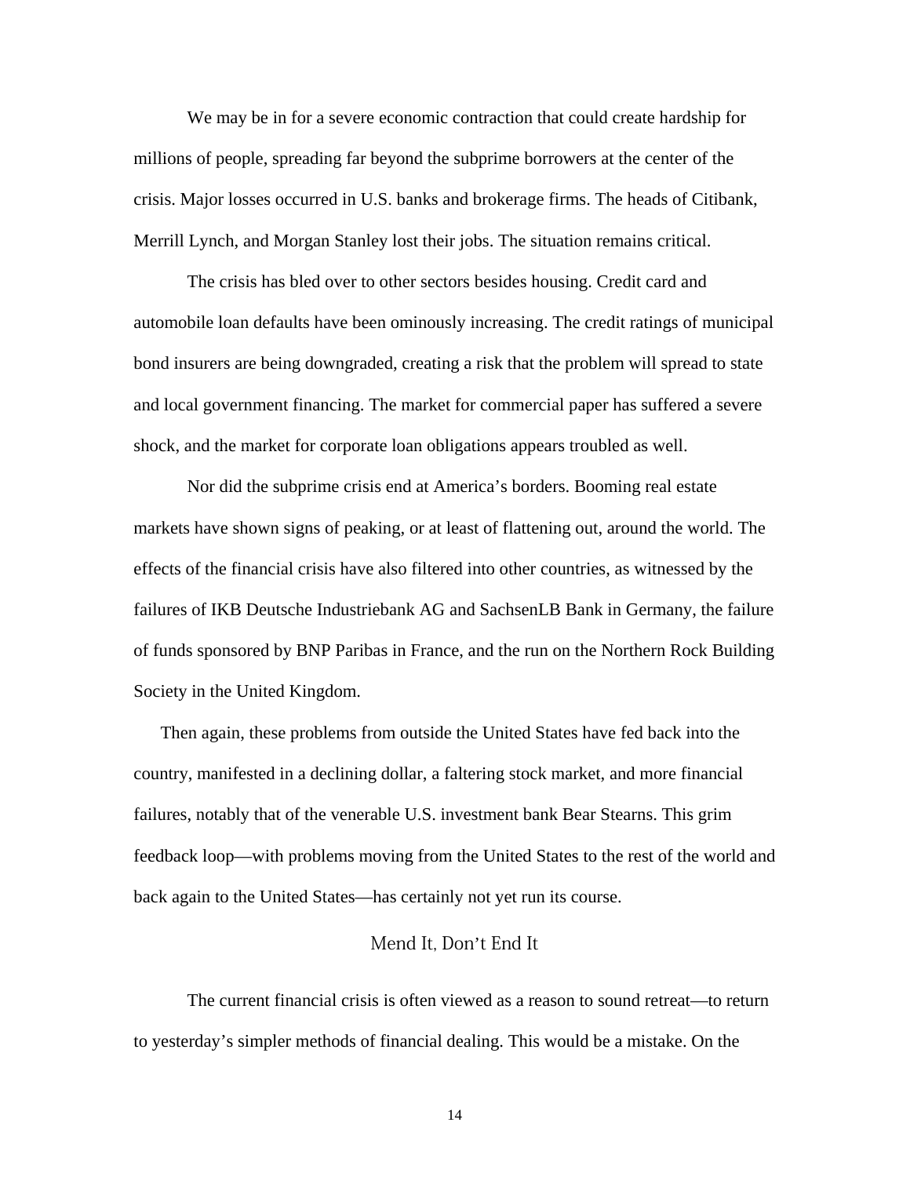We may be in for a severe economic contraction that could create hardship for millions of people, spreading far beyond the subprime borrowers at the center of the crisis. Major losses occurred in U.S. banks and brokerage firms. The heads of Citibank, Merrill Lynch, and Morgan Stanley lost their jobs. The situation remains critical.

The crisis has bled over to other sectors besides housing. Credit card and automobile loan defaults have been ominously increasing. The credit ratings of municipal bond insurers are being downgraded, creating a risk that the problem will spread to state and local government financing. The market for commercial paper has suffered a severe shock, and the market for corporate loan obligations appears troubled as well.

Nor did the subprime crisis end at America's borders. Booming real estate markets have shown signs of peaking, or at least of flattening out, around the world. The effects of the financial crisis have also filtered into other countries, as witnessed by the failures of IKB Deutsche Industriebank AG and SachsenLB Bank in Germany, the failure of funds sponsored by BNP Paribas in France, and the run on the Northern Rock Building Society in the United Kingdom.

Then again, these problems from outside the United States have fed back into the country, manifested in a declining dollar, a faltering stock market, and more financial failures, notably that of the venerable U.S. investment bank Bear Stearns. This grim feedback loop—with problems moving from the United States to the rest of the world and back again to the United States—has certainly not yet run its course.

## Mend It, Don't End It

The current financial crisis is often viewed as a reason to sound retreat—to return to yesterday's simpler methods of financial dealing. This would be a mistake. On the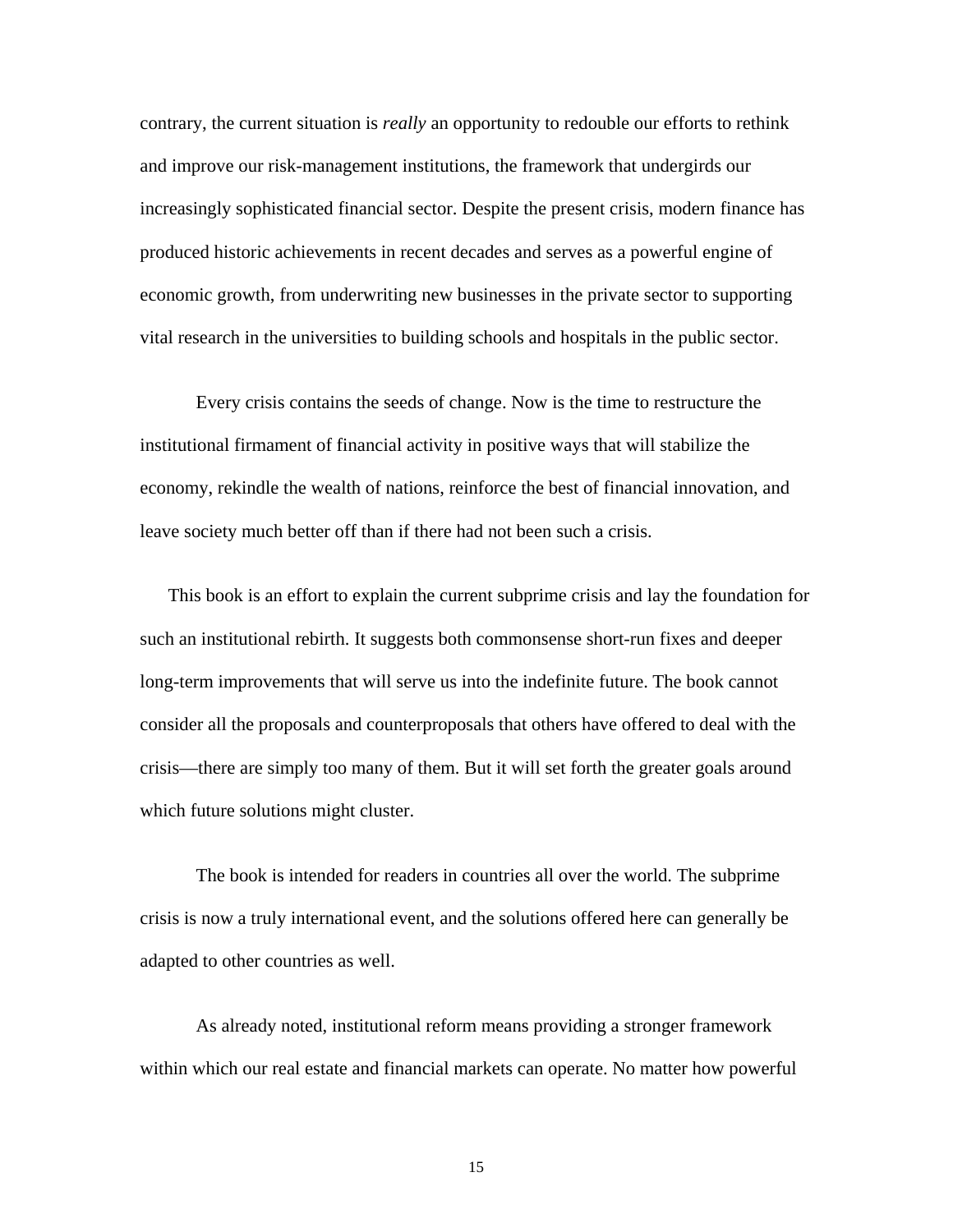contrary, the current situation is *really* an opportunity to redouble our efforts to rethink and improve our risk-management institutions, the framework that undergirds our increasingly sophisticated financial sector. Despite the present crisis, modern finance has produced historic achievements in recent decades and serves as a powerful engine of economic growth, from underwriting new businesses in the private sector to supporting vital research in the universities to building schools and hospitals in the public sector.

Every crisis contains the seeds of change. Now is the time to restructure the institutional firmament of financial activity in positive ways that will stabilize the economy, rekindle the wealth of nations, reinforce the best of financial innovation, and leave society much better off than if there had not been such a crisis.

This book is an effort to explain the current subprime crisis and lay the foundation for such an institutional rebirth. It suggests both commonsense short-run fixes and deeper long-term improvements that will serve us into the indefinite future. The book cannot consider all the proposals and counterproposals that others have offered to deal with the crisis—there are simply too many of them. But it will set forth the greater goals around which future solutions might cluster.

The book is intended for readers in countries all over the world. The subprime crisis is now a truly international event, and the solutions offered here can generally be adapted to other countries as well.

As already noted, institutional reform means providing a stronger framework within which our real estate and financial markets can operate. No matter how powerful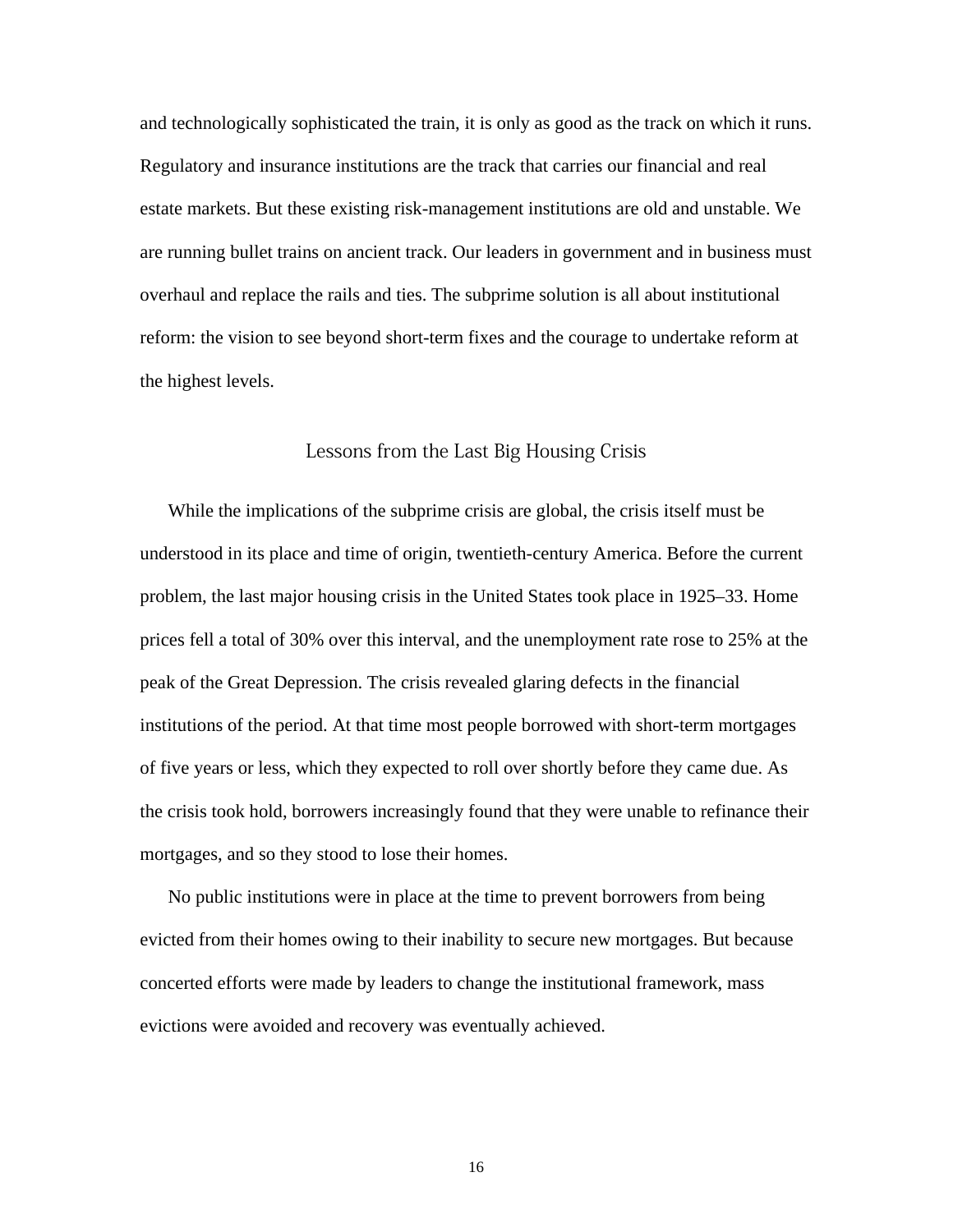and technologically sophisticated the train, it is only as good as the track on which it runs. Regulatory and insurance institutions are the track that carries our financial and real estate markets. But these existing risk-management institutions are old and unstable. We are running bullet trains on ancient track. Our leaders in government and in business must overhaul and replace the rails and ties. The subprime solution is all about institutional reform: the vision to see beyond short-term fixes and the courage to undertake reform at the highest levels.

## Lessons from the Last Big Housing Crisis

While the implications of the subprime crisis are global, the crisis itself must be understood in its place and time of origin, twentieth-century America. Before the current problem, the last major housing crisis in the United States took place in 1925–33. Home prices fell a total of 30% over this interval, and the unemployment rate rose to 25% at the peak of the Great Depression. The crisis revealed glaring defects in the financial institutions of the period. At that time most people borrowed with short-term mortgages of five years or less, which they expected to roll over shortly before they came due. As the crisis took hold, borrowers increasingly found that they were unable to refinance their mortgages, and so they stood to lose their homes.

No public institutions were in place at the time to prevent borrowers from being evicted from their homes owing to their inability to secure new mortgages. But because concerted efforts were made by leaders to change the institutional framework, mass evictions were avoided and recovery was eventually achieved.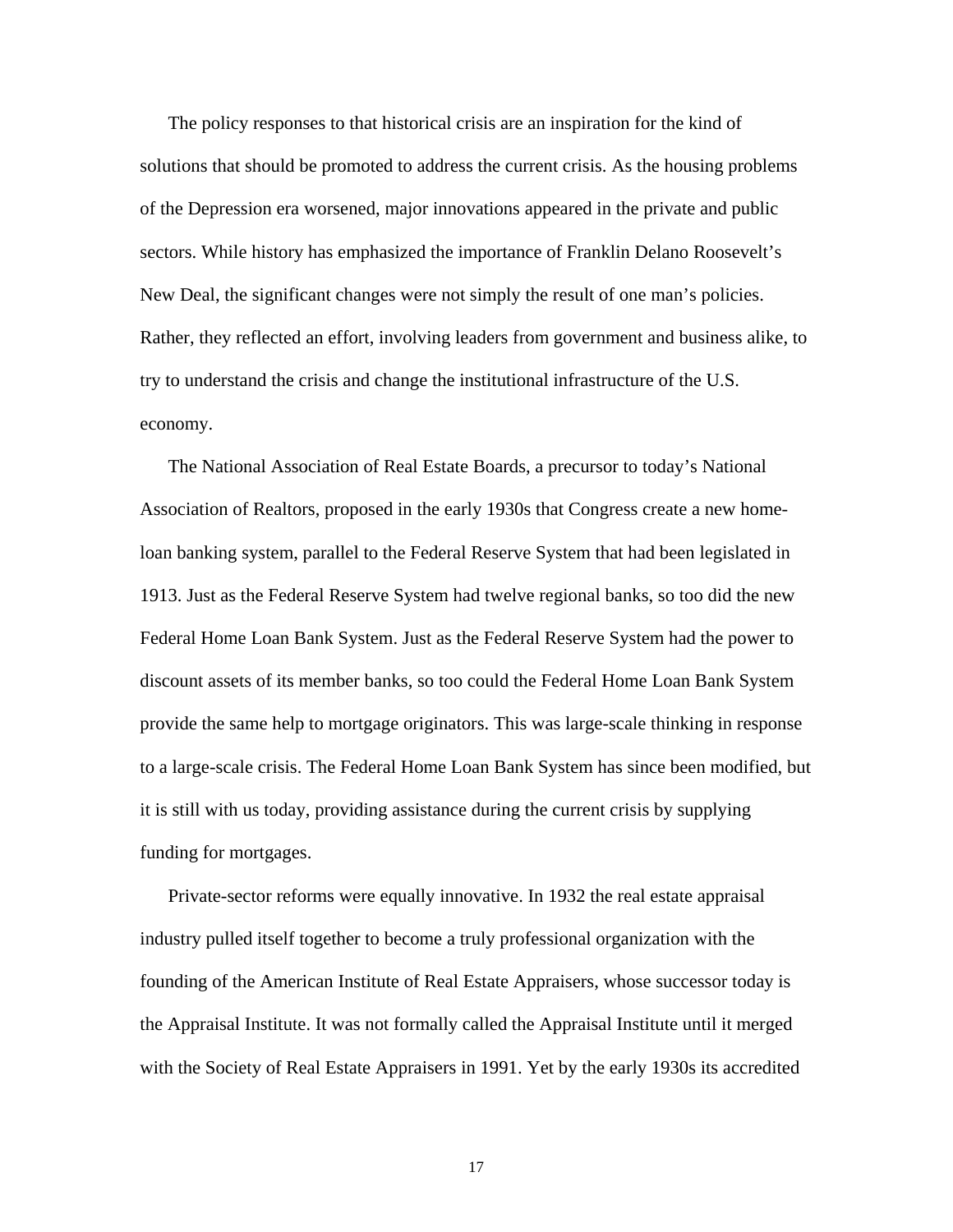The policy responses to that historical crisis are an inspiration for the kind of solutions that should be promoted to address the current crisis. As the housing problems of the Depression era worsened, major innovations appeared in the private and public sectors. While history has emphasized the importance of Franklin Delano Roosevelt's New Deal, the significant changes were not simply the result of one man's policies. Rather, they reflected an effort, involving leaders from government and business alike, to try to understand the crisis and change the institutional infrastructure of the U.S. economy.

The National Association of Real Estate Boards, a precursor to today's National Association of Realtors, proposed in the early 1930s that Congress create a new home-loan banking system, parallel to the Federal Reserve System that had been legislated in 1913. Just as the Federal Reserve System had twelve regional banks, so too did the new Federal Home Loan Bank System. Just as the Federal Reserve System had the power to discount assets of its member banks, so too could the Federal Home Loan Bank System provide the same help to mortgage originators. This was large-scale thinking in response to a large-scale crisis. The Federal Home Loan Bank System has since been modified, but it is still with us today, providing assistance during the current crisis by supplying funding for mortgages.

Private-sector reforms were equally innovative. In 1932 the real estate appraisal industry pulled itself together to become a truly professional organization with the founding of the American Institute of Real Estate Appraisers, whose successor today is the Appraisal Institute. It was not formally called the Appraisal Institute until it merged with the Society of Real Estate Appraisers in 1991. Yet by the early 1930s its accredited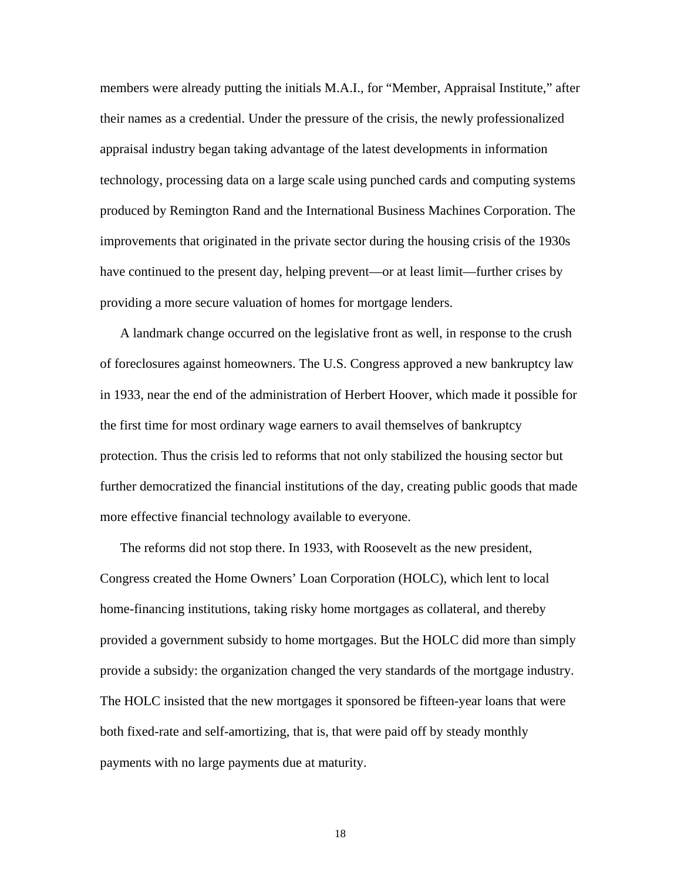members were already putting the initials M.A.I., for "Member, Appraisal Institute," after their names as a credential. Under the pressure of the crisis, the newly professionalized appraisal industry began taking advantage of the latest developments in information technology, processing data on a large scale using punched cards and computing systems produced by Remington Rand and the International Business Machines Corporation. The improvements that originated in the private sector during the housing crisis of the 1930s have continued to the present day, helping prevent—or at least limit—further crises by providing a more secure valuation of homes for mortgage lenders.

A landmark change occurred on the legislative front as well, in response to the crush of foreclosures against homeowners. The U.S. Congress approved a new bankruptcy law in 1933, near the end of the administration of Herbert Hoover, which made it possible for the first time for most ordinary wage earners to avail themselves of bankruptcy protection. Thus the crisis led to reforms that not only stabilized the housing sector but further democratized the financial institutions of the day, creating public goods that made more effective financial technology available to everyone.

The reforms did not stop there. In 1933, with Roosevelt as the new president, Congress created the Home Owners' Loan Corporation (HOLC), which lent to local home-financing institutions, taking risky home mortgages as collateral, and thereby provided a government subsidy to home mortgages. But the HOLC did more than simply provide a subsidy: the organization changed the very standards of the mortgage industry. The HOLC insisted that the new mortgages it sponsored be fifteen-year loans that were both fixed-rate and self-amortizing, that is, that were paid off by steady monthly payments with no large payments due at maturity.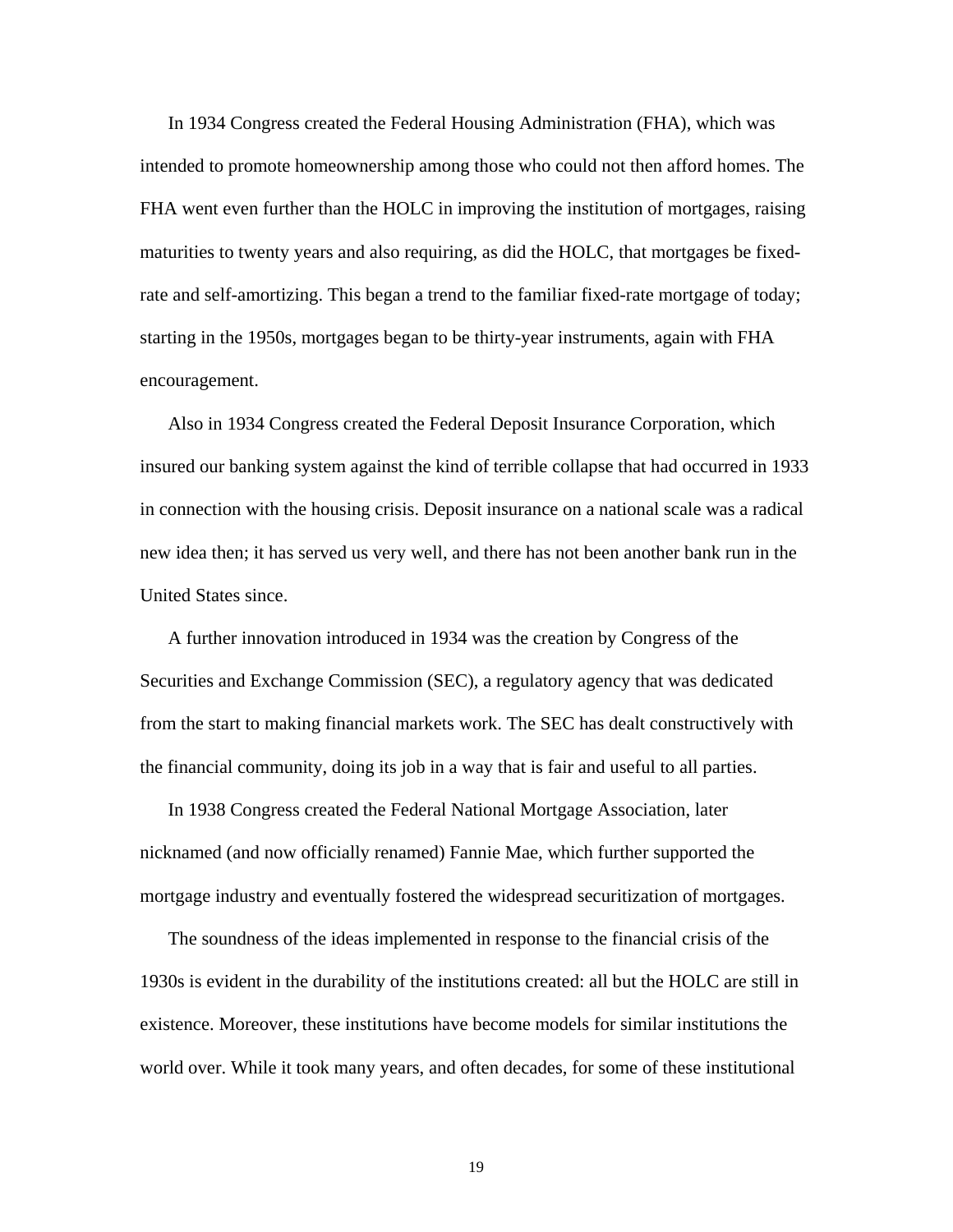In 1934 Congress created the Federal Housing Administration (FHA), which was intended to promote homeownership among those who could not then afford homes. The FHA went even further than the HOLC in improving the institution of mortgages, raising maturities to twenty years and also requiring, as did the HOLC, that mortgages be fixed-rate and self-amortizing. This began a trend to the familiar fixed-rate mortgage of today; starting in the 1950s, mortgages began to be thirty-year instruments, again with FHA encouragement.

Also in 1934 Congress created the Federal Deposit Insurance Corporation, which insured our banking system against the kind of terrible collapse that had occurred in 1933 in connection with the housing crisis. Deposit insurance on a national scale was a radical new idea then; it has served us very well, and there has not been another bank run in the United States since.

A further innovation introduced in 1934 was the creation by Congress of the Securities and Exchange Commission (SEC), a regulatory agency that was dedicated from the start to making financial markets work. The SEC has dealt constructively with the financial community, doing its job in a way that is fair and useful to all parties.

In 1938 Congress created the Federal National Mortgage Association, later nicknamed (and now officially renamed) Fannie Mae, which further supported the mortgage industry and eventually fostered the widespread securitization of mortgages.

The soundness of the ideas implemented in response to the financial crisis of the 1930s is evident in the durability of the institutions created: all but the HOLC are still in existence. Moreover, these institutions have become models for similar institutions the world over. While it took many years, and often decades, for some of these institutional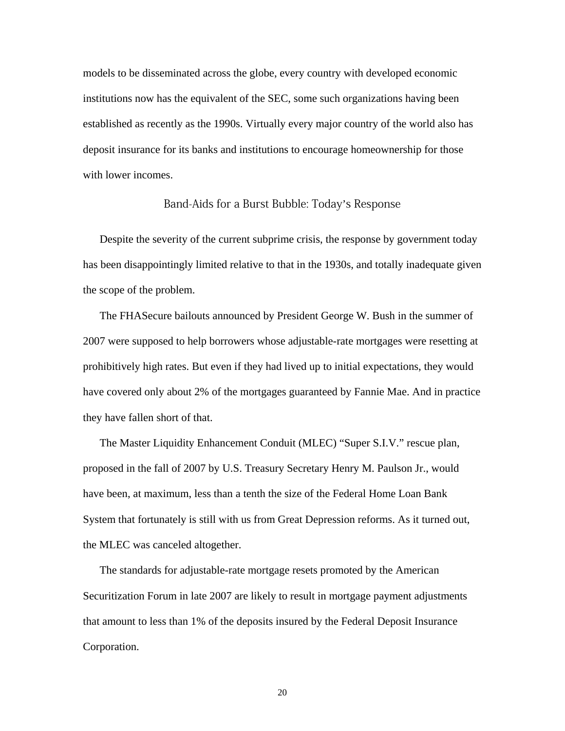models to be disseminated across the globe, every country with developed economic institutions now has the equivalent of the SEC, some such organizations having been established as recently as the 1990s. Virtually every major country of the world also has deposit insurance for its banks and institutions to encourage homeownership for those with lower incomes.

## Band-Aids for a Burst Bubble: Today's Response

Despite the severity of the current subprime crisis, the response by government today has been disappointingly limited relative to that in the 1930s, and totally inadequate given the scope of the problem.

The FHASecure bailouts announced by President George W. Bush in the summer of 2007 were supposed to help borrowers whose adjustable-rate mortgages were resetting at prohibitively high rates. But even if they had lived up to initial expectations, they would have covered only about 2% of the mortgages guaranteed by Fannie Mae. And in practice they have fallen short of that.

The Master Liquidity Enhancement Conduit (MLEC) "Super S.I.V." rescue plan, proposed in the fall of 2007 by U.S. Treasury Secretary Henry M. Paulson Jr., would have been, at maximum, less than a tenth the size of the Federal Home Loan Bank System that fortunately is still with us from Great Depression reforms. As it turned out, the MLEC was canceled altogether.

The standards for adjustable-rate mortgage resets promoted by the American Securitization Forum in late 2007 are likely to result in mortgage payment adjustments that amount to less than 1% of the deposits insured by the Federal Deposit Insurance Corporation.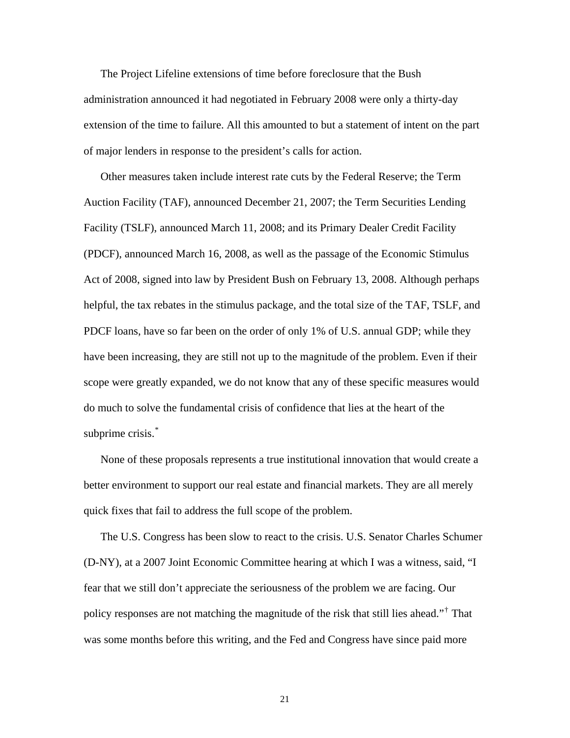The Project Lifeline extensions of time before foreclosure that the Bush administration announced it had negotiated in February 2008 were only a thirty-day extension of the time to failure. All this amounted to but a statement of intent on the part of major lenders in response to the president's calls for action.

Other measures taken include interest rate cuts by the Federal Reserve; the Term Auction Facility (TAF), announced December 21, 2007; the Term Securities Lending Facility (TSLF), announced March 11, 2008; and its Primary Dealer Credit Facility (PDCF), announced March 16, 2008, as well as the passage of the Economic Stimulus Act of 2008, signed into law by President Bush on February 13, 2008. Although perhaps helpful, the tax rebates in the stimulus package, and the total size of the TAF, TSLF, and PDCF loans, have so far been on the order of only 1% of U.S. annual GDP; while they have been increasing, they are still not up to the magnitude of the problem. Even if their scope were greatly expanded, we do not know that any of these specific measures would do much to solve the fundamental crisis of confidence that lies at the heart of the subprime crisis.[*]

None of these proposals represents a true institutional innovation that would create a better environment to support our real estate and financial markets. They are all merely quick fixes that fail to address the full scope of the problem.

The U.S. Congress has been slow to react to the crisis. U.S. Senator Charles Schumer (D-NY), at a 2007 Joint Economic Committee hearing at which I was a witness, said, "I fear that we still don't appreciate the seriousness of the problem we are facing. Our policy responses are not matching the magnitude of the risk that still lies ahead."[†] That was some months before this writing, and the Fed and Congress have since paid more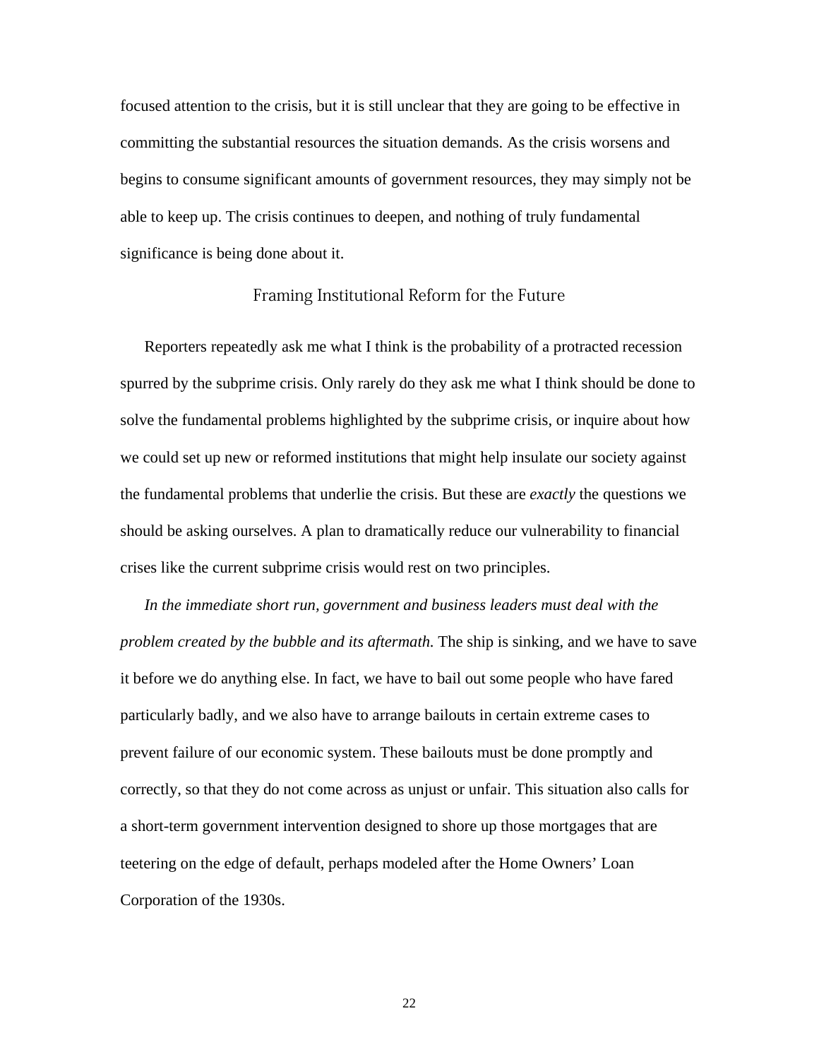focused attention to the crisis, but it is still unclear that they are going to be effective in committing the substantial resources the situation demands. As the crisis worsens and begins to consume significant amounts of government resources, they may simply not be able to keep up. The crisis continues to deepen, and nothing of truly fundamental significance is being done about it.

## Framing Institutional Reform for the Future

Reporters repeatedly ask me what I think is the probability of a protracted recession spurred by the subprime crisis. Only rarely do they ask me what I think should be done to solve the fundamental problems highlighted by the subprime crisis, or inquire about how we could set up new or reformed institutions that might help insulate our society against the fundamental problems that underlie the crisis. But these are *exactly* the questions we should be asking ourselves. A plan to dramatically reduce our vulnerability to financial crises like the current subprime crisis would rest on two principles.

*In the immediate short run, government and business leaders must deal with the problem created by the bubble and its aftermath.* The ship is sinking, and we have to save it before we do anything else. In fact, we have to bail out some people who have fared particularly badly, and we also have to arrange bailouts in certain extreme cases to prevent failure of our economic system. These bailouts must be done promptly and correctly, so that they do not come across as unjust or unfair. This situation also calls for a short-term government intervention designed to shore up those mortgages that are teetering on the edge of default, perhaps modeled after the Home Owners' Loan Corporation of the 1930s.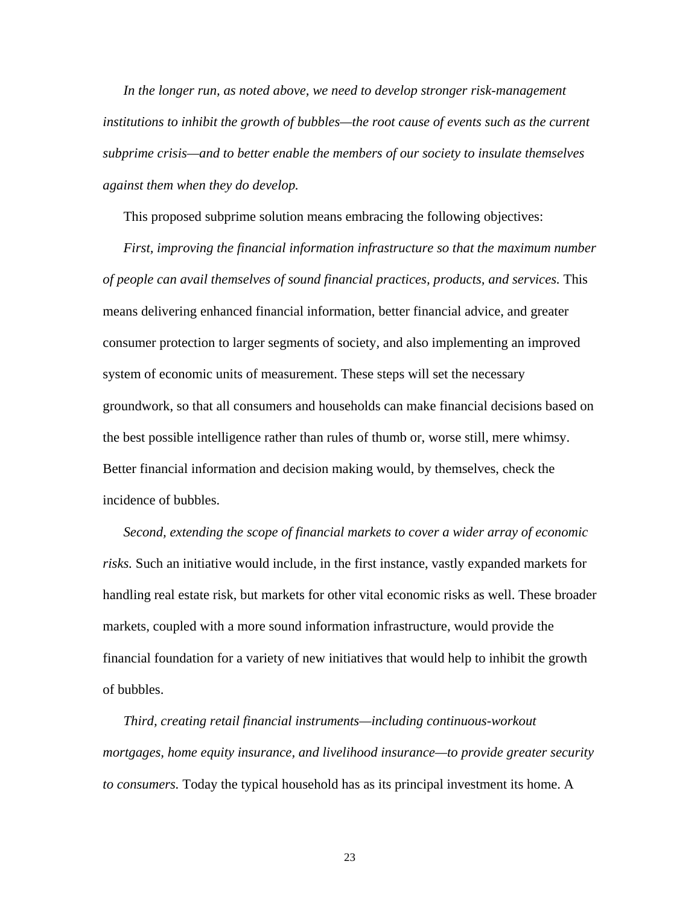*In the longer run, as noted above, we need to develop stronger risk-management institutions to inhibit the growth of bubbles—the root cause of events such as the current subprime crisis—and to better enable the members of our society to insulate themselves against them when they do develop.*

This proposed subprime solution means embracing the following objectives:

*First, improving the financial information infrastructure so that the maximum number of people can avail themselves of sound financial practices, products, and services.* This means delivering enhanced financial information, better financial advice, and greater consumer protection to larger segments of society, and also implementing an improved system of economic units of measurement. These steps will set the necessary groundwork, so that all consumers and households can make financial decisions based on the best possible intelligence rather than rules of thumb or, worse still, mere whimsy. Better financial information and decision making would, by themselves, check the incidence of bubbles.

*Second, extending the scope of financial markets to cover a wider array of economic risks.* Such an initiative would include, in the first instance, vastly expanded markets for handling real estate risk, but markets for other vital economic risks as well. These broader markets, coupled with a more sound information infrastructure, would provide the financial foundation for a variety of new initiatives that would help to inhibit the growth of bubbles.

*Third, creating retail financial instruments—including continuous-workout mortgages, home equity insurance, and livelihood insurance—to provide greater security to consumers.* Today the typical household has as its principal investment its home. A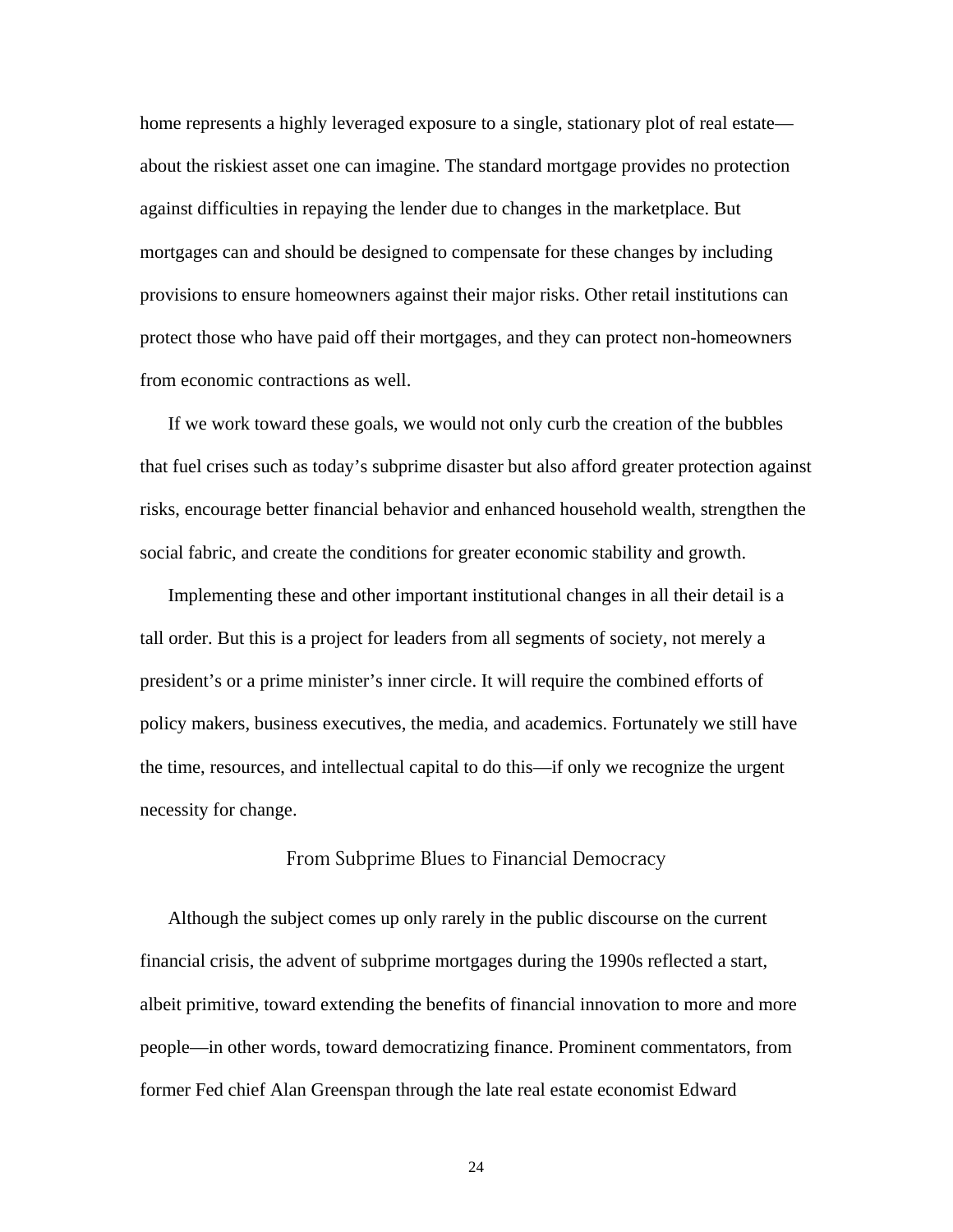home represents a highly leveraged exposure to a single, stationary plot of real estate—about the riskiest asset one can imagine. The standard mortgage provides no protection against difficulties in repaying the lender due to changes in the marketplace. But mortgages can and should be designed to compensate for these changes by including provisions to ensure homeowners against their major risks. Other retail institutions can protect those who have paid off their mortgages, and they can protect non-homeowners from economic contractions as well.

If we work toward these goals, we would not only curb the creation of the bubbles that fuel crises such as today's subprime disaster but also afford greater protection against risks, encourage better financial behavior and enhanced household wealth, strengthen the social fabric, and create the conditions for greater economic stability and growth.

Implementing these and other important institutional changes in all their detail is a tall order. But this is a project for leaders from all segments of society, not merely a president's or a prime minister's inner circle. It will require the combined efforts of policy makers, business executives, the media, and academics. Fortunately we still have the time, resources, and intellectual capital to do this—if only we recognize the urgent necessity for change.

## From Subprime Blues to Financial Democracy

Although the subject comes up only rarely in the public discourse on the current financial crisis, the advent of subprime mortgages during the 1990s reflected a start, albeit primitive, toward extending the benefits of financial innovation to more and more people—in other words, toward democratizing finance. Prominent commentators, from former Fed chief Alan Greenspan through the late real estate economist Edward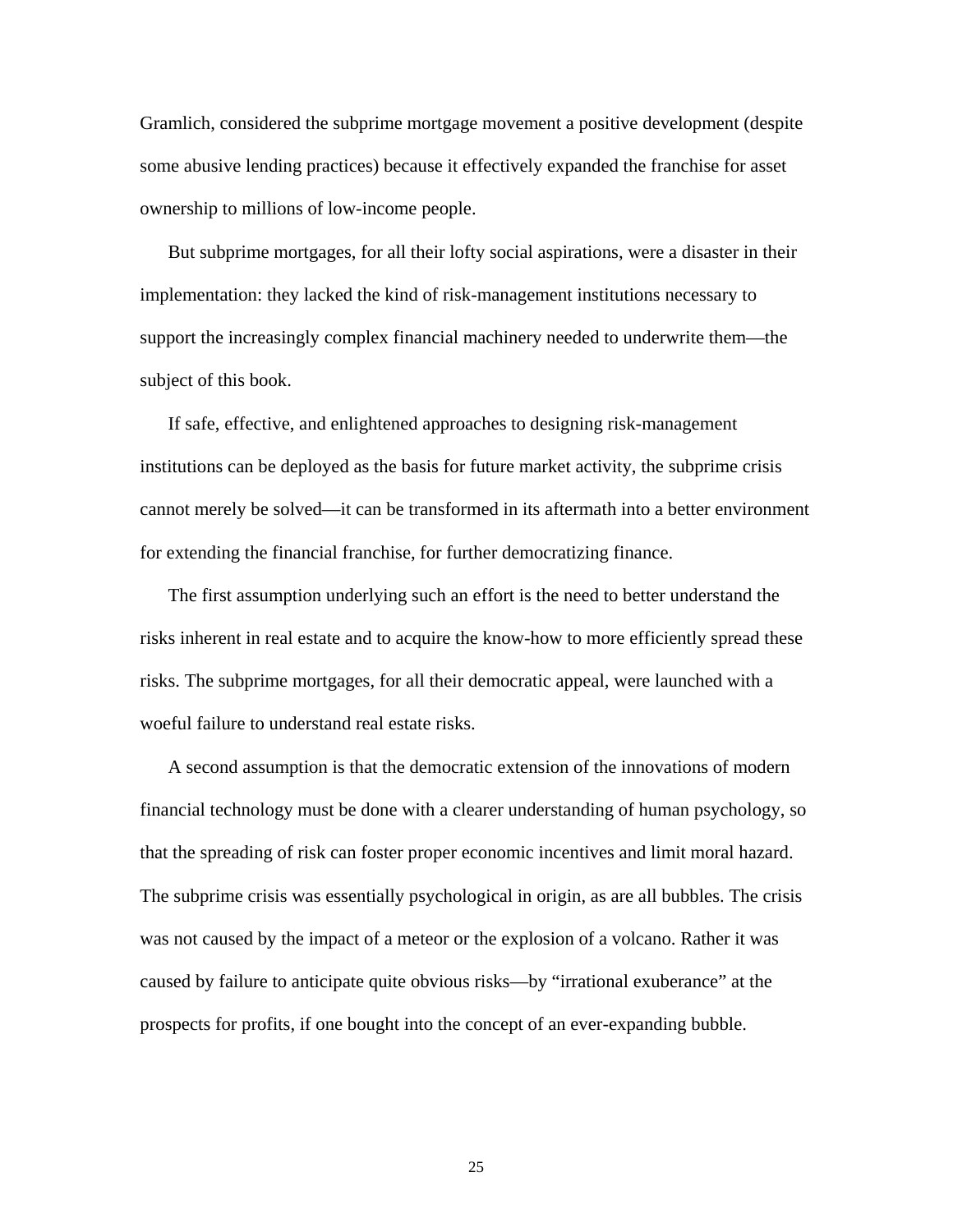Gramlich, considered the subprime mortgage movement a positive development (despite some abusive lending practices) because it effectively expanded the franchise for asset ownership to millions of low-income people.

But subprime mortgages, for all their lofty social aspirations, were a disaster in their implementation: they lacked the kind of risk-management institutions necessary to support the increasingly complex financial machinery needed to underwrite them—the subject of this book.

If safe, effective, and enlightened approaches to designing risk-management institutions can be deployed as the basis for future market activity, the subprime crisis cannot merely be solved—it can be transformed in its aftermath into a better environment for extending the financial franchise, for further democratizing finance.

The first assumption underlying such an effort is the need to better understand the risks inherent in real estate and to acquire the know-how to more efficiently spread these risks. The subprime mortgages, for all their democratic appeal, were launched with a woeful failure to understand real estate risks.

A second assumption is that the democratic extension of the innovations of modern financial technology must be done with a clearer understanding of human psychology, so that the spreading of risk can foster proper economic incentives and limit moral hazard. The subprime crisis was essentially psychological in origin, as are all bubbles. The crisis was not caused by the impact of a meteor or the explosion of a volcano. Rather it was caused by failure to anticipate quite obvious risks—by "irrational exuberance" at the prospects for profits, if one bought into the concept of an ever-expanding bubble.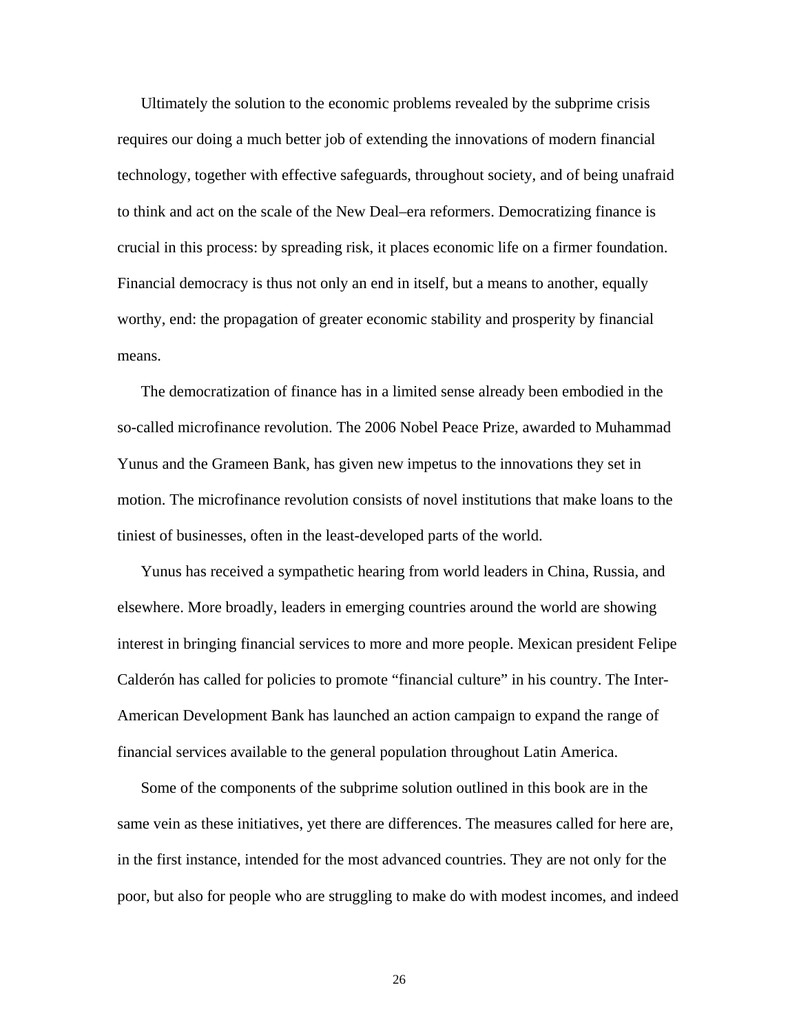Ultimately the solution to the economic problems revealed by the subprime crisis requires our doing a much better job of extending the innovations of modern financial technology, together with effective safeguards, throughout society, and of being unafraid to think and act on the scale of the New Deal–era reformers. Democratizing finance is crucial in this process: by spreading risk, it places economic life on a firmer foundation. Financial democracy is thus not only an end in itself, but a means to another, equally worthy, end: the propagation of greater economic stability and prosperity by financial means.

The democratization of finance has in a limited sense already been embodied in the so-called microfinance revolution. The 2006 Nobel Peace Prize, awarded to Muhammad Yunus and the Grameen Bank, has given new impetus to the innovations they set in motion. The microfinance revolution consists of novel institutions that make loans to the tiniest of businesses, often in the least-developed parts of the world.

Yunus has received a sympathetic hearing from world leaders in China, Russia, and elsewhere. More broadly, leaders in emerging countries around the world are showing interest in bringing financial services to more and more people. Mexican president Felipe Calderón has called for policies to promote "financial culture" in his country. The Inter-American Development Bank has launched an action campaign to expand the range of financial services available to the general population throughout Latin America.

Some of the components of the subprime solution outlined in this book are in the same vein as these initiatives, yet there are differences. The measures called for here are, in the first instance, intended for the most advanced countries. They are not only for the poor, but also for people who are struggling to make do with modest incomes, and indeed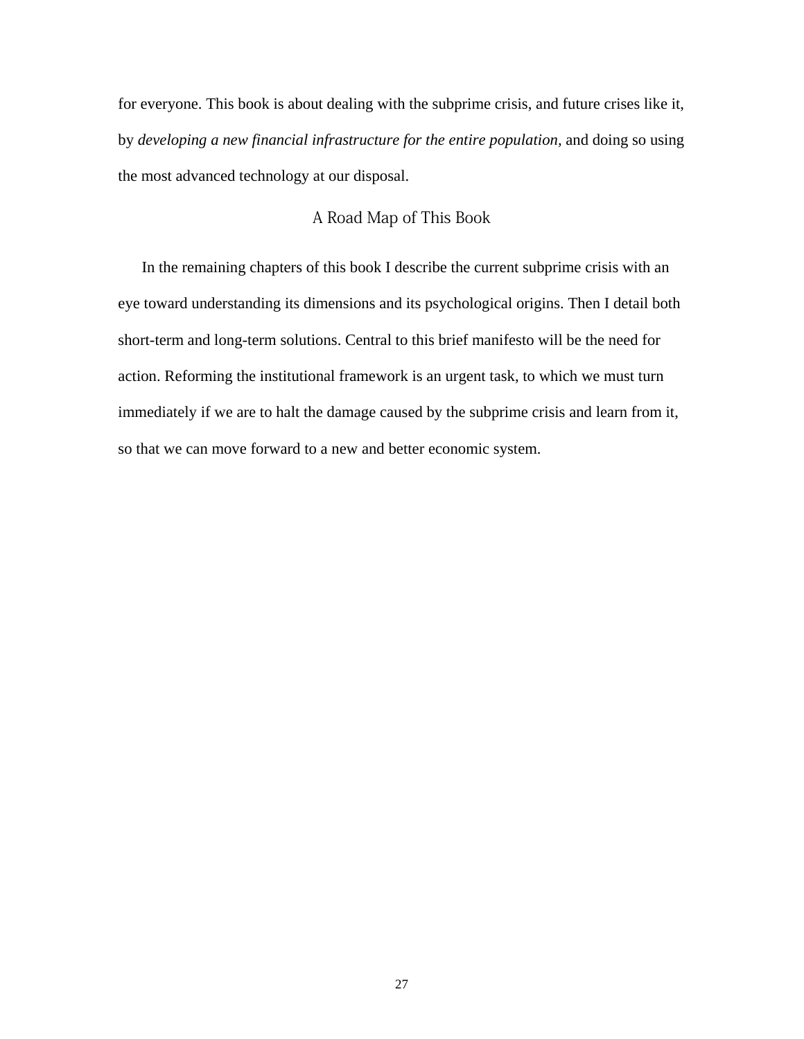for everyone. This book is about dealing with the subprime crisis, and future crises like it, by *developing a new financial infrastructure for the entire population*, and doing so using the most advanced technology at our disposal.

## A Road Map of This Book

In the remaining chapters of this book I describe the current subprime crisis with an eye toward understanding its dimensions and its psychological origins. Then I detail both short-term and long-term solutions. Central to this brief manifesto will be the need for action. Reforming the institutional framework is an urgent task, to which we must turn immediately if we are to halt the damage caused by the subprime crisis and learn from it, so that we can move forward to a new and better economic system.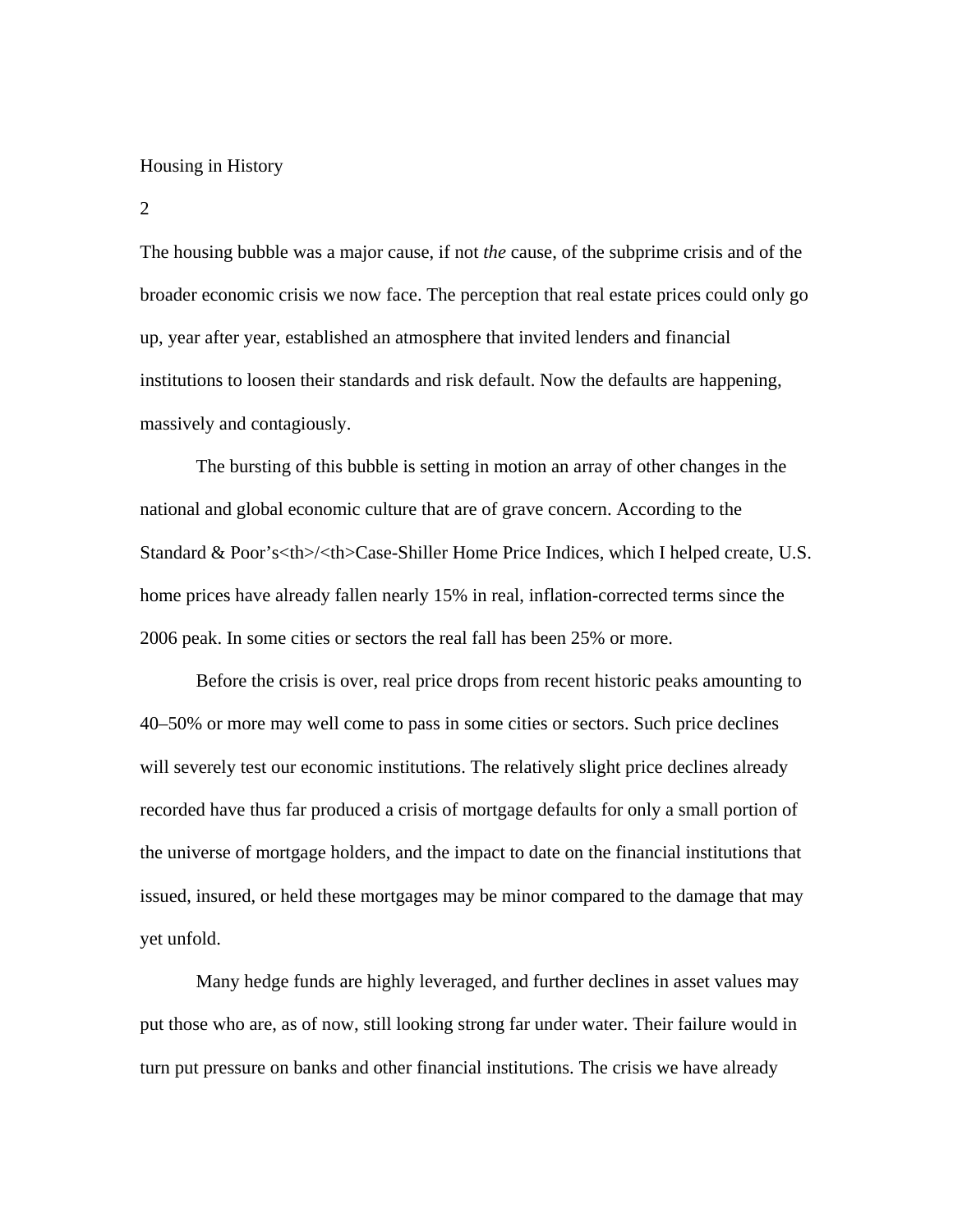The housing bubble was a major cause, if not *the* cause, of the subprime crisis and of the broader economic crisis we now face. The perception that real estate prices could only go up, year after year, established an atmosphere that invited lenders and financial institutions to loosen their standards and risk default. Now the defaults are happening, massively and contagiously.

The bursting of this bubble is setting in motion an array of other changes in the national and global economic culture that are of grave concern. According to the Standard & Poor's<th>/<th>Case-Shiller Home Price Indices, which I helped create, U.S. home prices have already fallen nearly 15% in real, inflation-corrected terms since the 2006 peak. In some cities or sectors the real fall has been 25% or more.

Before the crisis is over, real price drops from recent historic peaks amounting to 40–50% or more may well come to pass in some cities or sectors. Such price declines will severely test our economic institutions. The relatively slight price declines already recorded have thus far produced a crisis of mortgage defaults for only a small portion of the universe of mortgage holders, and the impact to date on the financial institutions that issued, insured, or held these mortgages may be minor compared to the damage that may yet unfold.

Many hedge funds are highly leveraged, and further declines in asset values may put those who are, as of now, still looking strong far under water. Their failure would in turn put pressure on banks and other financial institutions. The crisis we have already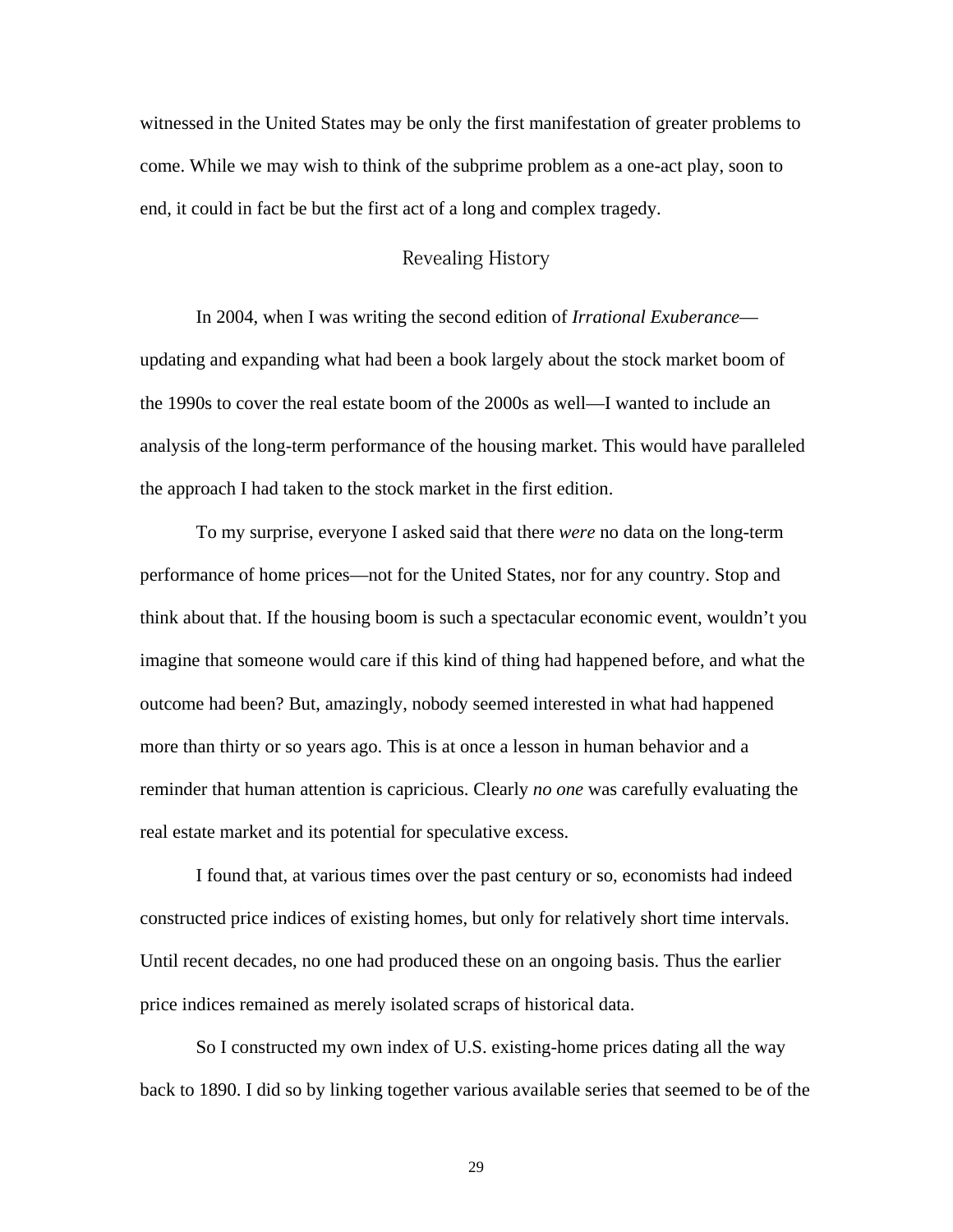witnessed in the United States may be only the first manifestation of greater problems to come. While we may wish to think of the subprime problem as a one-act play, soon to end, it could in fact be but the first act of a long and complex tragedy.

## Revealing History

In 2004, when I was writing the second edition of *Irrational Exuberance*—updating and expanding what had been a book largely about the stock market boom of the 1990s to cover the real estate boom of the 2000s as well—I wanted to include an analysis of the long-term performance of the housing market. This would have paralleled the approach I had taken to the stock market in the first edition.

To my surprise, everyone I asked said that there *were* no data on the long-term performance of home prices—not for the United States, nor for any country. Stop and think about that. If the housing boom is such a spectacular economic event, wouldn't you imagine that someone would care if this kind of thing had happened before, and what the outcome had been? But, amazingly, nobody seemed interested in what had happened more than thirty or so years ago. This is at once a lesson in human behavior and a reminder that human attention is capricious. Clearly *no one* was carefully evaluating the real estate market and its potential for speculative excess.

I found that, at various times over the past century or so, economists had indeed constructed price indices of existing homes, but only for relatively short time intervals. Until recent decades, no one had produced these on an ongoing basis. Thus the earlier price indices remained as merely isolated scraps of historical data.

So I constructed my own index of U.S. existing-home prices dating all the way back to 1890. I did so by linking together various available series that seemed to be of the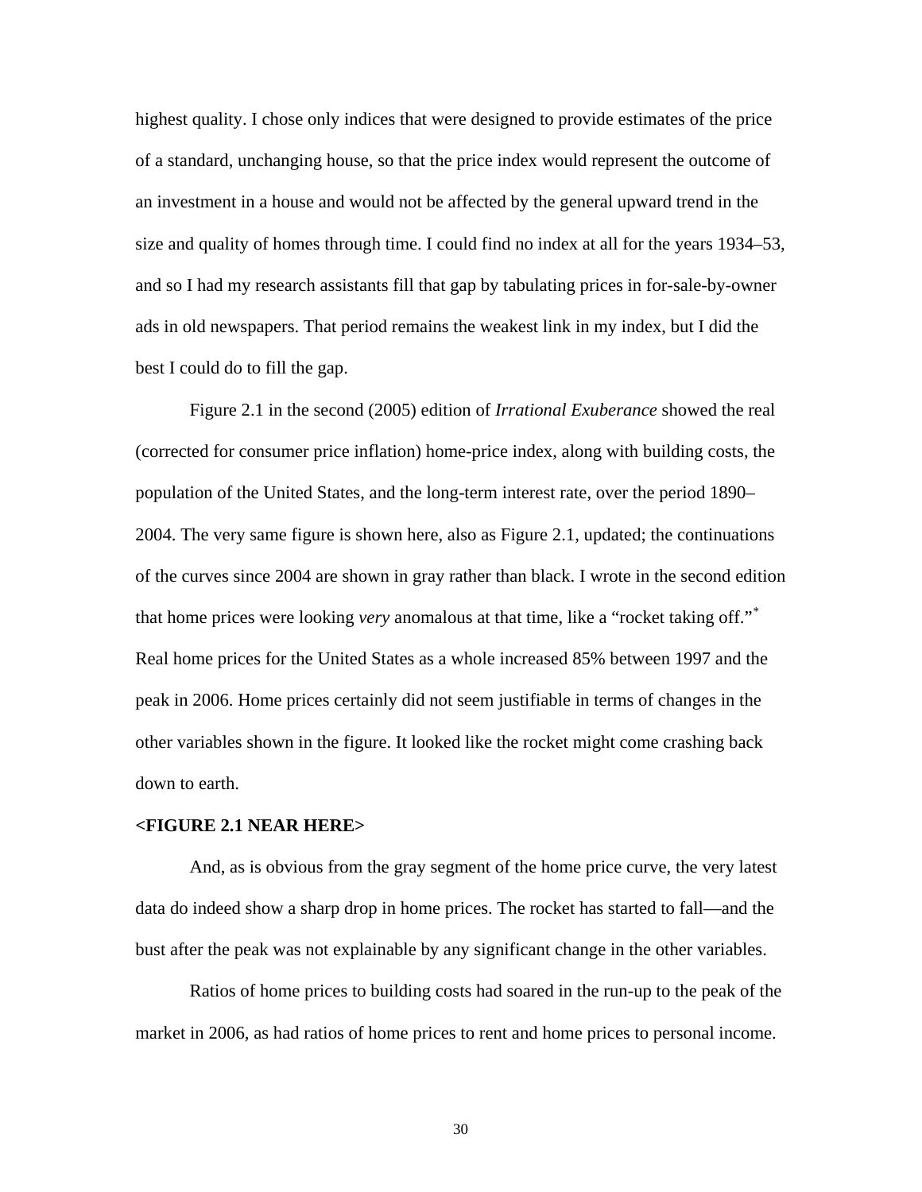highest quality. I chose only indices that were designed to provide estimates of the price of a standard, unchanging house, so that the price index would represent the outcome of an investment in a house and would not be affected by the general upward trend in the size and quality of homes through time. I could find no index at all for the years 1934–53, and so I had my research assistants fill that gap by tabulating prices in for-sale-by-owner ads in old newspapers. That period remains the weakest link in my index, but I did the best I could do to fill the gap.

Figure 2.1 in the second (2005) edition of *Irrational Exuberance* showed the real (corrected for consumer price inflation) home-price index, along with building costs, the population of the United States, and the long-term interest rate, over the period 1890–2004. The very same figure is shown here, also as Figure 2.1, updated; the continuations of the curves since 2004 are shown in gray rather than black. I wrote in the second edition that home prices were looking *very* anomalous at that time, like a "rocket taking off."[*] Real home prices for the United States as a whole increased 85% between 1997 and the peak in 2006. Home prices certainly did not seem justifiable in terms of changes in the other variables shown in the figure. It looked like the rocket might come crashing back down to earth.

**<FIGURE 2.1 NEAR HERE>**

And, as is obvious from the gray segment of the home price curve, the very latest data do indeed show a sharp drop in home prices. The rocket has started to fall—and the bust after the peak was not explainable by any significant change in the other variables.

Ratios of home prices to building costs had soared in the run-up to the peak of the market in 2006, as had ratios of home prices to rent and home prices to personal income.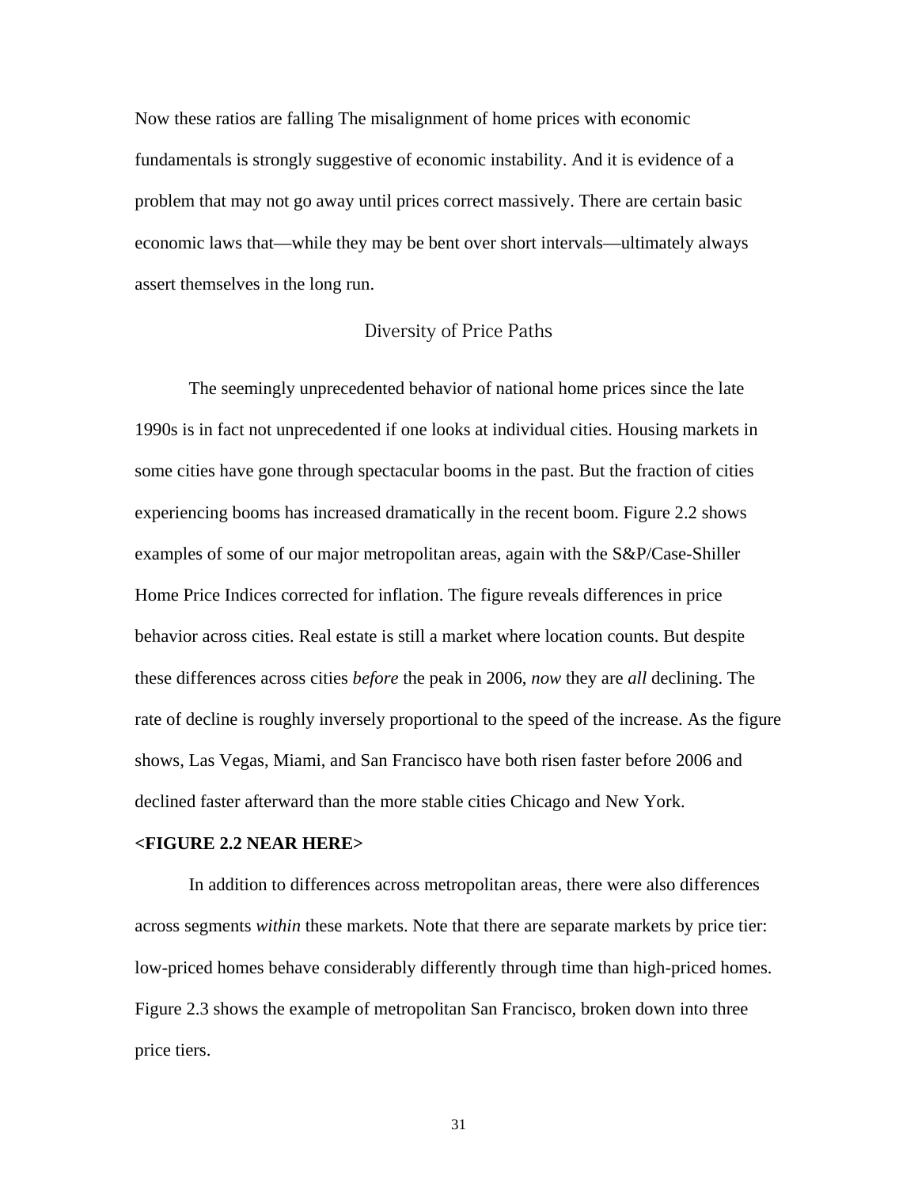Now these ratios are falling The misalignment of home prices with economic fundamentals is strongly suggestive of economic instability. And it is evidence of a problem that may not go away until prices correct massively. There are certain basic economic laws that—while they may be bent over short intervals—ultimately always assert themselves in the long run.

## Diversity of Price Paths

The seemingly unprecedented behavior of national home prices since the late 1990s is in fact not unprecedented if one looks at individual cities. Housing markets in some cities have gone through spectacular booms in the past. But the fraction of cities experiencing booms has increased dramatically in the recent boom. Figure 2.2 shows examples of some of our major metropolitan areas, again with the S&P/Case-Shiller Home Price Indices corrected for inflation. The figure reveals differences in price behavior across cities. Real estate is still a market where location counts. But despite these differences across cities *before* the peak in 2006, *now* they are *all* declining. The rate of decline is roughly inversely proportional to the speed of the increase. As the figure shows, Las Vegas, Miami, and San Francisco have both risen faster before 2006 and declined faster afterward than the more stable cities Chicago and New York.

**<FIGURE 2.2 NEAR HERE>**

In addition to differences across metropolitan areas, there were also differences across segments *within* these markets. Note that there are separate markets by price tier: low-priced homes behave considerably differently through time than high-priced homes. Figure 2.3 shows the example of metropolitan San Francisco, broken down into three price tiers.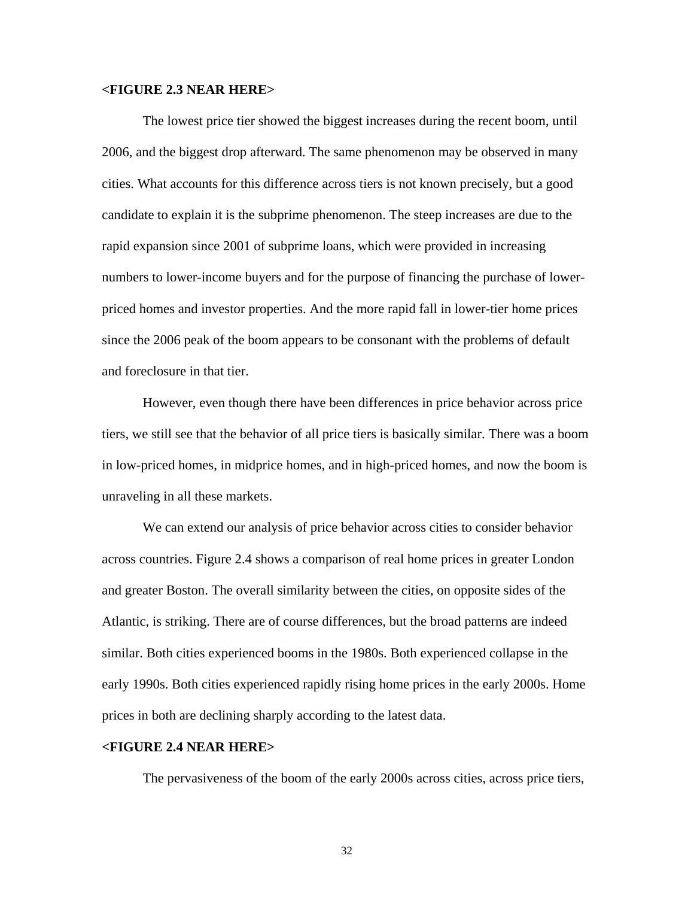**<FIGURE 2.3 NEAR HERE>**

The lowest price tier showed the biggest increases during the recent boom, until 2006, and the biggest drop afterward. The same phenomenon may be observed in many cities. What accounts for this difference across tiers is not known precisely, but a good candidate to explain it is the subprime phenomenon. The steep increases are due to the rapid expansion since 2001 of subprime loans, which were provided in increasing numbers to lower-income buyers and for the purpose of financing the purchase of lower-priced homes and investor properties. And the more rapid fall in lower-tier home prices since the 2006 peak of the boom appears to be consonant with the problems of default and foreclosure in that tier.

However, even though there have been differences in price behavior across price tiers, we still see that the behavior of all price tiers is basically similar. There was a boom in low-priced homes, in midprice homes, and in high-priced homes, and now the boom is unraveling in all these markets.

We can extend our analysis of price behavior across cities to consider behavior across countries. Figure 2.4 shows a comparison of real home prices in greater London and greater Boston. The overall similarity between the cities, on opposite sides of the Atlantic, is striking. There are of course differences, but the broad patterns are indeed similar. Both cities experienced booms in the 1980s. Both experienced collapse in the early 1990s. Both cities experienced rapidly rising home prices in the early 2000s. Home prices in both are declining sharply according to the latest data.

**<FIGURE 2.4 NEAR HERE>**

The pervasiveness of the boom of the early 2000s across cities, across price tiers,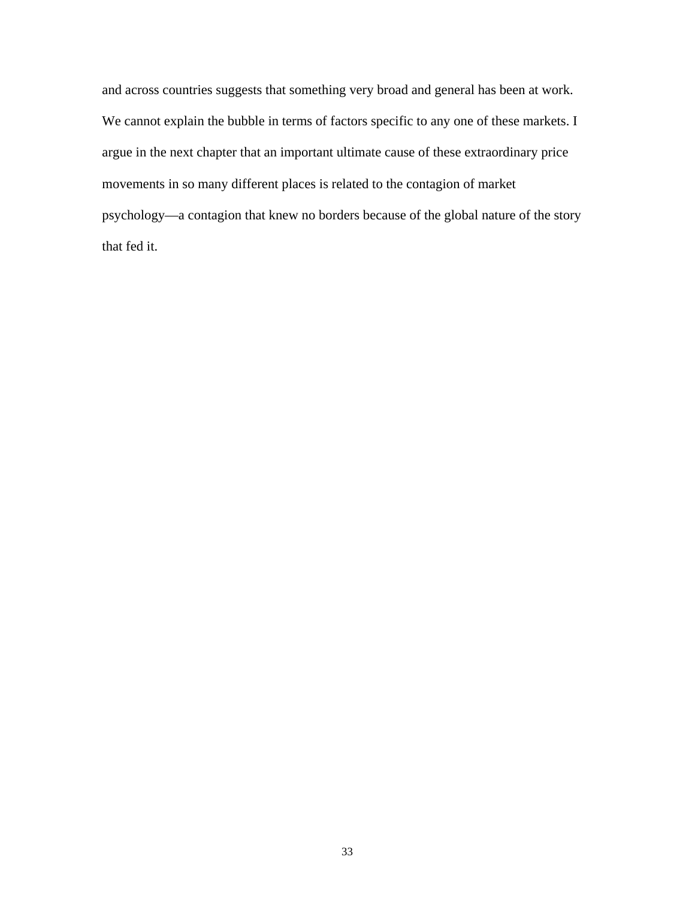and across countries suggests that something very broad and general has been at work. We cannot explain the bubble in terms of factors specific to any one of these markets. I argue in the next chapter that an important ultimate cause of these extraordinary price movements in so many different places is related to the contagion of market psychology—a contagion that knew no borders because of the global nature of the story that fed it.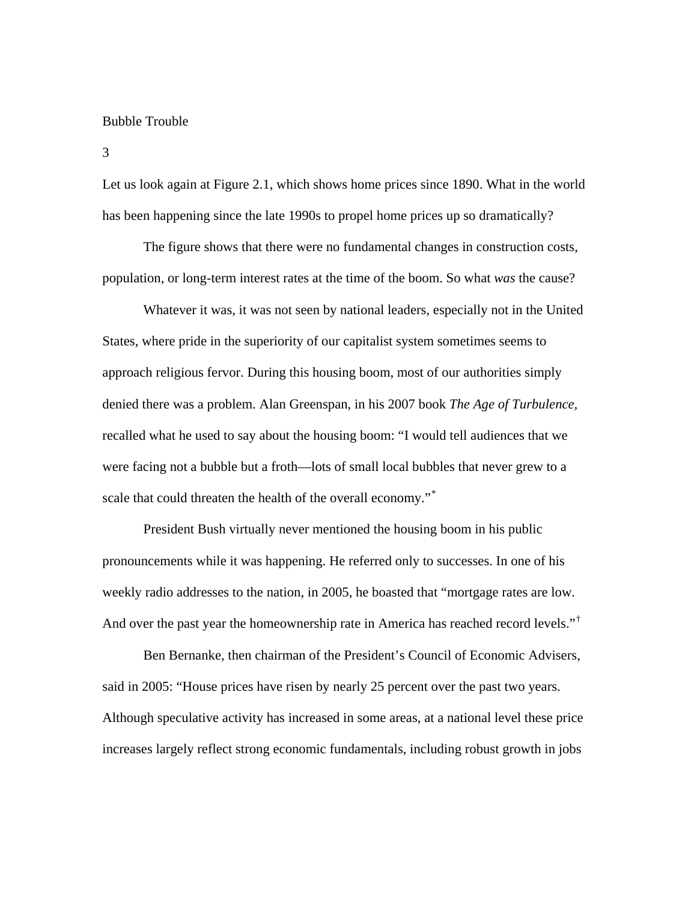# 3

# Bubble Trouble

Let us look again at Figure 2.1, which shows home prices since 1890. What in the world has been happening since the late 1990s to propel home prices up so dramatically?

The figure shows that there were no fundamental changes in construction costs, population, or long-term interest rates at the time of the boom. So what *was* the cause?

Whatever it was, it was not seen by national leaders, especially not in the United States, where pride in the superiority of our capitalist system sometimes seems to approach religious fervor. During this housing boom, most of our authorities simply denied there was a problem. Alan Greenspan, in his 2007 book *The Age of Turbulence,* recalled what he used to say about the housing boom: "I would tell audiences that we were facing not a bubble but a froth—lots of small local bubbles that never grew to a scale that could threaten the health of the overall economy."[*]

President Bush virtually never mentioned the housing boom in his public pronouncements while it was happening. He referred only to successes. In one of his weekly radio addresses to the nation, in 2005, he boasted that "mortgage rates are low. And over the past year the homeownership rate in America has reached record levels."[†]

Ben Bernanke, then chairman of the President's Council of Economic Advisers, said in 2005: "House prices have risen by nearly 25 percent over the past two years. Although speculative activity has increased in some areas, at a national level these price increases largely reflect strong economic fundamentals, including robust growth in jobs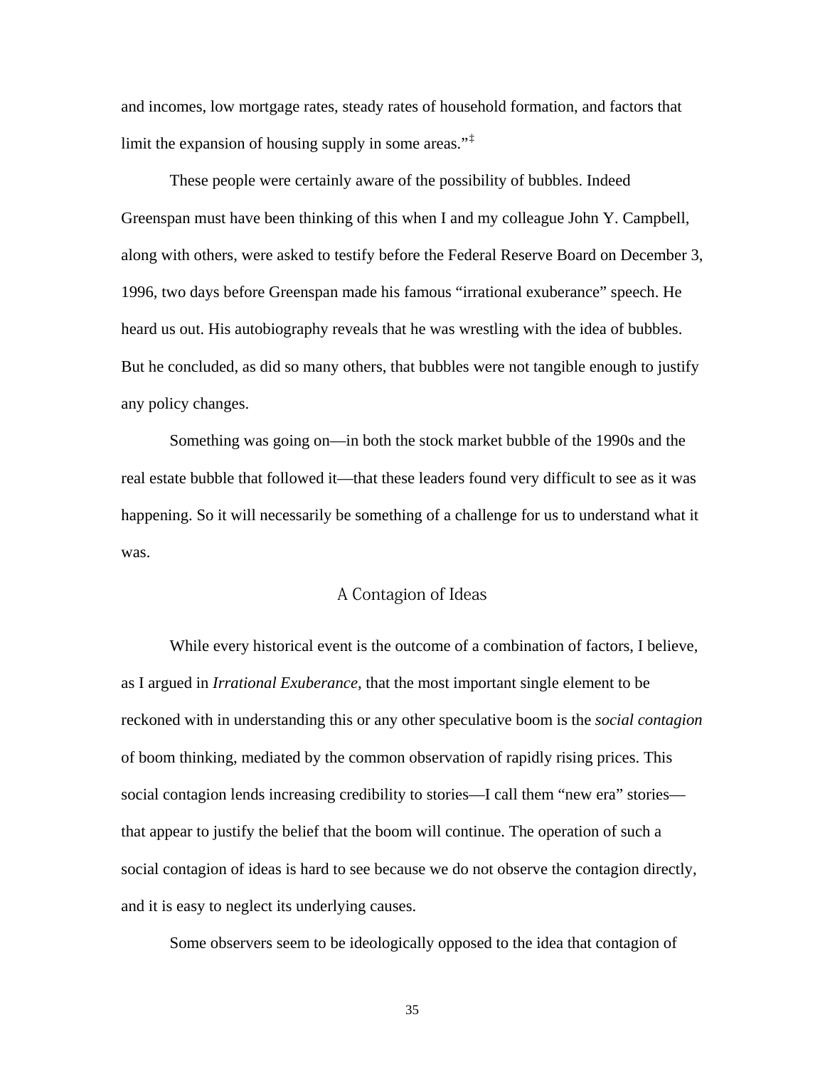and incomes, low mortgage rates, steady rates of household formation, and factors that limit the expansion of housing supply in some areas."[‡]

These people were certainly aware of the possibility of bubbles. Indeed Greenspan must have been thinking of this when I and my colleague John Y. Campbell, along with others, were asked to testify before the Federal Reserve Board on December 3, 1996, two days before Greenspan made his famous "irrational exuberance" speech. He heard us out. His autobiography reveals that he was wrestling with the idea of bubbles. But he concluded, as did so many others, that bubbles were not tangible enough to justify any policy changes.

Something was going on—in both the stock market bubble of the 1990s and the real estate bubble that followed it—that these leaders found very difficult to see as it was happening. So it will necessarily be something of a challenge for us to understand what it was.

## A Contagion of Ideas

While every historical event is the outcome of a combination of factors, I believe, as I argued in *Irrational Exuberance,* that the most important single element to be reckoned with in understanding this or any other speculative boom is the *social contagion* of boom thinking, mediated by the common observation of rapidly rising prices. This social contagion lends increasing credibility to stories—I call them "new era" stories—that appear to justify the belief that the boom will continue. The operation of such a social contagion of ideas is hard to see because we do not observe the contagion directly, and it is easy to neglect its underlying causes.

Some observers seem to be ideologically opposed to the idea that contagion of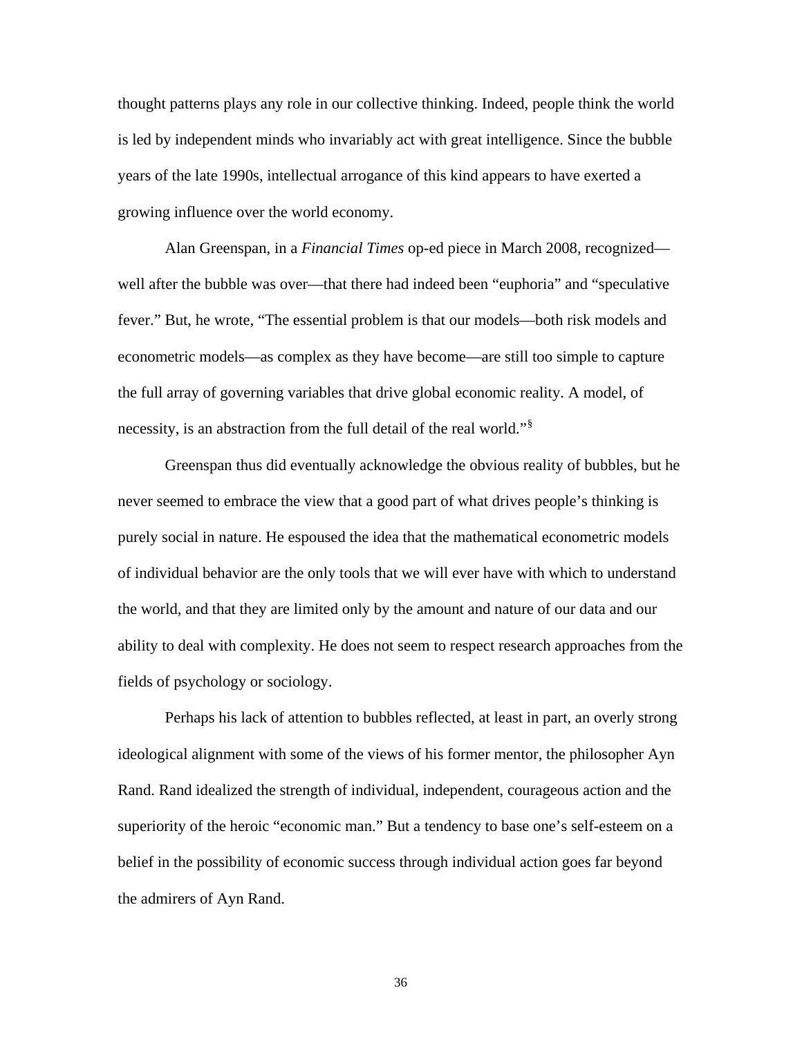thought patterns plays any role in our collective thinking. Indeed, people think the world is led by independent minds who invariably act with great intelligence. Since the bubble years of the late 1990s, intellectual arrogance of this kind appears to have exerted a growing influence over the world economy.

Alan Greenspan, in a *Financial Times* op-ed piece in March 2008, recognized—well after the bubble was over—that there had indeed been "euphoria" and "speculative fever." But, he wrote, "The essential problem is that our models—both risk models and econometric models—as complex as they have become—are still too simple to capture the full array of governing variables that drive global economic reality. A model, of necessity, is an abstraction from the full detail of the real world."[§]

Greenspan thus did eventually acknowledge the obvious reality of bubbles, but he never seemed to embrace the view that a good part of what drives people's thinking is purely social in nature. He espoused the idea that the mathematical econometric models of individual behavior are the only tools that we will ever have with which to understand the world, and that they are limited only by the amount and nature of our data and our ability to deal with complexity. He does not seem to respect research approaches from the fields of psychology or sociology.

Perhaps his lack of attention to bubbles reflected, at least in part, an overly strong ideological alignment with some of the views of his former mentor, the philosopher Ayn Rand. Rand idealized the strength of individual, independent, courageous action and the superiority of the heroic "economic man." But a tendency to base one's self-esteem on a belief in the possibility of economic success through individual action goes far beyond the admirers of Ayn Rand.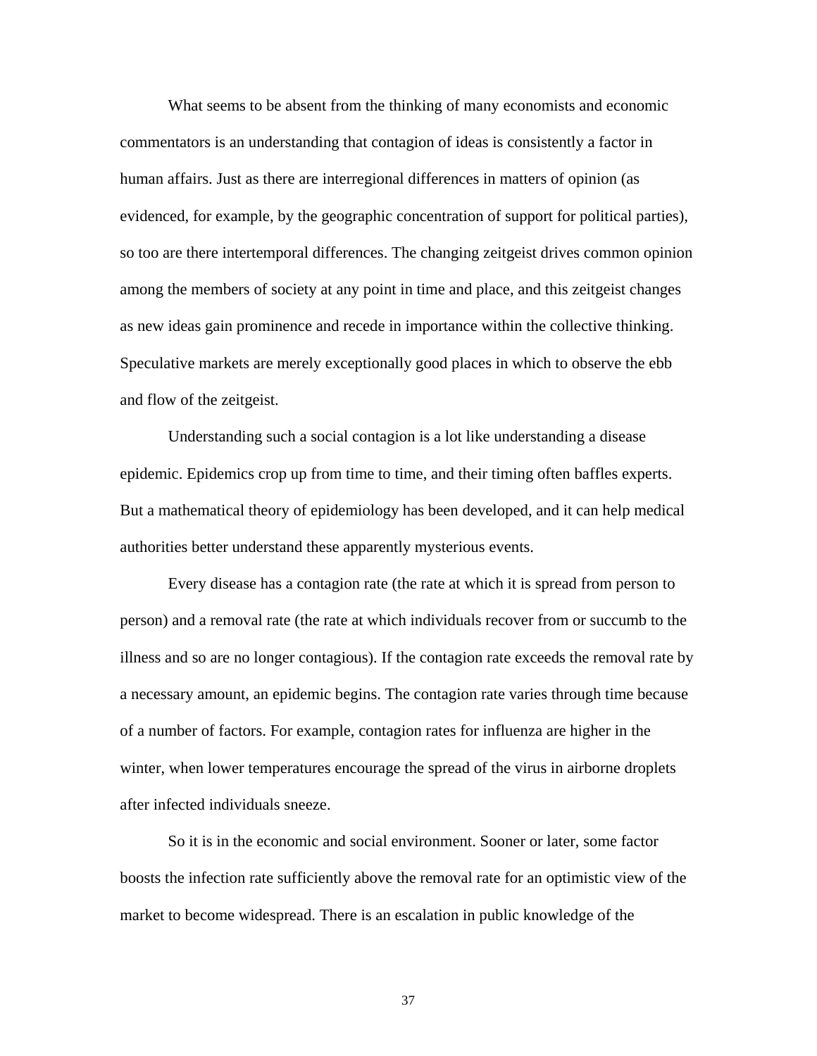What seems to be absent from the thinking of many economists and economic commentators is an understanding that contagion of ideas is consistently a factor in human affairs. Just as there are interregional differences in matters of opinion (as evidenced, for example, by the geographic concentration of support for political parties), so too are there intertemporal differences. The changing zeitgeist drives common opinion among the members of society at any point in time and place, and this zeitgeist changes as new ideas gain prominence and recede in importance within the collective thinking. Speculative markets are merely exceptionally good places in which to observe the ebb and flow of the zeitgeist.

Understanding such a social contagion is a lot like understanding a disease epidemic. Epidemics crop up from time to time, and their timing often baffles experts. But a mathematical theory of epidemiology has been developed, and it can help medical authorities better understand these apparently mysterious events.

Every disease has a contagion rate (the rate at which it is spread from person to person) and a removal rate (the rate at which individuals recover from or succumb to the illness and so are no longer contagious). If the contagion rate exceeds the removal rate by a necessary amount, an epidemic begins. The contagion rate varies through time because of a number of factors. For example, contagion rates for influenza are higher in the winter, when lower temperatures encourage the spread of the virus in airborne droplets after infected individuals sneeze.

So it is in the economic and social environment. Sooner or later, some factor boosts the infection rate sufficiently above the removal rate for an optimistic view of the market to become widespread. There is an escalation in public knowledge of the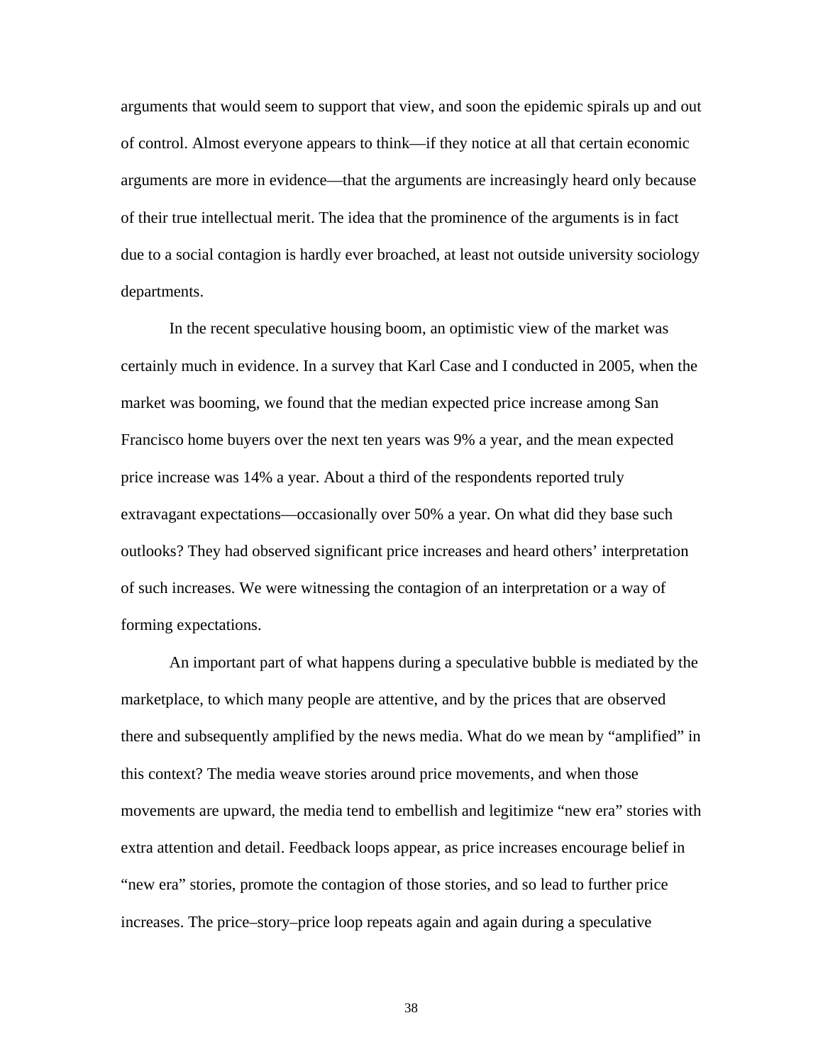arguments that would seem to support that view, and soon the epidemic spirals up and out of control. Almost everyone appears to think—if they notice at all that certain economic arguments are more in evidence—that the arguments are increasingly heard only because of their true intellectual merit. The idea that the prominence of the arguments is in fact due to a social contagion is hardly ever broached, at least not outside university sociology departments.

In the recent speculative housing boom, an optimistic view of the market was certainly much in evidence. In a survey that Karl Case and I conducted in 2005, when the market was booming, we found that the median expected price increase among San Francisco home buyers over the next ten years was 9% a year, and the mean expected price increase was 14% a year. About a third of the respondents reported truly extravagant expectations—occasionally over 50% a year. On what did they base such outlooks? They had observed significant price increases and heard others' interpretation of such increases. We were witnessing the contagion of an interpretation or a way of forming expectations.

An important part of what happens during a speculative bubble is mediated by the marketplace, to which many people are attentive, and by the prices that are observed there and subsequently amplified by the news media. What do we mean by "amplified" in this context? The media weave stories around price movements, and when those movements are upward, the media tend to embellish and legitimize "new era" stories with extra attention and detail. Feedback loops appear, as price increases encourage belief in "new era" stories, promote the contagion of those stories, and so lead to further price increases. The price–story–price loop repeats again and again during a speculative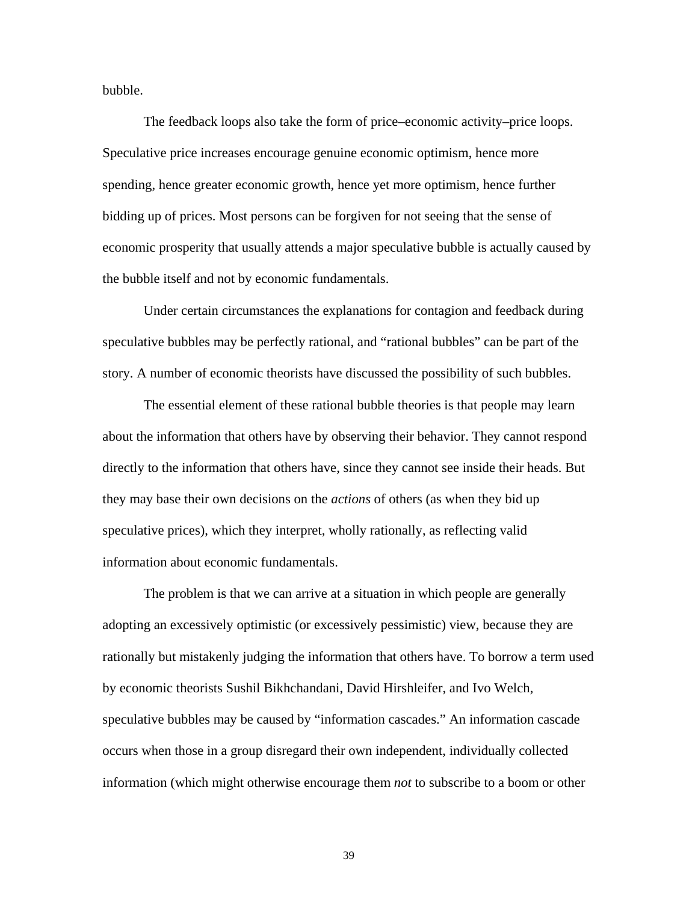bubble.

The feedback loops also take the form of price–economic activity–price loops. Speculative price increases encourage genuine economic optimism, hence more spending, hence greater economic growth, hence yet more optimism, hence further bidding up of prices. Most persons can be forgiven for not seeing that the sense of economic prosperity that usually attends a major speculative bubble is actually caused by the bubble itself and not by economic fundamentals.

Under certain circumstances the explanations for contagion and feedback during speculative bubbles may be perfectly rational, and "rational bubbles" can be part of the story. A number of economic theorists have discussed the possibility of such bubbles.

The essential element of these rational bubble theories is that people may learn about the information that others have by observing their behavior. They cannot respond directly to the information that others have, since they cannot see inside their heads. But they may base their own decisions on the *actions* of others (as when they bid up speculative prices), which they interpret, wholly rationally, as reflecting valid information about economic fundamentals.

The problem is that we can arrive at a situation in which people are generally adopting an excessively optimistic (or excessively pessimistic) view, because they are rationally but mistakenly judging the information that others have. To borrow a term used by economic theorists Sushil Bikhchandani, David Hirshleifer, and Ivo Welch, speculative bubbles may be caused by "information cascades." An information cascade occurs when those in a group disregard their own independent, individually collected information (which might otherwise encourage them *not* to subscribe to a boom or other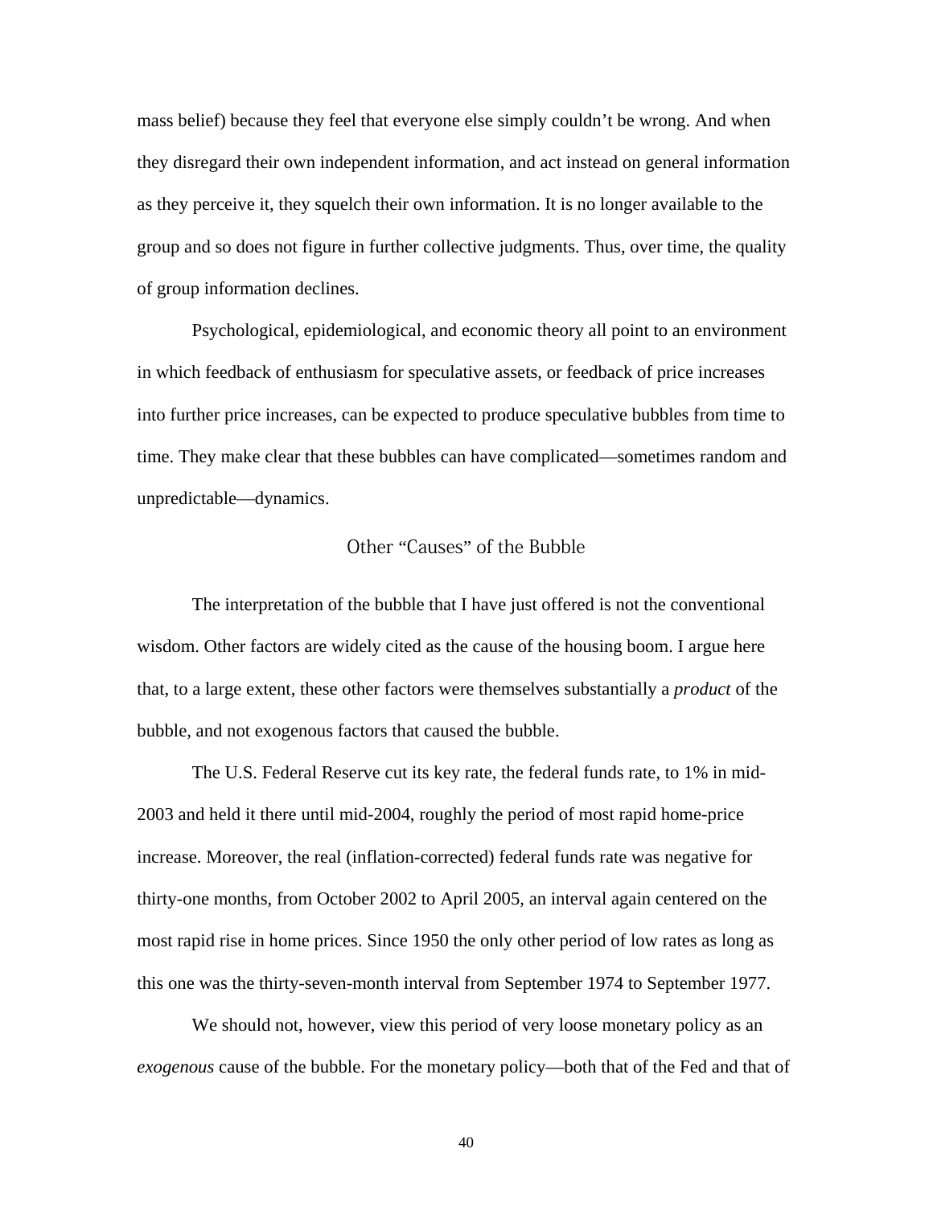mass belief) because they feel that everyone else simply couldn't be wrong. And when they disregard their own independent information, and act instead on general information as they perceive it, they squelch their own information. It is no longer available to the group and so does not figure in further collective judgments. Thus, over time, the quality of group information declines.

Psychological, epidemiological, and economic theory all point to an environment in which feedback of enthusiasm for speculative assets, or feedback of price increases into further price increases, can be expected to produce speculative bubbles from time to time. They make clear that these bubbles can have complicated—sometimes random and unpredictable—dynamics.

## Other "Causes" of the Bubble

The interpretation of the bubble that I have just offered is not the conventional wisdom. Other factors are widely cited as the cause of the housing boom. I argue here that, to a large extent, these other factors were themselves substantially a *product* of the bubble, and not exogenous factors that caused the bubble.

The U.S. Federal Reserve cut its key rate, the federal funds rate, to 1% in mid-2003 and held it there until mid-2004, roughly the period of most rapid home-price increase. Moreover, the real (inflation-corrected) federal funds rate was negative for thirty-one months, from October 2002 to April 2005, an interval again centered on the most rapid rise in home prices. Since 1950 the only other period of low rates as long as this one was the thirty-seven-month interval from September 1974 to September 1977.

We should not, however, view this period of very loose monetary policy as an *exogenous* cause of the bubble. For the monetary policy—both that of the Fed and that of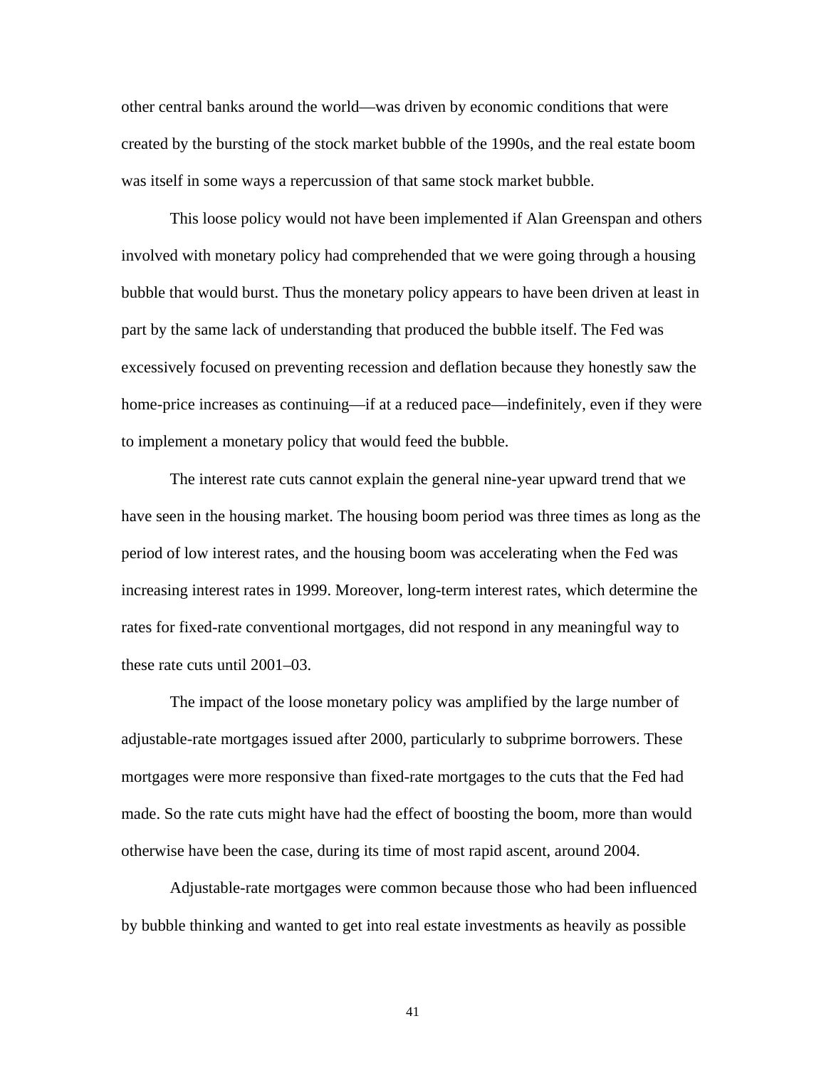other central banks around the world—was driven by economic conditions that were created by the bursting of the stock market bubble of the 1990s, and the real estate boom was itself in some ways a repercussion of that same stock market bubble.

This loose policy would not have been implemented if Alan Greenspan and others involved with monetary policy had comprehended that we were going through a housing bubble that would burst. Thus the monetary policy appears to have been driven at least in part by the same lack of understanding that produced the bubble itself. The Fed was excessively focused on preventing recession and deflation because they honestly saw the home-price increases as continuing—if at a reduced pace—indefinitely, even if they were to implement a monetary policy that would feed the bubble.

The interest rate cuts cannot explain the general nine-year upward trend that we have seen in the housing market. The housing boom period was three times as long as the period of low interest rates, and the housing boom was accelerating when the Fed was increasing interest rates in 1999. Moreover, long-term interest rates, which determine the rates for fixed-rate conventional mortgages, did not respond in any meaningful way to these rate cuts until 2001–03.

The impact of the loose monetary policy was amplified by the large number of adjustable-rate mortgages issued after 2000, particularly to subprime borrowers. These mortgages were more responsive than fixed-rate mortgages to the cuts that the Fed had made. So the rate cuts might have had the effect of boosting the boom, more than would otherwise have been the case, during its time of most rapid ascent, around 2004.

Adjustable-rate mortgages were common because those who had been influenced by bubble thinking and wanted to get into real estate investments as heavily as possible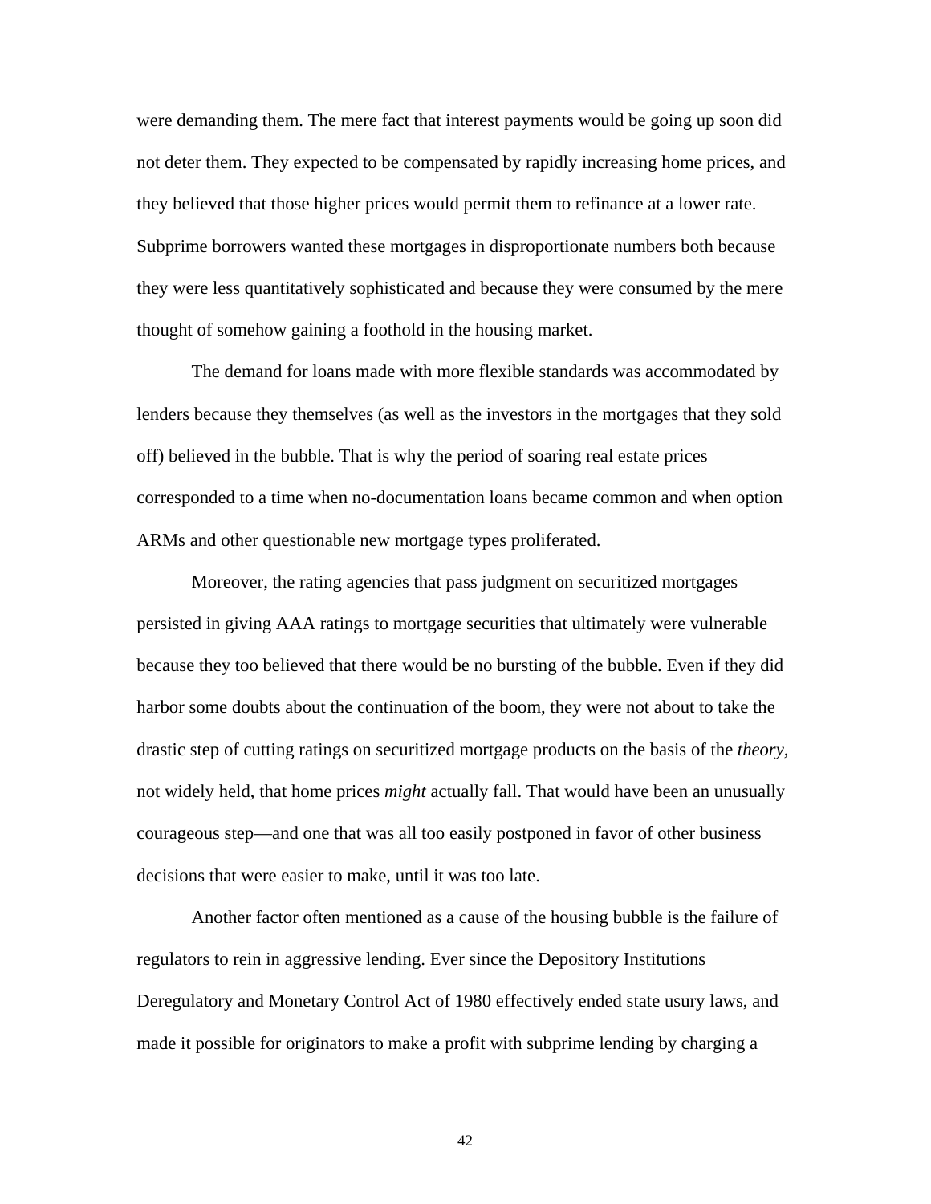were demanding them. The mere fact that interest payments would be going up soon did not deter them. They expected to be compensated by rapidly increasing home prices, and they believed that those higher prices would permit them to refinance at a lower rate. Subprime borrowers wanted these mortgages in disproportionate numbers both because they were less quantitatively sophisticated and because they were consumed by the mere thought of somehow gaining a foothold in the housing market.

The demand for loans made with more flexible standards was accommodated by lenders because they themselves (as well as the investors in the mortgages that they sold off) believed in the bubble. That is why the period of soaring real estate prices corresponded to a time when no-documentation loans became common and when option ARMs and other questionable new mortgage types proliferated.

Moreover, the rating agencies that pass judgment on securitized mortgages persisted in giving AAA ratings to mortgage securities that ultimately were vulnerable because they too believed that there would be no bursting of the bubble. Even if they did harbor some doubts about the continuation of the boom, they were not about to take the drastic step of cutting ratings on securitized mortgage products on the basis of the *theory*, not widely held, that home prices *might* actually fall. That would have been an unusually courageous step—and one that was all too easily postponed in favor of other business decisions that were easier to make, until it was too late.

Another factor often mentioned as a cause of the housing bubble is the failure of regulators to rein in aggressive lending. Ever since the Depository Institutions Deregulatory and Monetary Control Act of 1980 effectively ended state usury laws, and made it possible for originators to make a profit with subprime lending by charging a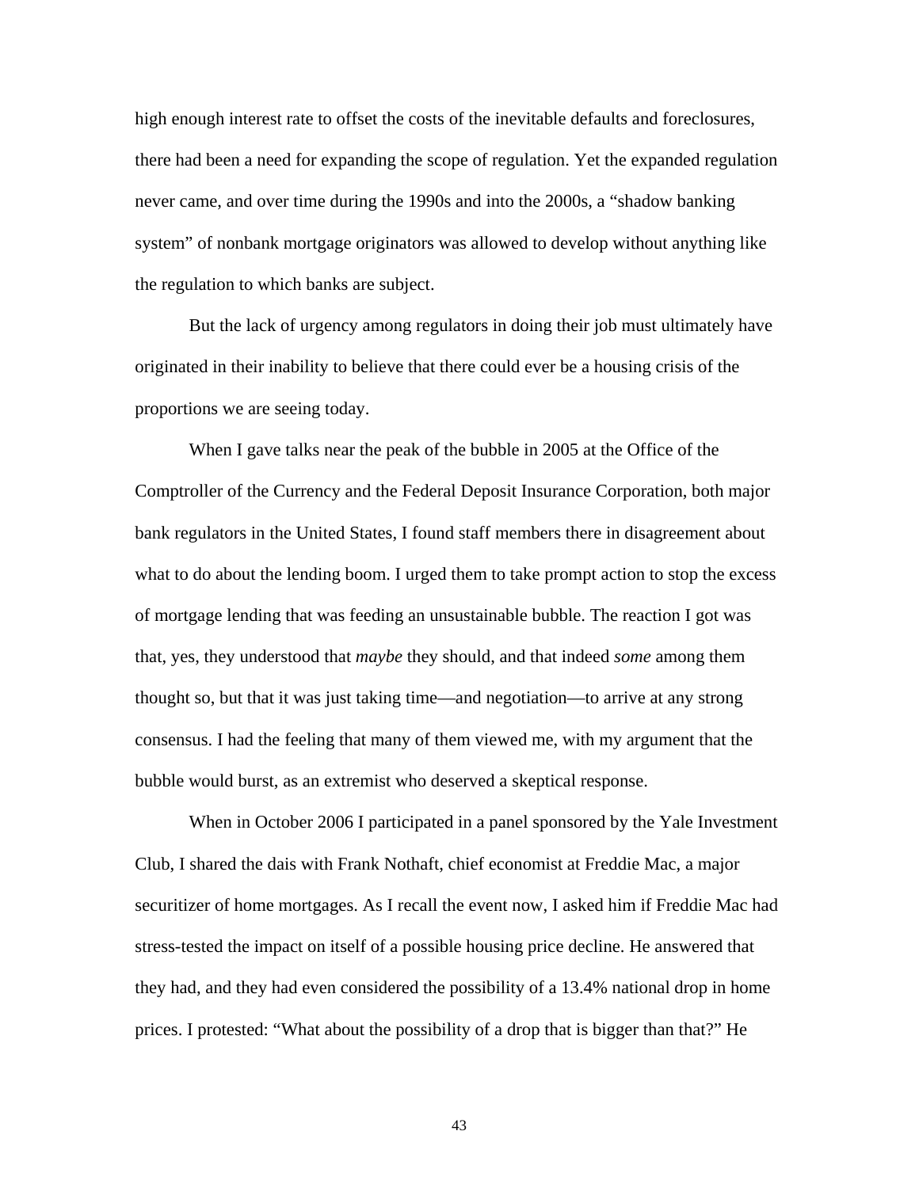high enough interest rate to offset the costs of the inevitable defaults and foreclosures, there had been a need for expanding the scope of regulation. Yet the expanded regulation never came, and over time during the 1990s and into the 2000s, a "shadow banking system" of nonbank mortgage originators was allowed to develop without anything like the regulation to which banks are subject.

But the lack of urgency among regulators in doing their job must ultimately have originated in their inability to believe that there could ever be a housing crisis of the proportions we are seeing today.

When I gave talks near the peak of the bubble in 2005 at the Office of the Comptroller of the Currency and the Federal Deposit Insurance Corporation, both major bank regulators in the United States, I found staff members there in disagreement about what to do about the lending boom. I urged them to take prompt action to stop the excess of mortgage lending that was feeding an unsustainable bubble. The reaction I got was that, yes, they understood that *maybe* they should, and that indeed *some* among them thought so, but that it was just taking time—and negotiation—to arrive at any strong consensus. I had the feeling that many of them viewed me, with my argument that the bubble would burst, as an extremist who deserved a skeptical response.

When in October 2006 I participated in a panel sponsored by the Yale Investment Club, I shared the dais with Frank Nothaft, chief economist at Freddie Mac, a major securitizer of home mortgages. As I recall the event now, I asked him if Freddie Mac had stress-tested the impact on itself of a possible housing price decline. He answered that they had, and they had even considered the possibility of a 13.4% national drop in home prices. I protested: "What about the possibility of a drop that is bigger than that?" He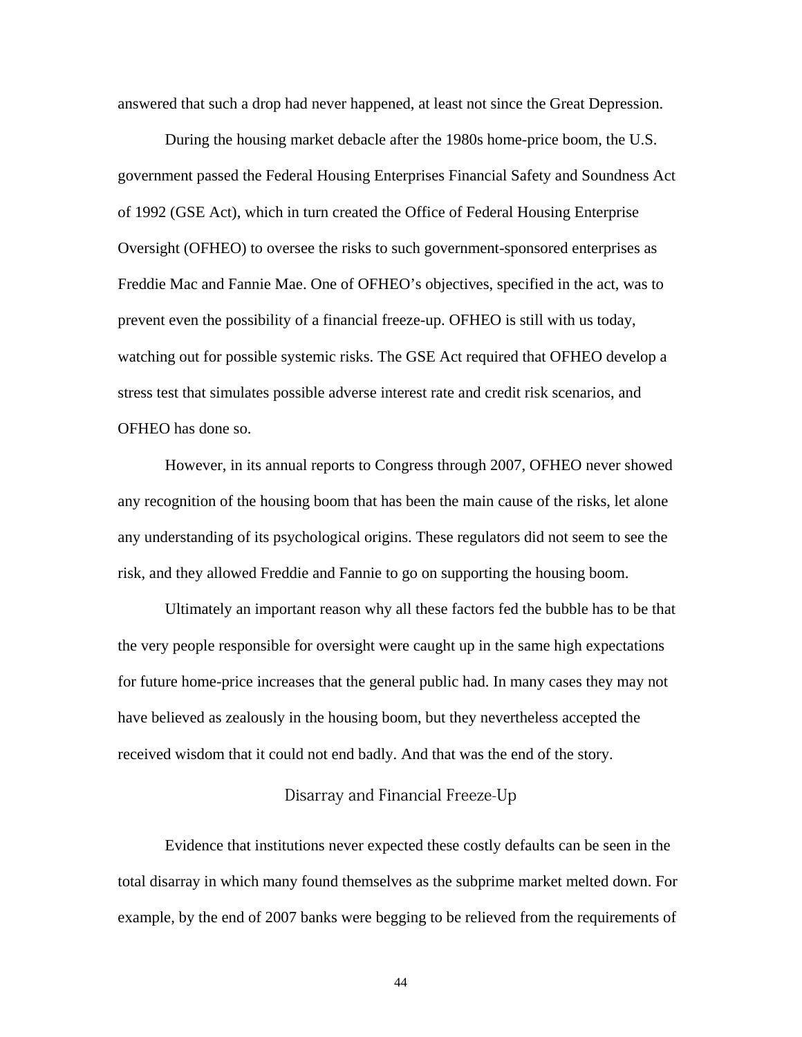answered that such a drop had never happened, at least not since the Great Depression.

During the housing market debacle after the 1980s home-price boom, the U.S. government passed the Federal Housing Enterprises Financial Safety and Soundness Act of 1992 (GSE Act), which in turn created the Office of Federal Housing Enterprise Oversight (OFHEO) to oversee the risks to such government-sponsored enterprises as Freddie Mac and Fannie Mae. One of OFHEO's objectives, specified in the act, was to prevent even the possibility of a financial freeze-up. OFHEO is still with us today, watching out for possible systemic risks. The GSE Act required that OFHEO develop a stress test that simulates possible adverse interest rate and credit risk scenarios, and OFHEO has done so.

However, in its annual reports to Congress through 2007, OFHEO never showed any recognition of the housing boom that has been the main cause of the risks, let alone any understanding of its psychological origins. These regulators did not seem to see the risk, and they allowed Freddie and Fannie to go on supporting the housing boom.

Ultimately an important reason why all these factors fed the bubble has to be that the very people responsible for oversight were caught up in the same high expectations for future home-price increases that the general public had. In many cases they may not have believed as zealously in the housing boom, but they nevertheless accepted the received wisdom that it could not end badly. And that was the end of the story.

## Disarray and Financial Freeze-Up

Evidence that institutions never expected these costly defaults can be seen in the total disarray in which many found themselves as the subprime market melted down. For example, by the end of 2007 banks were begging to be relieved from the requirements of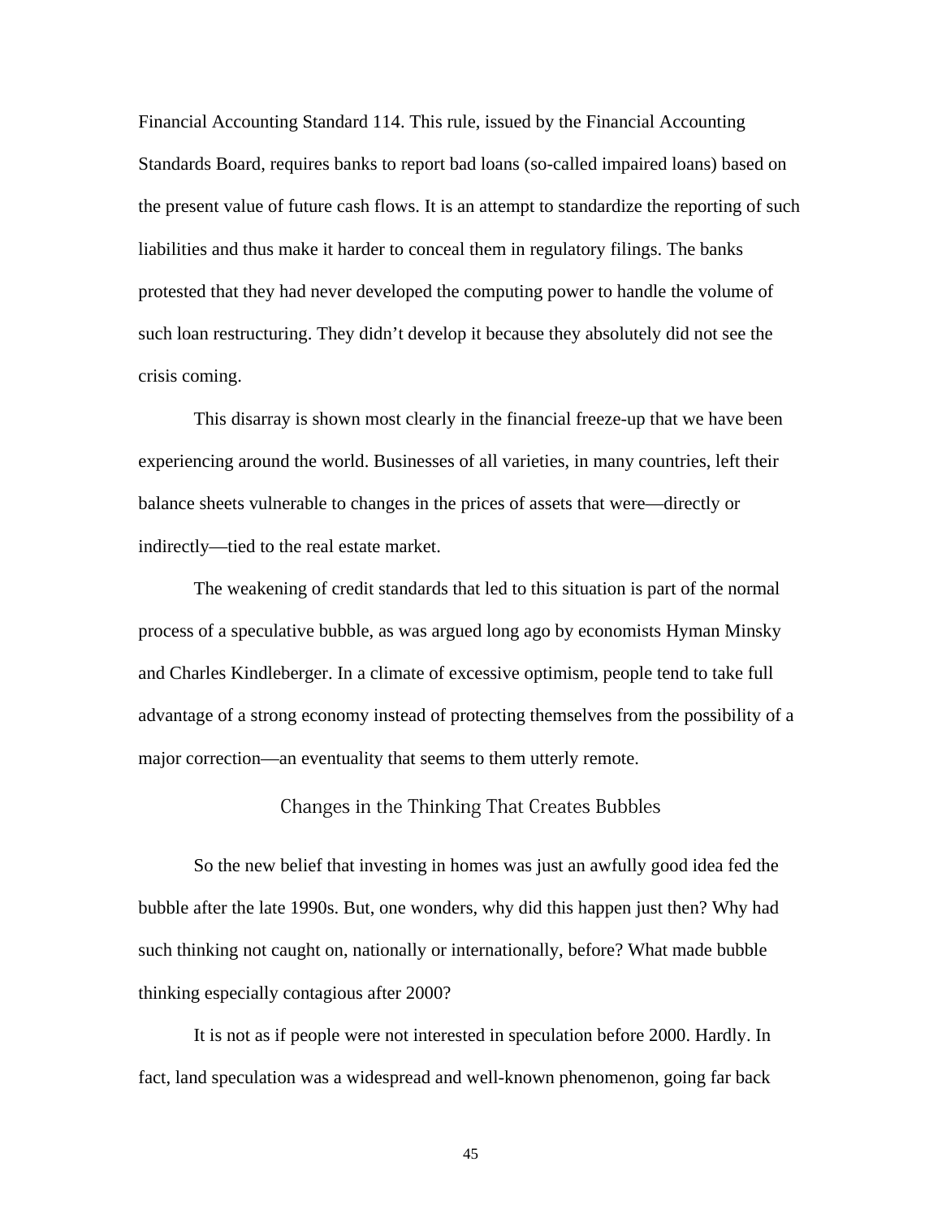Financial Accounting Standard 114. This rule, issued by the Financial Accounting Standards Board, requires banks to report bad loans (so-called impaired loans) based on the present value of future cash flows. It is an attempt to standardize the reporting of such liabilities and thus make it harder to conceal them in regulatory filings. The banks protested that they had never developed the computing power to handle the volume of such loan restructuring. They didn't develop it because they absolutely did not see the crisis coming.

This disarray is shown most clearly in the financial freeze-up that we have been experiencing around the world. Businesses of all varieties, in many countries, left their balance sheets vulnerable to changes in the prices of assets that were—directly or indirectly—tied to the real estate market.

The weakening of credit standards that led to this situation is part of the normal process of a speculative bubble, as was argued long ago by economists Hyman Minsky and Charles Kindleberger. In a climate of excessive optimism, people tend to take full advantage of a strong economy instead of protecting themselves from the possibility of a major correction—an eventuality that seems to them utterly remote.

## Changes in the Thinking That Creates Bubbles

So the new belief that investing in homes was just an awfully good idea fed the bubble after the late 1990s. But, one wonders, why did this happen just then? Why had such thinking not caught on, nationally or internationally, before? What made bubble thinking especially contagious after 2000?

It is not as if people were not interested in speculation before 2000. Hardly. In fact, land speculation was a widespread and well-known phenomenon, going far back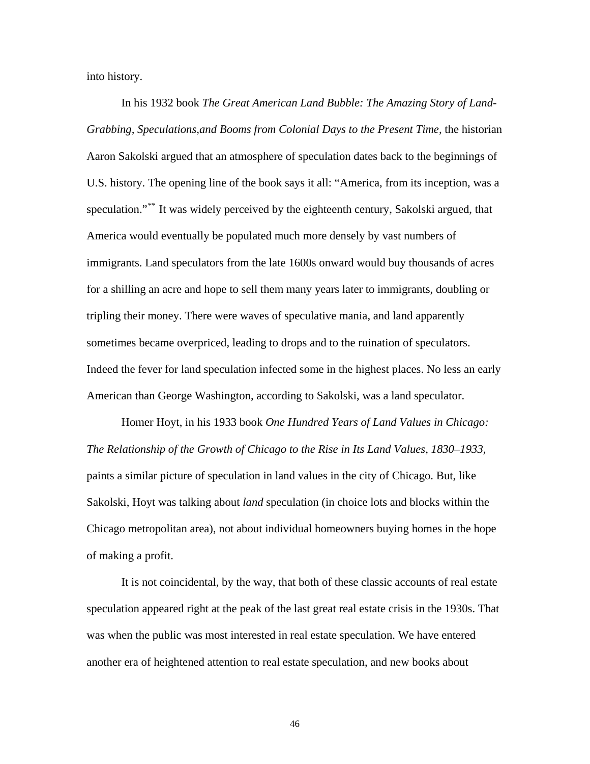into history.

In his 1932 book *The Great American Land Bubble: The Amazing Story of Land-Grabbing, Speculations,and Booms from Colonial Days to the Present Time,* the historian Aaron Sakolski argued that an atmosphere of speculation dates back to the beginnings of U.S. history. The opening line of the book says it all: "America, from its inception, was a speculation."[**] It was widely perceived by the eighteenth century, Sakolski argued, that America would eventually be populated much more densely by vast numbers of immigrants. Land speculators from the late 1600s onward would buy thousands of acres for a shilling an acre and hope to sell them many years later to immigrants, doubling or tripling their money. There were waves of speculative mania, and land apparently sometimes became overpriced, leading to drops and to the ruination of speculators. Indeed the fever for land speculation infected some in the highest places. No less an early American than George Washington, according to Sakolski, was a land speculator.

Homer Hoyt, in his 1933 book *One Hundred Years of Land Values in Chicago: The Relationship of the Growth of Chicago to the Rise in Its Land Values, 1830–1933,* paints a similar picture of speculation in land values in the city of Chicago. But, like Sakolski, Hoyt was talking about *land* speculation (in choice lots and blocks within the Chicago metropolitan area), not about individual homeowners buying homes in the hope of making a profit.

It is not coincidental, by the way, that both of these classic accounts of real estate speculation appeared right at the peak of the last great real estate crisis in the 1930s. That was when the public was most interested in real estate speculation. We have entered another era of heightened attention to real estate speculation, and new books about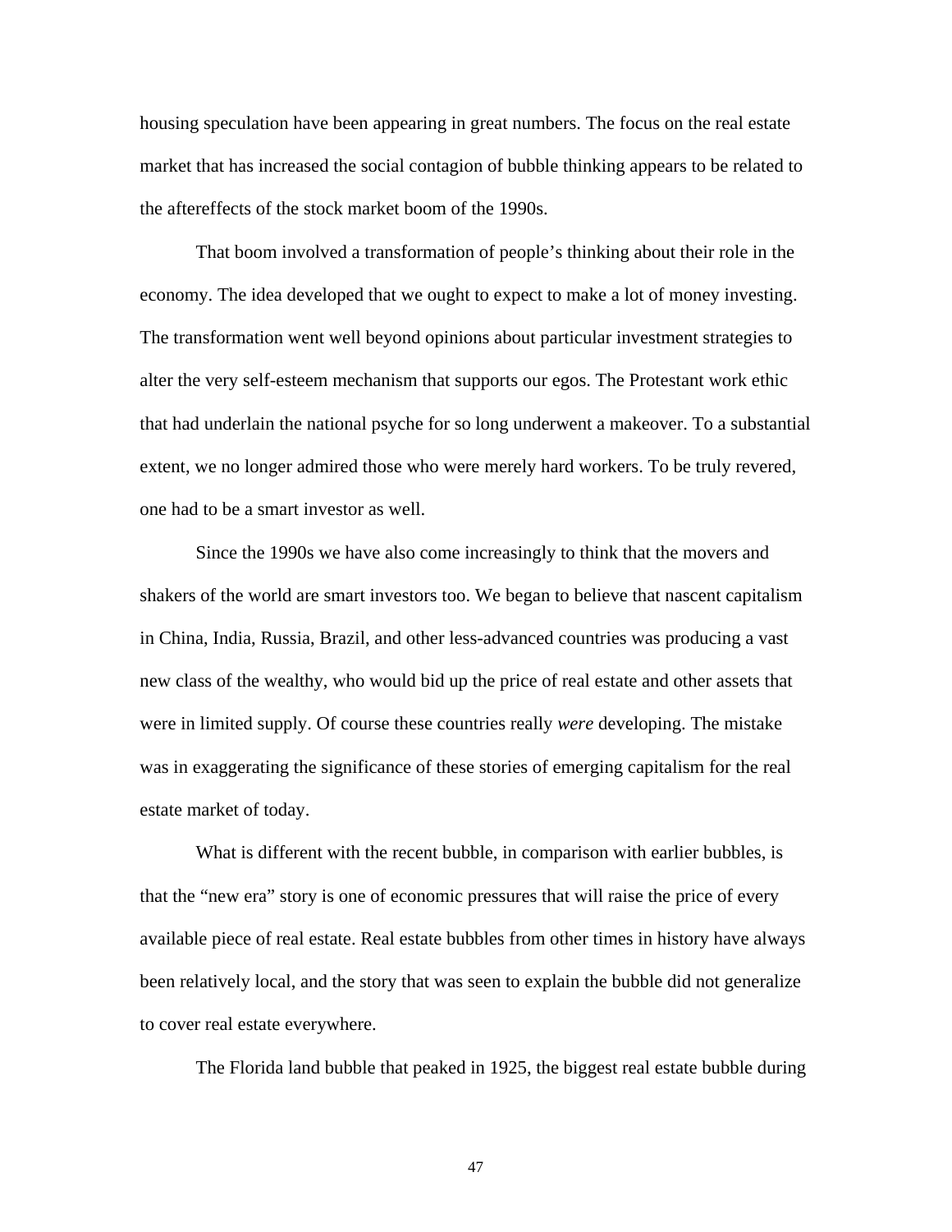housing speculation have been appearing in great numbers. The focus on the real estate market that has increased the social contagion of bubble thinking appears to be related to the aftereffects of the stock market boom of the 1990s.

That boom involved a transformation of people's thinking about their role in the economy. The idea developed that we ought to expect to make a lot of money investing. The transformation went well beyond opinions about particular investment strategies to alter the very self-esteem mechanism that supports our egos. The Protestant work ethic that had underlain the national psyche for so long underwent a makeover. To a substantial extent, we no longer admired those who were merely hard workers. To be truly revered, one had to be a smart investor as well.

Since the 1990s we have also come increasingly to think that the movers and shakers of the world are smart investors too. We began to believe that nascent capitalism in China, India, Russia, Brazil, and other less-advanced countries was producing a vast new class of the wealthy, who would bid up the price of real estate and other assets that were in limited supply. Of course these countries really *were* developing. The mistake was in exaggerating the significance of these stories of emerging capitalism for the real estate market of today.

What is different with the recent bubble, in comparison with earlier bubbles, is that the "new era" story is one of economic pressures that will raise the price of every available piece of real estate. Real estate bubbles from other times in history have always been relatively local, and the story that was seen to explain the bubble did not generalize to cover real estate everywhere.

The Florida land bubble that peaked in 1925, the biggest real estate bubble during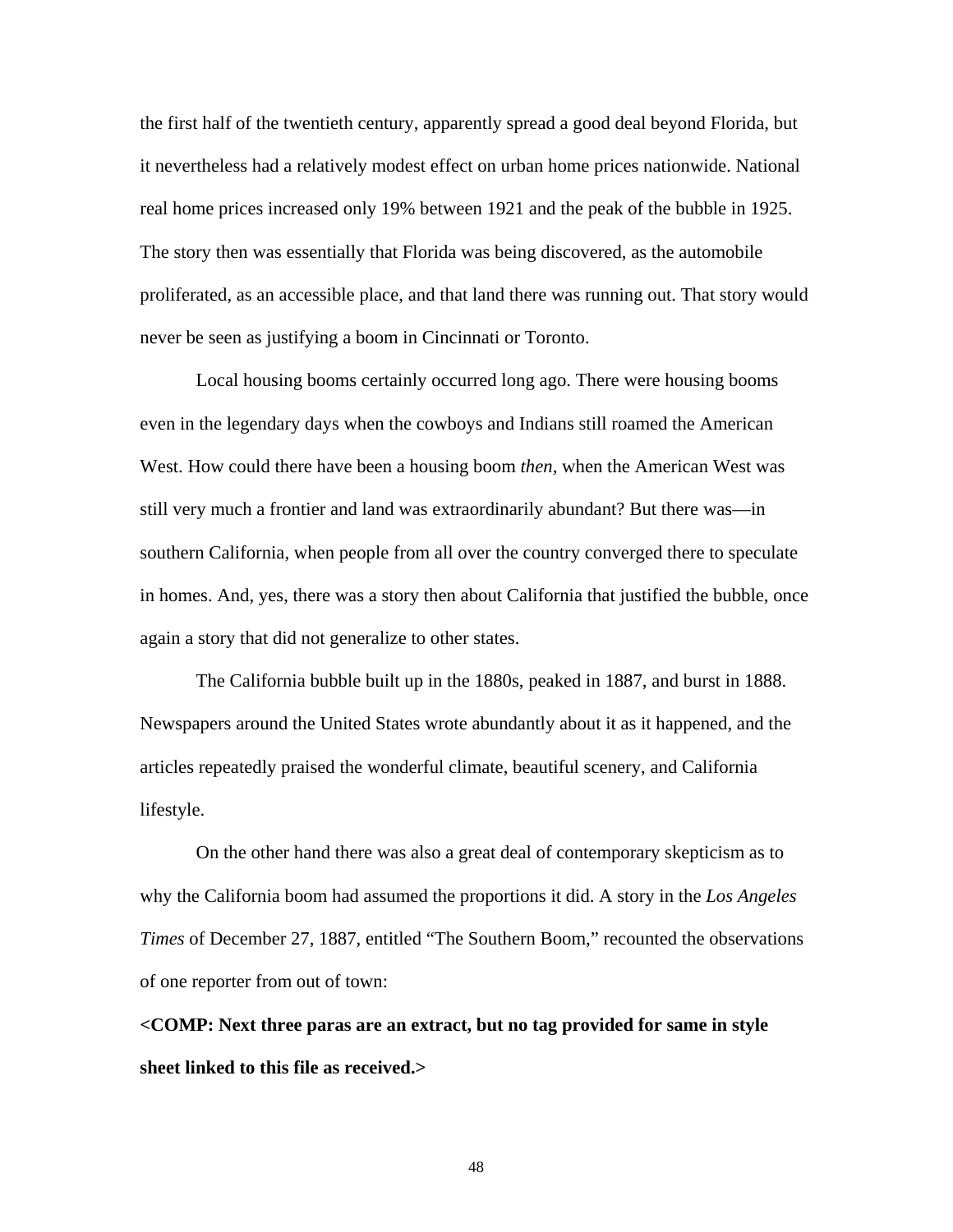the first half of the twentieth century, apparently spread a good deal beyond Florida, but it nevertheless had a relatively modest effect on urban home prices nationwide. National real home prices increased only 19% between 1921 and the peak of the bubble in 1925. The story then was essentially that Florida was being discovered, as the automobile proliferated, as an accessible place, and that land there was running out. That story would never be seen as justifying a boom in Cincinnati or Toronto.

Local housing booms certainly occurred long ago. There were housing booms even in the legendary days when the cowboys and Indians still roamed the American West. How could there have been a housing boom *then*, when the American West was still very much a frontier and land was extraordinarily abundant? But there was—in southern California, when people from all over the country converged there to speculate in homes. And, yes, there was a story then about California that justified the bubble, once again a story that did not generalize to other states.

The California bubble built up in the 1880s, peaked in 1887, and burst in 1888. Newspapers around the United States wrote abundantly about it as it happened, and the articles repeatedly praised the wonderful climate, beautiful scenery, and California lifestyle.

On the other hand there was also a great deal of contemporary skepticism as to why the California boom had assumed the proportions it did. A story in the *Los Angeles Times* of December 27, 1887, entitled "The Southern Boom," recounted the observations of one reporter from out of town:

**<COMP: Next three paras are an extract, but no tag provided for same in style sheet linked to this file as received.>**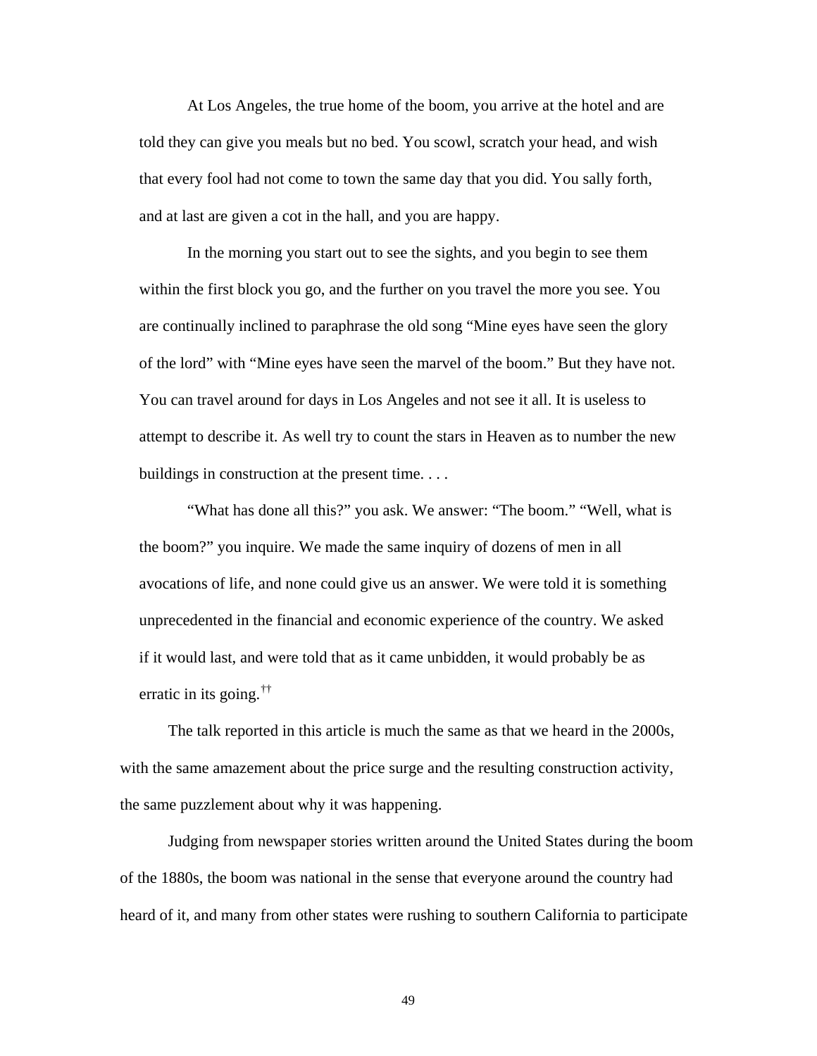> At Los Angeles, the true home of the boom, you arrive at the hotel and are told they can give you meals but no bed. You scowl, scratch your head, and wish that every fool had not come to town the same day that you did. You sally forth, and at last are given a cot in the hall, and you are happy.
>
> In the morning you start out to see the sights, and you begin to see them within the first block you go, and the further on you travel the more you see. You are continually inclined to paraphrase the old song "Mine eyes have seen the glory of the lord" with "Mine eyes have seen the marvel of the boom." But they have not. You can travel around for days in Los Angeles and not see it all. It is useless to attempt to describe it. As well try to count the stars in Heaven as to number the new buildings in construction at the present time. . . .
>
> "What has done all this?" you ask. We answer: "The boom." "Well, what is the boom?" you inquire. We made the same inquiry of dozens of men in all avocations of life, and none could give us an answer. We were told it is something unprecedented in the financial and economic experience of the country. We asked if it would last, and were told that as it came unbidden, it would probably be as erratic in its going.[††]

The talk reported in this article is much the same as that we heard in the 2000s, with the same amazement about the price surge and the resulting construction activity, the same puzzlement about why it was happening.

Judging from newspaper stories written around the United States during the boom of the 1880s, the boom was national in the sense that everyone around the country had heard of it, and many from other states were rushing to southern California to participate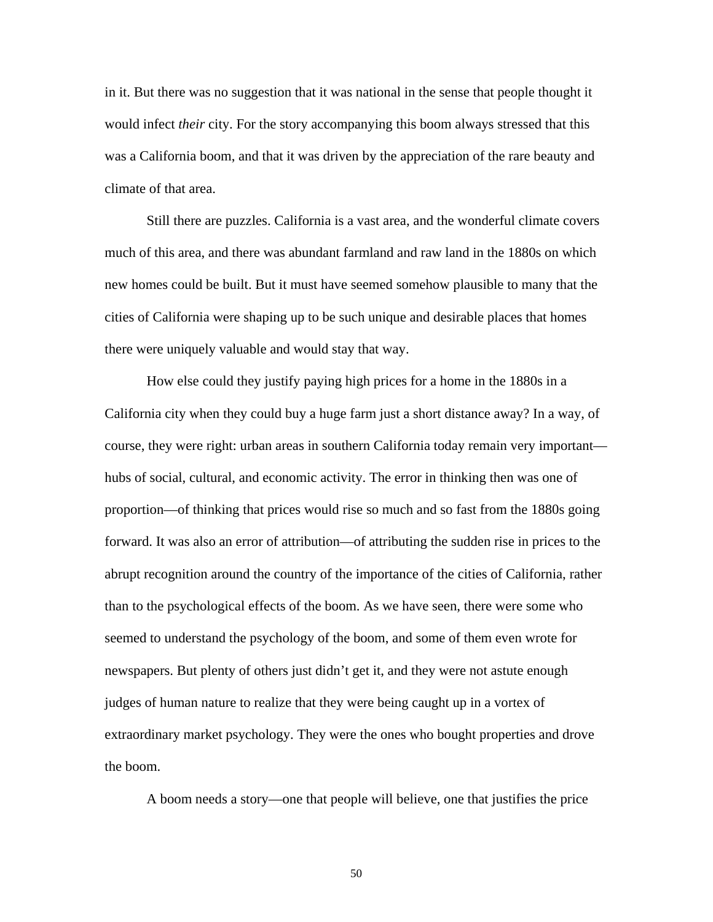in it. But there was no suggestion that it was national in the sense that people thought it would infect *their* city. For the story accompanying this boom always stressed that this was a California boom, and that it was driven by the appreciation of the rare beauty and climate of that area.

Still there are puzzles. California is a vast area, and the wonderful climate covers much of this area, and there was abundant farmland and raw land in the 1880s on which new homes could be built. But it must have seemed somehow plausible to many that the cities of California were shaping up to be such unique and desirable places that homes there were uniquely valuable and would stay that way.

How else could they justify paying high prices for a home in the 1880s in a California city when they could buy a huge farm just a short distance away? In a way, of course, they were right: urban areas in southern California today remain very important—hubs of social, cultural, and economic activity. The error in thinking then was one of proportion—of thinking that prices would rise so much and so fast from the 1880s going forward. It was also an error of attribution—of attributing the sudden rise in prices to the abrupt recognition around the country of the importance of the cities of California, rather than to the psychological effects of the boom. As we have seen, there were some who seemed to understand the psychology of the boom, and some of them even wrote for newspapers. But plenty of others just didn't get it, and they were not astute enough judges of human nature to realize that they were being caught up in a vortex of extraordinary market psychology. They were the ones who bought properties and drove the boom.

A boom needs a story—one that people will believe, one that justifies the price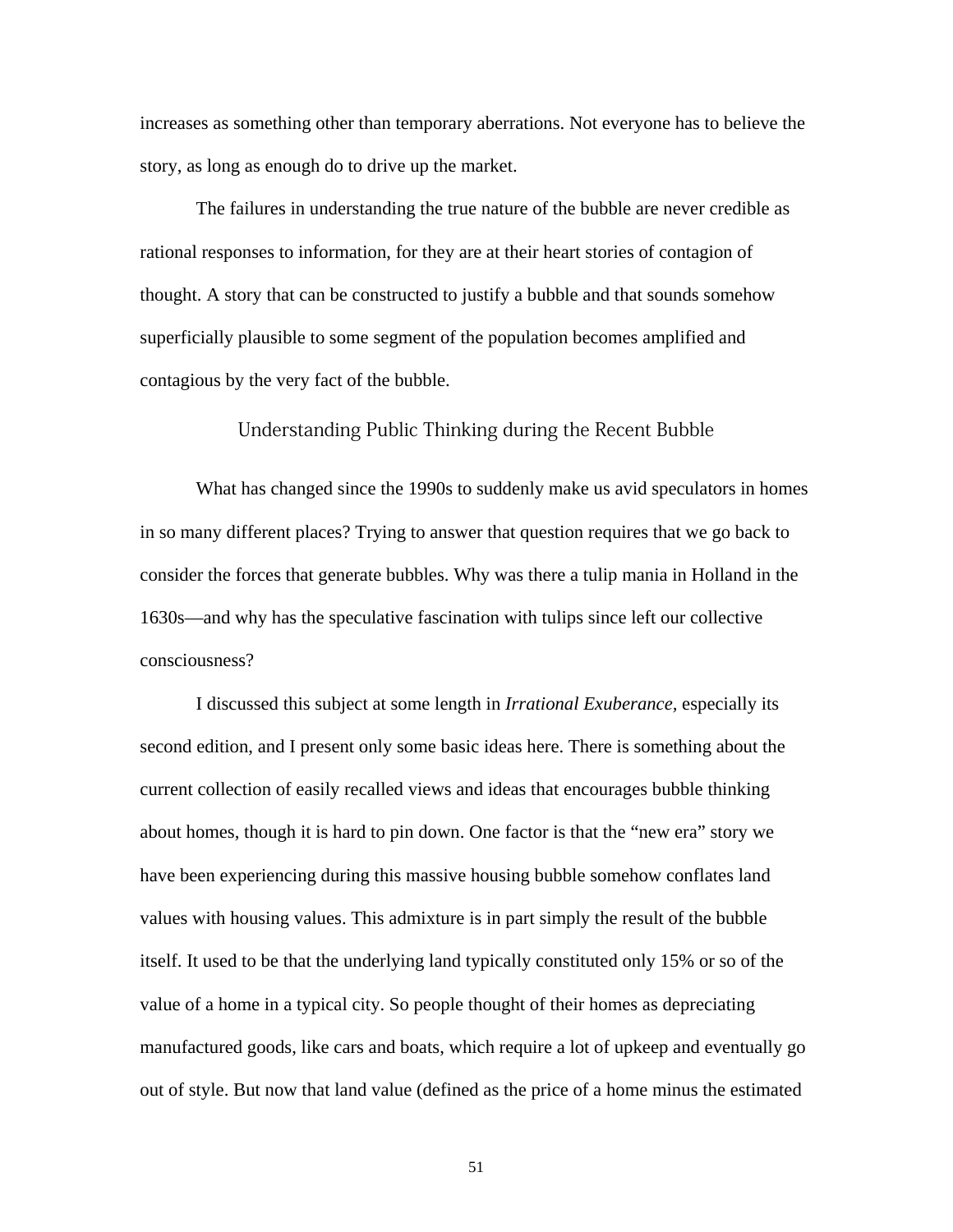increases as something other than temporary aberrations. Not everyone has to believe the story, as long as enough do to drive up the market.

The failures in understanding the true nature of the bubble are never credible as rational responses to information, for they are at their heart stories of contagion of thought. A story that can be constructed to justify a bubble and that sounds somehow superficially plausible to some segment of the population becomes amplified and contagious by the very fact of the bubble.

## Understanding Public Thinking during the Recent Bubble

What has changed since the 1990s to suddenly make us avid speculators in homes in so many different places? Trying to answer that question requires that we go back to consider the forces that generate bubbles. Why was there a tulip mania in Holland in the 1630s—and why has the speculative fascination with tulips since left our collective consciousness?

I discussed this subject at some length in *Irrational Exuberance,* especially its second edition, and I present only some basic ideas here. There is something about the current collection of easily recalled views and ideas that encourages bubble thinking about homes, though it is hard to pin down. One factor is that the "new era" story we have been experiencing during this massive housing bubble somehow conflates land values with housing values. This admixture is in part simply the result of the bubble itself. It used to be that the underlying land typically constituted only 15% or so of the value of a home in a typical city. So people thought of their homes as depreciating manufactured goods, like cars and boats, which require a lot of upkeep and eventually go out of style. But now that land value (defined as the price of a home minus the estimated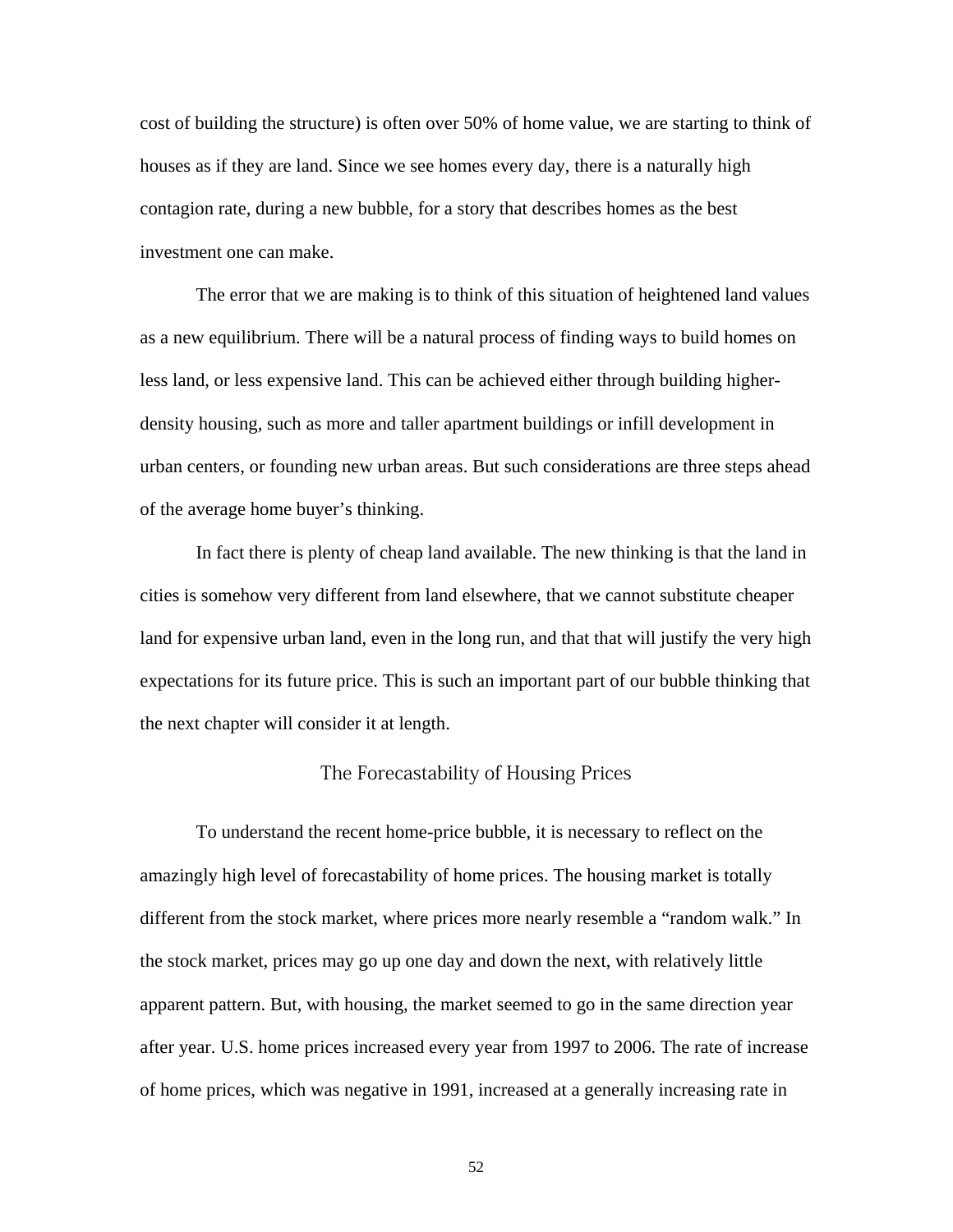cost of building the structure) is often over 50% of home value, we are starting to think of houses as if they are land. Since we see homes every day, there is a naturally high contagion rate, during a new bubble, for a story that describes homes as the best investment one can make.

The error that we are making is to think of this situation of heightened land values as a new equilibrium. There will be a natural process of finding ways to build homes on less land, or less expensive land. This can be achieved either through building higher-density housing, such as more and taller apartment buildings or infill development in urban centers, or founding new urban areas. But such considerations are three steps ahead of the average home buyer's thinking.

In fact there is plenty of cheap land available. The new thinking is that the land in cities is somehow very different from land elsewhere, that we cannot substitute cheaper land for expensive urban land, even in the long run, and that that will justify the very high expectations for its future price. This is such an important part of our bubble thinking that the next chapter will consider it at length.

## The Forecastability of Housing Prices

To understand the recent home-price bubble, it is necessary to reflect on the amazingly high level of forecastability of home prices. The housing market is totally different from the stock market, where prices more nearly resemble a "random walk." In the stock market, prices may go up one day and down the next, with relatively little apparent pattern. But, with housing, the market seemed to go in the same direction year after year. U.S. home prices increased every year from 1997 to 2006. The rate of increase of home prices, which was negative in 1991, increased at a generally increasing rate in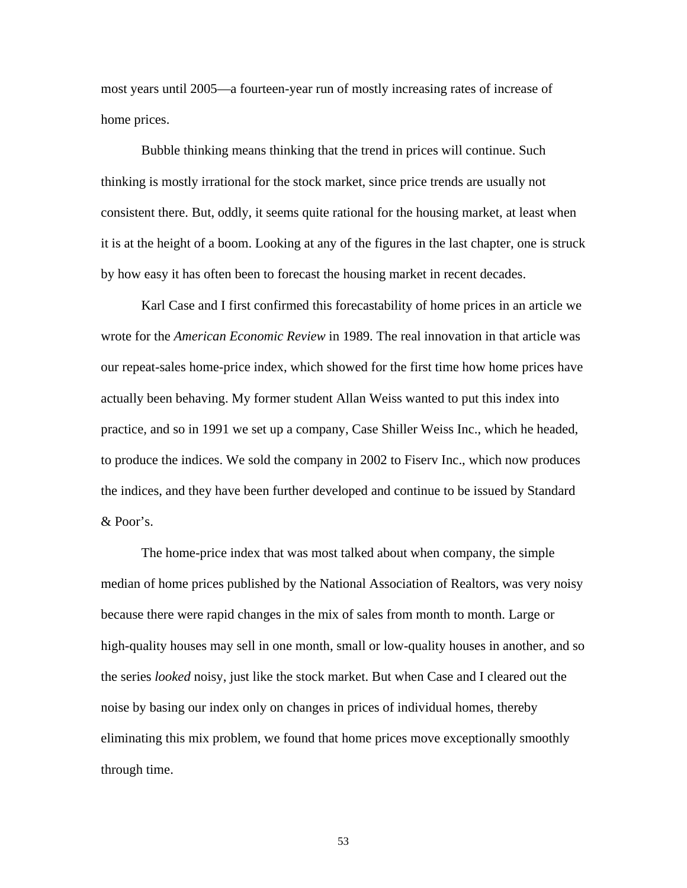most years until 2005—a fourteen-year run of mostly increasing rates of increase of home prices.

Bubble thinking means thinking that the trend in prices will continue. Such thinking is mostly irrational for the stock market, since price trends are usually not consistent there. But, oddly, it seems quite rational for the housing market, at least when it is at the height of a boom. Looking at any of the figures in the last chapter, one is struck by how easy it has often been to forecast the housing market in recent decades.

Karl Case and I first confirmed this forecastability of home prices in an article we wrote for the *American Economic Review* in 1989. The real innovation in that article was our repeat-sales home-price index, which showed for the first time how home prices have actually been behaving. My former student Allan Weiss wanted to put this index into practice, and so in 1991 we set up a company, Case Shiller Weiss Inc., which he headed, to produce the indices. We sold the company in 2002 to Fiserv Inc., which now produces the indices, and they have been further developed and continue to be issued by Standard & Poor's.

The home-price index that was most talked about when company, the simple median of home prices published by the National Association of Realtors, was very noisy because there were rapid changes in the mix of sales from month to month. Large or high-quality houses may sell in one month, small or low-quality houses in another, and so the series *looked* noisy, just like the stock market. But when Case and I cleared out the noise by basing our index only on changes in prices of individual homes, thereby eliminating this mix problem, we found that home prices move exceptionally smoothly through time.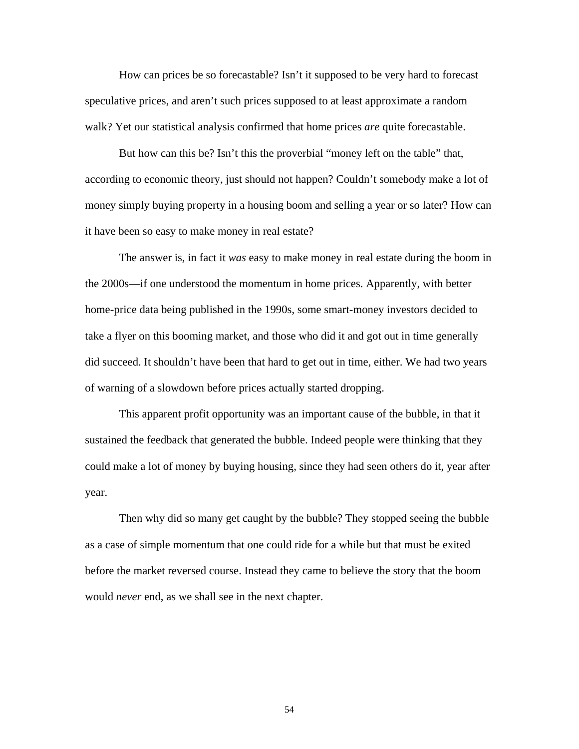How can prices be so forecastable? Isn’t it supposed to be very hard to forecast speculative prices, and aren’t such prices supposed to at least approximate a random walk? Yet our statistical analysis confirmed that home prices *are* quite forecastable.

But how can this be? Isn’t this the proverbial “money left on the table” that, according to economic theory, just should not happen? Couldn’t somebody make a lot of money simply buying property in a housing boom and selling a year or so later? How can it have been so easy to make money in real estate?

The answer is, in fact it *was* easy to make money in real estate during the boom in the 2000s—if one understood the momentum in home prices. Apparently, with better home-price data being published in the 1990s, some smart-money investors decided to take a flyer on this booming market, and those who did it and got out in time generally did succeed. It shouldn’t have been that hard to get out in time, either. We had two years of warning of a slowdown before prices actually started dropping.

This apparent profit opportunity was an important cause of the bubble, in that it sustained the feedback that generated the bubble. Indeed people were thinking that they could make a lot of money by buying housing, since they had seen others do it, year after year.

Then why did so many get caught by the bubble? They stopped seeing the bubble as a case of simple momentum that one could ride for a while but that must be exited before the market reversed course. Instead they came to believe the story that the boom would *never* end, as we shall see in the next chapter.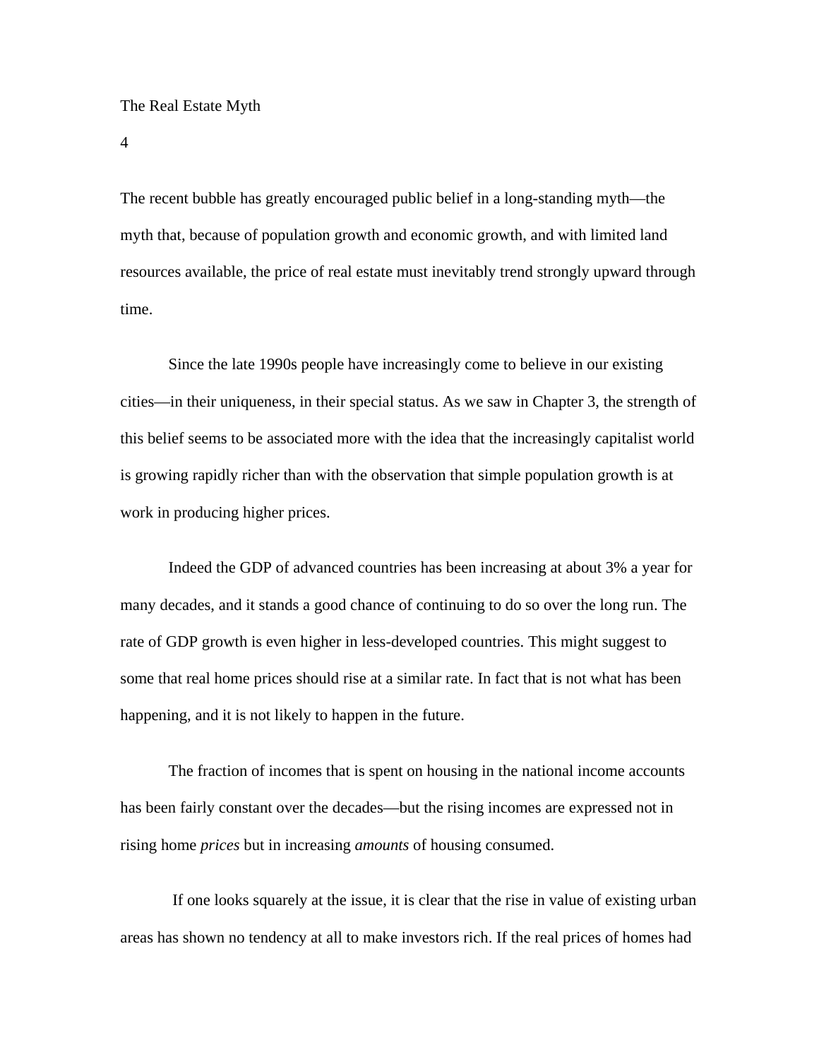# The Real Estate Myth

## 4

The recent bubble has greatly encouraged public belief in a long-standing myth—the myth that, because of population growth and economic growth, and with limited land resources available, the price of real estate must inevitably trend strongly upward through time.

Since the late 1990s people have increasingly come to believe in our existing cities—in their uniqueness, in their special status. As we saw in Chapter 3, the strength of this belief seems to be associated more with the idea that the increasingly capitalist world is growing rapidly richer than with the observation that simple population growth is at work in producing higher prices.

Indeed the GDP of advanced countries has been increasing at about 3% a year for many decades, and it stands a good chance of continuing to do so over the long run. The rate of GDP growth is even higher in less-developed countries. This might suggest to some that real home prices should rise at a similar rate. In fact that is not what has been happening, and it is not likely to happen in the future.

The fraction of incomes that is spent on housing in the national income accounts has been fairly constant over the decades—but the rising incomes are expressed not in rising home *prices* but in increasing *amounts* of housing consumed.

If one looks squarely at the issue, it is clear that the rise in value of existing urban areas has shown no tendency at all to make investors rich. If the real prices of homes had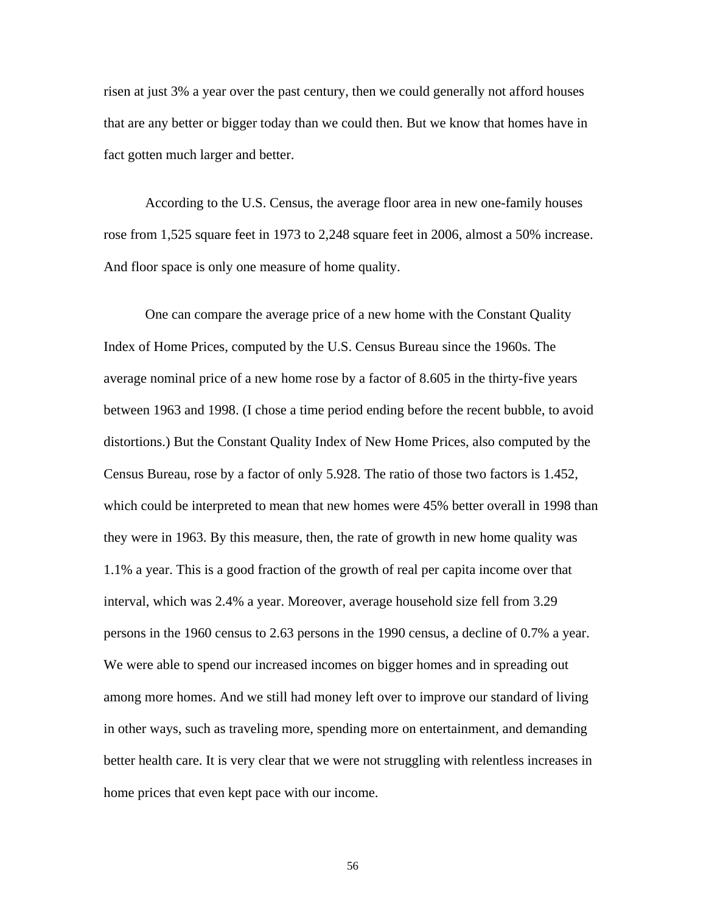risen at just 3% a year over the past century, then we could generally not afford houses that are any better or bigger today than we could then. But we know that homes have in fact gotten much larger and better.

According to the U.S. Census, the average floor area in new one-family houses rose from 1,525 square feet in 1973 to 2,248 square feet in 2006, almost a 50% increase. And floor space is only one measure of home quality.

One can compare the average price of a new home with the Constant Quality Index of Home Prices, computed by the U.S. Census Bureau since the 1960s. The average nominal price of a new home rose by a factor of 8.605 in the thirty-five years between 1963 and 1998. (I chose a time period ending before the recent bubble, to avoid distortions.) But the Constant Quality Index of New Home Prices, also computed by the Census Bureau, rose by a factor of only 5.928. The ratio of those two factors is 1.452, which could be interpreted to mean that new homes were 45% better overall in 1998 than they were in 1963. By this measure, then, the rate of growth in new home quality was 1.1% a year. This is a good fraction of the growth of real per capita income over that interval, which was 2.4% a year. Moreover, average household size fell from 3.29 persons in the 1960 census to 2.63 persons in the 1990 census, a decline of 0.7% a year. We were able to spend our increased incomes on bigger homes and in spreading out among more homes. And we still had money left over to improve our standard of living in other ways, such as traveling more, spending more on entertainment, and demanding better health care. It is very clear that we were not struggling with relentless increases in home prices that even kept pace with our income.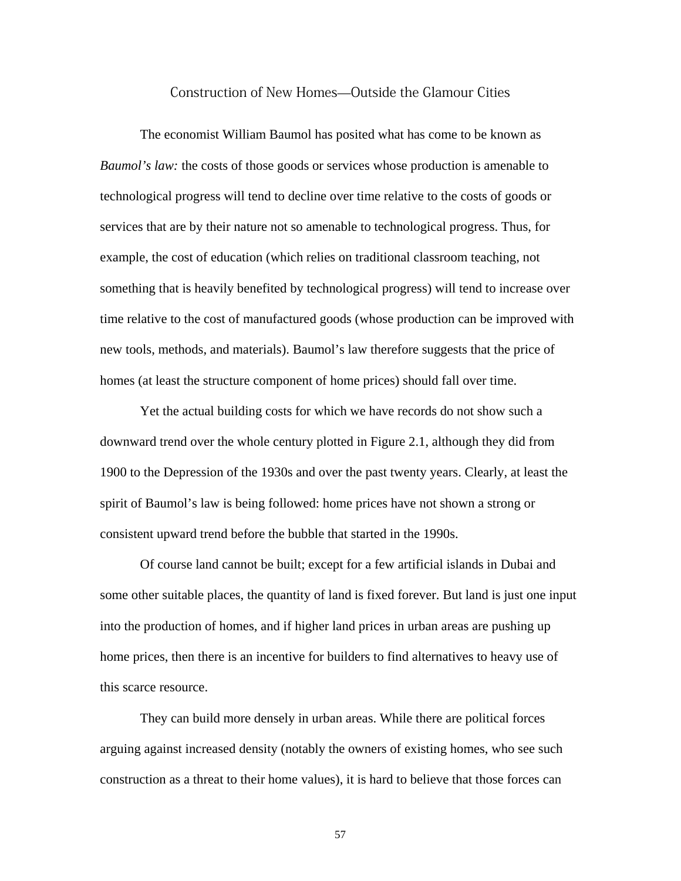## Construction of New Homes—Outside the Glamour Cities

The economist William Baumol has posited what has come to be known as *Baumol's law:* the costs of those goods or services whose production is amenable to technological progress will tend to decline over time relative to the costs of goods or services that are by their nature not so amenable to technological progress. Thus, for example, the cost of education (which relies on traditional classroom teaching, not something that is heavily benefited by technological progress) will tend to increase over time relative to the cost of manufactured goods (whose production can be improved with new tools, methods, and materials). Baumol's law therefore suggests that the price of homes (at least the structure component of home prices) should fall over time.

Yet the actual building costs for which we have records do not show such a downward trend over the whole century plotted in Figure 2.1, although they did from 1900 to the Depression of the 1930s and over the past twenty years. Clearly, at least the spirit of Baumol's law is being followed: home prices have not shown a strong or consistent upward trend before the bubble that started in the 1990s.

Of course land cannot be built; except for a few artificial islands in Dubai and some other suitable places, the quantity of land is fixed forever. But land is just one input into the production of homes, and if higher land prices in urban areas are pushing up home prices, then there is an incentive for builders to find alternatives to heavy use of this scarce resource.

They can build more densely in urban areas. While there are political forces arguing against increased density (notably the owners of existing homes, who see such construction as a threat to their home values), it is hard to believe that those forces can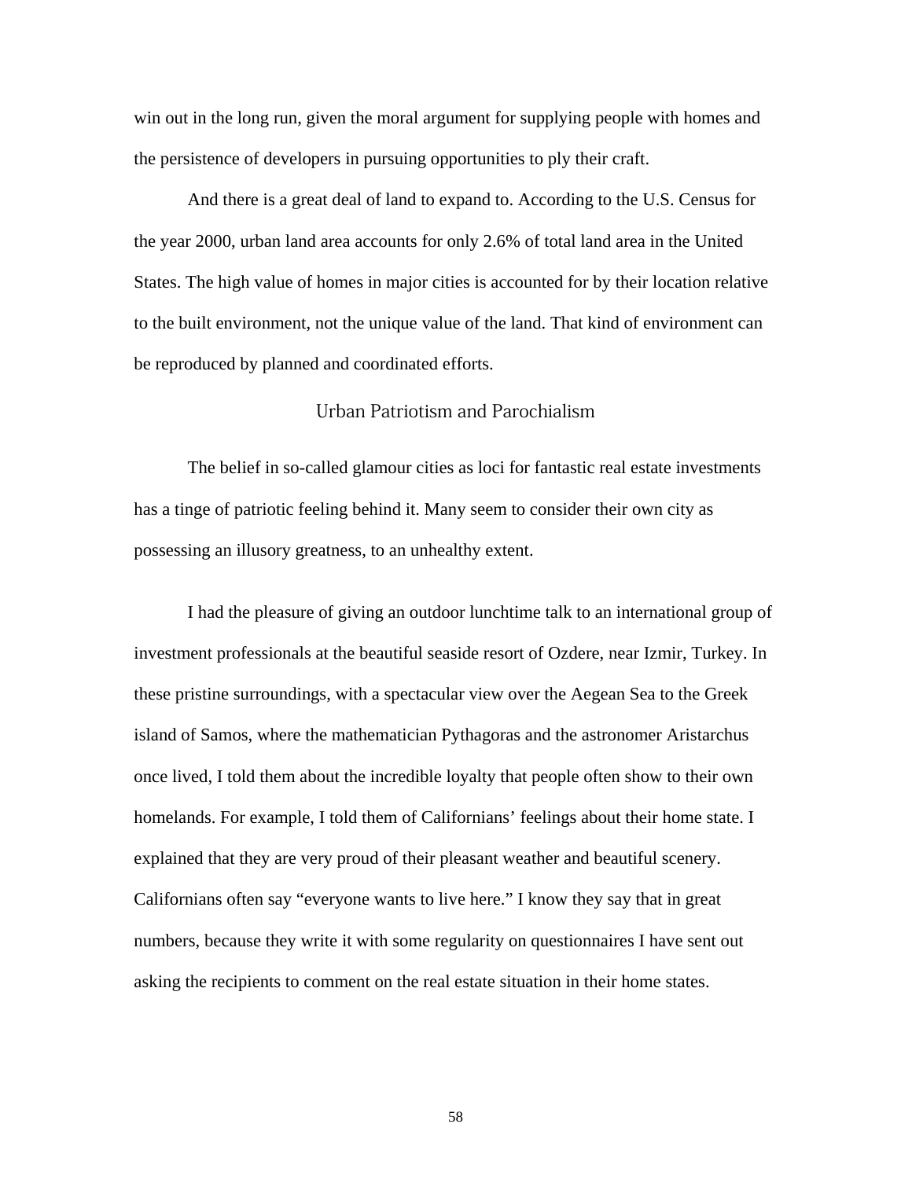win out in the long run, given the moral argument for supplying people with homes and the persistence of developers in pursuing opportunities to ply their craft.

And there is a great deal of land to expand to. According to the U.S. Census for the year 2000, urban land area accounts for only 2.6% of total land area in the United States. The high value of homes in major cities is accounted for by their location relative to the built environment, not the unique value of the land. That kind of environment can be reproduced by planned and coordinated efforts.

## Urban Patriotism and Parochialism

The belief in so-called glamour cities as loci for fantastic real estate investments has a tinge of patriotic feeling behind it. Many seem to consider their own city as possessing an illusory greatness, to an unhealthy extent.

I had the pleasure of giving an outdoor lunchtime talk to an international group of investment professionals at the beautiful seaside resort of Ozdere, near Izmir, Turkey. In these pristine surroundings, with a spectacular view over the Aegean Sea to the Greek island of Samos, where the mathematician Pythagoras and the astronomer Aristarchus once lived, I told them about the incredible loyalty that people often show to their own homelands. For example, I told them of Californians' feelings about their home state. I explained that they are very proud of their pleasant weather and beautiful scenery. Californians often say "everyone wants to live here." I know they say that in great numbers, because they write it with some regularity on questionnaires I have sent out asking the recipients to comment on the real estate situation in their home states.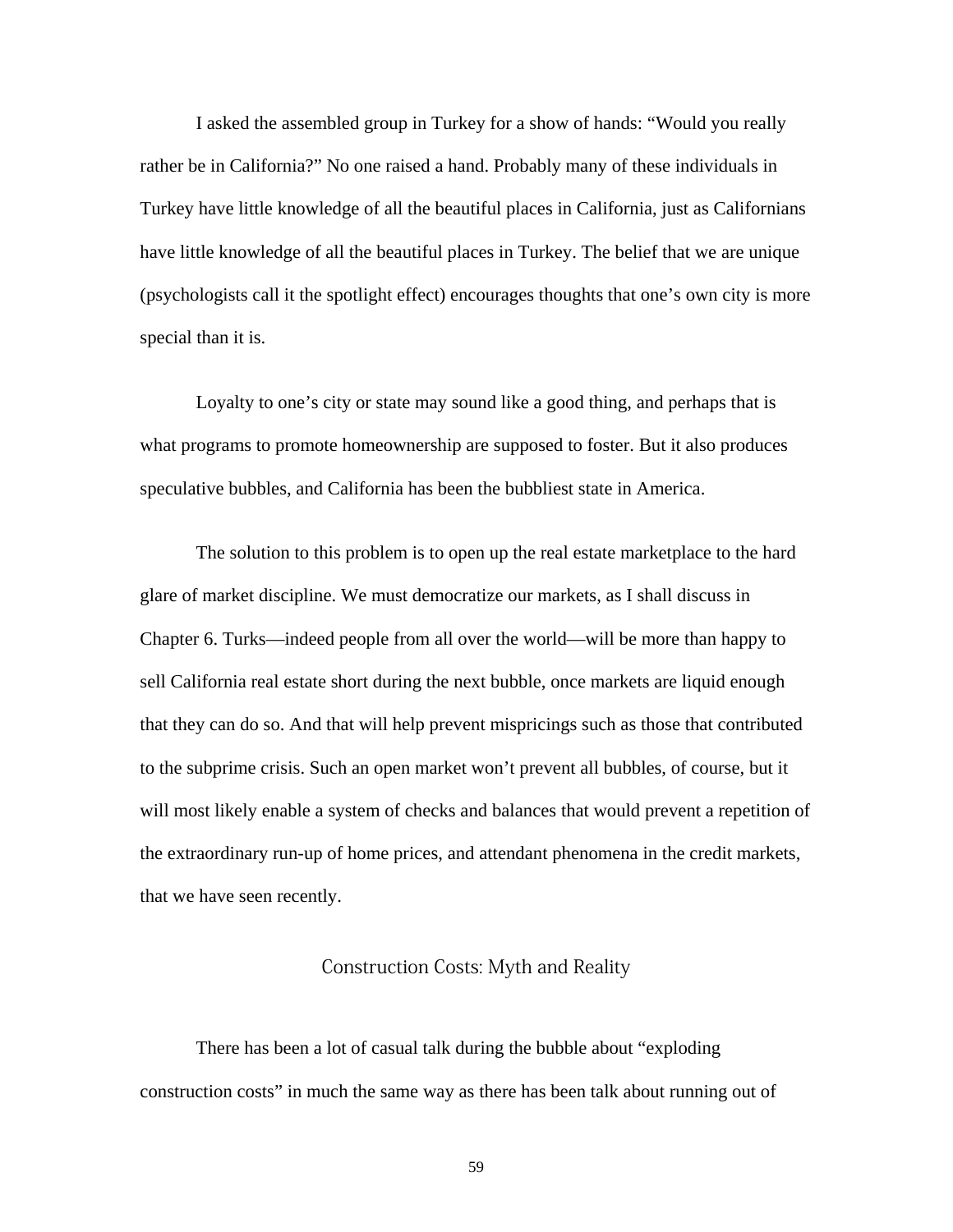I asked the assembled group in Turkey for a show of hands: “Would you really rather be in California?” No one raised a hand. Probably many of these individuals in Turkey have little knowledge of all the beautiful places in California, just as Californians have little knowledge of all the beautiful places in Turkey. The belief that we are unique (psychologists call it the spotlight effect) encourages thoughts that one’s own city is more special than it is.

Loyalty to one’s city or state may sound like a good thing, and perhaps that is what programs to promote homeownership are supposed to foster. But it also produces speculative bubbles, and California has been the bubbliest state in America.

The solution to this problem is to open up the real estate marketplace to the hard glare of market discipline. We must democratize our markets, as I shall discuss in Chapter 6. Turks—indeed people from all over the world—will be more than happy to sell California real estate short during the next bubble, once markets are liquid enough that they can do so. And that will help prevent mispricings such as those that contributed to the subprime crisis. Such an open market won’t prevent all bubbles, of course, but it will most likely enable a system of checks and balances that would prevent a repetition of the extraordinary run-up of home prices, and attendant phenomena in the credit markets, that we have seen recently.

## Construction Costs: Myth and Reality

There has been a lot of casual talk during the bubble about “exploding construction costs” in much the same way as there has been talk about running out of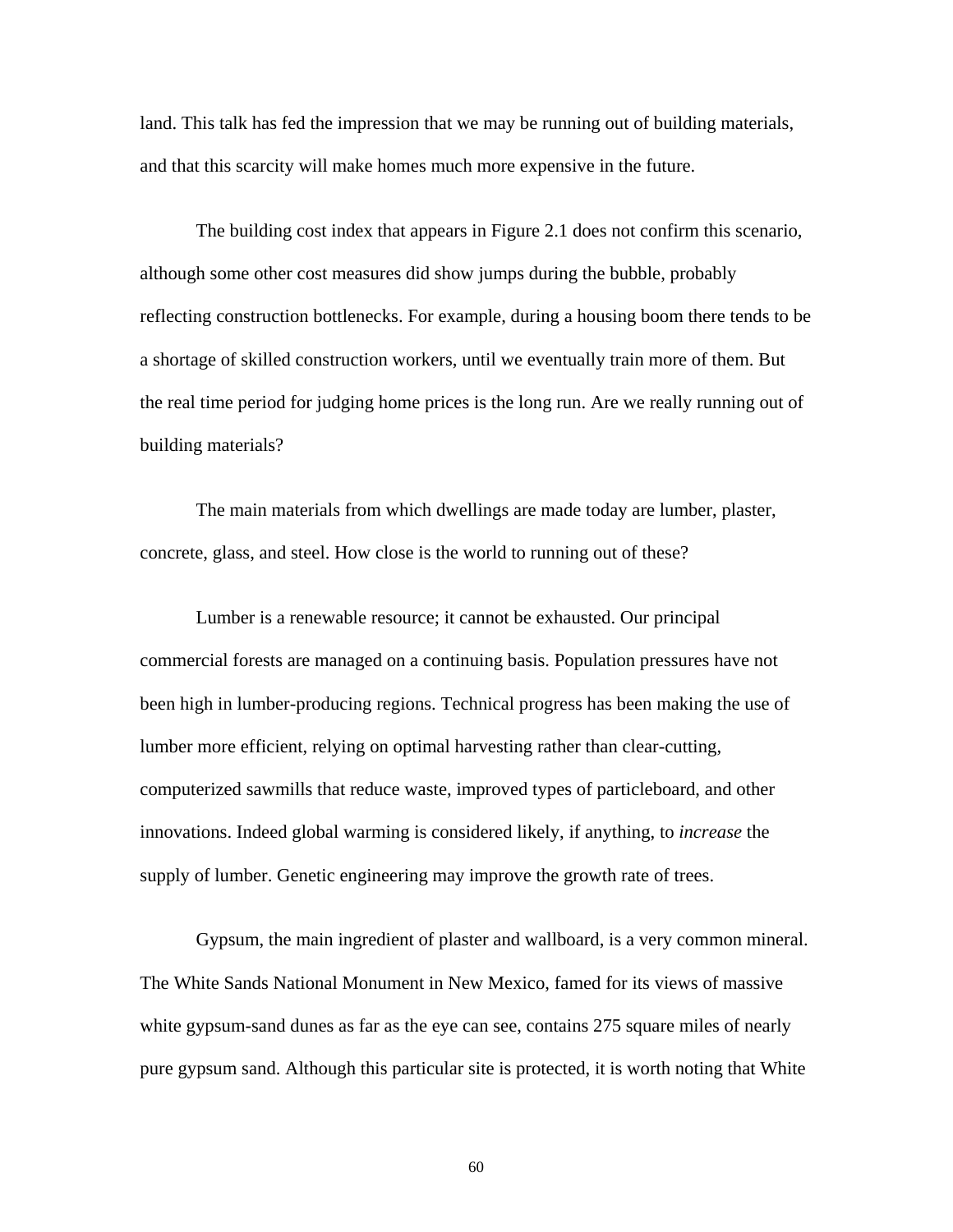land. This talk has fed the impression that we may be running out of building materials, and that this scarcity will make homes much more expensive in the future.

The building cost index that appears in Figure 2.1 does not confirm this scenario, although some other cost measures did show jumps during the bubble, probably reflecting construction bottlenecks. For example, during a housing boom there tends to be a shortage of skilled construction workers, until we eventually train more of them. But the real time period for judging home prices is the long run. Are we really running out of building materials?

The main materials from which dwellings are made today are lumber, plaster, concrete, glass, and steel. How close is the world to running out of these?

Lumber is a renewable resource; it cannot be exhausted. Our principal commercial forests are managed on a continuing basis. Population pressures have not been high in lumber-producing regions. Technical progress has been making the use of lumber more efficient, relying on optimal harvesting rather than clear-cutting, computerized sawmills that reduce waste, improved types of particleboard, and other innovations. Indeed global warming is considered likely, if anything, to *increase* the supply of lumber. Genetic engineering may improve the growth rate of trees.

Gypsum, the main ingredient of plaster and wallboard, is a very common mineral. The White Sands National Monument in New Mexico, famed for its views of massive white gypsum-sand dunes as far as the eye can see, contains 275 square miles of nearly pure gypsum sand. Although this particular site is protected, it is worth noting that White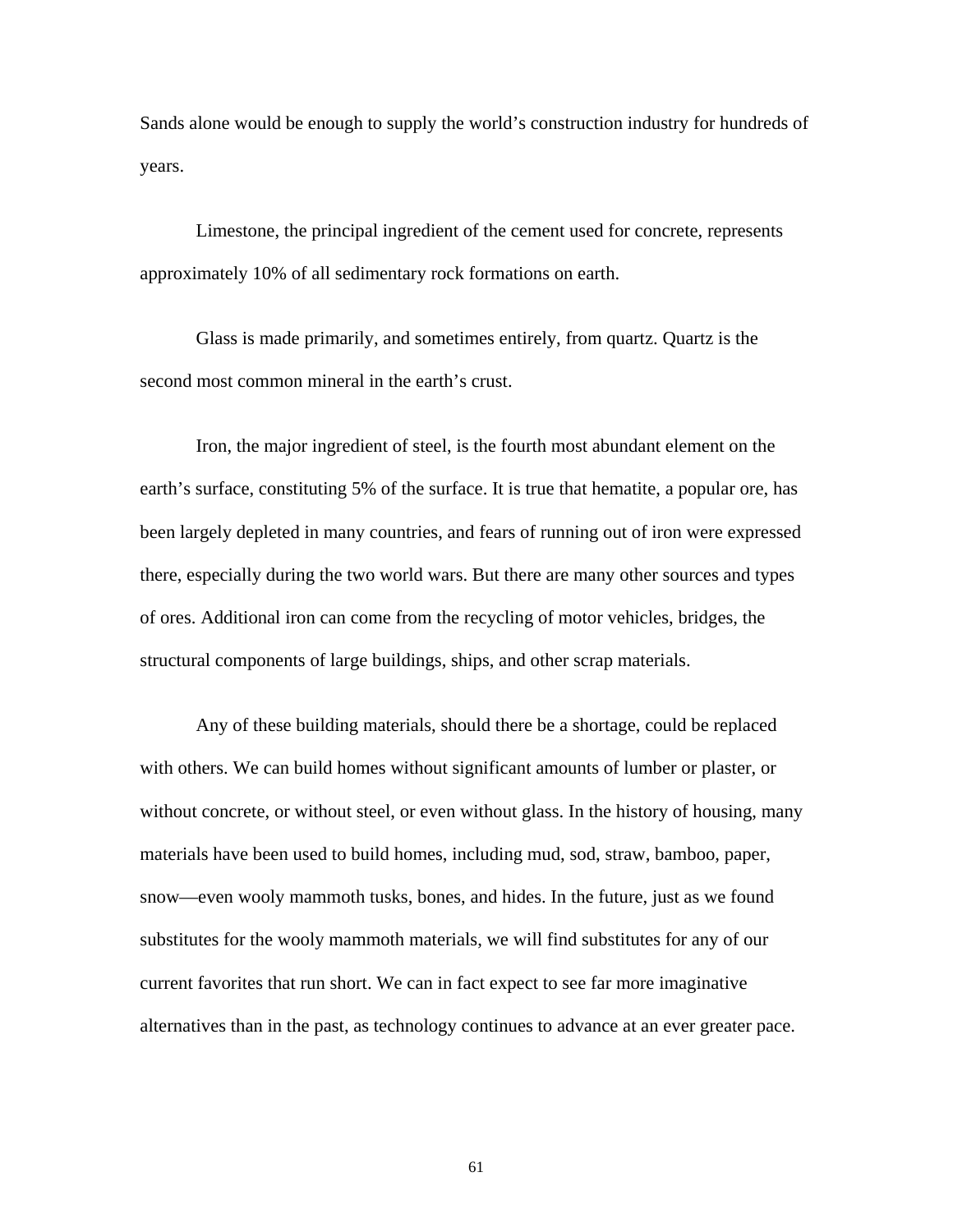Sands alone would be enough to supply the world's construction industry for hundreds of years.

Limestone, the principal ingredient of the cement used for concrete, represents approximately 10% of all sedimentary rock formations on earth.

Glass is made primarily, and sometimes entirely, from quartz. Quartz is the second most common mineral in the earth's crust.

Iron, the major ingredient of steel, is the fourth most abundant element on the earth's surface, constituting 5% of the surface. It is true that hematite, a popular ore, has been largely depleted in many countries, and fears of running out of iron were expressed there, especially during the two world wars. But there are many other sources and types of ores. Additional iron can come from the recycling of motor vehicles, bridges, the structural components of large buildings, ships, and other scrap materials.

Any of these building materials, should there be a shortage, could be replaced with others. We can build homes without significant amounts of lumber or plaster, or without concrete, or without steel, or even without glass. In the history of housing, many materials have been used to build homes, including mud, sod, straw, bamboo, paper, snow—even wooly mammoth tusks, bones, and hides. In the future, just as we found substitutes for the wooly mammoth materials, we will find substitutes for any of our current favorites that run short. We can in fact expect to see far more imaginative alternatives than in the past, as technology continues to advance at an ever greater pace.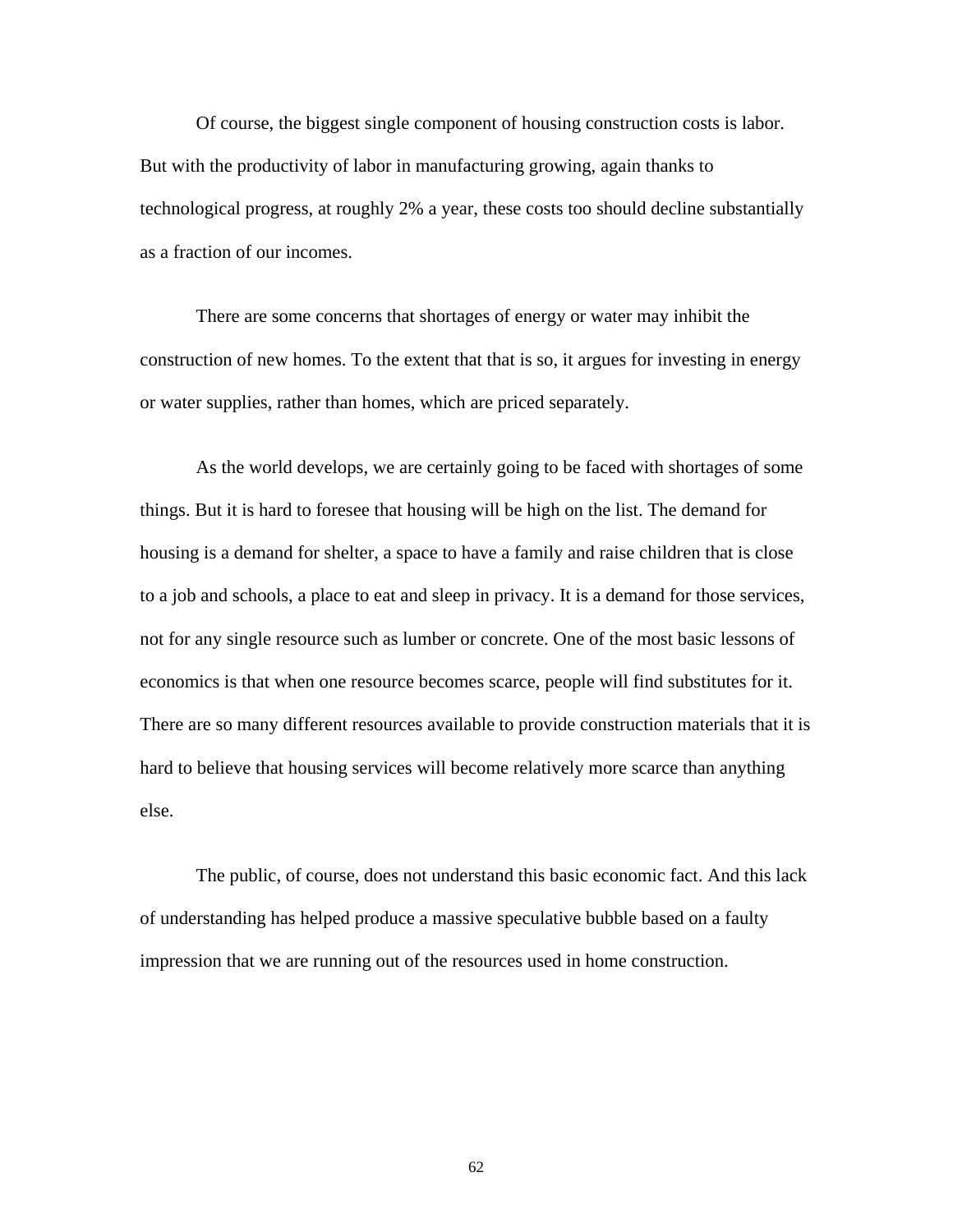Of course, the biggest single component of housing construction costs is labor. But with the productivity of labor in manufacturing growing, again thanks to technological progress, at roughly 2% a year, these costs too should decline substantially as a fraction of our incomes.

There are some concerns that shortages of energy or water may inhibit the construction of new homes. To the extent that that is so, it argues for investing in energy or water supplies, rather than homes, which are priced separately.

As the world develops, we are certainly going to be faced with shortages of some things. But it is hard to foresee that housing will be high on the list. The demand for housing is a demand for shelter, a space to have a family and raise children that is close to a job and schools, a place to eat and sleep in privacy. It is a demand for those services, not for any single resource such as lumber or concrete. One of the most basic lessons of economics is that when one resource becomes scarce, people will find substitutes for it. There are so many different resources available to provide construction materials that it is hard to believe that housing services will become relatively more scarce than anything else.

The public, of course, does not understand this basic economic fact. And this lack of understanding has helped produce a massive speculative bubble based on a faulty impression that we are running out of the resources used in home construction.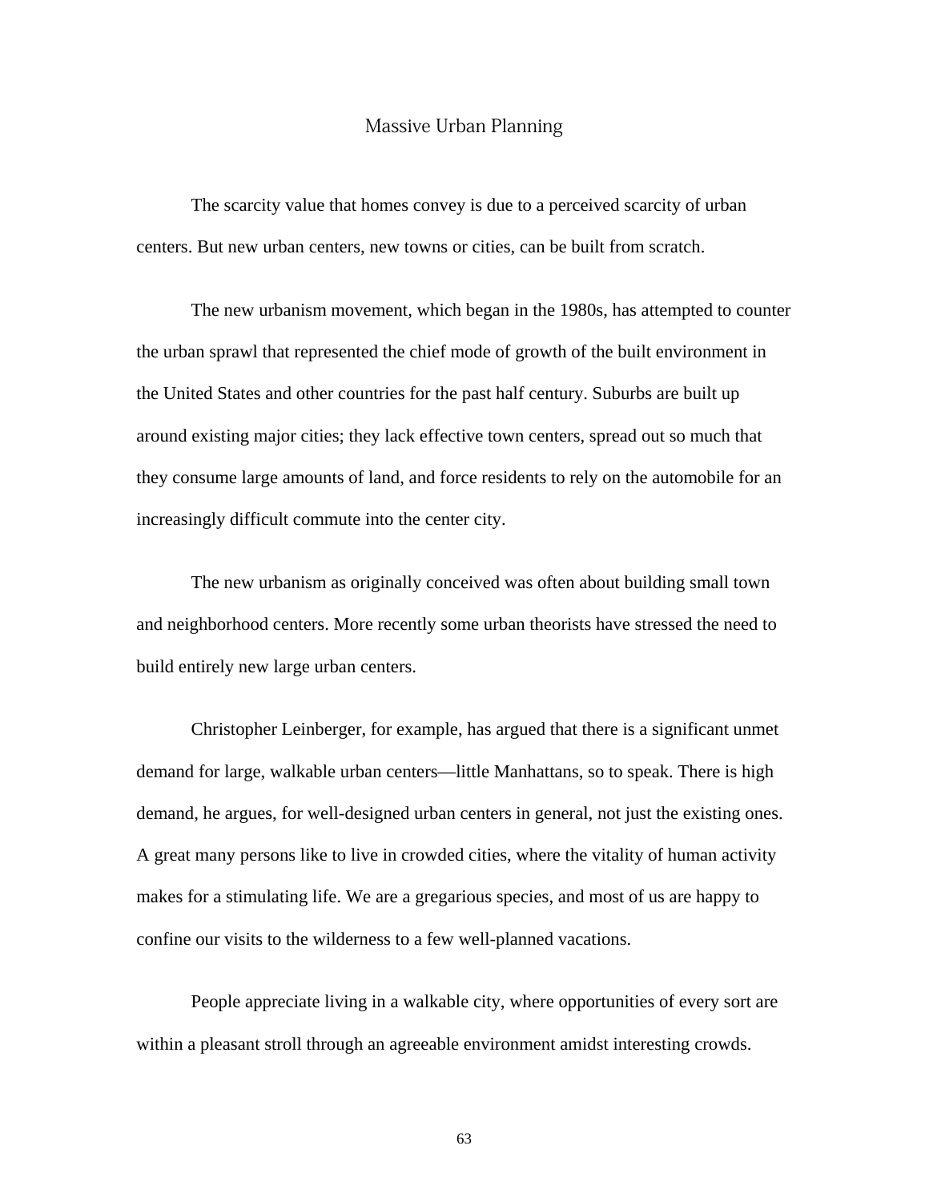## Massive Urban Planning

The scarcity value that homes convey is due to a perceived scarcity of urban centers. But new urban centers, new towns or cities, can be built from scratch.

The new urbanism movement, which began in the 1980s, has attempted to counter the urban sprawl that represented the chief mode of growth of the built environment in the United States and other countries for the past half century. Suburbs are built up around existing major cities; they lack effective town centers, spread out so much that they consume large amounts of land, and force residents to rely on the automobile for an increasingly difficult commute into the center city.

The new urbanism as originally conceived was often about building small town and neighborhood centers. More recently some urban theorists have stressed the need to build entirely new large urban centers.

Christopher Leinberger, for example, has argued that there is a significant unmet demand for large, walkable urban centers—little Manhattans, so to speak. There is high demand, he argues, for well-designed urban centers in general, not just the existing ones. A great many persons like to live in crowded cities, where the vitality of human activity makes for a stimulating life. We are a gregarious species, and most of us are happy to confine our visits to the wilderness to a few well-planned vacations.

People appreciate living in a walkable city, where opportunities of every sort are within a pleasant stroll through an agreeable environment amidst interesting crowds.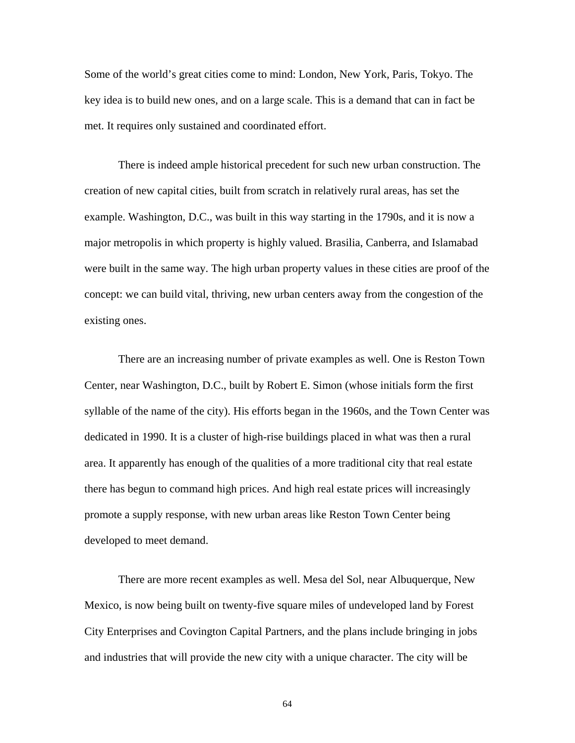Some of the world's great cities come to mind: London, New York, Paris, Tokyo. The key idea is to build new ones, and on a large scale. This is a demand that can in fact be met. It requires only sustained and coordinated effort.

There is indeed ample historical precedent for such new urban construction. The creation of new capital cities, built from scratch in relatively rural areas, has set the example. Washington, D.C., was built in this way starting in the 1790s, and it is now a major metropolis in which property is highly valued. Brasilia, Canberra, and Islamabad were built in the same way. The high urban property values in these cities are proof of the concept: we can build vital, thriving, new urban centers away from the congestion of the existing ones.

There are an increasing number of private examples as well. One is Reston Town Center, near Washington, D.C., built by Robert E. Simon (whose initials form the first syllable of the name of the city). His efforts began in the 1960s, and the Town Center was dedicated in 1990. It is a cluster of high-rise buildings placed in what was then a rural area. It apparently has enough of the qualities of a more traditional city that real estate there has begun to command high prices. And high real estate prices will increasingly promote a supply response, with new urban areas like Reston Town Center being developed to meet demand.

There are more recent examples as well. Mesa del Sol, near Albuquerque, New Mexico, is now being built on twenty-five square miles of undeveloped land by Forest City Enterprises and Covington Capital Partners, and the plans include bringing in jobs and industries that will provide the new city with a unique character. The city will be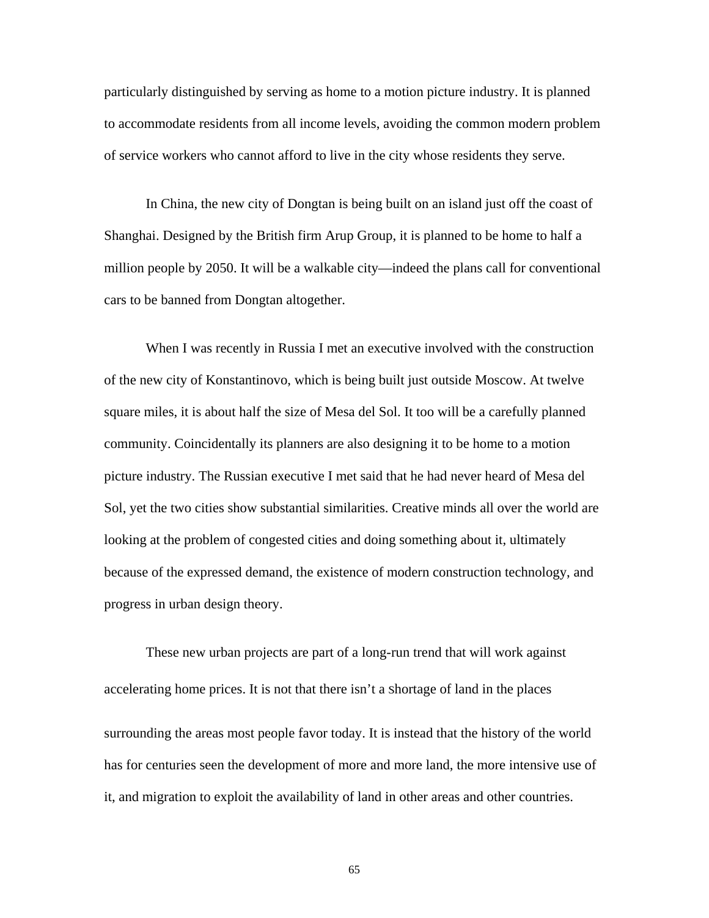particularly distinguished by serving as home to a motion picture industry. It is planned to accommodate residents from all income levels, avoiding the common modern problem of service workers who cannot afford to live in the city whose residents they serve.

In China, the new city of Dongtan is being built on an island just off the coast of Shanghai. Designed by the British firm Arup Group, it is planned to be home to half a million people by 2050. It will be a walkable city—indeed the plans call for conventional cars to be banned from Dongtan altogether.

When I was recently in Russia I met an executive involved with the construction of the new city of Konstantinovo, which is being built just outside Moscow. At twelve square miles, it is about half the size of Mesa del Sol. It too will be a carefully planned community. Coincidentally its planners are also designing it to be home to a motion picture industry. The Russian executive I met said that he had never heard of Mesa del Sol, yet the two cities show substantial similarities. Creative minds all over the world are looking at the problem of congested cities and doing something about it, ultimately because of the expressed demand, the existence of modern construction technology, and progress in urban design theory.

These new urban projects are part of a long-run trend that will work against accelerating home prices. It is not that there isn't a shortage of land in the places surrounding the areas most people favor today. It is instead that the history of the world has for centuries seen the development of more and more land, the more intensive use of it, and migration to exploit the availability of land in other areas and other countries.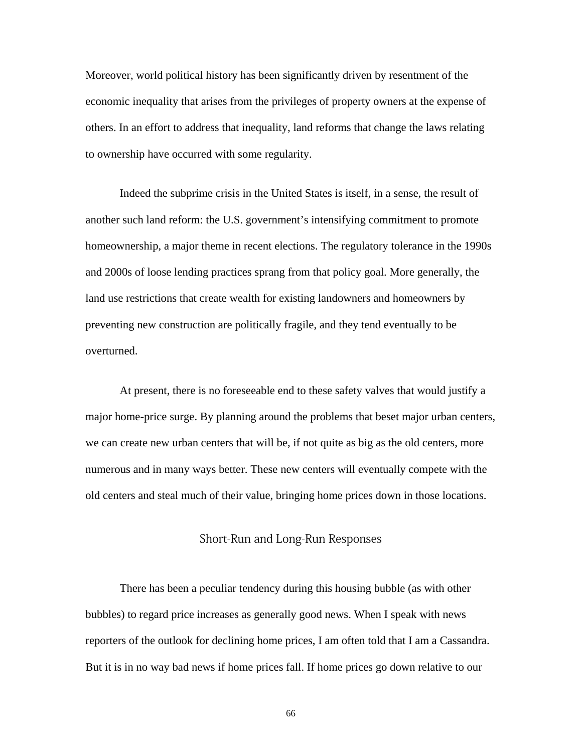Moreover, world political history has been significantly driven by resentment of the economic inequality that arises from the privileges of property owners at the expense of others. In an effort to address that inequality, land reforms that change the laws relating to ownership have occurred with some regularity.

Indeed the subprime crisis in the United States is itself, in a sense, the result of another such land reform: the U.S. government's intensifying commitment to promote homeownership, a major theme in recent elections. The regulatory tolerance in the 1990s and 2000s of loose lending practices sprang from that policy goal. More generally, the land use restrictions that create wealth for existing landowners and homeowners by preventing new construction are politically fragile, and they tend eventually to be overturned.

At present, there is no foreseeable end to these safety valves that would justify a major home-price surge. By planning around the problems that beset major urban centers, we can create new urban centers that will be, if not quite as big as the old centers, more numerous and in many ways better. These new centers will eventually compete with the old centers and steal much of their value, bringing home prices down in those locations.

## Short-Run and Long-Run Responses

There has been a peculiar tendency during this housing bubble (as with other bubbles) to regard price increases as generally good news. When I speak with news reporters of the outlook for declining home prices, I am often told that I am a Cassandra. But it is in no way bad news if home prices fall. If home prices go down relative to our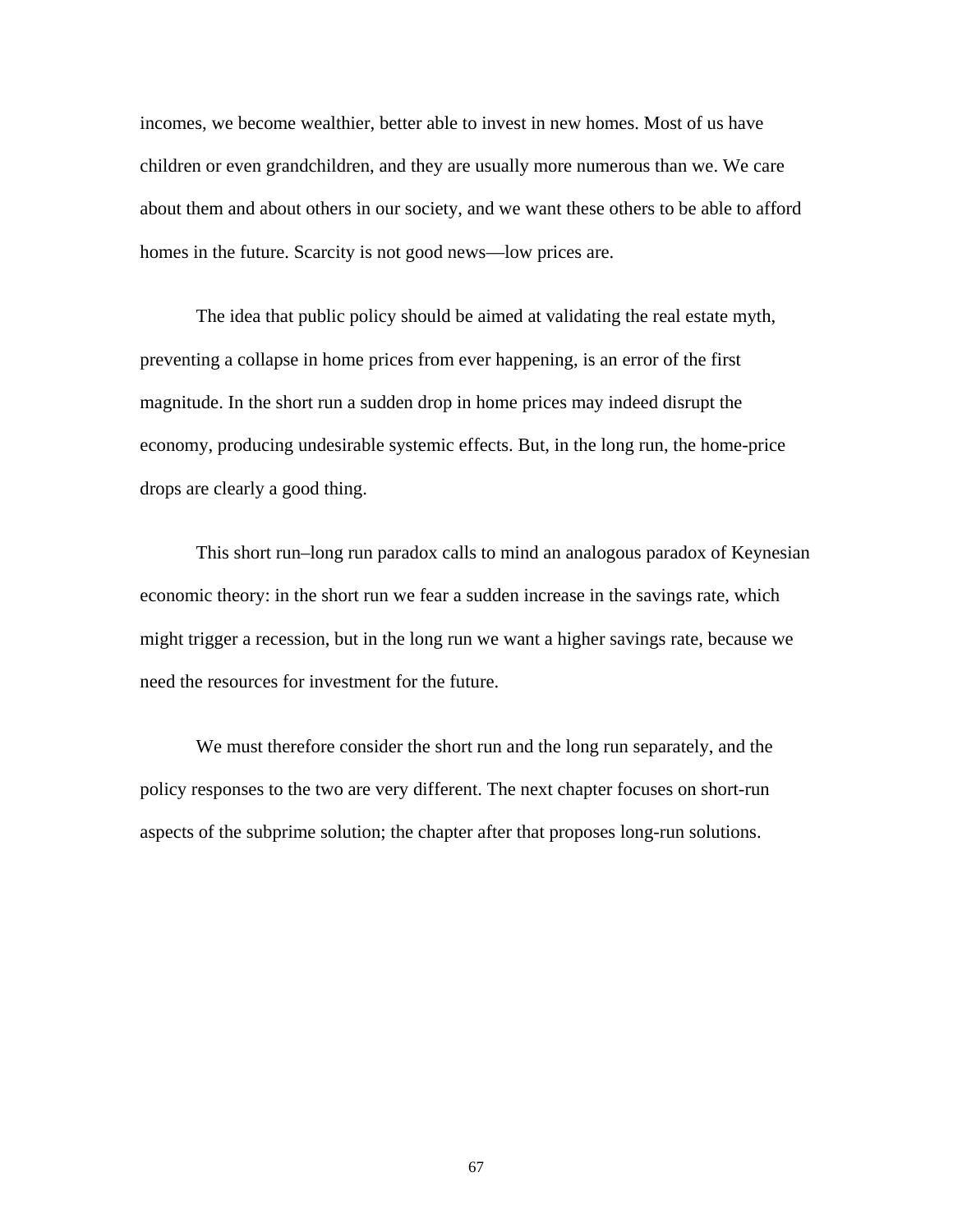incomes, we become wealthier, better able to invest in new homes. Most of us have children or even grandchildren, and they are usually more numerous than we. We care about them and about others in our society, and we want these others to be able to afford homes in the future. Scarcity is not good news—low prices are.

The idea that public policy should be aimed at validating the real estate myth, preventing a collapse in home prices from ever happening, is an error of the first magnitude. In the short run a sudden drop in home prices may indeed disrupt the economy, producing undesirable systemic effects. But, in the long run, the home-price drops are clearly a good thing.

This short run–long run paradox calls to mind an analogous paradox of Keynesian economic theory: in the short run we fear a sudden increase in the savings rate, which might trigger a recession, but in the long run we want a higher savings rate, because we need the resources for investment for the future.

We must therefore consider the short run and the long run separately, and the policy responses to the two are very different. The next chapter focuses on short-run aspects of the subprime solution; the chapter after that proposes long-run solutions.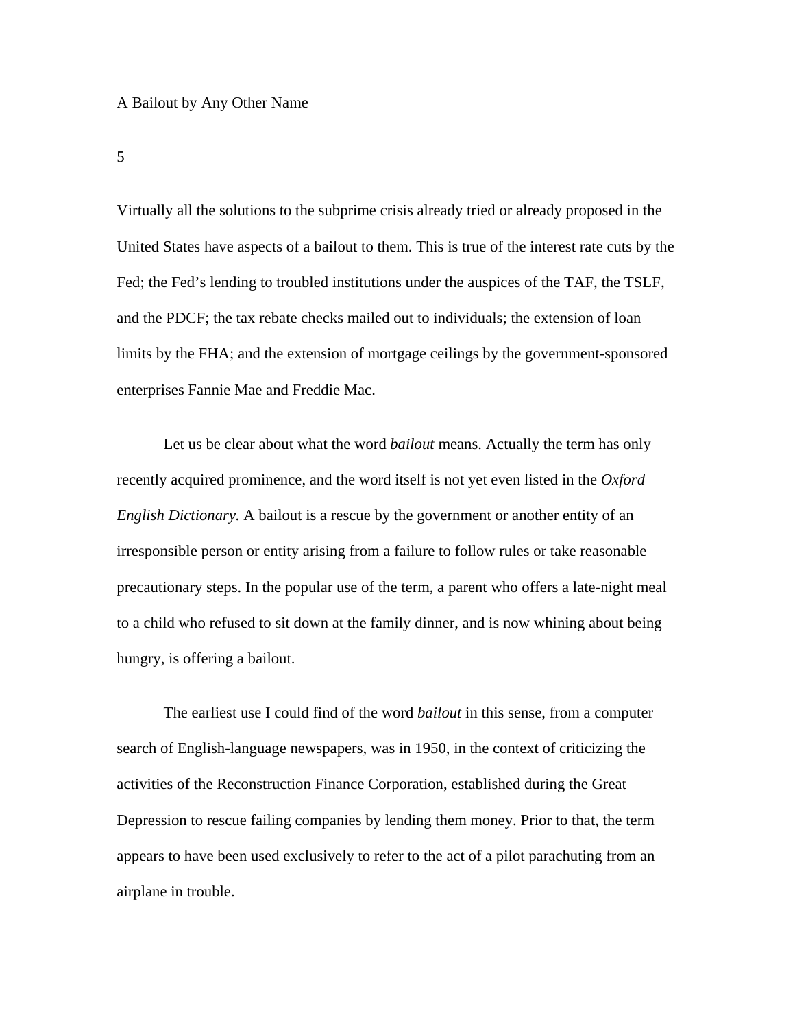# A Bailout by Any Other Name

## 5

Virtually all the solutions to the subprime crisis already tried or already proposed in the United States have aspects of a bailout to them. This is true of the interest rate cuts by the Fed; the Fed's lending to troubled institutions under the auspices of the TAF, the TSLF, and the PDCF; the tax rebate checks mailed out to individuals; the extension of loan limits by the FHA; and the extension of mortgage ceilings by the government-sponsored enterprises Fannie Mae and Freddie Mac.

Let us be clear about what the word *bailout* means. Actually the term has only recently acquired prominence, and the word itself is not yet even listed in the *Oxford English Dictionary.* A bailout is a rescue by the government or another entity of an irresponsible person or entity arising from a failure to follow rules or take reasonable precautionary steps. In the popular use of the term, a parent who offers a late-night meal to a child who refused to sit down at the family dinner, and is now whining about being hungry, is offering a bailout.

The earliest use I could find of the word *bailout* in this sense, from a computer search of English-language newspapers, was in 1950, in the context of criticizing the activities of the Reconstruction Finance Corporation, established during the Great Depression to rescue failing companies by lending them money. Prior to that, the term appears to have been used exclusively to refer to the act of a pilot parachuting from an airplane in trouble.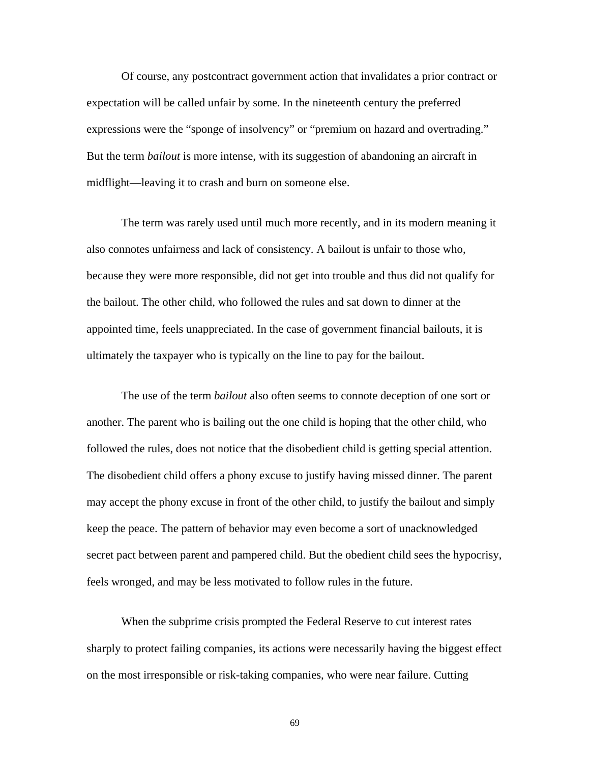Of course, any postcontract government action that invalidates a prior contract or expectation will be called unfair by some. In the nineteenth century the preferred expressions were the "sponge of insolvency" or "premium on hazard and overtrading." But the term *bailout* is more intense, with its suggestion of abandoning an aircraft in midflight—leaving it to crash and burn on someone else.

The term was rarely used until much more recently, and in its modern meaning it also connotes unfairness and lack of consistency. A bailout is unfair to those who, because they were more responsible, did not get into trouble and thus did not qualify for the bailout. The other child, who followed the rules and sat down to dinner at the appointed time, feels unappreciated. In the case of government financial bailouts, it is ultimately the taxpayer who is typically on the line to pay for the bailout.

The use of the term *bailout* also often seems to connote deception of one sort or another. The parent who is bailing out the one child is hoping that the other child, who followed the rules, does not notice that the disobedient child is getting special attention. The disobedient child offers a phony excuse to justify having missed dinner. The parent may accept the phony excuse in front of the other child, to justify the bailout and simply keep the peace. The pattern of behavior may even become a sort of unacknowledged secret pact between parent and pampered child. But the obedient child sees the hypocrisy, feels wronged, and may be less motivated to follow rules in the future.

When the subprime crisis prompted the Federal Reserve to cut interest rates sharply to protect failing companies, its actions were necessarily having the biggest effect on the most irresponsible or risk-taking companies, who were near failure. Cutting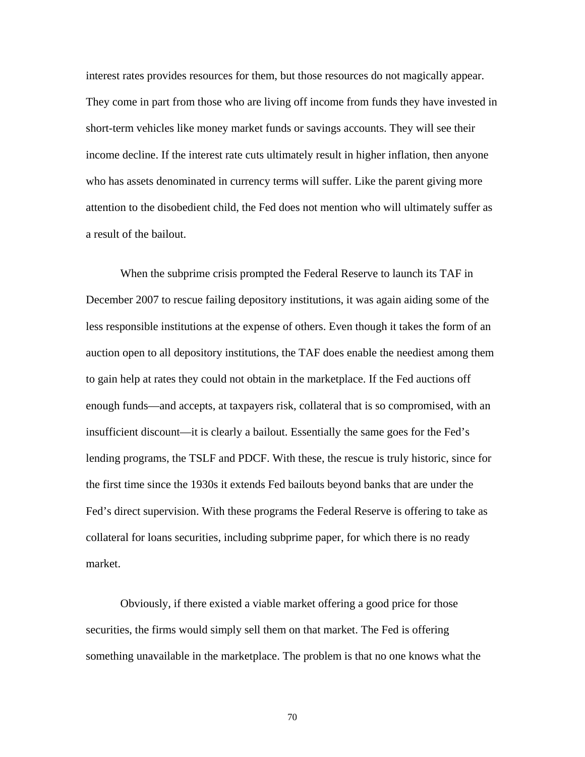interest rates provides resources for them, but those resources do not magically appear. They come in part from those who are living off income from funds they have invested in short-term vehicles like money market funds or savings accounts. They will see their income decline. If the interest rate cuts ultimately result in higher inflation, then anyone who has assets denominated in currency terms will suffer. Like the parent giving more attention to the disobedient child, the Fed does not mention who will ultimately suffer as a result of the bailout.

When the subprime crisis prompted the Federal Reserve to launch its TAF in December 2007 to rescue failing depository institutions, it was again aiding some of the less responsible institutions at the expense of others. Even though it takes the form of an auction open to all depository institutions, the TAF does enable the neediest among them to gain help at rates they could not obtain in the marketplace. If the Fed auctions off enough funds—and accepts, at taxpayers risk, collateral that is so compromised, with an insufficient discount—it is clearly a bailout. Essentially the same goes for the Fed's lending programs, the TSLF and PDCF. With these, the rescue is truly historic, since for the first time since the 1930s it extends Fed bailouts beyond banks that are under the Fed's direct supervision. With these programs the Federal Reserve is offering to take as collateral for loans securities, including subprime paper, for which there is no ready market.

Obviously, if there existed a viable market offering a good price for those securities, the firms would simply sell them on that market. The Fed is offering something unavailable in the marketplace. The problem is that no one knows what the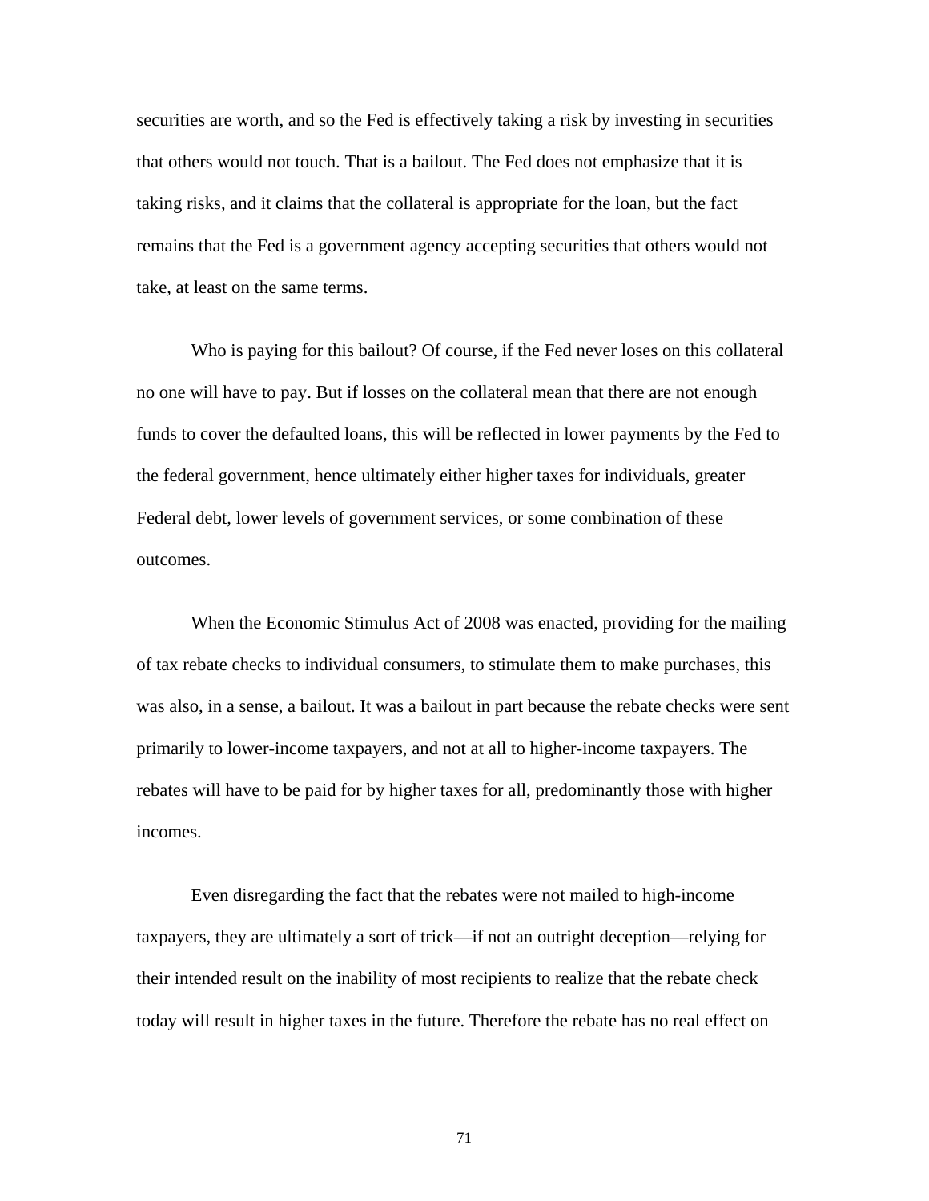securities are worth, and so the Fed is effectively taking a risk by investing in securities that others would not touch. That is a bailout. The Fed does not emphasize that it is taking risks, and it claims that the collateral is appropriate for the loan, but the fact remains that the Fed is a government agency accepting securities that others would not take, at least on the same terms.

Who is paying for this bailout? Of course, if the Fed never loses on this collateral no one will have to pay. But if losses on the collateral mean that there are not enough funds to cover the defaulted loans, this will be reflected in lower payments by the Fed to the federal government, hence ultimately either higher taxes for individuals, greater Federal debt, lower levels of government services, or some combination of these outcomes.

When the Economic Stimulus Act of 2008 was enacted, providing for the mailing of tax rebate checks to individual consumers, to stimulate them to make purchases, this was also, in a sense, a bailout. It was a bailout in part because the rebate checks were sent primarily to lower-income taxpayers, and not at all to higher-income taxpayers. The rebates will have to be paid for by higher taxes for all, predominantly those with higher incomes.

Even disregarding the fact that the rebates were not mailed to high-income taxpayers, they are ultimately a sort of trick—if not an outright deception—relying for their intended result on the inability of most recipients to realize that the rebate check today will result in higher taxes in the future. Therefore the rebate has no real effect on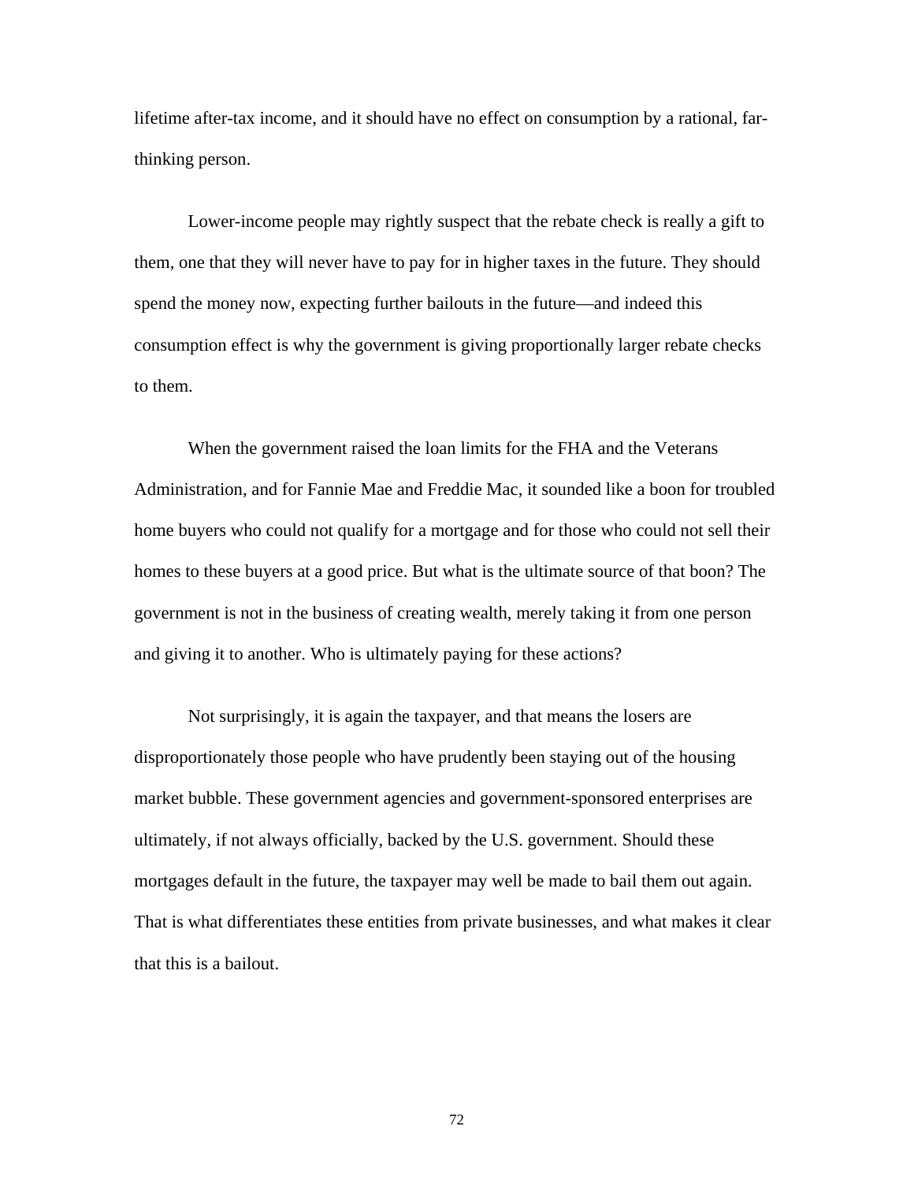lifetime after-tax income, and it should have no effect on consumption by a rational, far-thinking person.

Lower-income people may rightly suspect that the rebate check is really a gift to them, one that they will never have to pay for in higher taxes in the future. They should spend the money now, expecting further bailouts in the future—and indeed this consumption effect is why the government is giving proportionally larger rebate checks to them.

When the government raised the loan limits for the FHA and the Veterans Administration, and for Fannie Mae and Freddie Mac, it sounded like a boon for troubled home buyers who could not qualify for a mortgage and for those who could not sell their homes to these buyers at a good price. But what is the ultimate source of that boon? The government is not in the business of creating wealth, merely taking it from one person and giving it to another. Who is ultimately paying for these actions?

Not surprisingly, it is again the taxpayer, and that means the losers are disproportionately those people who have prudently been staying out of the housing market bubble. These government agencies and government-sponsored enterprises are ultimately, if not always officially, backed by the U.S. government. Should these mortgages default in the future, the taxpayer may well be made to bail them out again. That is what differentiates these entities from private businesses, and what makes it clear that this is a bailout.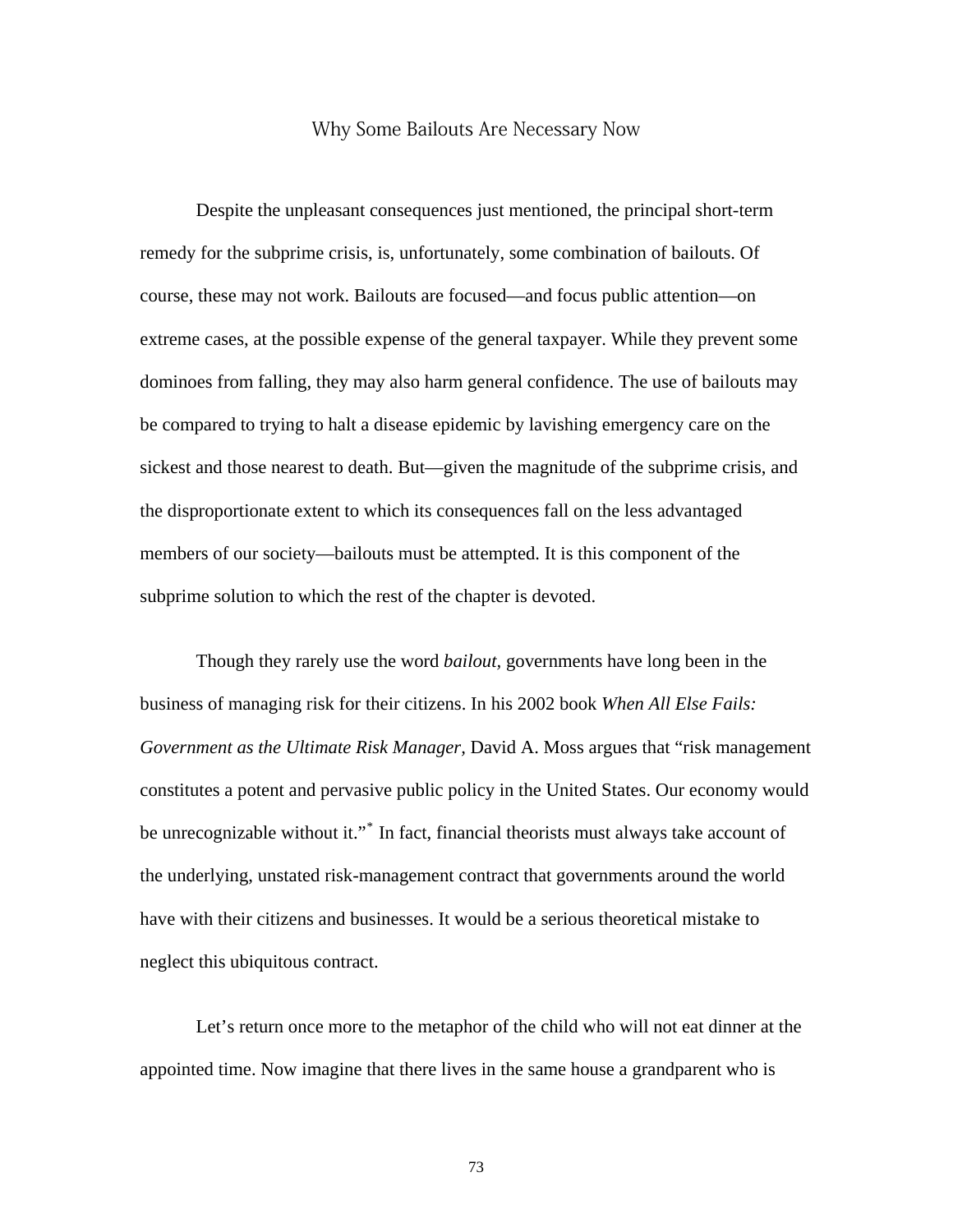## Why Some Bailouts Are Necessary Now

Despite the unpleasant consequences just mentioned, the principal short-term remedy for the subprime crisis, is, unfortunately, some combination of bailouts. Of course, these may not work. Bailouts are focused—and focus public attention—on extreme cases, at the possible expense of the general taxpayer. While they prevent some dominoes from falling, they may also harm general confidence. The use of bailouts may be compared to trying to halt a disease epidemic by lavishing emergency care on the sickest and those nearest to death. But—given the magnitude of the subprime crisis, and the disproportionate extent to which its consequences fall on the less advantaged members of our society—bailouts must be attempted. It is this component of the subprime solution to which the rest of the chapter is devoted.

Though they rarely use the word *bailout,* governments have long been in the business of managing risk for their citizens. In his 2002 book *When All Else Fails: Government as the Ultimate Risk Manager,* David A. Moss argues that "risk management constitutes a potent and pervasive public policy in the United States. Our economy would be unrecognizable without it."* In fact, financial theorists must always take account of the underlying, unstated risk-management contract that governments around the world have with their citizens and businesses. It would be a serious theoretical mistake to neglect this ubiquitous contract.

Let's return once more to the metaphor of the child who will not eat dinner at the appointed time. Now imagine that there lives in the same house a grandparent who is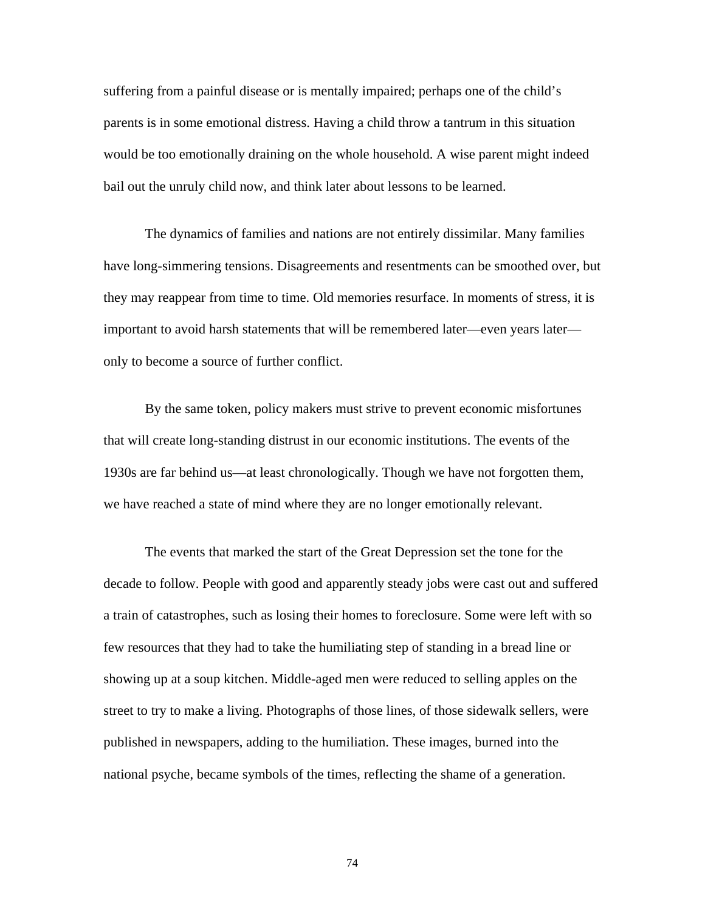suffering from a painful disease or is mentally impaired; perhaps one of the child's parents is in some emotional distress. Having a child throw a tantrum in this situation would be too emotionally draining on the whole household. A wise parent might indeed bail out the unruly child now, and think later about lessons to be learned.

The dynamics of families and nations are not entirely dissimilar. Many families have long-simmering tensions. Disagreements and resentments can be smoothed over, but they may reappear from time to time. Old memories resurface. In moments of stress, it is important to avoid harsh statements that will be remembered later—even years later—only to become a source of further conflict.

By the same token, policy makers must strive to prevent economic misfortunes that will create long-standing distrust in our economic institutions. The events of the 1930s are far behind us—at least chronologically. Though we have not forgotten them, we have reached a state of mind where they are no longer emotionally relevant.

The events that marked the start of the Great Depression set the tone for the decade to follow. People with good and apparently steady jobs were cast out and suffered a train of catastrophes, such as losing their homes to foreclosure. Some were left with so few resources that they had to take the humiliating step of standing in a bread line or showing up at a soup kitchen. Middle-aged men were reduced to selling apples on the street to try to make a living. Photographs of those lines, of those sidewalk sellers, were published in newspapers, adding to the humiliation. These images, burned into the national psyche, became symbols of the times, reflecting the shame of a generation.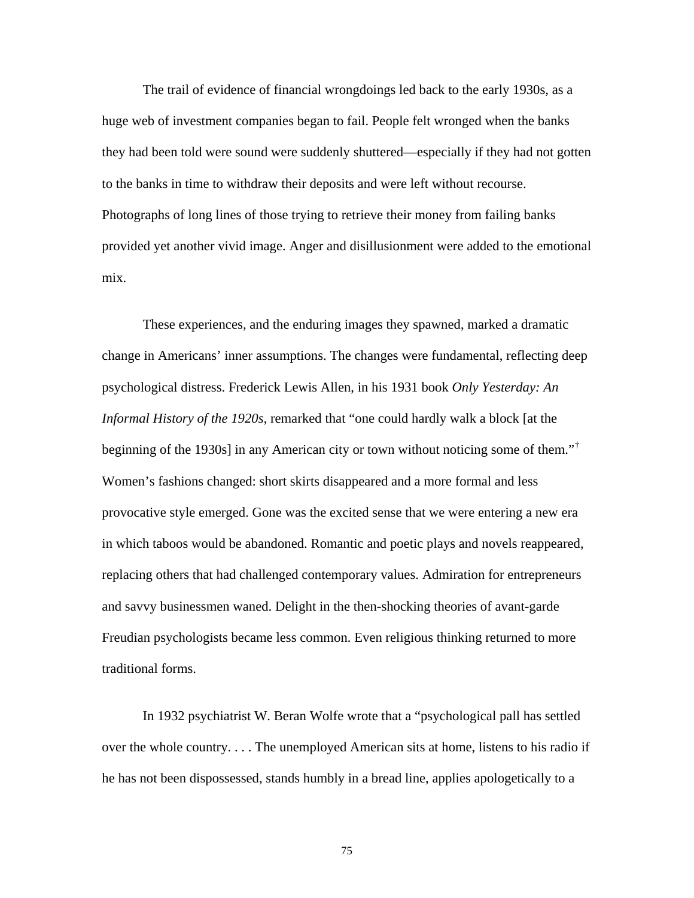The trail of evidence of financial wrongdoings led back to the early 1930s, as a huge web of investment companies began to fail. People felt wronged when the banks they had been told were sound were suddenly shuttered—especially if they had not gotten to the banks in time to withdraw their deposits and were left without recourse. Photographs of long lines of those trying to retrieve their money from failing banks provided yet another vivid image. Anger and disillusionment were added to the emotional mix.

These experiences, and the enduring images they spawned, marked a dramatic change in Americans' inner assumptions. The changes were fundamental, reflecting deep psychological distress. Frederick Lewis Allen, in his 1931 book *Only Yesterday: An Informal History of the 1920s,* remarked that "one could hardly walk a block [at the beginning of the 1930s] in any American city or town without noticing some of them."[†] Women's fashions changed: short skirts disappeared and a more formal and less provocative style emerged. Gone was the excited sense that we were entering a new era in which taboos would be abandoned. Romantic and poetic plays and novels reappeared, replacing others that had challenged contemporary values. Admiration for entrepreneurs and savvy businessmen waned. Delight in the then-shocking theories of avant-garde Freudian psychologists became less common. Even religious thinking returned to more traditional forms.

In 1932 psychiatrist W. Beran Wolfe wrote that a "psychological pall has settled over the whole country. . . . The unemployed American sits at home, listens to his radio if he has not been dispossessed, stands humbly in a bread line, applies apologetically to a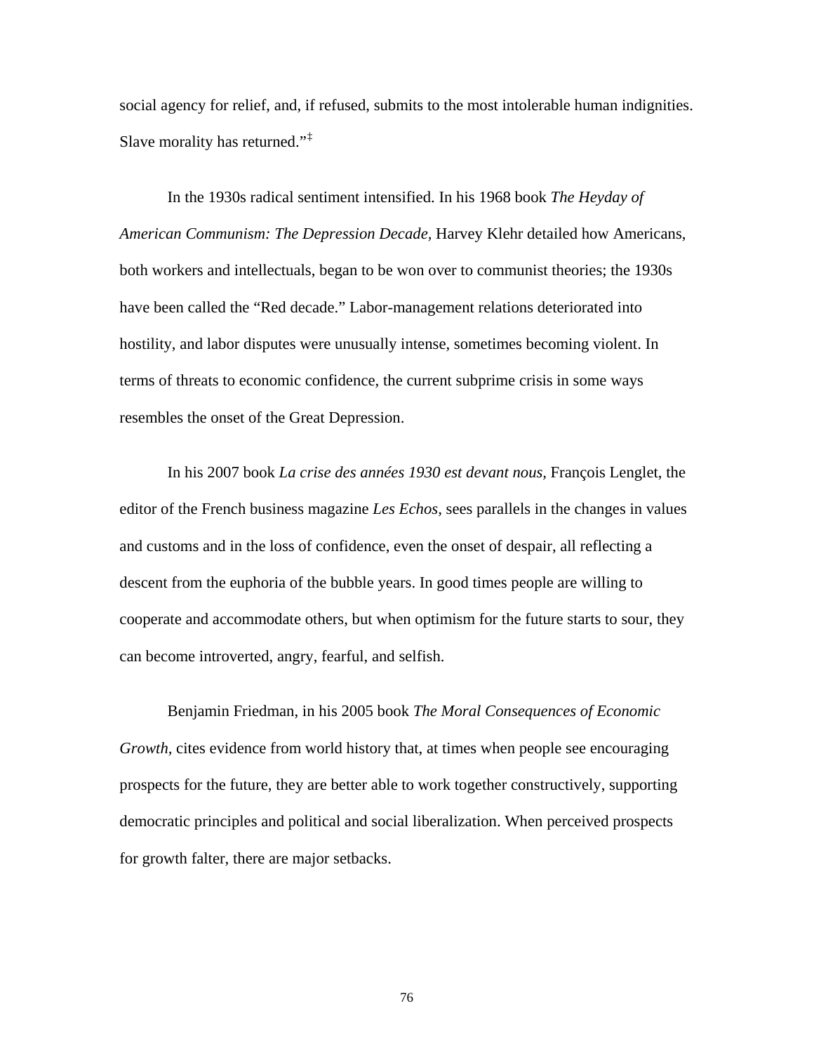social agency for relief, and, if refused, submits to the most intolerable human indignities. Slave morality has returned."‡

In the 1930s radical sentiment intensified. In his 1968 book *The Heyday of American Communism: The Depression Decade,* Harvey Klehr detailed how Americans, both workers and intellectuals, began to be won over to communist theories; the 1930s have been called the "Red decade." Labor-management relations deteriorated into hostility, and labor disputes were unusually intense, sometimes becoming violent. In terms of threats to economic confidence, the current subprime crisis in some ways resembles the onset of the Great Depression.

In his 2007 book *La crise des années 1930 est devant nous,* François Lenglet, the editor of the French business magazine *Les Echos,* sees parallels in the changes in values and customs and in the loss of confidence, even the onset of despair, all reflecting a descent from the euphoria of the bubble years. In good times people are willing to cooperate and accommodate others, but when optimism for the future starts to sour, they can become introverted, angry, fearful, and selfish.

Benjamin Friedman, in his 2005 book *The Moral Consequences of Economic Growth*, cites evidence from world history that, at times when people see encouraging prospects for the future, they are better able to work together constructively, supporting democratic principles and political and social liberalization. When perceived prospects for growth falter, there are major setbacks.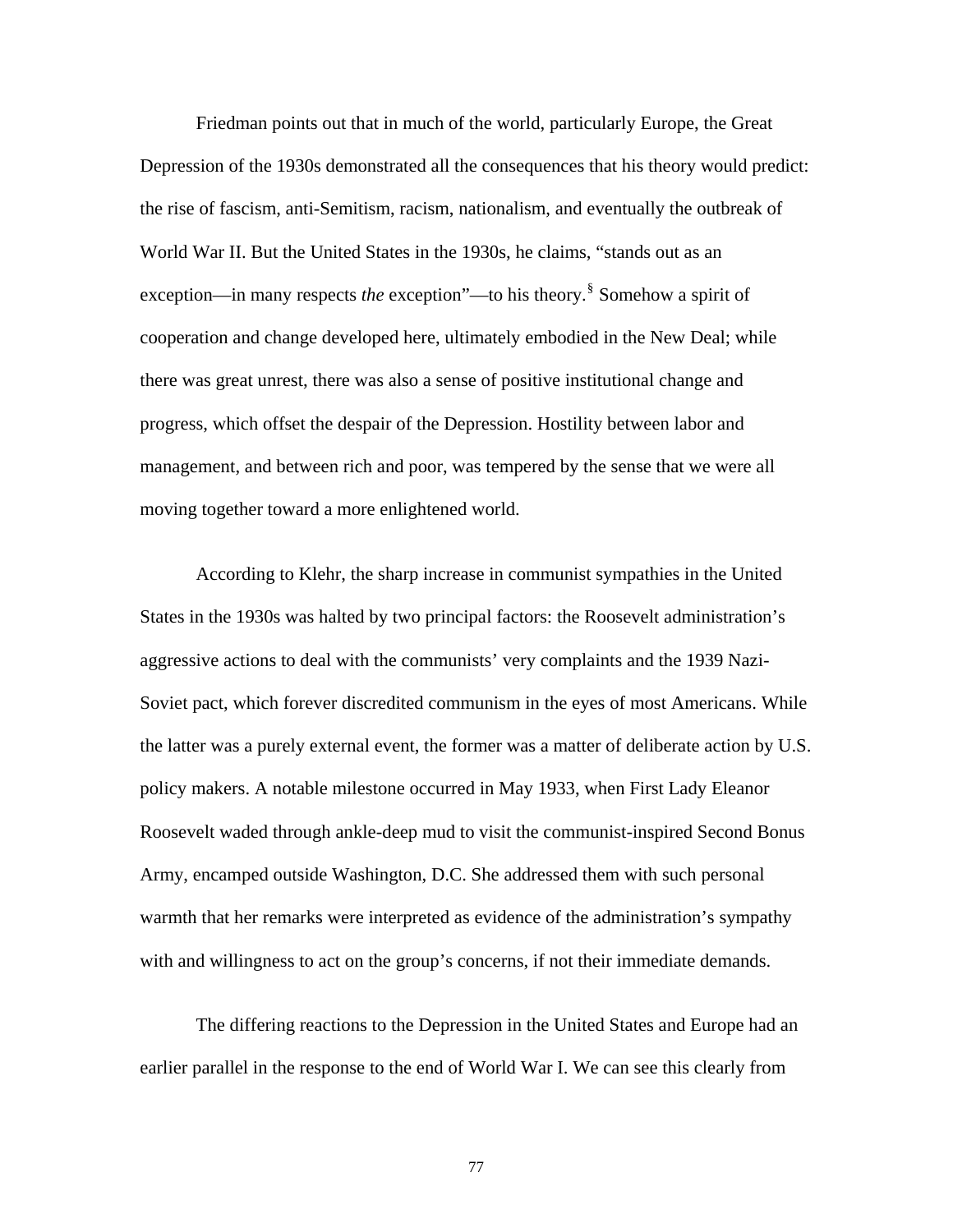Friedman points out that in much of the world, particularly Europe, the Great Depression of the 1930s demonstrated all the consequences that his theory would predict: the rise of fascism, anti-Semitism, racism, nationalism, and eventually the outbreak of World War II. But the United States in the 1930s, he claims, "stands out as an exception—in many respects *the* exception"—to his theory.[§] Somehow a spirit of cooperation and change developed here, ultimately embodied in the New Deal; while there was great unrest, there was also a sense of positive institutional change and progress, which offset the despair of the Depression. Hostility between labor and management, and between rich and poor, was tempered by the sense that we were all moving together toward a more enlightened world.

According to Klehr, the sharp increase in communist sympathies in the United States in the 1930s was halted by two principal factors: the Roosevelt administration's aggressive actions to deal with the communists' very complaints and the 1939 Nazi-Soviet pact, which forever discredited communism in the eyes of most Americans. While the latter was a purely external event, the former was a matter of deliberate action by U.S. policy makers. A notable milestone occurred in May 1933, when First Lady Eleanor Roosevelt waded through ankle-deep mud to visit the communist-inspired Second Bonus Army, encamped outside Washington, D.C. She addressed them with such personal warmth that her remarks were interpreted as evidence of the administration's sympathy with and willingness to act on the group's concerns, if not their immediate demands.

The differing reactions to the Depression in the United States and Europe had an earlier parallel in the response to the end of World War I. We can see this clearly from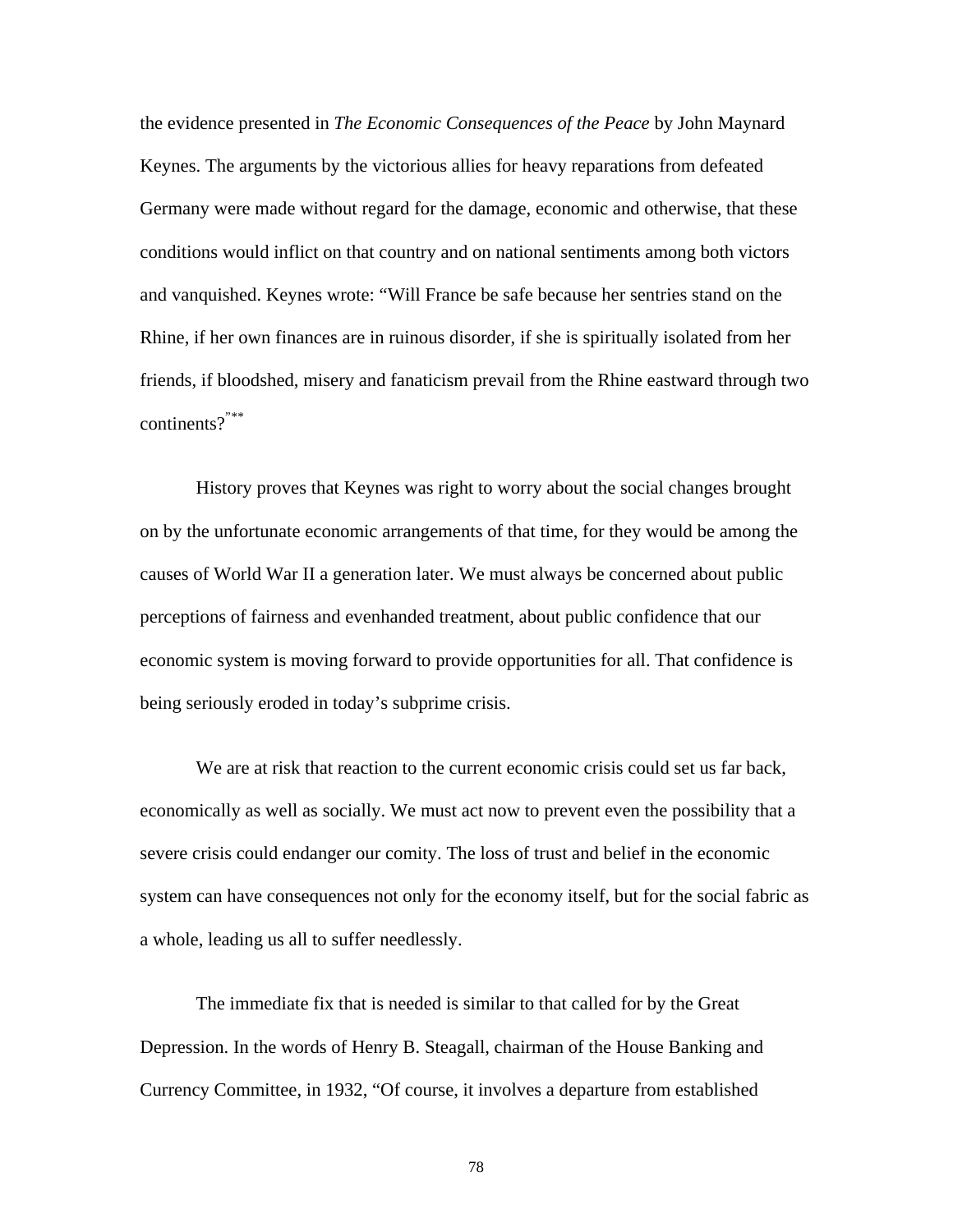the evidence presented in *The Economic Consequences of the Peace* by John Maynard Keynes. The arguments by the victorious allies for heavy reparations from defeated Germany were made without regard for the damage, economic and otherwise, that these conditions would inflict on that country and on national sentiments among both victors and vanquished. Keynes wrote: "Will France be safe because her sentries stand on the Rhine, if her own finances are in ruinous disorder, if she is spiritually isolated from her friends, if bloodshed, misery and fanaticism prevail from the Rhine eastward through two continents?"[**]

History proves that Keynes was right to worry about the social changes brought on by the unfortunate economic arrangements of that time, for they would be among the causes of World War II a generation later. We must always be concerned about public perceptions of fairness and evenhanded treatment, about public confidence that our economic system is moving forward to provide opportunities for all. That confidence is being seriously eroded in today's subprime crisis.

We are at risk that reaction to the current economic crisis could set us far back, economically as well as socially. We must act now to prevent even the possibility that a severe crisis could endanger our comity. The loss of trust and belief in the economic system can have consequences not only for the economy itself, but for the social fabric as a whole, leading us all to suffer needlessly.

The immediate fix that is needed is similar to that called for by the Great Depression. In the words of Henry B. Steagall, chairman of the House Banking and Currency Committee, in 1932, "Of course, it involves a departure from established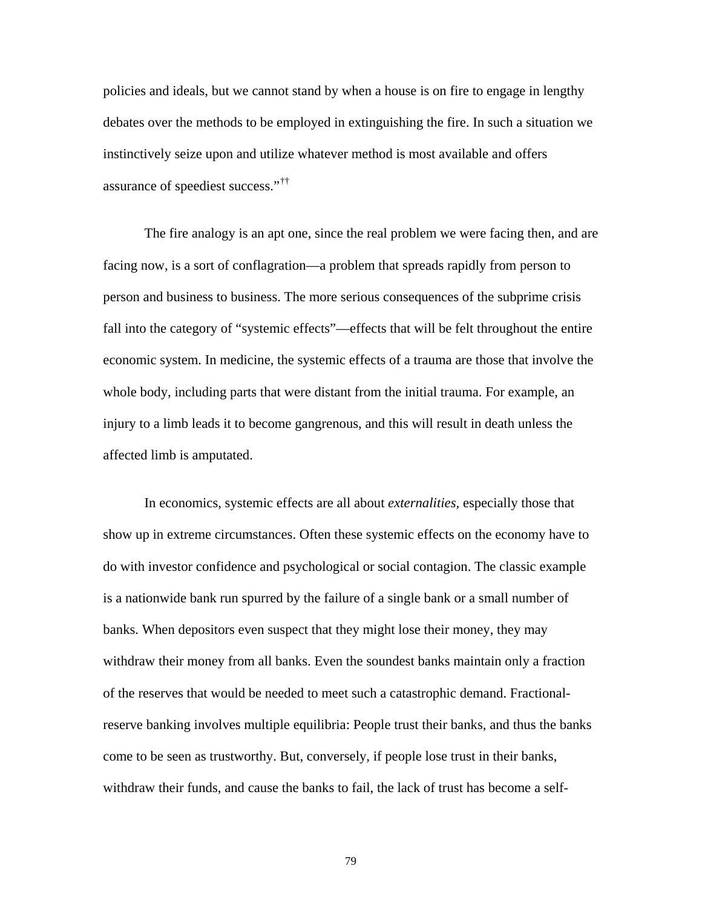policies and ideals, but we cannot stand by when a house is on fire to engage in lengthy debates over the methods to be employed in extinguishing the fire. In such a situation we instinctively seize upon and utilize whatever method is most available and offers assurance of speediest success."[††]

The fire analogy is an apt one, since the real problem we were facing then, and are facing now, is a sort of conflagration—a problem that spreads rapidly from person to person and business to business. The more serious consequences of the subprime crisis fall into the category of "systemic effects"—effects that will be felt throughout the entire economic system. In medicine, the systemic effects of a trauma are those that involve the whole body, including parts that were distant from the initial trauma. For example, an injury to a limb leads it to become gangrenous, and this will result in death unless the affected limb is amputated.

In economics, systemic effects are all about *externalities,* especially those that show up in extreme circumstances. Often these systemic effects on the economy have to do with investor confidence and psychological or social contagion. The classic example is a nationwide bank run spurred by the failure of a single bank or a small number of banks. When depositors even suspect that they might lose their money, they may withdraw their money from all banks. Even the soundest banks maintain only a fraction of the reserves that would be needed to meet such a catastrophic demand. Fractional-reserve banking involves multiple equilibria: People trust their banks, and thus the banks come to be seen as trustworthy. But, conversely, if people lose trust in their banks, withdraw their funds, and cause the banks to fail, the lack of trust has become a self-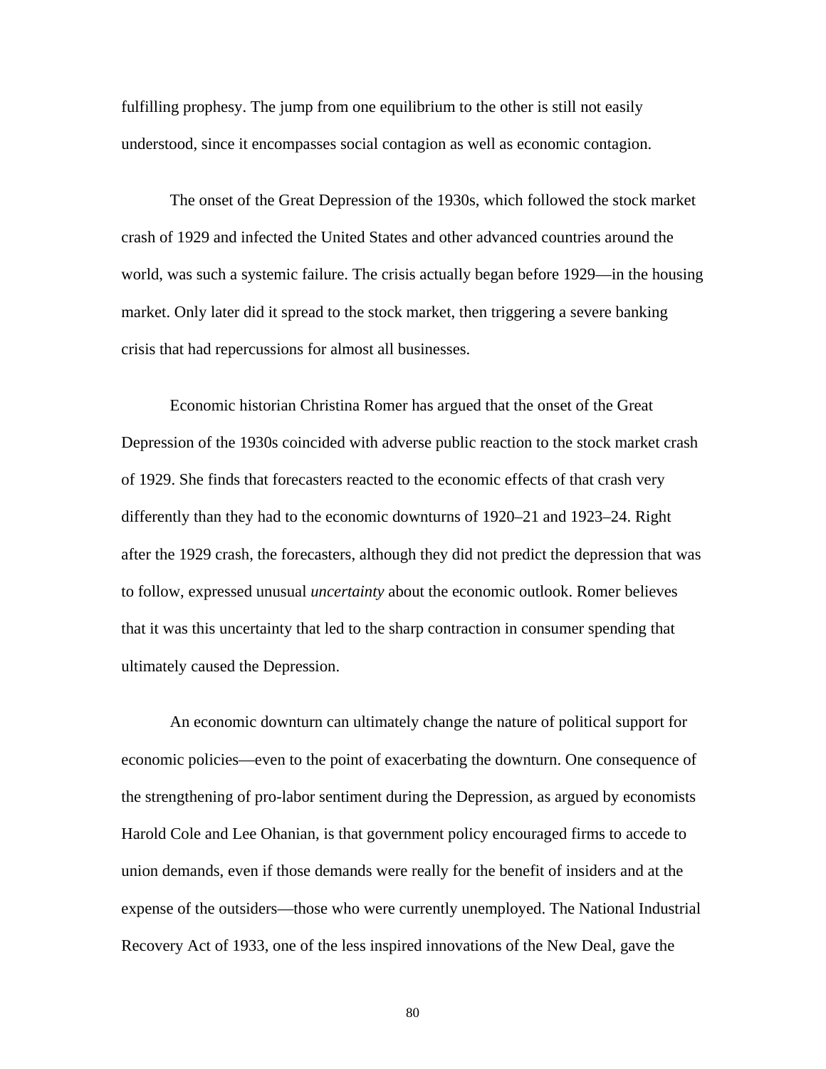fulfilling prophesy. The jump from one equilibrium to the other is still not easily understood, since it encompasses social contagion as well as economic contagion.

The onset of the Great Depression of the 1930s, which followed the stock market crash of 1929 and infected the United States and other advanced countries around the world, was such a systemic failure. The crisis actually began before 1929—in the housing market. Only later did it spread to the stock market, then triggering a severe banking crisis that had repercussions for almost all businesses.

Economic historian Christina Romer has argued that the onset of the Great Depression of the 1930s coincided with adverse public reaction to the stock market crash of 1929. She finds that forecasters reacted to the economic effects of that crash very differently than they had to the economic downturns of 1920–21 and 1923–24. Right after the 1929 crash, the forecasters, although they did not predict the depression that was to follow, expressed unusual *uncertainty* about the economic outlook. Romer believes that it was this uncertainty that led to the sharp contraction in consumer spending that ultimately caused the Depression.

An economic downturn can ultimately change the nature of political support for economic policies—even to the point of exacerbating the downturn. One consequence of the strengthening of pro-labor sentiment during the Depression, as argued by economists Harold Cole and Lee Ohanian, is that government policy encouraged firms to accede to union demands, even if those demands were really for the benefit of insiders and at the expense of the outsiders—those who were currently unemployed. The National Industrial Recovery Act of 1933, one of the less inspired innovations of the New Deal, gave the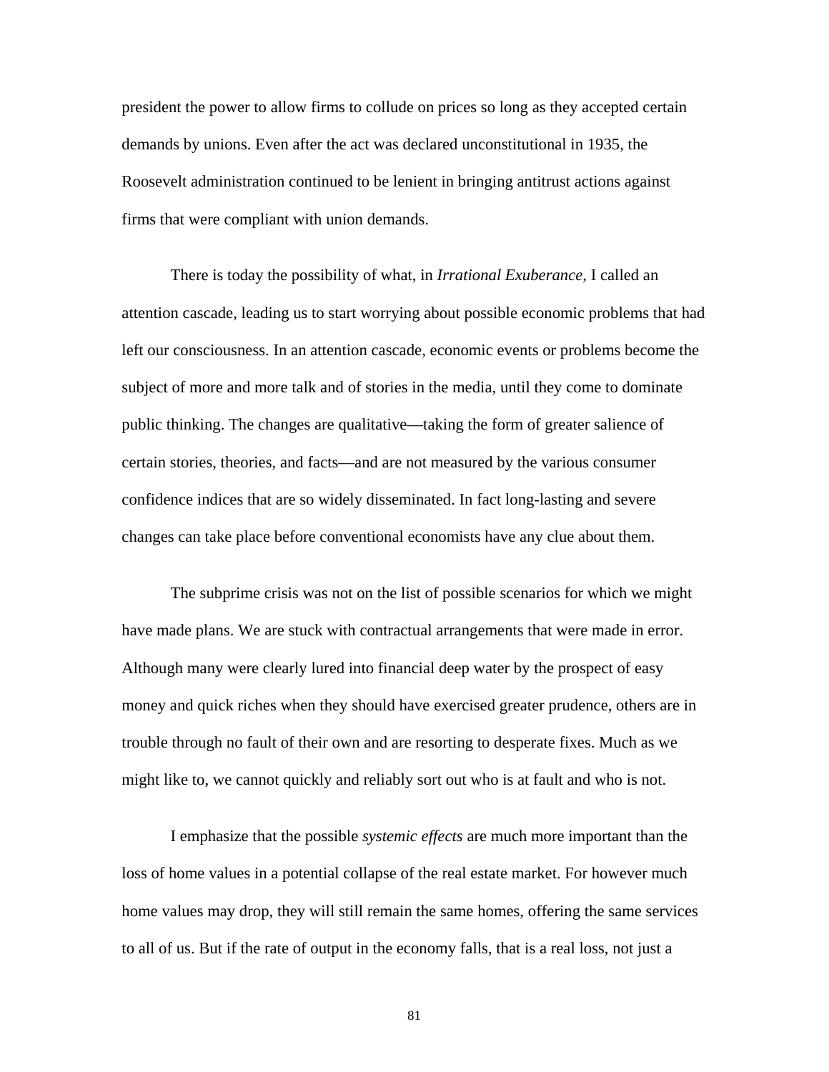president the power to allow firms to collude on prices so long as they accepted certain demands by unions. Even after the act was declared unconstitutional in 1935, the Roosevelt administration continued to be lenient in bringing antitrust actions against firms that were compliant with union demands.

There is today the possibility of what, in *Irrational Exuberance,* I called an attention cascade, leading us to start worrying about possible economic problems that had left our consciousness. In an attention cascade, economic events or problems become the subject of more and more talk and of stories in the media, until they come to dominate public thinking. The changes are qualitative—taking the form of greater salience of certain stories, theories, and facts—and are not measured by the various consumer confidence indices that are so widely disseminated. In fact long-lasting and severe changes can take place before conventional economists have any clue about them.

The subprime crisis was not on the list of possible scenarios for which we might have made plans. We are stuck with contractual arrangements that were made in error. Although many were clearly lured into financial deep water by the prospect of easy money and quick riches when they should have exercised greater prudence, others are in trouble through no fault of their own and are resorting to desperate fixes. Much as we might like to, we cannot quickly and reliably sort out who is at fault and who is not.

I emphasize that the possible *systemic effects* are much more important than the loss of home values in a potential collapse of the real estate market. For however much home values may drop, they will still remain the same homes, offering the same services to all of us. But if the rate of output in the economy falls, that is a real loss, not just a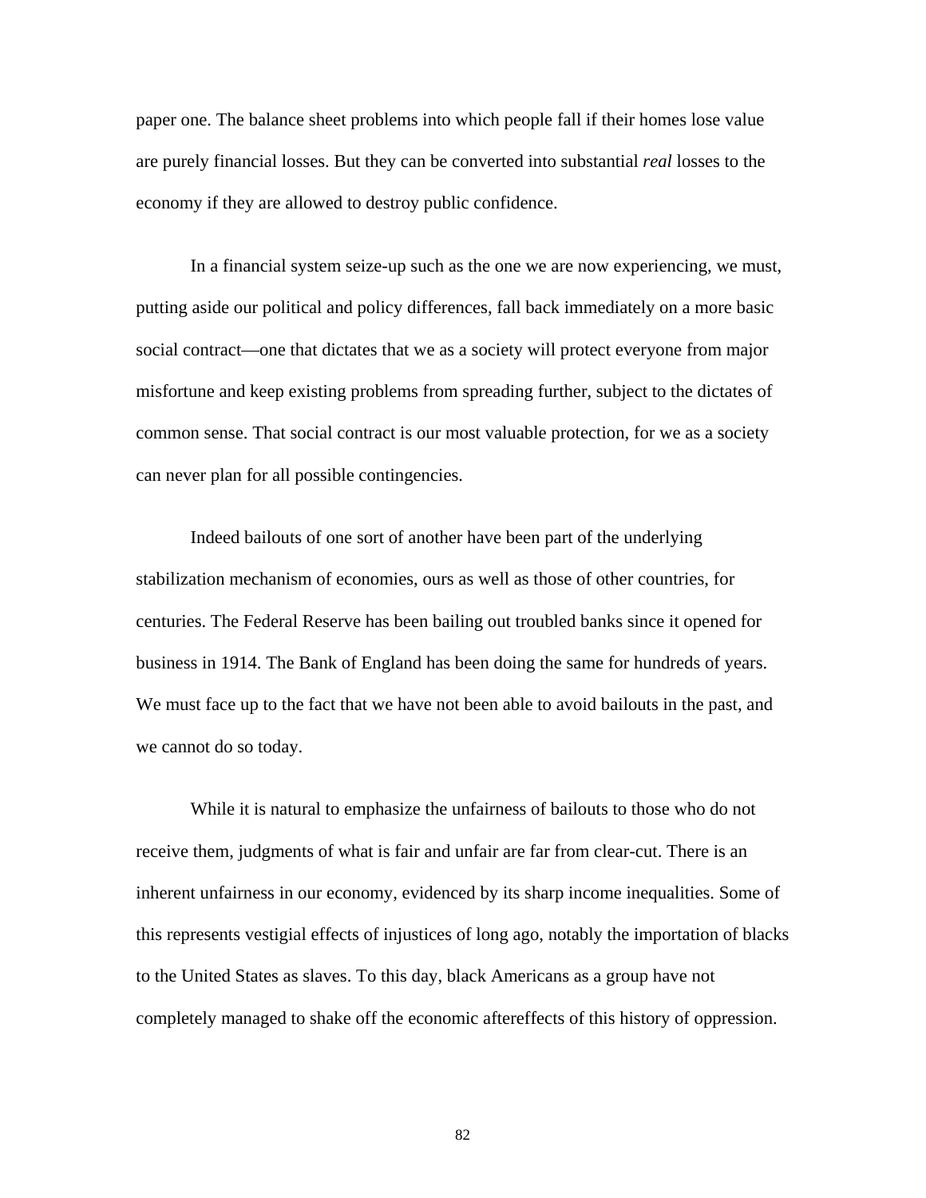paper one. The balance sheet problems into which people fall if their homes lose value are purely financial losses. But they can be converted into substantial *real* losses to the economy if they are allowed to destroy public confidence.

In a financial system seize-up such as the one we are now experiencing, we must, putting aside our political and policy differences, fall back immediately on a more basic social contract—one that dictates that we as a society will protect everyone from major misfortune and keep existing problems from spreading further, subject to the dictates of common sense. That social contract is our most valuable protection, for we as a society can never plan for all possible contingencies.

Indeed bailouts of one sort of another have been part of the underlying stabilization mechanism of economies, ours as well as those of other countries, for centuries. The Federal Reserve has been bailing out troubled banks since it opened for business in 1914. The Bank of England has been doing the same for hundreds of years. We must face up to the fact that we have not been able to avoid bailouts in the past, and we cannot do so today.

While it is natural to emphasize the unfairness of bailouts to those who do not receive them, judgments of what is fair and unfair are far from clear-cut. There is an inherent unfairness in our economy, evidenced by its sharp income inequalities. Some of this represents vestigial effects of injustices of long ago, notably the importation of blacks to the United States as slaves. To this day, black Americans as a group have not completely managed to shake off the economic aftereffects of this history of oppression.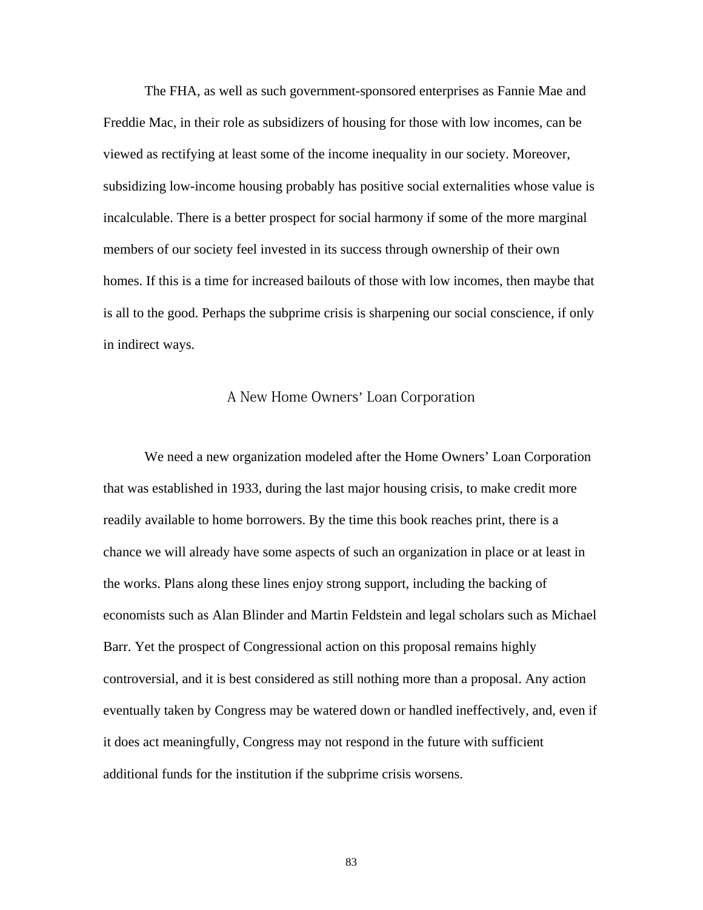The FHA, as well as such government-sponsored enterprises as Fannie Mae and Freddie Mac, in their role as subsidizers of housing for those with low incomes, can be viewed as rectifying at least some of the income inequality in our society. Moreover, subsidizing low-income housing probably has positive social externalities whose value is incalculable. There is a better prospect for social harmony if some of the more marginal members of our society feel invested in its success through ownership of their own homes. If this is a time for increased bailouts of those with low incomes, then maybe that is all to the good. Perhaps the subprime crisis is sharpening our social conscience, if only in indirect ways.

## A New Home Owners' Loan Corporation

We need a new organization modeled after the Home Owners' Loan Corporation that was established in 1933, during the last major housing crisis, to make credit more readily available to home borrowers. By the time this book reaches print, there is a chance we will already have some aspects of such an organization in place or at least in the works. Plans along these lines enjoy strong support, including the backing of economists such as Alan Blinder and Martin Feldstein and legal scholars such as Michael Barr. Yet the prospect of Congressional action on this proposal remains highly controversial, and it is best considered as still nothing more than a proposal. Any action eventually taken by Congress may be watered down or handled ineffectively, and, even if it does act meaningfully, Congress may not respond in the future with sufficient additional funds for the institution if the subprime crisis worsens.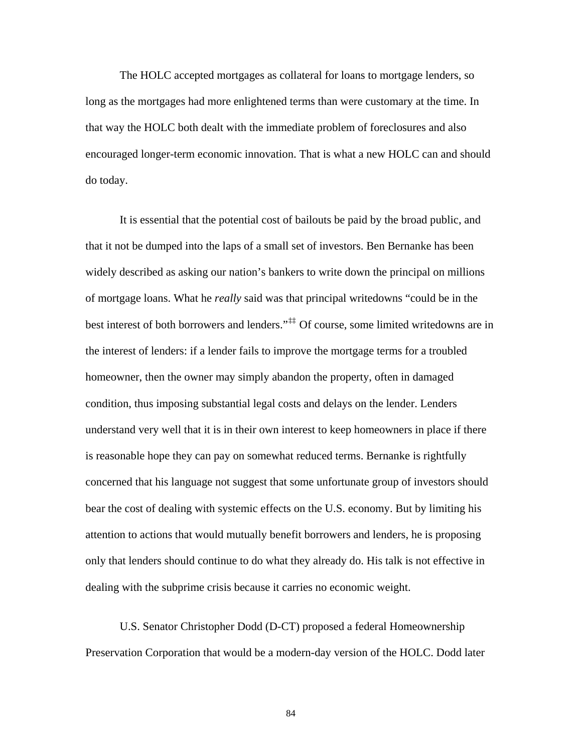The HOLC accepted mortgages as collateral for loans to mortgage lenders, so long as the mortgages had more enlightened terms than were customary at the time. In that way the HOLC both dealt with the immediate problem of foreclosures and also encouraged longer-term economic innovation. That is what a new HOLC can and should do today.

It is essential that the potential cost of bailouts be paid by the broad public, and that it not be dumped into the laps of a small set of investors. Ben Bernanke has been widely described as asking our nation's bankers to write down the principal on millions of mortgage loans. What he *really* said was that principal writedowns "could be in the best interest of both borrowers and lenders."[‡‡] Of course, some limited writedowns are in the interest of lenders: if a lender fails to improve the mortgage terms for a troubled homeowner, then the owner may simply abandon the property, often in damaged condition, thus imposing substantial legal costs and delays on the lender. Lenders understand very well that it is in their own interest to keep homeowners in place if there is reasonable hope they can pay on somewhat reduced terms. Bernanke is rightfully concerned that his language not suggest that some unfortunate group of investors should bear the cost of dealing with systemic effects on the U.S. economy. But by limiting his attention to actions that would mutually benefit borrowers and lenders, he is proposing only that lenders should continue to do what they already do. His talk is not effective in dealing with the subprime crisis because it carries no economic weight.

U.S. Senator Christopher Dodd (D-CT) proposed a federal Homeownership Preservation Corporation that would be a modern-day version of the HOLC. Dodd later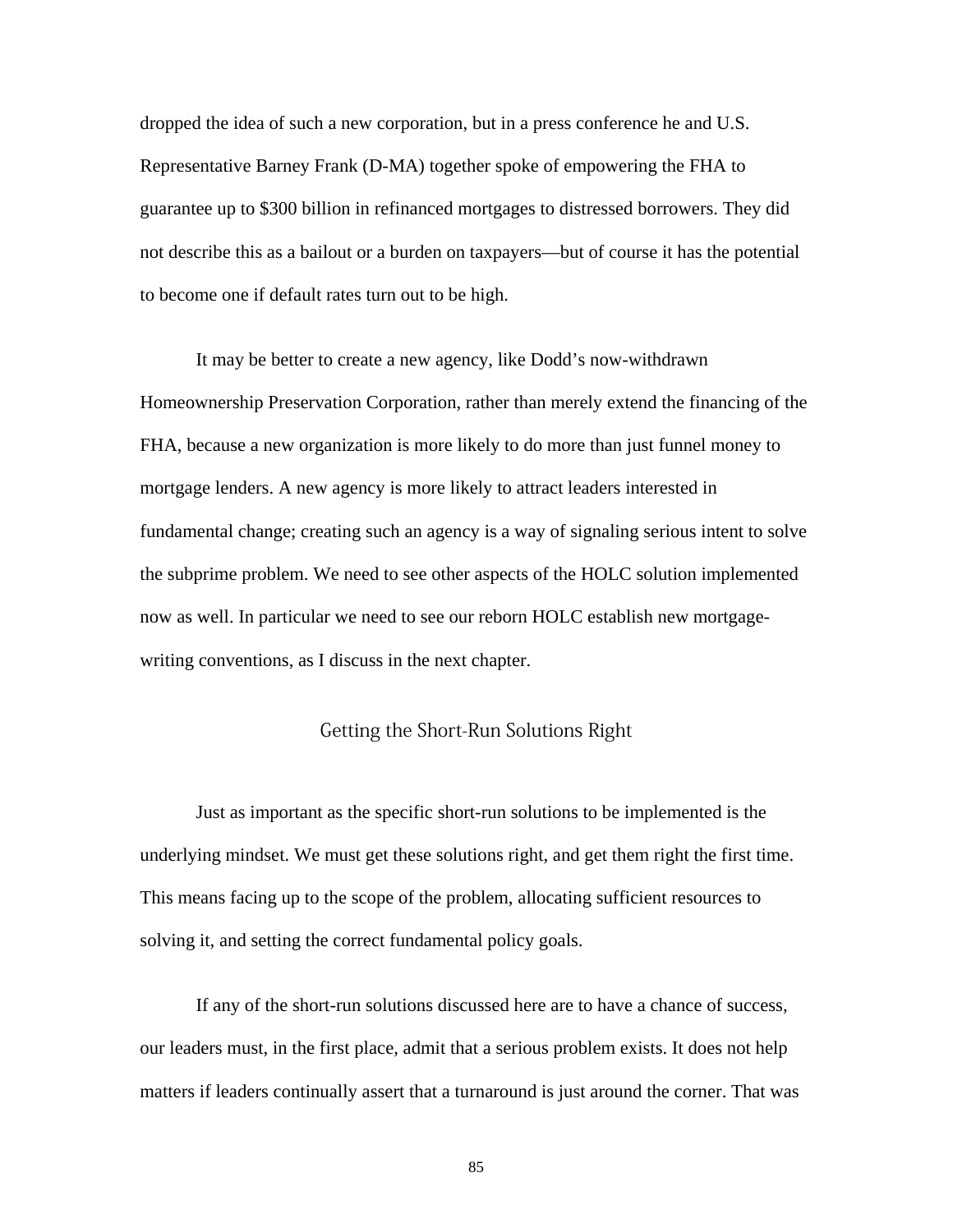dropped the idea of such a new corporation, but in a press conference he and U.S. Representative Barney Frank (D-MA) together spoke of empowering the FHA to guarantee up to $300 billion in refinanced mortgages to distressed borrowers. They did not describe this as a bailout or a burden on taxpayers—but of course it has the potential to become one if default rates turn out to be high.

It may be better to create a new agency, like Dodd's now-withdrawn Homeownership Preservation Corporation, rather than merely extend the financing of the FHA, because a new organization is more likely to do more than just funnel money to mortgage lenders. A new agency is more likely to attract leaders interested in fundamental change; creating such an agency is a way of signaling serious intent to solve the subprime problem. We need to see other aspects of the HOLC solution implemented now as well. In particular we need to see our reborn HOLC establish new mortgage-writing conventions, as I discuss in the next chapter.

## Getting the Short-Run Solutions Right

Just as important as the specific short-run solutions to be implemented is the underlying mindset. We must get these solutions right, and get them right the first time. This means facing up to the scope of the problem, allocating sufficient resources to solving it, and setting the correct fundamental policy goals.

If any of the short-run solutions discussed here are to have a chance of success, our leaders must, in the first place, admit that a serious problem exists. It does not help matters if leaders continually assert that a turnaround is just around the corner. That was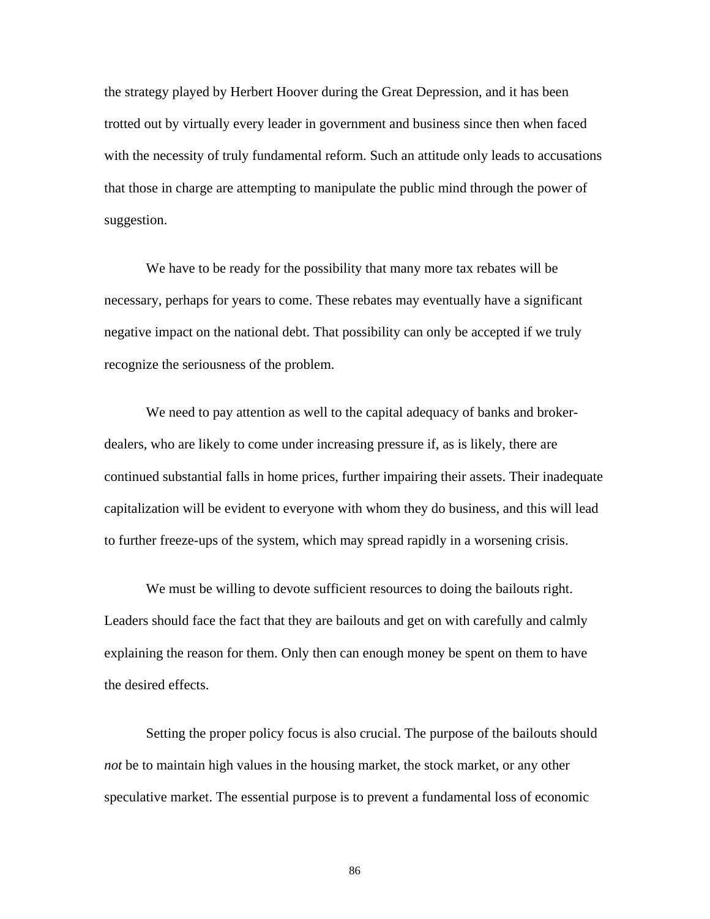the strategy played by Herbert Hoover during the Great Depression, and it has been trotted out by virtually every leader in government and business since then when faced with the necessity of truly fundamental reform. Such an attitude only leads to accusations that those in charge are attempting to manipulate the public mind through the power of suggestion.

We have to be ready for the possibility that many more tax rebates will be necessary, perhaps for years to come. These rebates may eventually have a significant negative impact on the national debt. That possibility can only be accepted if we truly recognize the seriousness of the problem.

We need to pay attention as well to the capital adequacy of banks and broker-dealers, who are likely to come under increasing pressure if, as is likely, there are continued substantial falls in home prices, further impairing their assets. Their inadequate capitalization will be evident to everyone with whom they do business, and this will lead to further freeze-ups of the system, which may spread rapidly in a worsening crisis.

We must be willing to devote sufficient resources to doing the bailouts right. Leaders should face the fact that they are bailouts and get on with carefully and calmly explaining the reason for them. Only then can enough money be spent on them to have the desired effects.

Setting the proper policy focus is also crucial. The purpose of the bailouts should *not* be to maintain high values in the housing market, the stock market, or any other speculative market. The essential purpose is to prevent a fundamental loss of economic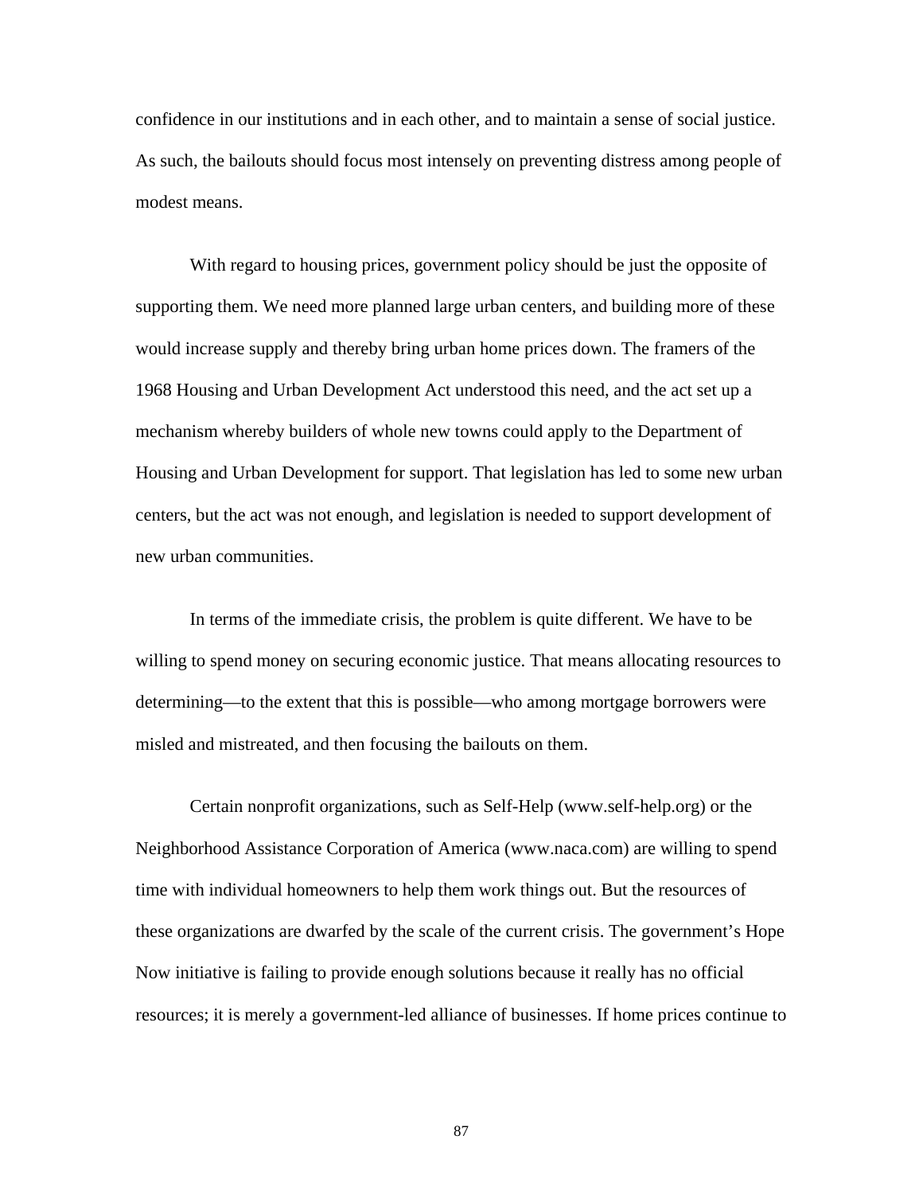confidence in our institutions and in each other, and to maintain a sense of social justice. As such, the bailouts should focus most intensely on preventing distress among people of modest means.

With regard to housing prices, government policy should be just the opposite of supporting them. We need more planned large urban centers, and building more of these would increase supply and thereby bring urban home prices down. The framers of the 1968 Housing and Urban Development Act understood this need, and the act set up a mechanism whereby builders of whole new towns could apply to the Department of Housing and Urban Development for support. That legislation has led to some new urban centers, but the act was not enough, and legislation is needed to support development of new urban communities.

In terms of the immediate crisis, the problem is quite different. We have to be willing to spend money on securing economic justice. That means allocating resources to determining—to the extent that this is possible—who among mortgage borrowers were misled and mistreated, and then focusing the bailouts on them.

Certain nonprofit organizations, such as Self-Help (www.self-help.org) or the Neighborhood Assistance Corporation of America (www.naca.com) are willing to spend time with individual homeowners to help them work things out. But the resources of these organizations are dwarfed by the scale of the current crisis. The government's Hope Now initiative is failing to provide enough solutions because it really has no official resources; it is merely a government-led alliance of businesses. If home prices continue to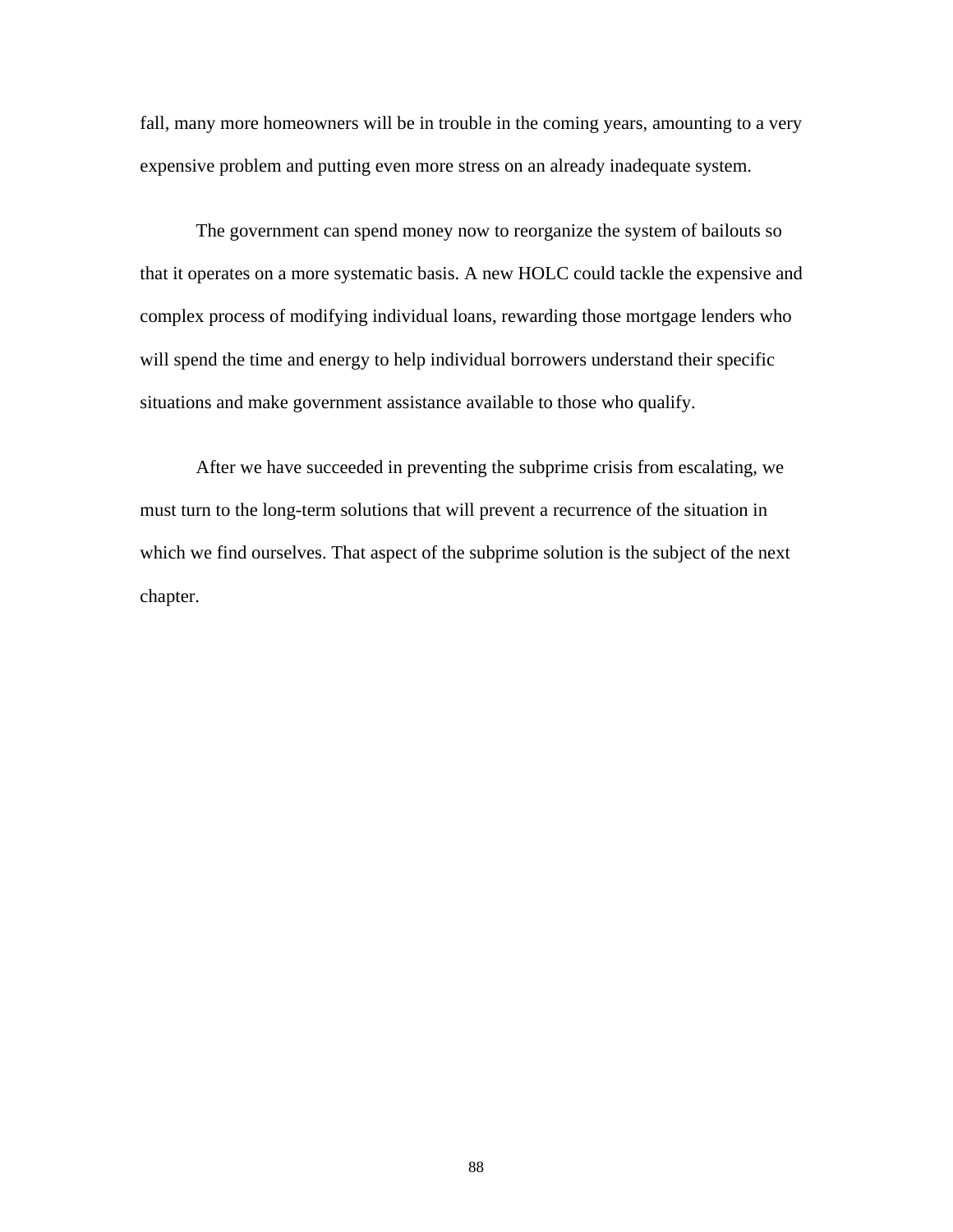fall, many more homeowners will be in trouble in the coming years, amounting to a very expensive problem and putting even more stress on an already inadequate system.

The government can spend money now to reorganize the system of bailouts so that it operates on a more systematic basis. A new HOLC could tackle the expensive and complex process of modifying individual loans, rewarding those mortgage lenders who will spend the time and energy to help individual borrowers understand their specific situations and make government assistance available to those who qualify.

After we have succeeded in preventing the subprime crisis from escalating, we must turn to the long-term solutions that will prevent a recurrence of the situation in which we find ourselves. That aspect of the subprime solution is the subject of the next chapter.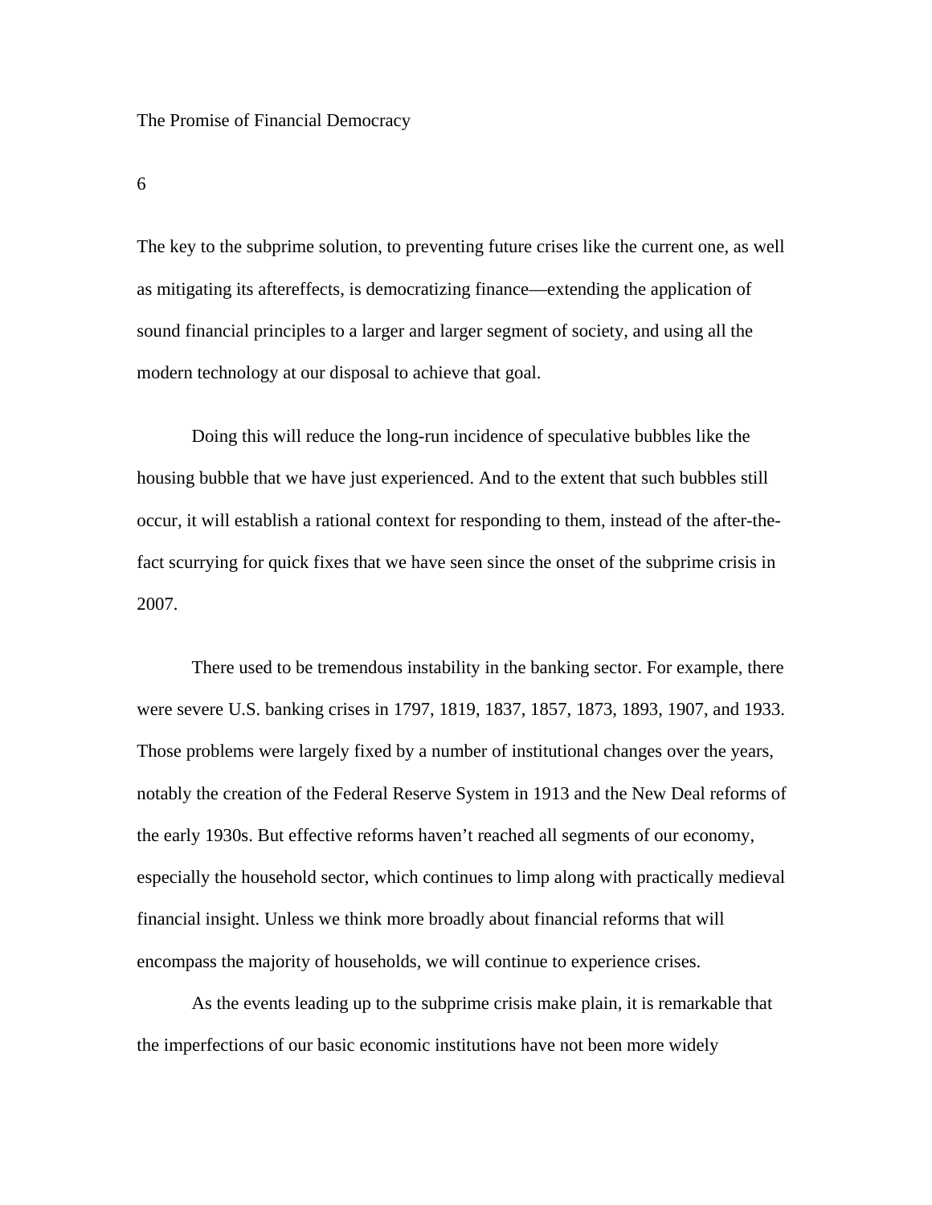# The Promise of Financial Democracy

## 6

The key to the subprime solution, to preventing future crises like the current one, as well as mitigating its aftereffects, is democratizing finance—extending the application of sound financial principles to a larger and larger segment of society, and using all the modern technology at our disposal to achieve that goal.

Doing this will reduce the long-run incidence of speculative bubbles like the housing bubble that we have just experienced. And to the extent that such bubbles still occur, it will establish a rational context for responding to them, instead of the after-the-fact scurrying for quick fixes that we have seen since the onset of the subprime crisis in 2007.

There used to be tremendous instability in the banking sector. For example, there were severe U.S. banking crises in 1797, 1819, 1837, 1857, 1873, 1893, 1907, and 1933. Those problems were largely fixed by a number of institutional changes over the years, notably the creation of the Federal Reserve System in 1913 and the New Deal reforms of the early 1930s. But effective reforms haven't reached all segments of our economy, especially the household sector, which continues to limp along with practically medieval financial insight. Unless we think more broadly about financial reforms that will encompass the majority of households, we will continue to experience crises.

As the events leading up to the subprime crisis make plain, it is remarkable that the imperfections of our basic economic institutions have not been more widely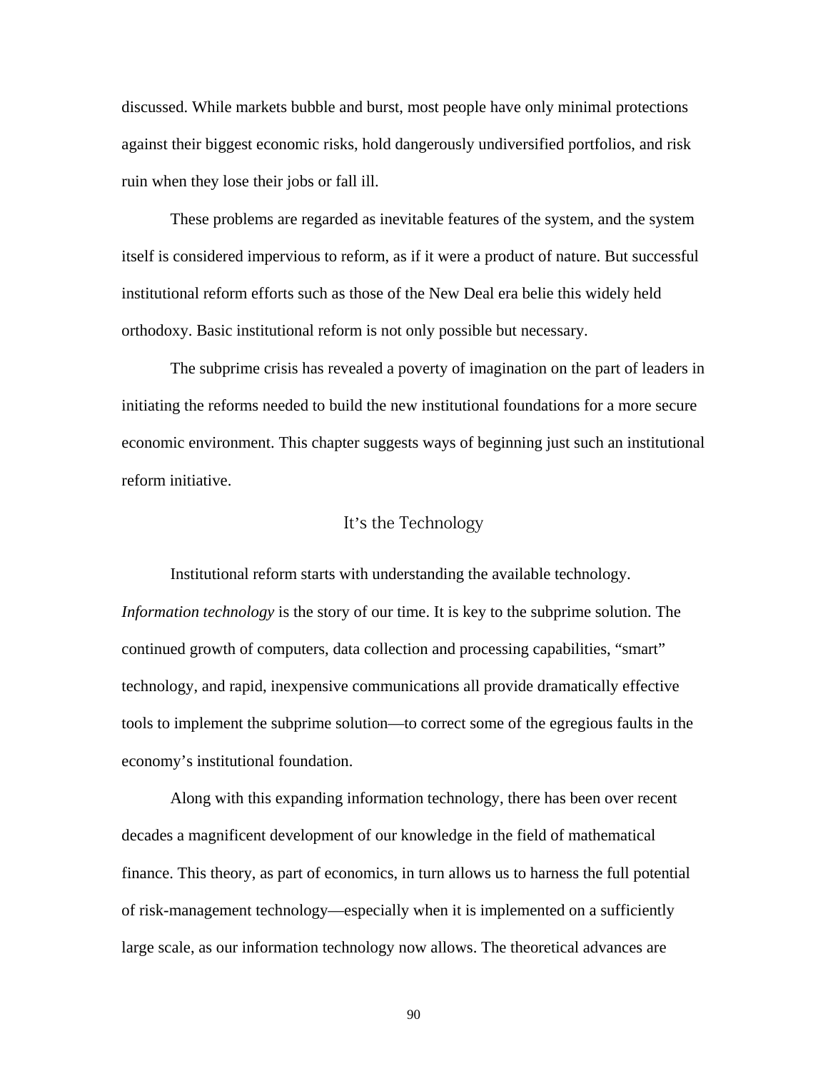discussed. While markets bubble and burst, most people have only minimal protections against their biggest economic risks, hold dangerously undiversified portfolios, and risk ruin when they lose their jobs or fall ill.

These problems are regarded as inevitable features of the system, and the system itself is considered impervious to reform, as if it were a product of nature. But successful institutional reform efforts such as those of the New Deal era belie this widely held orthodoxy. Basic institutional reform is not only possible but necessary.

The subprime crisis has revealed a poverty of imagination on the part of leaders in initiating the reforms needed to build the new institutional foundations for a more secure economic environment. This chapter suggests ways of beginning just such an institutional reform initiative.

## It's the Technology

Institutional reform starts with understanding the available technology. *Information technology* is the story of our time. It is key to the subprime solution. The continued growth of computers, data collection and processing capabilities, "smart" technology, and rapid, inexpensive communications all provide dramatically effective tools to implement the subprime solution—to correct some of the egregious faults in the economy's institutional foundation.

Along with this expanding information technology, there has been over recent decades a magnificent development of our knowledge in the field of mathematical finance. This theory, as part of economics, in turn allows us to harness the full potential of risk-management technology—especially when it is implemented on a sufficiently large scale, as our information technology now allows. The theoretical advances are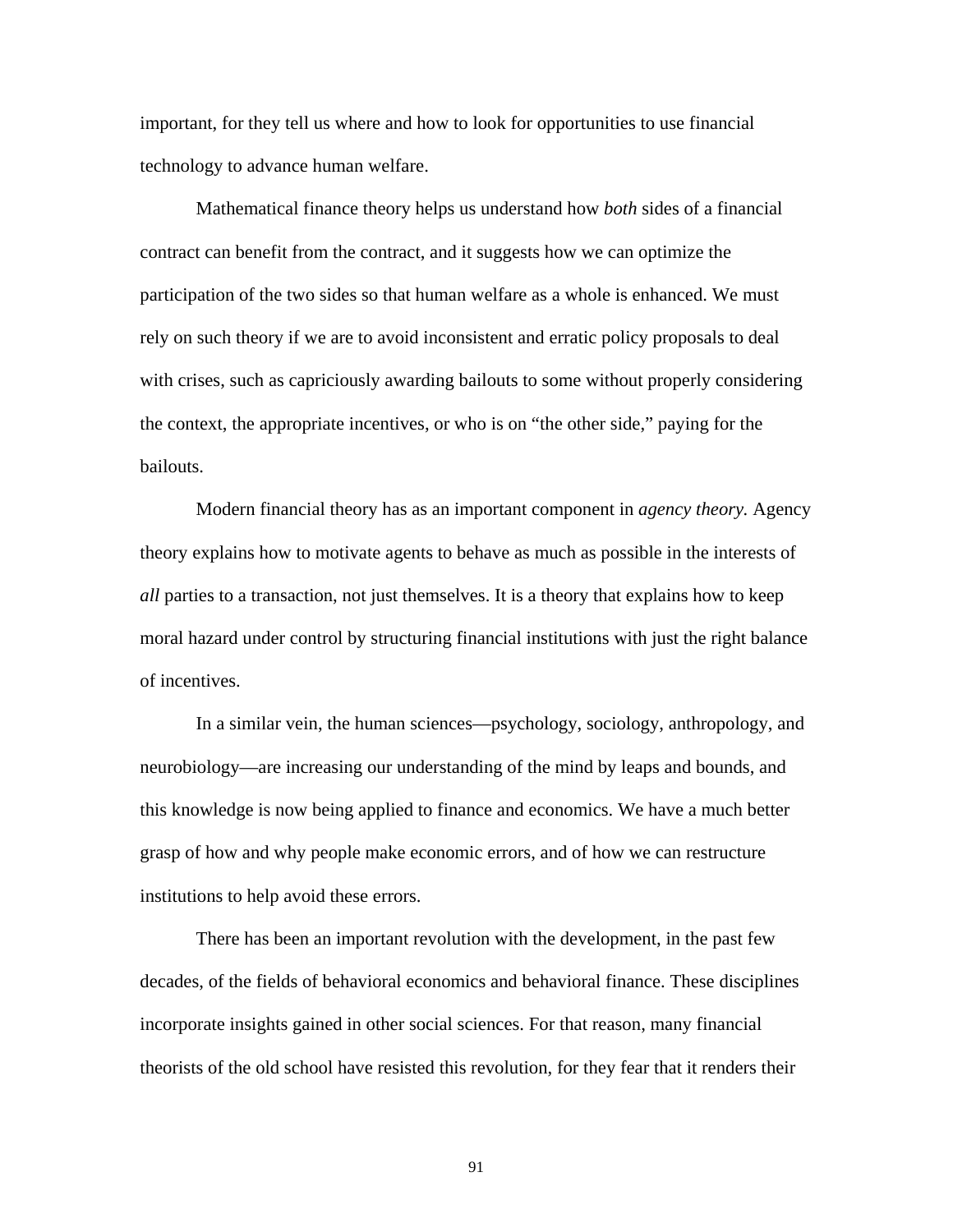important, for they tell us where and how to look for opportunities to use financial technology to advance human welfare.

Mathematical finance theory helps us understand how *both* sides of a financial contract can benefit from the contract, and it suggests how we can optimize the participation of the two sides so that human welfare as a whole is enhanced. We must rely on such theory if we are to avoid inconsistent and erratic policy proposals to deal with crises, such as capriciously awarding bailouts to some without properly considering the context, the appropriate incentives, or who is on "the other side," paying for the bailouts.

Modern financial theory has as an important component in *agency theory*. Agency theory explains how to motivate agents to behave as much as possible in the interests of *all* parties to a transaction, not just themselves. It is a theory that explains how to keep moral hazard under control by structuring financial institutions with just the right balance of incentives.

In a similar vein, the human sciences—psychology, sociology, anthropology, and neurobiology—are increasing our understanding of the mind by leaps and bounds, and this knowledge is now being applied to finance and economics. We have a much better grasp of how and why people make economic errors, and of how we can restructure institutions to help avoid these errors.

There has been an important revolution with the development, in the past few decades, of the fields of behavioral economics and behavioral finance. These disciplines incorporate insights gained in other social sciences. For that reason, many financial theorists of the old school have resisted this revolution, for they fear that it renders their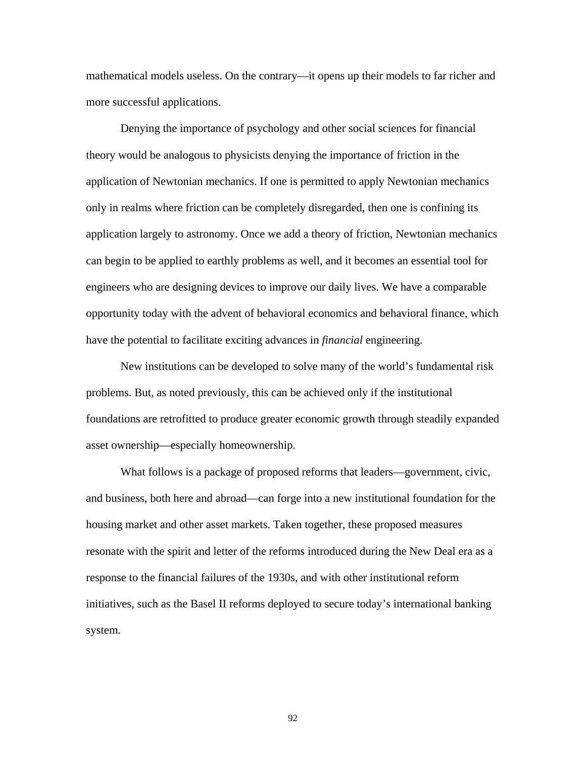mathematical models useless. On the contrary—it opens up their models to far richer and more successful applications.

Denying the importance of psychology and other social sciences for financial theory would be analogous to physicists denying the importance of friction in the application of Newtonian mechanics. If one is permitted to apply Newtonian mechanics only in realms where friction can be completely disregarded, then one is confining its application largely to astronomy. Once we add a theory of friction, Newtonian mechanics can begin to be applied to earthly problems as well, and it becomes an essential tool for engineers who are designing devices to improve our daily lives. We have a comparable opportunity today with the advent of behavioral economics and behavioral finance, which have the potential to facilitate exciting advances in *financial* engineering.

New institutions can be developed to solve many of the world's fundamental risk problems. But, as noted previously, this can be achieved only if the institutional foundations are retrofitted to produce greater economic growth through steadily expanded asset ownership—especially homeownership.

What follows is a package of proposed reforms that leaders—government, civic, and business, both here and abroad—can forge into a new institutional foundation for the housing market and other asset markets. Taken together, these proposed measures resonate with the spirit and letter of the reforms introduced during the New Deal era as a response to the financial failures of the 1930s, and with other institutional reform initiatives, such as the Basel II reforms deployed to secure today's international banking system.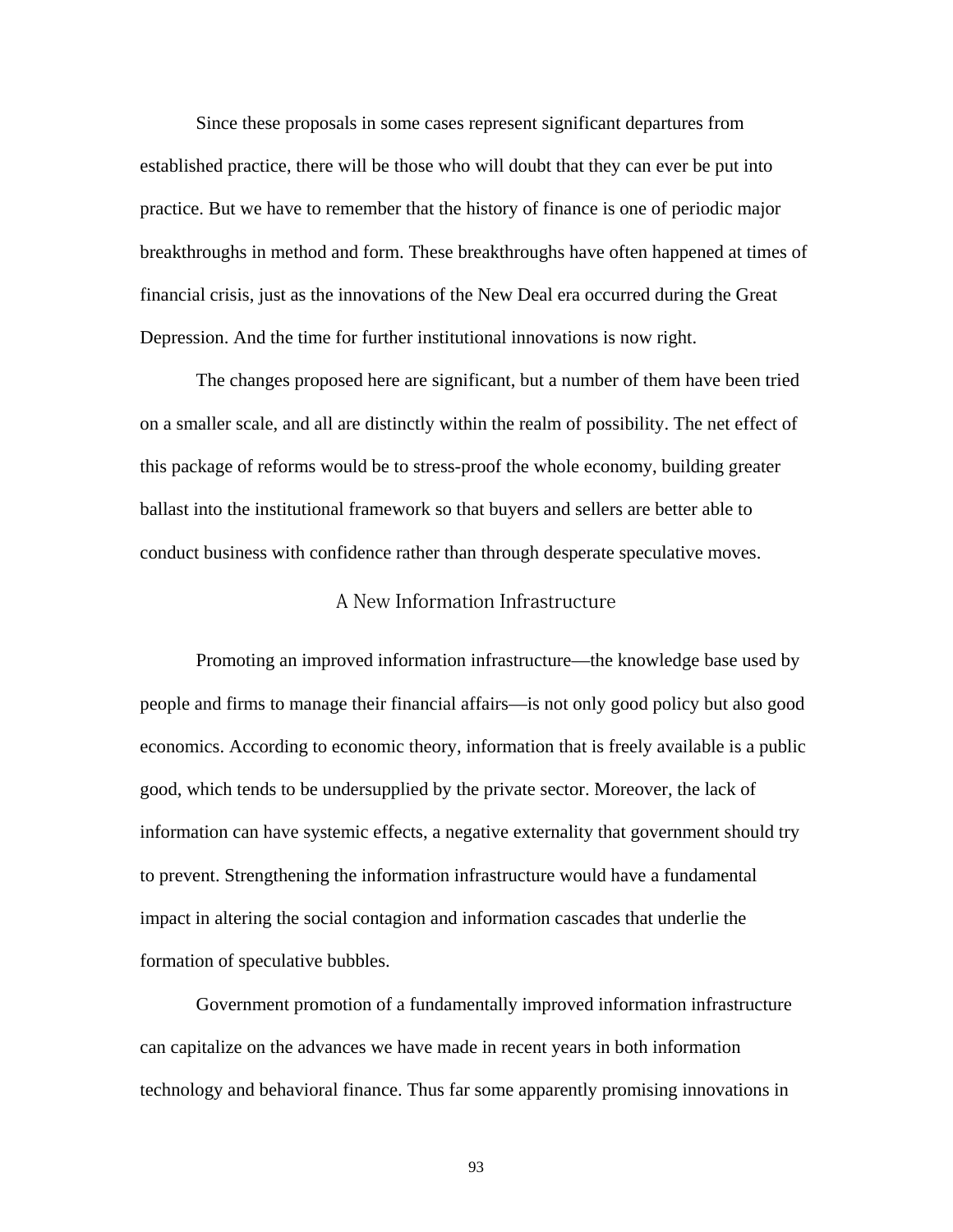Since these proposals in some cases represent significant departures from established practice, there will be those who will doubt that they can ever be put into practice. But we have to remember that the history of finance is one of periodic major breakthroughs in method and form. These breakthroughs have often happened at times of financial crisis, just as the innovations of the New Deal era occurred during the Great Depression. And the time for further institutional innovations is now right.

The changes proposed here are significant, but a number of them have been tried on a smaller scale, and all are distinctly within the realm of possibility. The net effect of this package of reforms would be to stress-proof the whole economy, building greater ballast into the institutional framework so that buyers and sellers are better able to conduct business with confidence rather than through desperate speculative moves.

## A New Information Infrastructure

Promoting an improved information infrastructure—the knowledge base used by people and firms to manage their financial affairs—is not only good policy but also good economics. According to economic theory, information that is freely available is a public good, which tends to be undersupplied by the private sector. Moreover, the lack of information can have systemic effects, a negative externality that government should try to prevent. Strengthening the information infrastructure would have a fundamental impact in altering the social contagion and information cascades that underlie the formation of speculative bubbles.

Government promotion of a fundamentally improved information infrastructure can capitalize on the advances we have made in recent years in both information technology and behavioral finance. Thus far some apparently promising innovations in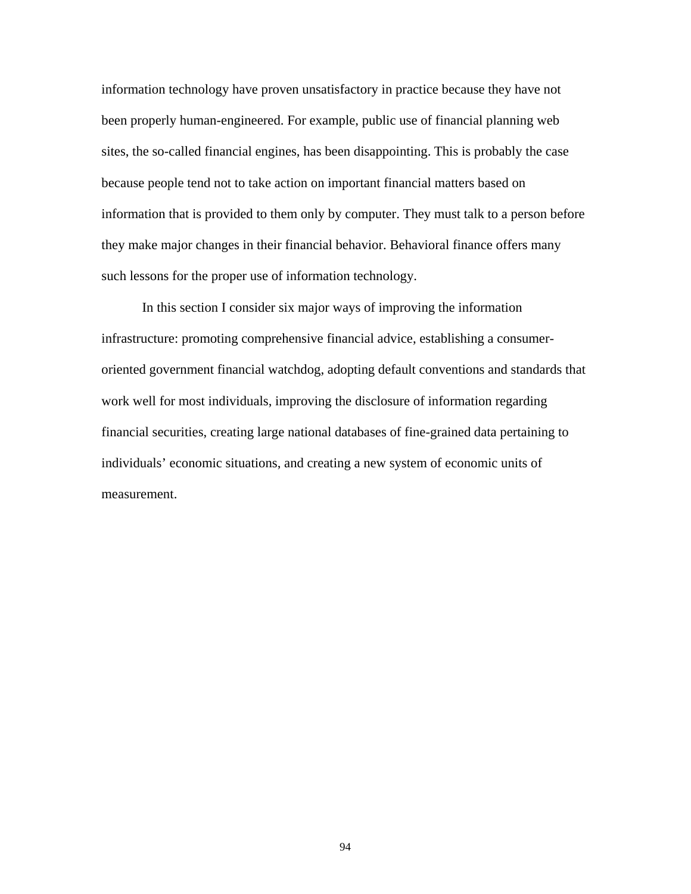information technology have proven unsatisfactory in practice because they have not been properly human-engineered. For example, public use of financial planning web sites, the so-called financial engines, has been disappointing. This is probably the case because people tend not to take action on important financial matters based on information that is provided to them only by computer. They must talk to a person before they make major changes in their financial behavior. Behavioral finance offers many such lessons for the proper use of information technology.

In this section I consider six major ways of improving the information infrastructure: promoting comprehensive financial advice, establishing a consumer-oriented government financial watchdog, adopting default conventions and standards that work well for most individuals, improving the disclosure of information regarding financial securities, creating large national databases of fine-grained data pertaining to individuals' economic situations, and creating a new system of economic units of measurement.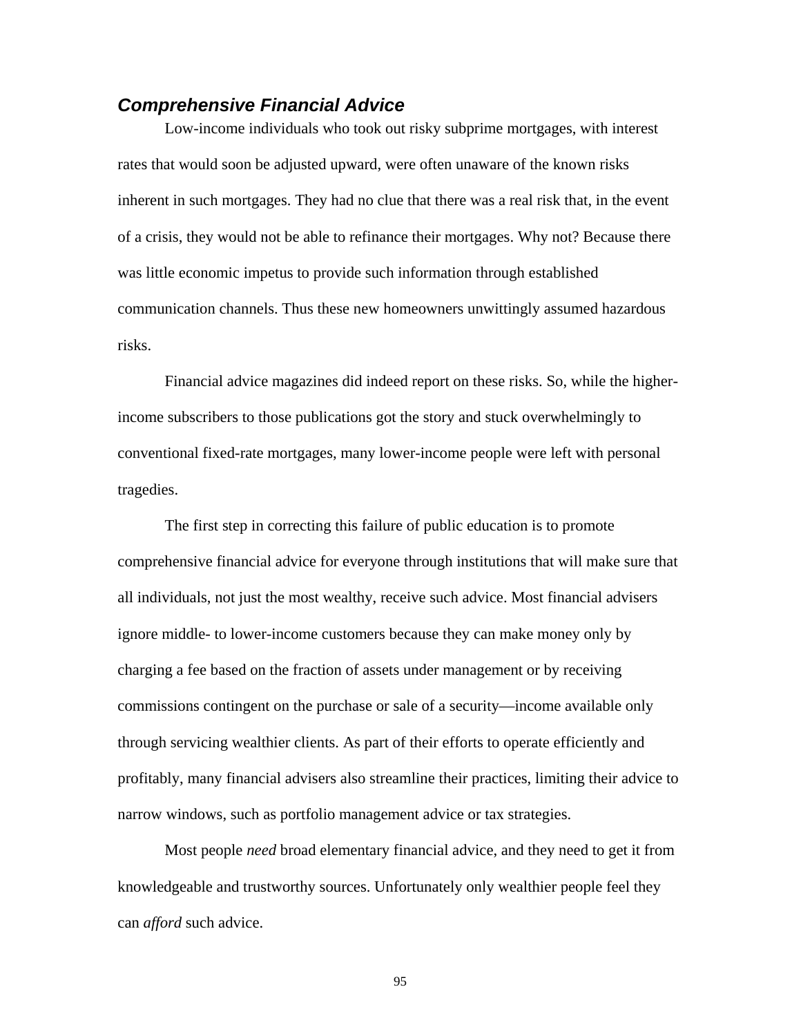### *Comprehensive Financial Advice*

Low-income individuals who took out risky subprime mortgages, with interest rates that would soon be adjusted upward, were often unaware of the known risks inherent in such mortgages. They had no clue that there was a real risk that, in the event of a crisis, they would not be able to refinance their mortgages. Why not? Because there was little economic impetus to provide such information through established communication channels. Thus these new homeowners unwittingly assumed hazardous risks.

Financial advice magazines did indeed report on these risks. So, while the higher-income subscribers to those publications got the story and stuck overwhelmingly to conventional fixed-rate mortgages, many lower-income people were left with personal tragedies.

The first step in correcting this failure of public education is to promote comprehensive financial advice for everyone through institutions that will make sure that all individuals, not just the most wealthy, receive such advice. Most financial advisers ignore middle- to lower-income customers because they can make money only by charging a fee based on the fraction of assets under management or by receiving commissions contingent on the purchase or sale of a security—income available only through servicing wealthier clients. As part of their efforts to operate efficiently and profitably, many financial advisers also streamline their practices, limiting their advice to narrow windows, such as portfolio management advice or tax strategies.

Most people *need* broad elementary financial advice, and they need to get it from knowledgeable and trustworthy sources. Unfortunately only wealthier people feel they can *afford* such advice.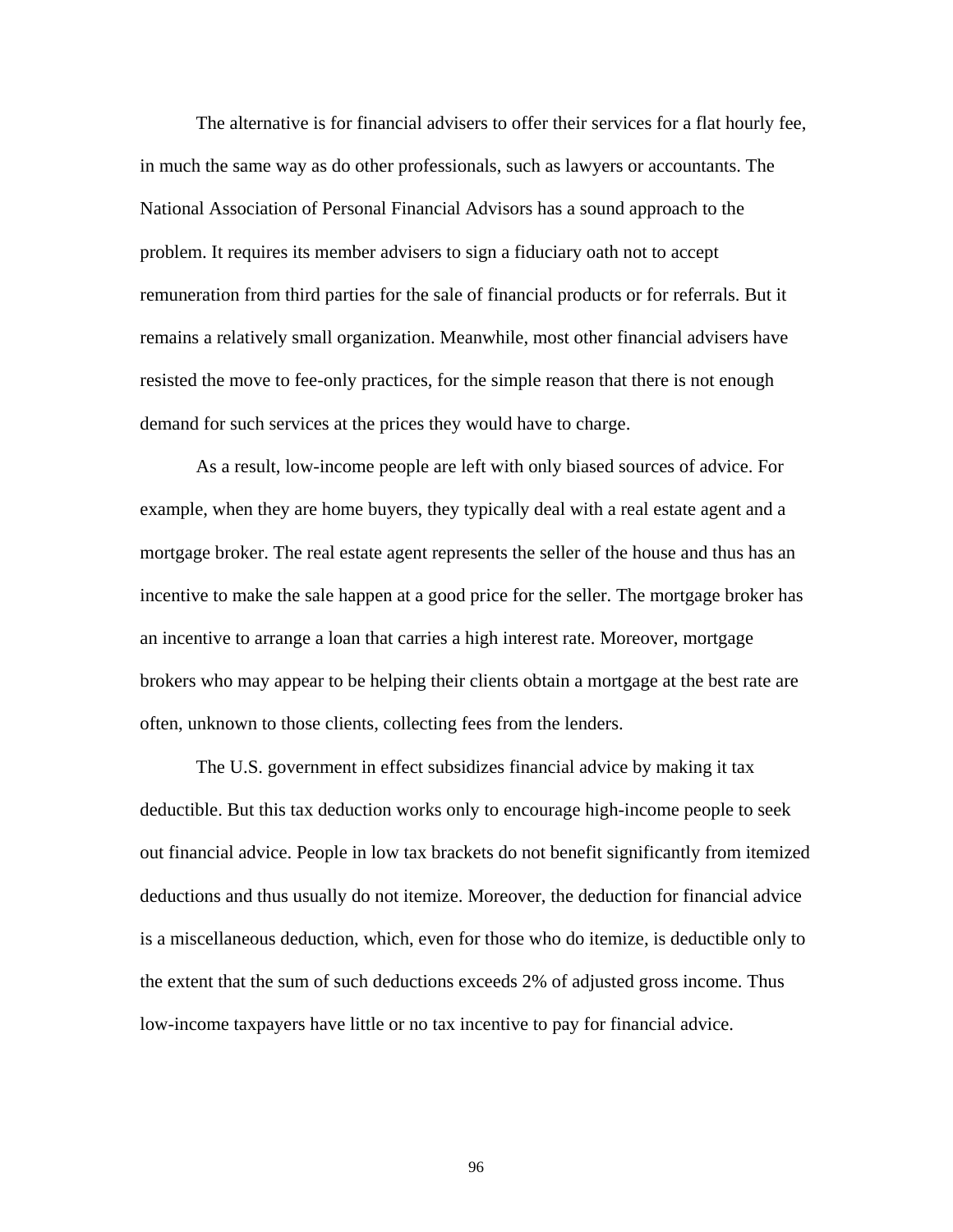The alternative is for financial advisers to offer their services for a flat hourly fee, in much the same way as do other professionals, such as lawyers or accountants. The National Association of Personal Financial Advisors has a sound approach to the problem. It requires its member advisers to sign a fiduciary oath not to accept remuneration from third parties for the sale of financial products or for referrals. But it remains a relatively small organization. Meanwhile, most other financial advisers have resisted the move to fee-only practices, for the simple reason that there is not enough demand for such services at the prices they would have to charge.

As a result, low-income people are left with only biased sources of advice. For example, when they are home buyers, they typically deal with a real estate agent and a mortgage broker. The real estate agent represents the seller of the house and thus has an incentive to make the sale happen at a good price for the seller. The mortgage broker has an incentive to arrange a loan that carries a high interest rate. Moreover, mortgage brokers who may appear to be helping their clients obtain a mortgage at the best rate are often, unknown to those clients, collecting fees from the lenders.

The U.S. government in effect subsidizes financial advice by making it tax deductible. But this tax deduction works only to encourage high-income people to seek out financial advice. People in low tax brackets do not benefit significantly from itemized deductions and thus usually do not itemize. Moreover, the deduction for financial advice is a miscellaneous deduction, which, even for those who do itemize, is deductible only to the extent that the sum of such deductions exceeds 2% of adjusted gross income. Thus low-income taxpayers have little or no tax incentive to pay for financial advice.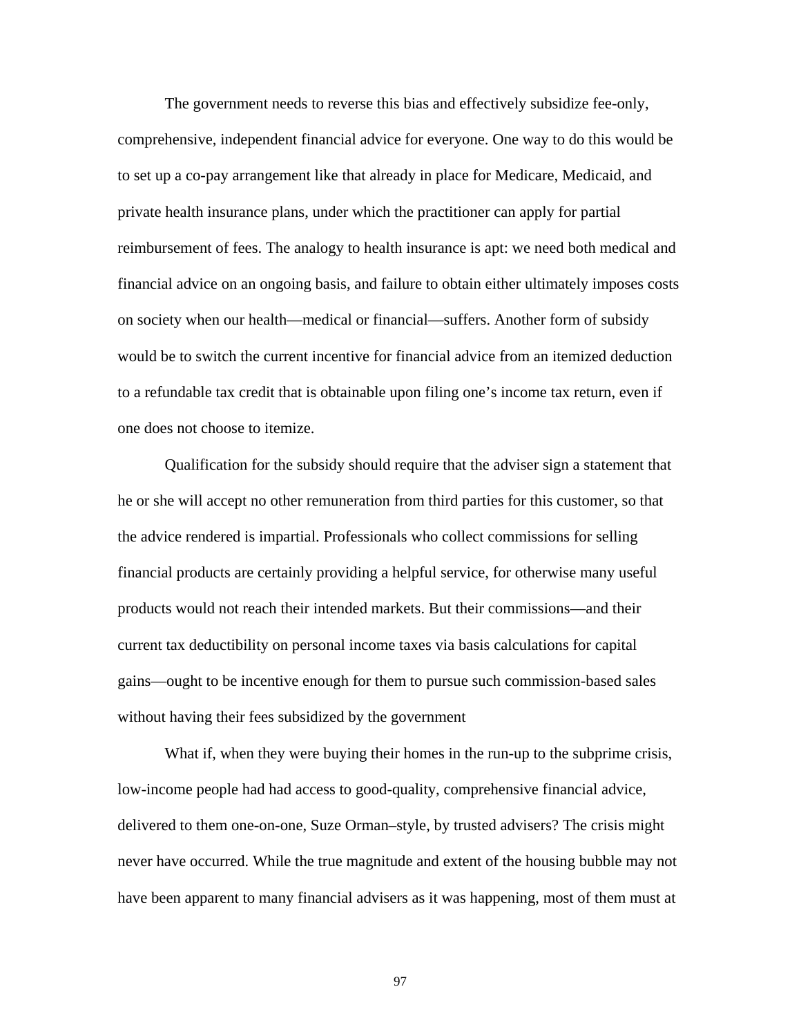The government needs to reverse this bias and effectively subsidize fee-only, comprehensive, independent financial advice for everyone. One way to do this would be to set up a co-pay arrangement like that already in place for Medicare, Medicaid, and private health insurance plans, under which the practitioner can apply for partial reimbursement of fees. The analogy to health insurance is apt: we need both medical and financial advice on an ongoing basis, and failure to obtain either ultimately imposes costs on society when our health—medical or financial—suffers. Another form of subsidy would be to switch the current incentive for financial advice from an itemized deduction to a refundable tax credit that is obtainable upon filing one's income tax return, even if one does not choose to itemize.

Qualification for the subsidy should require that the adviser sign a statement that he or she will accept no other remuneration from third parties for this customer, so that the advice rendered is impartial. Professionals who collect commissions for selling financial products are certainly providing a helpful service, for otherwise many useful products would not reach their intended markets. But their commissions—and their current tax deductibility on personal income taxes via basis calculations for capital gains—ought to be incentive enough for them to pursue such commission-based sales without having their fees subsidized by the government

What if, when they were buying their homes in the run-up to the subprime crisis, low-income people had had access to good-quality, comprehensive financial advice, delivered to them one-on-one, Suze Orman–style, by trusted advisers? The crisis might never have occurred. While the true magnitude and extent of the housing bubble may not have been apparent to many financial advisers as it was happening, most of them must at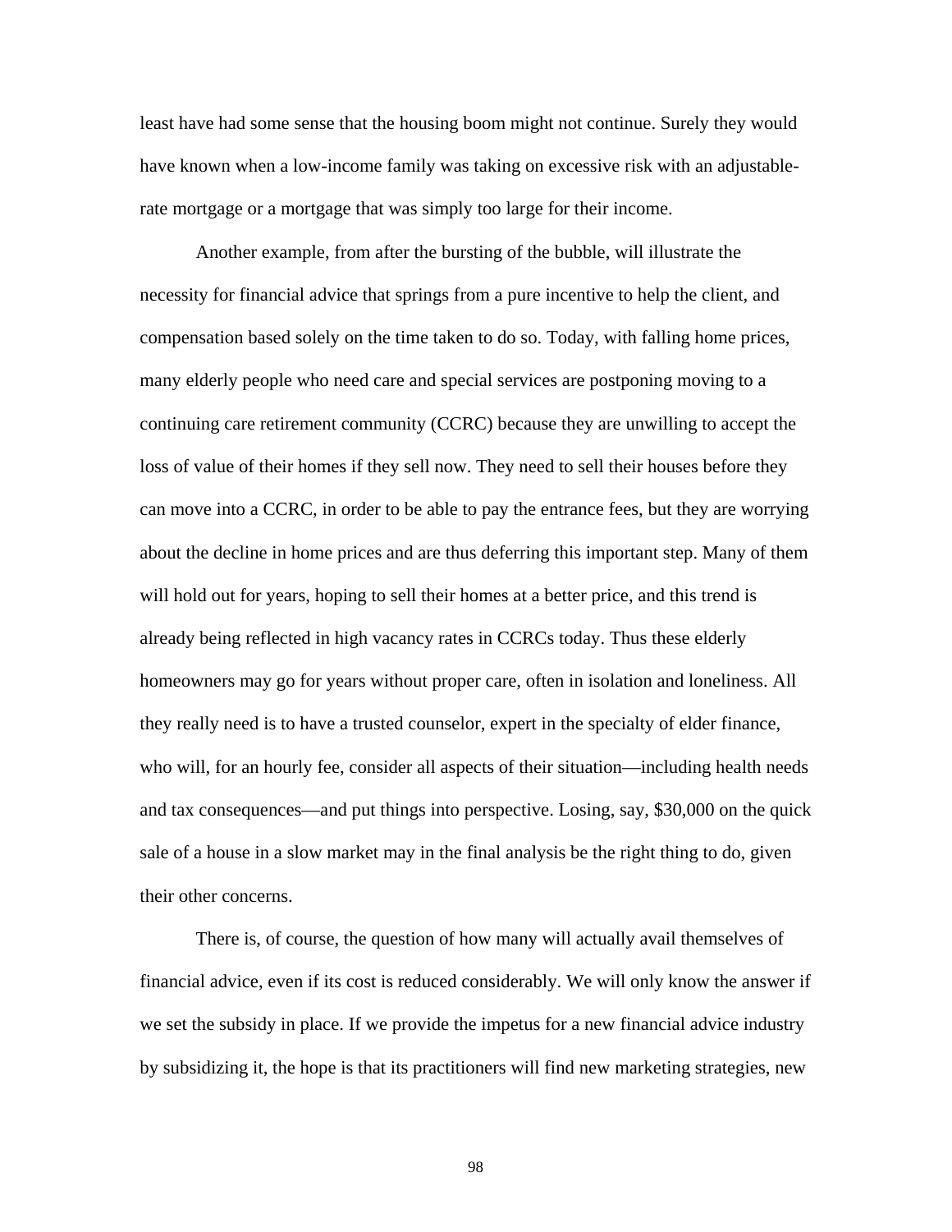least have had some sense that the housing boom might not continue. Surely they would have known when a low-income family was taking on excessive risk with an adjustable-rate mortgage or a mortgage that was simply too large for their income.

Another example, from after the bursting of the bubble, will illustrate the necessity for financial advice that springs from a pure incentive to help the client, and compensation based solely on the time taken to do so. Today, with falling home prices, many elderly people who need care and special services are postponing moving to a continuing care retirement community (CCRC) because they are unwilling to accept the loss of value of their homes if they sell now. They need to sell their houses before they can move into a CCRC, in order to be able to pay the entrance fees, but they are worrying about the decline in home prices and are thus deferring this important step. Many of them will hold out for years, hoping to sell their homes at a better price, and this trend is already being reflected in high vacancy rates in CCRCs today. Thus these elderly homeowners may go for years without proper care, often in isolation and loneliness. All they really need is to have a trusted counselor, expert in the specialty of elder finance, who will, for an hourly fee, consider all aspects of their situation—including health needs and tax consequences—and put things into perspective. Losing, say, $30,000 on the quick sale of a house in a slow market may in the final analysis be the right thing to do, given their other concerns.

There is, of course, the question of how many will actually avail themselves of financial advice, even if its cost is reduced considerably. We will only know the answer if we set the subsidy in place. If we provide the impetus for a new financial advice industry by subsidizing it, the hope is that its practitioners will find new marketing strategies, new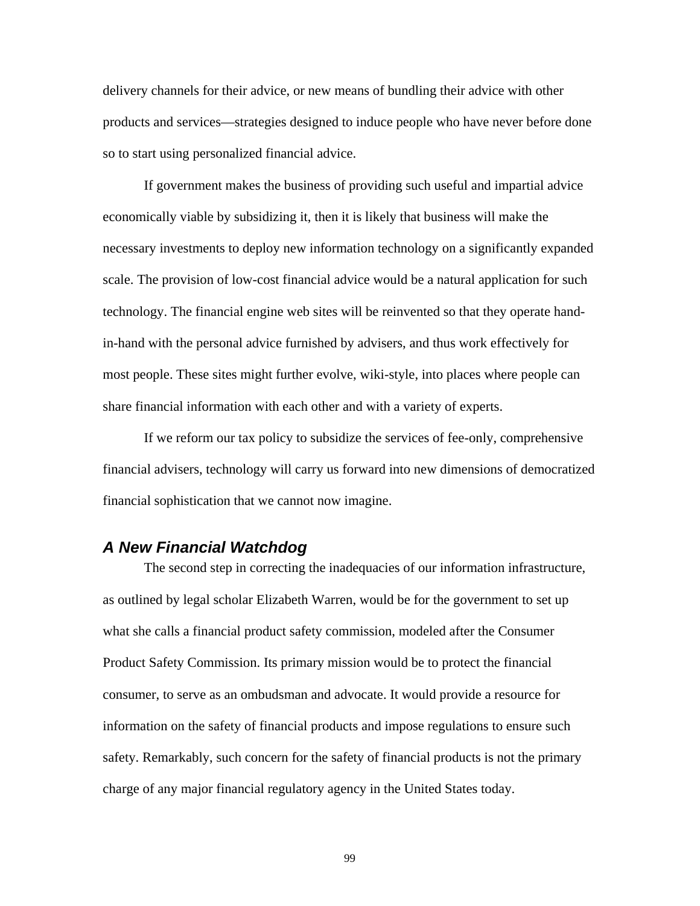delivery channels for their advice, or new means of bundling their advice with other products and services—strategies designed to induce people who have never before done so to start using personalized financial advice.

If government makes the business of providing such useful and impartial advice economically viable by subsidizing it, then it is likely that business will make the necessary investments to deploy new information technology on a significantly expanded scale. The provision of low-cost financial advice would be a natural application for such technology. The financial engine web sites will be reinvented so that they operate hand-in-hand with the personal advice furnished by advisers, and thus work effectively for most people. These sites might further evolve, wiki-style, into places where people can share financial information with each other and with a variety of experts.

If we reform our tax policy to subsidize the services of fee-only, comprehensive financial advisers, technology will carry us forward into new dimensions of democratized financial sophistication that we cannot now imagine.

### *A New Financial Watchdog*

The second step in correcting the inadequacies of our information infrastructure, as outlined by legal scholar Elizabeth Warren, would be for the government to set up what she calls a financial product safety commission, modeled after the Consumer Product Safety Commission. Its primary mission would be to protect the financial consumer, to serve as an ombudsman and advocate. It would provide a resource for information on the safety of financial products and impose regulations to ensure such safety. Remarkably, such concern for the safety of financial products is not the primary charge of any major financial regulatory agency in the United States today.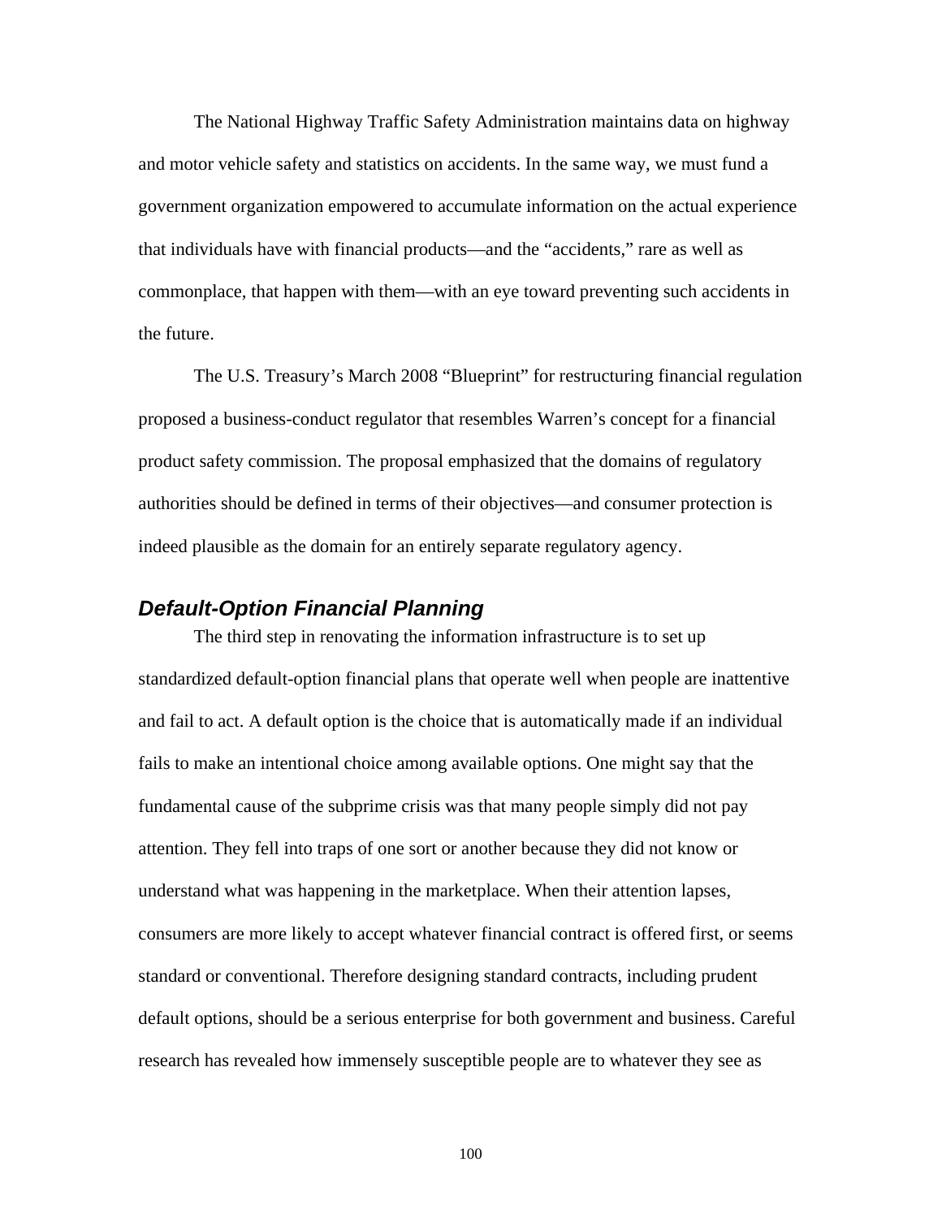The National Highway Traffic Safety Administration maintains data on highway and motor vehicle safety and statistics on accidents. In the same way, we must fund a government organization empowered to accumulate information on the actual experience that individuals have with financial products—and the "accidents," rare as well as commonplace, that happen with them—with an eye toward preventing such accidents in the future.

The U.S. Treasury's March 2008 "Blueprint" for restructuring financial regulation proposed a business-conduct regulator that resembles Warren's concept for a financial product safety commission. The proposal emphasized that the domains of regulatory authorities should be defined in terms of their objectives—and consumer protection is indeed plausible as the domain for an entirely separate regulatory agency.

### *Default-Option Financial Planning*

The third step in renovating the information infrastructure is to set up standardized default-option financial plans that operate well when people are inattentive and fail to act. A default option is the choice that is automatically made if an individual fails to make an intentional choice among available options. One might say that the fundamental cause of the subprime crisis was that many people simply did not pay attention. They fell into traps of one sort or another because they did not know or understand what was happening in the marketplace. When their attention lapses, consumers are more likely to accept whatever financial contract is offered first, or seems standard or conventional. Therefore designing standard contracts, including prudent default options, should be a serious enterprise for both government and business. Careful research has revealed how immensely susceptible people are to whatever they see as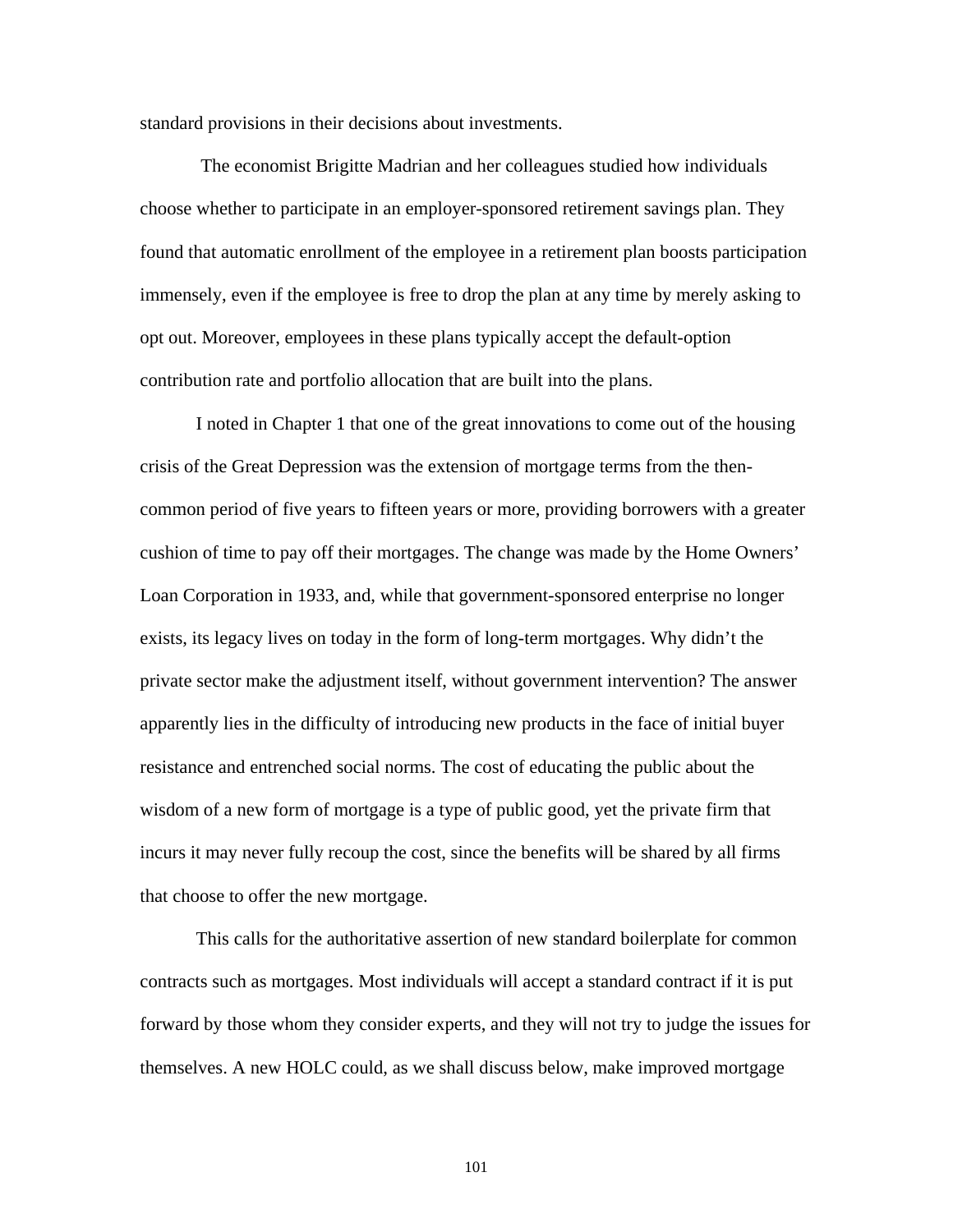standard provisions in their decisions about investments.

The economist Brigitte Madrian and her colleagues studied how individuals choose whether to participate in an employer-sponsored retirement savings plan. They found that automatic enrollment of the employee in a retirement plan boosts participation immensely, even if the employee is free to drop the plan at any time by merely asking to opt out. Moreover, employees in these plans typically accept the default-option contribution rate and portfolio allocation that are built into the plans.

I noted in Chapter 1 that one of the great innovations to come out of the housing crisis of the Great Depression was the extension of mortgage terms from the then-common period of five years to fifteen years or more, providing borrowers with a greater cushion of time to pay off their mortgages. The change was made by the Home Owners' Loan Corporation in 1933, and, while that government-sponsored enterprise no longer exists, its legacy lives on today in the form of long-term mortgages. Why didn't the private sector make the adjustment itself, without government intervention? The answer apparently lies in the difficulty of introducing new products in the face of initial buyer resistance and entrenched social norms. The cost of educating the public about the wisdom of a new form of mortgage is a type of public good, yet the private firm that incurs it may never fully recoup the cost, since the benefits will be shared by all firms that choose to offer the new mortgage.

This calls for the authoritative assertion of new standard boilerplate for common contracts such as mortgages. Most individuals will accept a standard contract if it is put forward by those whom they consider experts, and they will not try to judge the issues for themselves. A new HOLC could, as we shall discuss below, make improved mortgage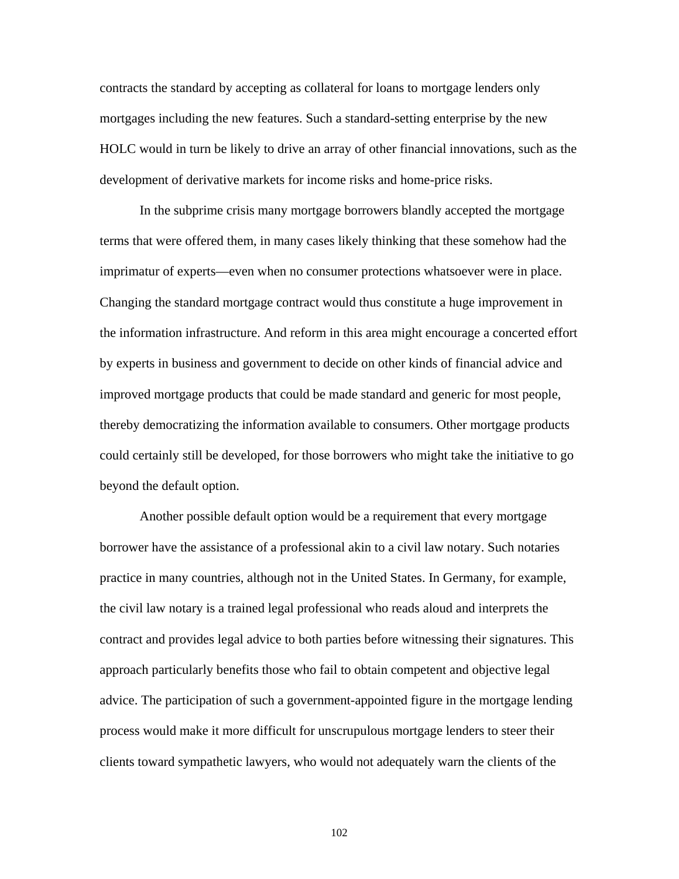contracts the standard by accepting as collateral for loans to mortgage lenders only mortgages including the new features. Such a standard-setting enterprise by the new HOLC would in turn be likely to drive an array of other financial innovations, such as the development of derivative markets for income risks and home-price risks.

In the subprime crisis many mortgage borrowers blandly accepted the mortgage terms that were offered them, in many cases likely thinking that these somehow had the imprimatur of experts—even when no consumer protections whatsoever were in place. Changing the standard mortgage contract would thus constitute a huge improvement in the information infrastructure. And reform in this area might encourage a concerted effort by experts in business and government to decide on other kinds of financial advice and improved mortgage products that could be made standard and generic for most people, thereby democratizing the information available to consumers. Other mortgage products could certainly still be developed, for those borrowers who might take the initiative to go beyond the default option.

Another possible default option would be a requirement that every mortgage borrower have the assistance of a professional akin to a civil law notary. Such notaries practice in many countries, although not in the United States. In Germany, for example, the civil law notary is a trained legal professional who reads aloud and interprets the contract and provides legal advice to both parties before witnessing their signatures. This approach particularly benefits those who fail to obtain competent and objective legal advice. The participation of such a government-appointed figure in the mortgage lending process would make it more difficult for unscrupulous mortgage lenders to steer their clients toward sympathetic lawyers, who would not adequately warn the clients of the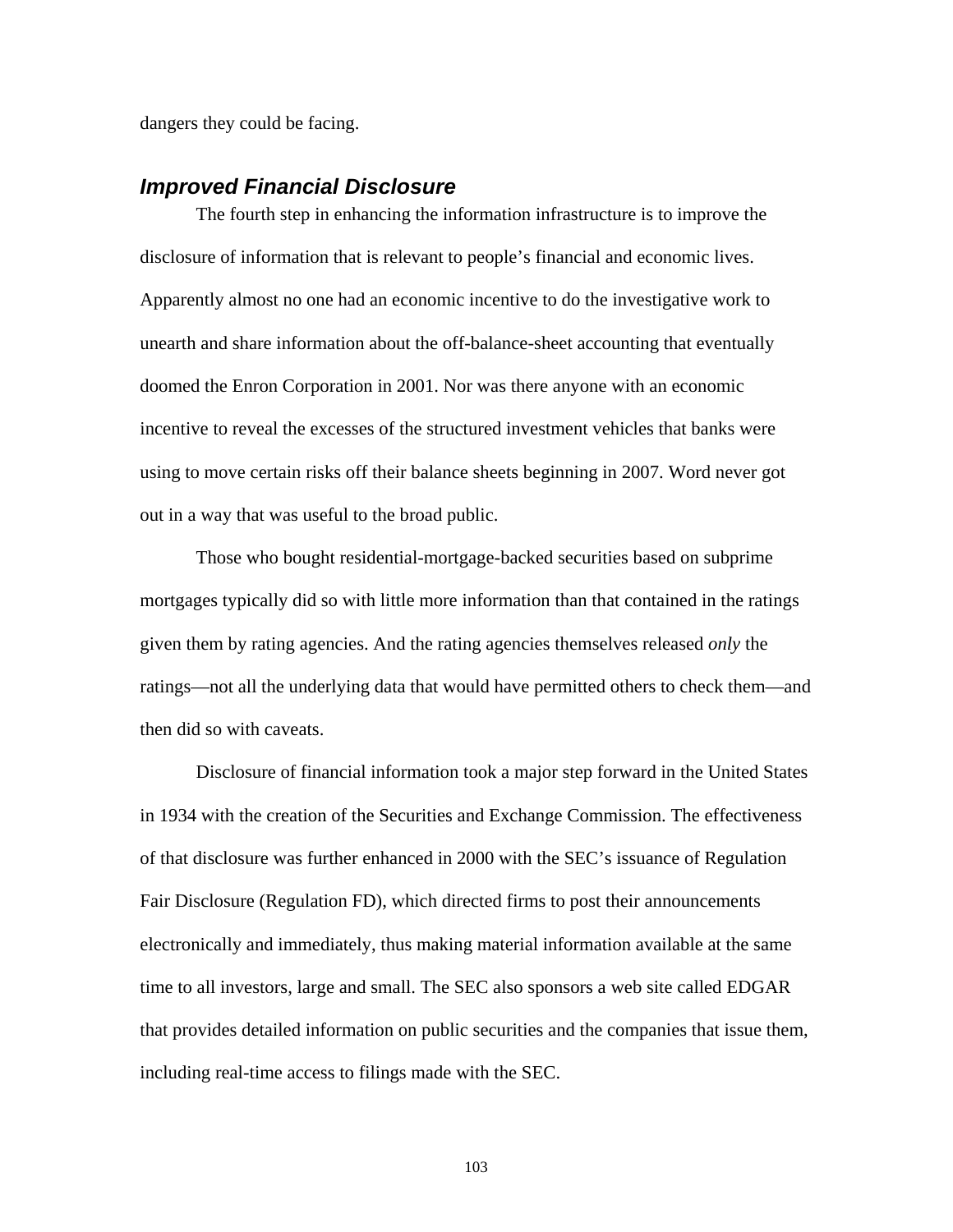dangers they could be facing.

## *Improved Financial Disclosure*

The fourth step in enhancing the information infrastructure is to improve the disclosure of information that is relevant to people's financial and economic lives. Apparently almost no one had an economic incentive to do the investigative work to unearth and share information about the off-balance-sheet accounting that eventually doomed the Enron Corporation in 2001. Nor was there anyone with an economic incentive to reveal the excesses of the structured investment vehicles that banks were using to move certain risks off their balance sheets beginning in 2007. Word never got out in a way that was useful to the broad public.

Those who bought residential-mortgage-backed securities based on subprime mortgages typically did so with little more information than that contained in the ratings given them by rating agencies. And the rating agencies themselves released *only* the ratings—not all the underlying data that would have permitted others to check them—and then did so with caveats.

Disclosure of financial information took a major step forward in the United States in 1934 with the creation of the Securities and Exchange Commission. The effectiveness of that disclosure was further enhanced in 2000 with the SEC's issuance of Regulation Fair Disclosure (Regulation FD), which directed firms to post their announcements electronically and immediately, thus making material information available at the same time to all investors, large and small. The SEC also sponsors a web site called EDGAR that provides detailed information on public securities and the companies that issue them, including real-time access to filings made with the SEC.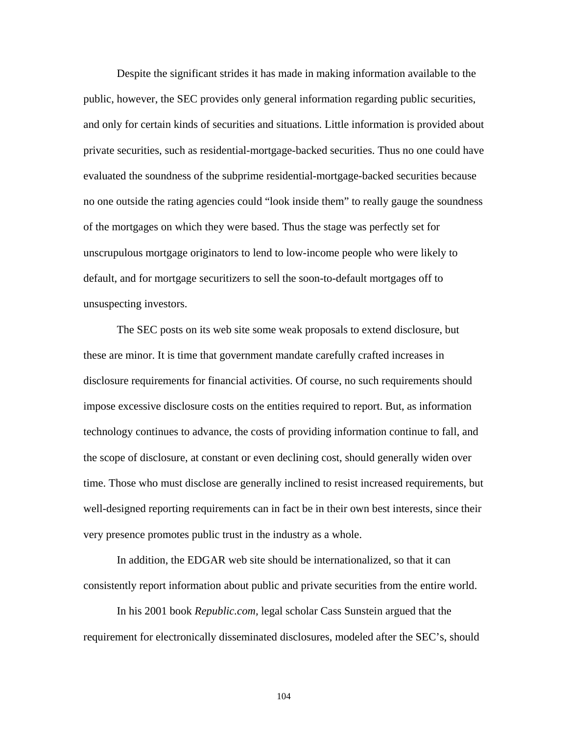Despite the significant strides it has made in making information available to the public, however, the SEC provides only general information regarding public securities, and only for certain kinds of securities and situations. Little information is provided about private securities, such as residential-mortgage-backed securities. Thus no one could have evaluated the soundness of the subprime residential-mortgage-backed securities because no one outside the rating agencies could "look inside them" to really gauge the soundness of the mortgages on which they were based. Thus the stage was perfectly set for unscrupulous mortgage originators to lend to low-income people who were likely to default, and for mortgage securitizers to sell the soon-to-default mortgages off to unsuspecting investors.

The SEC posts on its web site some weak proposals to extend disclosure, but these are minor. It is time that government mandate carefully crafted increases in disclosure requirements for financial activities. Of course, no such requirements should impose excessive disclosure costs on the entities required to report. But, as information technology continues to advance, the costs of providing information continue to fall, and the scope of disclosure, at constant or even declining cost, should generally widen over time. Those who must disclose are generally inclined to resist increased requirements, but well-designed reporting requirements can in fact be in their own best interests, since their very presence promotes public trust in the industry as a whole.

In addition, the EDGAR web site should be internationalized, so that it can consistently report information about public and private securities from the entire world.

In his 2001 book *Republic.com,* legal scholar Cass Sunstein argued that the requirement for electronically disseminated disclosures, modeled after the SEC's, should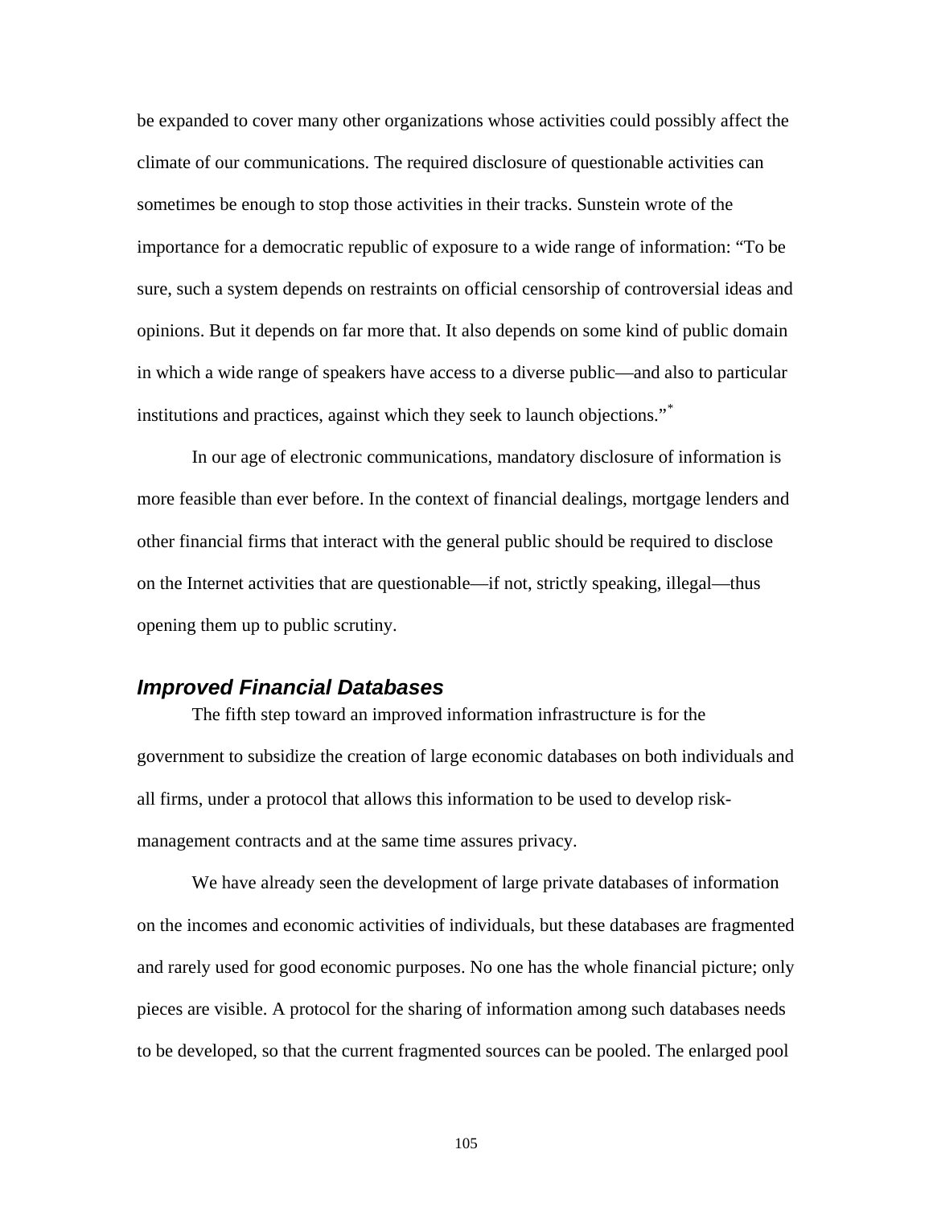be expanded to cover many other organizations whose activities could possibly affect the climate of our communications. The required disclosure of questionable activities can sometimes be enough to stop those activities in their tracks. Sunstein wrote of the importance for a democratic republic of exposure to a wide range of information: "To be sure, such a system depends on restraints on official censorship of controversial ideas and opinions. But it depends on far more that. It also depends on some kind of public domain in which a wide range of speakers have access to a diverse public—and also to particular institutions and practices, against which they seek to launch objections."*

In our age of electronic communications, mandatory disclosure of information is more feasible than ever before. In the context of financial dealings, mortgage lenders and other financial firms that interact with the general public should be required to disclose on the Internet activities that are questionable—if not, strictly speaking, illegal—thus opening them up to public scrutiny.

### *Improved Financial Databases*

The fifth step toward an improved information infrastructure is for the government to subsidize the creation of large economic databases on both individuals and all firms, under a protocol that allows this information to be used to develop risk-management contracts and at the same time assures privacy.

We have already seen the development of large private databases of information on the incomes and economic activities of individuals, but these databases are fragmented and rarely used for good economic purposes. No one has the whole financial picture; only pieces are visible. A protocol for the sharing of information among such databases needs to be developed, so that the current fragmented sources can be pooled. The enlarged pool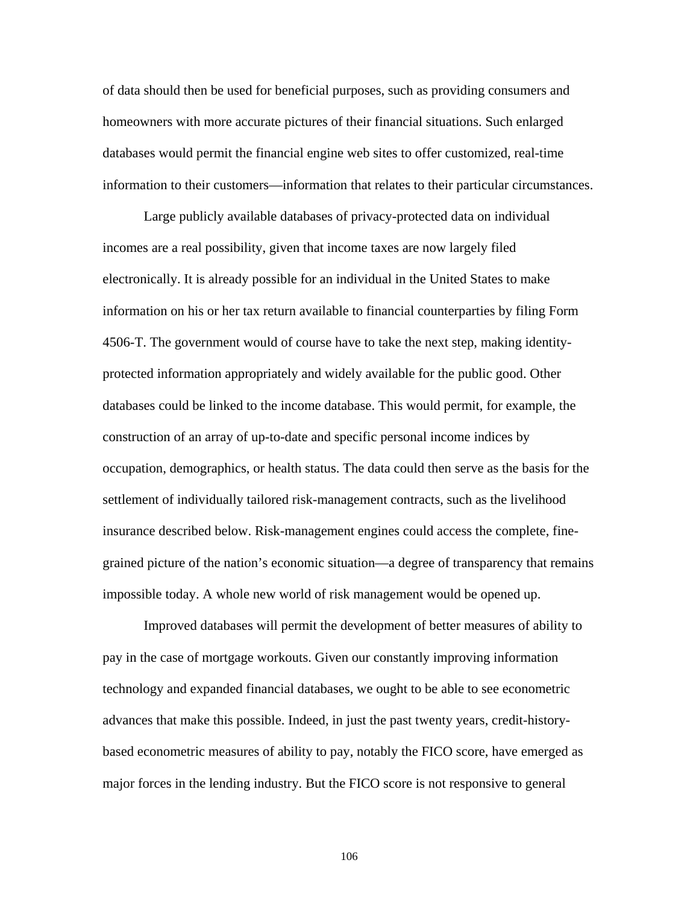of data should then be used for beneficial purposes, such as providing consumers and homeowners with more accurate pictures of their financial situations. Such enlarged databases would permit the financial engine web sites to offer customized, real-time information to their customers—information that relates to their particular circumstances.

Large publicly available databases of privacy-protected data on individual incomes are a real possibility, given that income taxes are now largely filed electronically. It is already possible for an individual in the United States to make information on his or her tax return available to financial counterparties by filing Form 4506-T. The government would of course have to take the next step, making identity-protected information appropriately and widely available for the public good. Other databases could be linked to the income database. This would permit, for example, the construction of an array of up-to-date and specific personal income indices by occupation, demographics, or health status. The data could then serve as the basis for the settlement of individually tailored risk-management contracts, such as the livelihood insurance described below. Risk-management engines could access the complete, fine-grained picture of the nation's economic situation—a degree of transparency that remains impossible today. A whole new world of risk management would be opened up.

Improved databases will permit the development of better measures of ability to pay in the case of mortgage workouts. Given our constantly improving information technology and expanded financial databases, we ought to be able to see econometric advances that make this possible. Indeed, in just the past twenty years, credit-history-based econometric measures of ability to pay, notably the FICO score, have emerged as major forces in the lending industry. But the FICO score is not responsive to general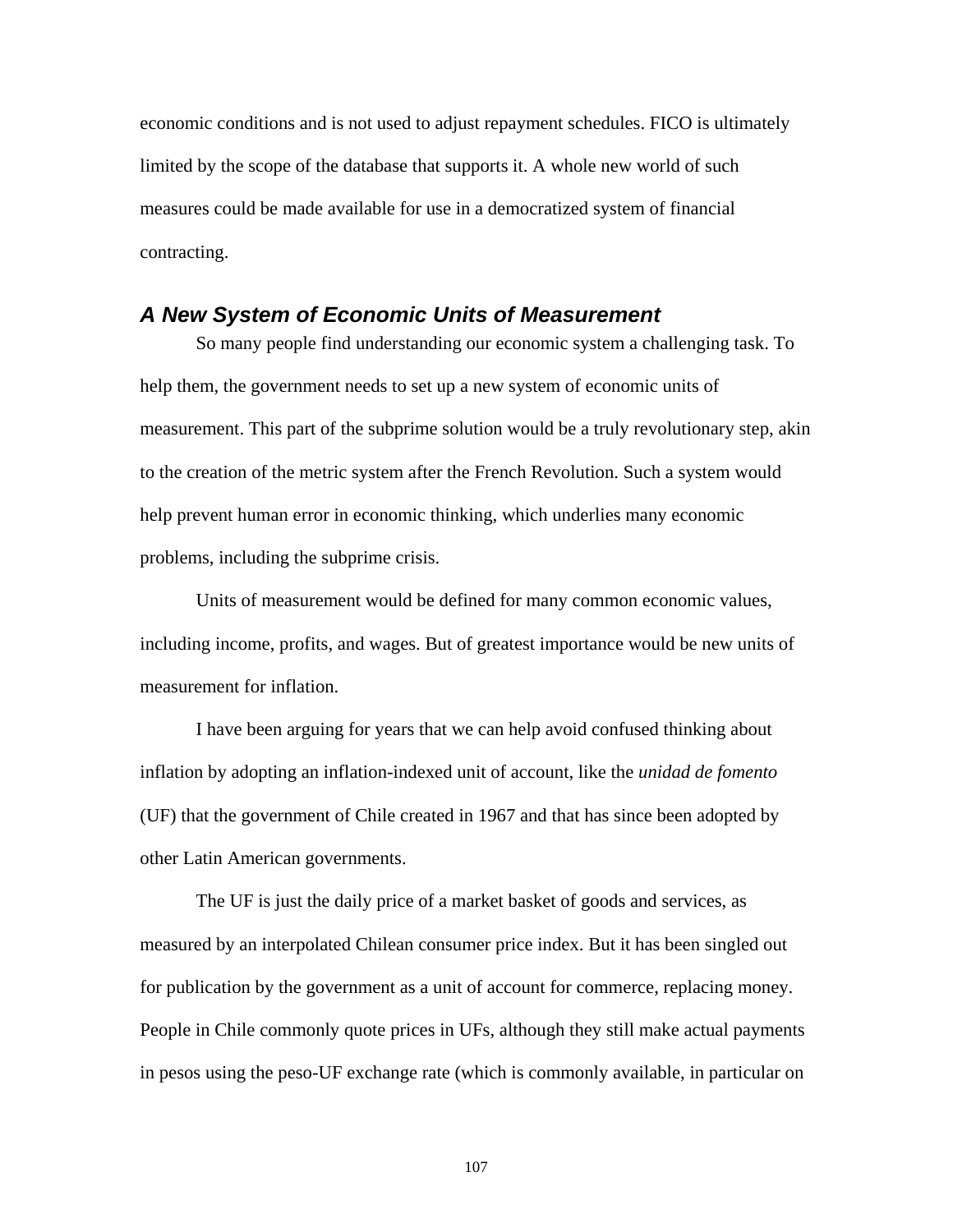economic conditions and is not used to adjust repayment schedules. FICO is ultimately limited by the scope of the database that supports it. A whole new world of such measures could be made available for use in a democratized system of financial contracting.

### *A New System of Economic Units of Measurement*

So many people find understanding our economic system a challenging task. To help them, the government needs to set up a new system of economic units of measurement. This part of the subprime solution would be a truly revolutionary step, akin to the creation of the metric system after the French Revolution. Such a system would help prevent human error in economic thinking, which underlies many economic problems, including the subprime crisis.

Units of measurement would be defined for many common economic values, including income, profits, and wages. But of greatest importance would be new units of measurement for inflation.

I have been arguing for years that we can help avoid confused thinking about inflation by adopting an inflation-indexed unit of account, like the *unidad de fomento* (UF) that the government of Chile created in 1967 and that has since been adopted by other Latin American governments.

The UF is just the daily price of a market basket of goods and services, as measured by an interpolated Chilean consumer price index. But it has been singled out for publication by the government as a unit of account for commerce, replacing money. People in Chile commonly quote prices in UFs, although they still make actual payments in pesos using the peso-UF exchange rate (which is commonly available, in particular on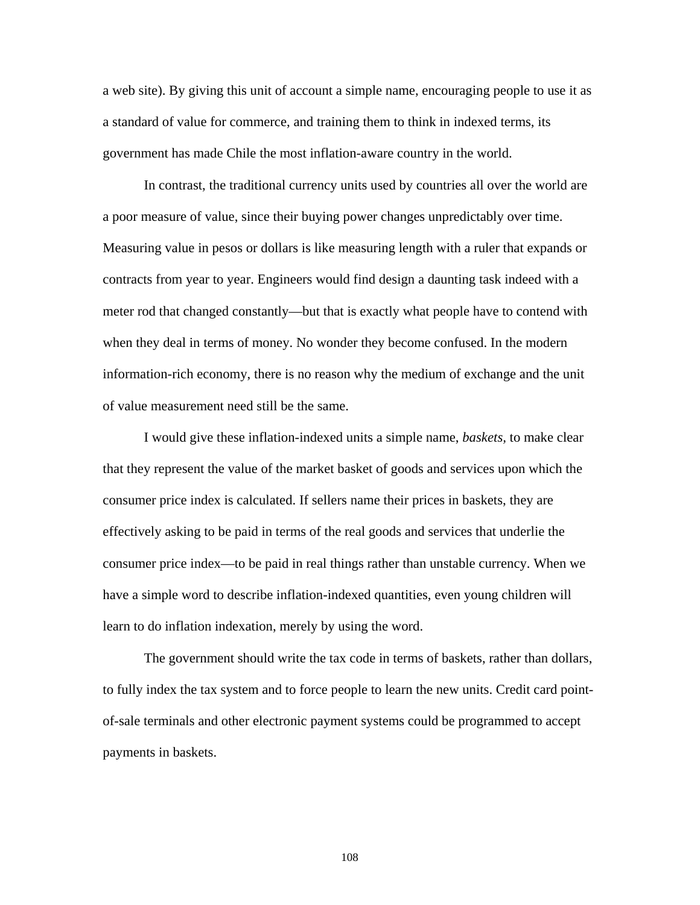a web site). By giving this unit of account a simple name, encouraging people to use it as a standard of value for commerce, and training them to think in indexed terms, its government has made Chile the most inflation-aware country in the world.

In contrast, the traditional currency units used by countries all over the world are a poor measure of value, since their buying power changes unpredictably over time. Measuring value in pesos or dollars is like measuring length with a ruler that expands or contracts from year to year. Engineers would find design a daunting task indeed with a meter rod that changed constantly—but that is exactly what people have to contend with when they deal in terms of money. No wonder they become confused. In the modern information-rich economy, there is no reason why the medium of exchange and the unit of value measurement need still be the same.

I would give these inflation-indexed units a simple name, *baskets,* to make clear that they represent the value of the market basket of goods and services upon which the consumer price index is calculated. If sellers name their prices in baskets, they are effectively asking to be paid in terms of the real goods and services that underlie the consumer price index—to be paid in real things rather than unstable currency. When we have a simple word to describe inflation-indexed quantities, even young children will learn to do inflation indexation, merely by using the word.

The government should write the tax code in terms of baskets, rather than dollars, to fully index the tax system and to force people to learn the new units. Credit card point-of-sale terminals and other electronic payment systems could be programmed to accept payments in baskets.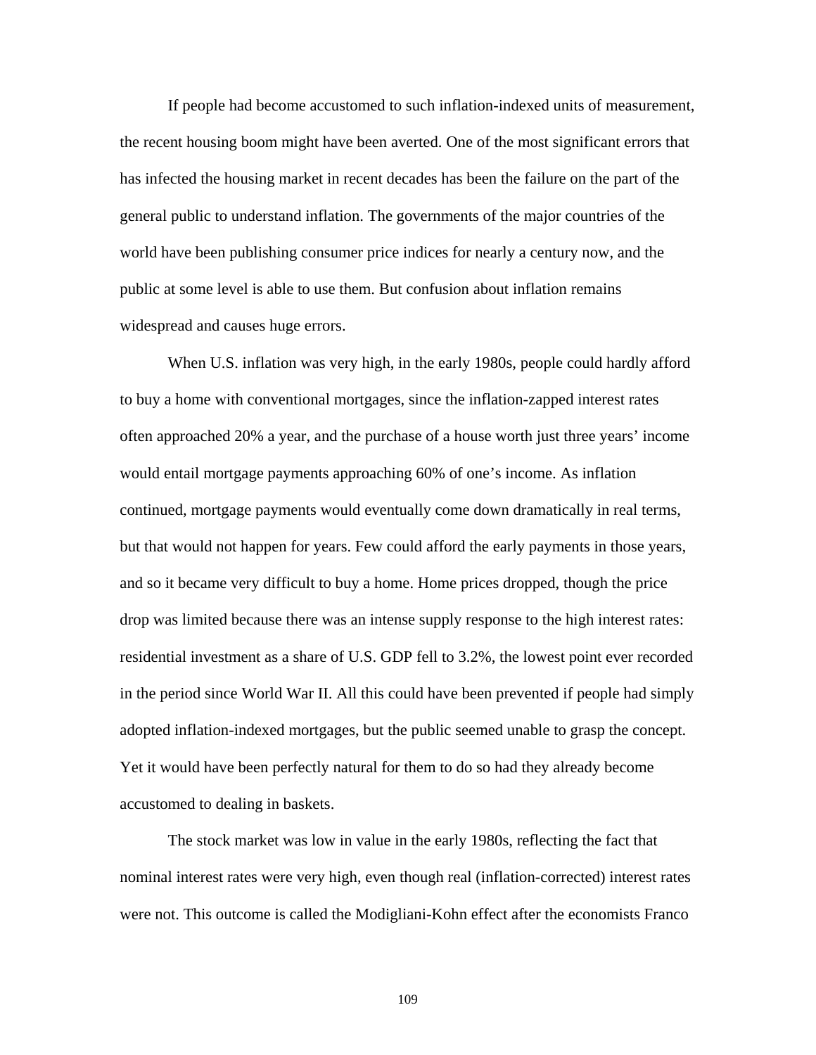If people had become accustomed to such inflation-indexed units of measurement, the recent housing boom might have been averted. One of the most significant errors that has infected the housing market in recent decades has been the failure on the part of the general public to understand inflation. The governments of the major countries of the world have been publishing consumer price indices for nearly a century now, and the public at some level is able to use them. But confusion about inflation remains widespread and causes huge errors.

When U.S. inflation was very high, in the early 1980s, people could hardly afford to buy a home with conventional mortgages, since the inflation-zapped interest rates often approached 20% a year, and the purchase of a house worth just three years' income would entail mortgage payments approaching 60% of one's income. As inflation continued, mortgage payments would eventually come down dramatically in real terms, but that would not happen for years. Few could afford the early payments in those years, and so it became very difficult to buy a home. Home prices dropped, though the price drop was limited because there was an intense supply response to the high interest rates: residential investment as a share of U.S. GDP fell to 3.2%, the lowest point ever recorded in the period since World War II. All this could have been prevented if people had simply adopted inflation-indexed mortgages, but the public seemed unable to grasp the concept. Yet it would have been perfectly natural for them to do so had they already become accustomed to dealing in baskets.

The stock market was low in value in the early 1980s, reflecting the fact that nominal interest rates were very high, even though real (inflation-corrected) interest rates were not. This outcome is called the Modigliani-Kohn effect after the economists Franco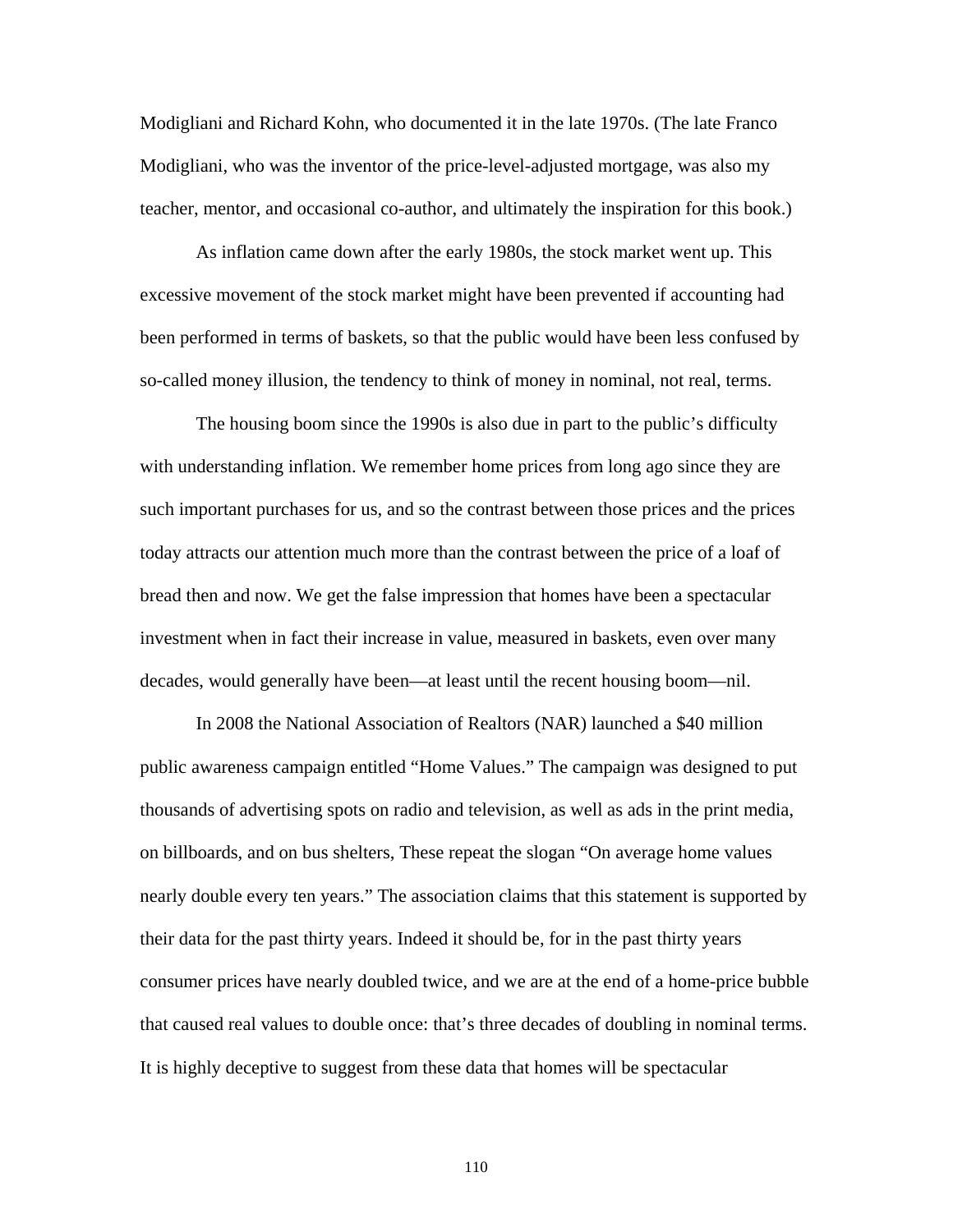Modigliani and Richard Kohn, who documented it in the late 1970s. (The late Franco Modigliani, who was the inventor of the price-level-adjusted mortgage, was also my teacher, mentor, and occasional co-author, and ultimately the inspiration for this book.)

As inflation came down after the early 1980s, the stock market went up. This excessive movement of the stock market might have been prevented if accounting had been performed in terms of baskets, so that the public would have been less confused by so-called money illusion, the tendency to think of money in nominal, not real, terms.

The housing boom since the 1990s is also due in part to the public's difficulty with understanding inflation. We remember home prices from long ago since they are such important purchases for us, and so the contrast between those prices and the prices today attracts our attention much more than the contrast between the price of a loaf of bread then and now. We get the false impression that homes have been a spectacular investment when in fact their increase in value, measured in baskets, even over many decades, would generally have been—at least until the recent housing boom—nil.

In 2008 the National Association of Realtors (NAR) launched a $40 million public awareness campaign entitled "Home Values." The campaign was designed to put thousands of advertising spots on radio and television, as well as ads in the print media, on billboards, and on bus shelters, These repeat the slogan "On average home values nearly double every ten years." The association claims that this statement is supported by their data for the past thirty years. Indeed it should be, for in the past thirty years consumer prices have nearly doubled twice, and we are at the end of a home-price bubble that caused real values to double once: that's three decades of doubling in nominal terms. It is highly deceptive to suggest from these data that homes will be spectacular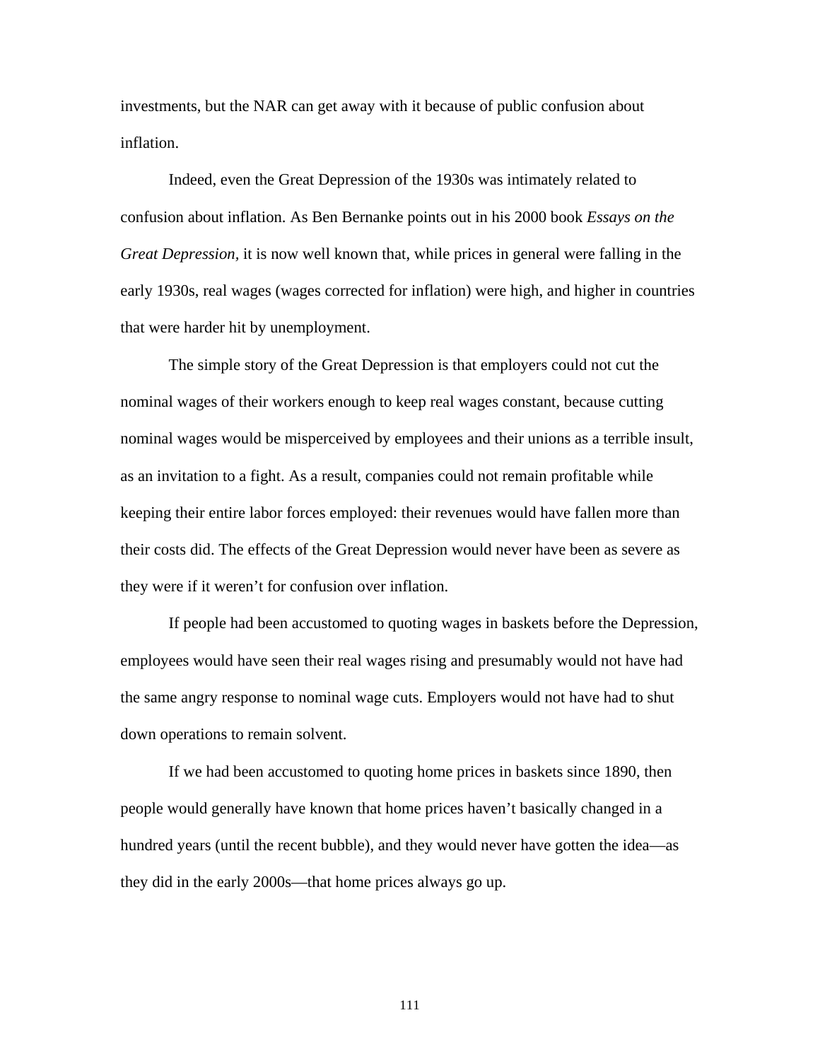investments, but the NAR can get away with it because of public confusion about inflation.

Indeed, even the Great Depression of the 1930s was intimately related to confusion about inflation. As Ben Bernanke points out in his 2000 book *Essays on the Great Depression,* it is now well known that, while prices in general were falling in the early 1930s, real wages (wages corrected for inflation) were high, and higher in countries that were harder hit by unemployment.

The simple story of the Great Depression is that employers could not cut the nominal wages of their workers enough to keep real wages constant, because cutting nominal wages would be misperceived by employees and their unions as a terrible insult, as an invitation to a fight. As a result, companies could not remain profitable while keeping their entire labor forces employed: their revenues would have fallen more than their costs did. The effects of the Great Depression would never have been as severe as they were if it weren't for confusion over inflation.

If people had been accustomed to quoting wages in baskets before the Depression, employees would have seen their real wages rising and presumably would not have had the same angry response to nominal wage cuts. Employers would not have had to shut down operations to remain solvent.

If we had been accustomed to quoting home prices in baskets since 1890, then people would generally have known that home prices haven't basically changed in a hundred years (until the recent bubble), and they would never have gotten the idea—as they did in the early 2000s—that home prices always go up.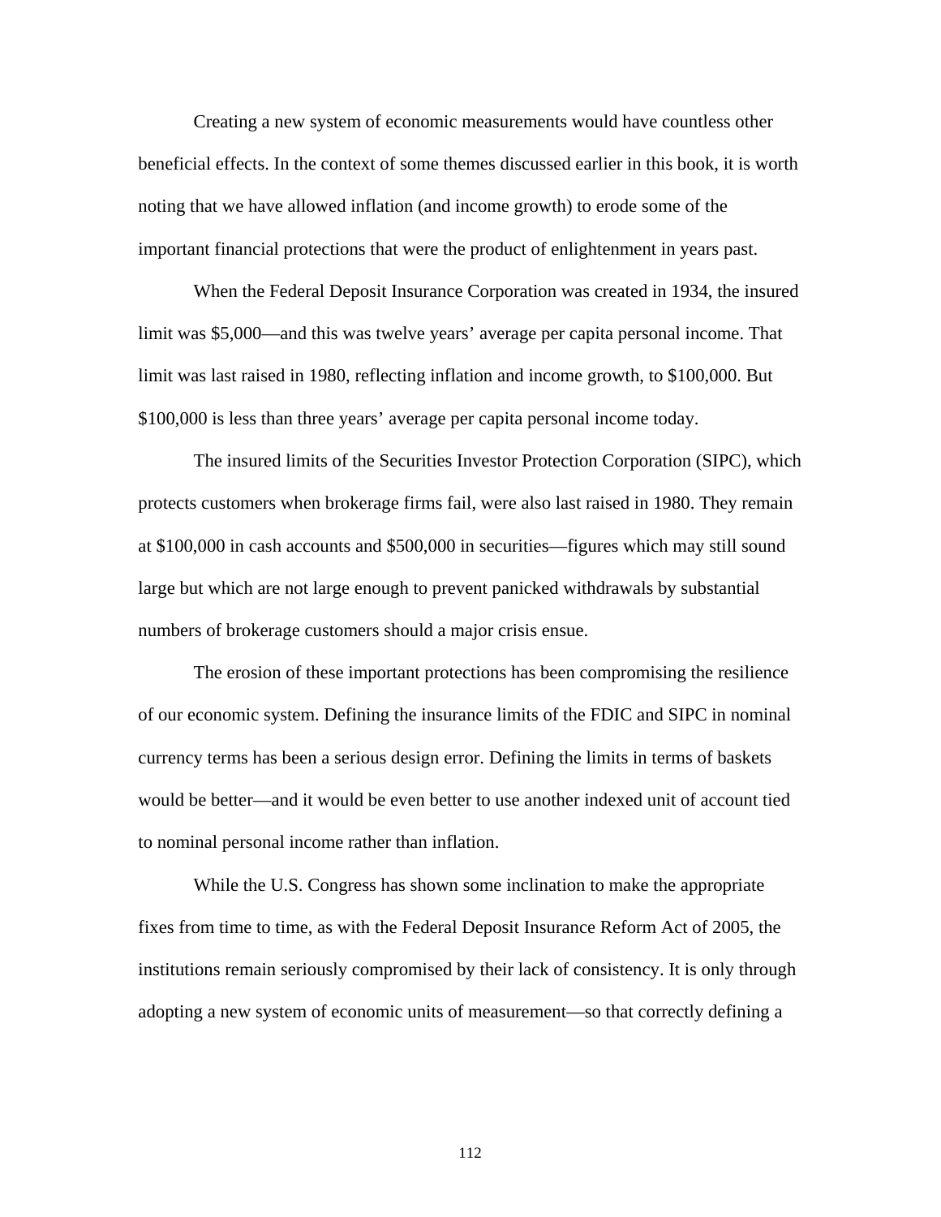Creating a new system of economic measurements would have countless other beneficial effects. In the context of some themes discussed earlier in this book, it is worth noting that we have allowed inflation (and income growth) to erode some of the important financial protections that were the product of enlightenment in years past.

When the Federal Deposit Insurance Corporation was created in 1934, the insured limit was $5,000—and this was twelve years' average per capita personal income. That limit was last raised in 1980, reflecting inflation and income growth, to $100,000. But $100,000 is less than three years' average per capita personal income today.

The insured limits of the Securities Investor Protection Corporation (SIPC), which protects customers when brokerage firms fail, were also last raised in 1980. They remain at $100,000 in cash accounts and $500,000 in securities—figures which may still sound large but which are not large enough to prevent panicked withdrawals by substantial numbers of brokerage customers should a major crisis ensue.

The erosion of these important protections has been compromising the resilience of our economic system. Defining the insurance limits of the FDIC and SIPC in nominal currency terms has been a serious design error. Defining the limits in terms of baskets would be better—and it would be even better to use another indexed unit of account tied to nominal personal income rather than inflation.

While the U.S. Congress has shown some inclination to make the appropriate fixes from time to time, as with the Federal Deposit Insurance Reform Act of 2005, the institutions remain seriously compromised by their lack of consistency. It is only through adopting a new system of economic units of measurement—so that correctly defining a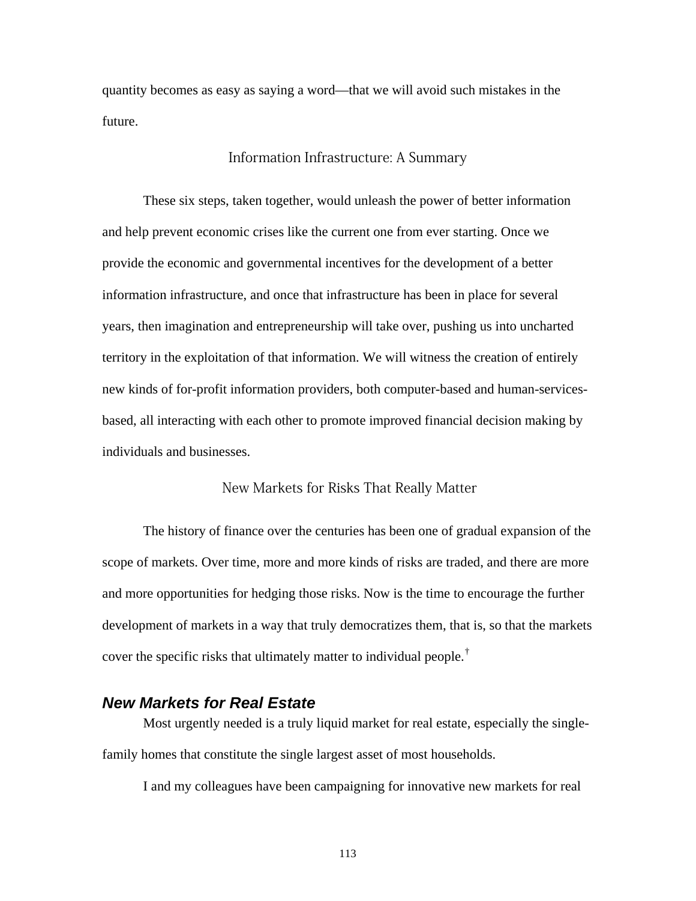quantity becomes as easy as saying a word—that we will avoid such mistakes in the future.

## Information Infrastructure: A Summary

These six steps, taken together, would unleash the power of better information and help prevent economic crises like the current one from ever starting. Once we provide the economic and governmental incentives for the development of a better information infrastructure, and once that infrastructure has been in place for several years, then imagination and entrepreneurship will take over, pushing us into uncharted territory in the exploitation of that information. We will witness the creation of entirely new kinds of for-profit information providers, both computer-based and human-services-based, all interacting with each other to promote improved financial decision making by individuals and businesses.

## New Markets for Risks That Really Matter

The history of finance over the centuries has been one of gradual expansion of the scope of markets. Over time, more and more kinds of risks are traded, and there are more and more opportunities for hedging those risks. Now is the time to encourage the further development of markets in a way that truly democratizes them, that is, so that the markets cover the specific risks that ultimately matter to individual people.†

### *New Markets for Real Estate*

Most urgently needed is a truly liquid market for real estate, especially the single-family homes that constitute the single largest asset of most households.

I and my colleagues have been campaigning for innovative new markets for real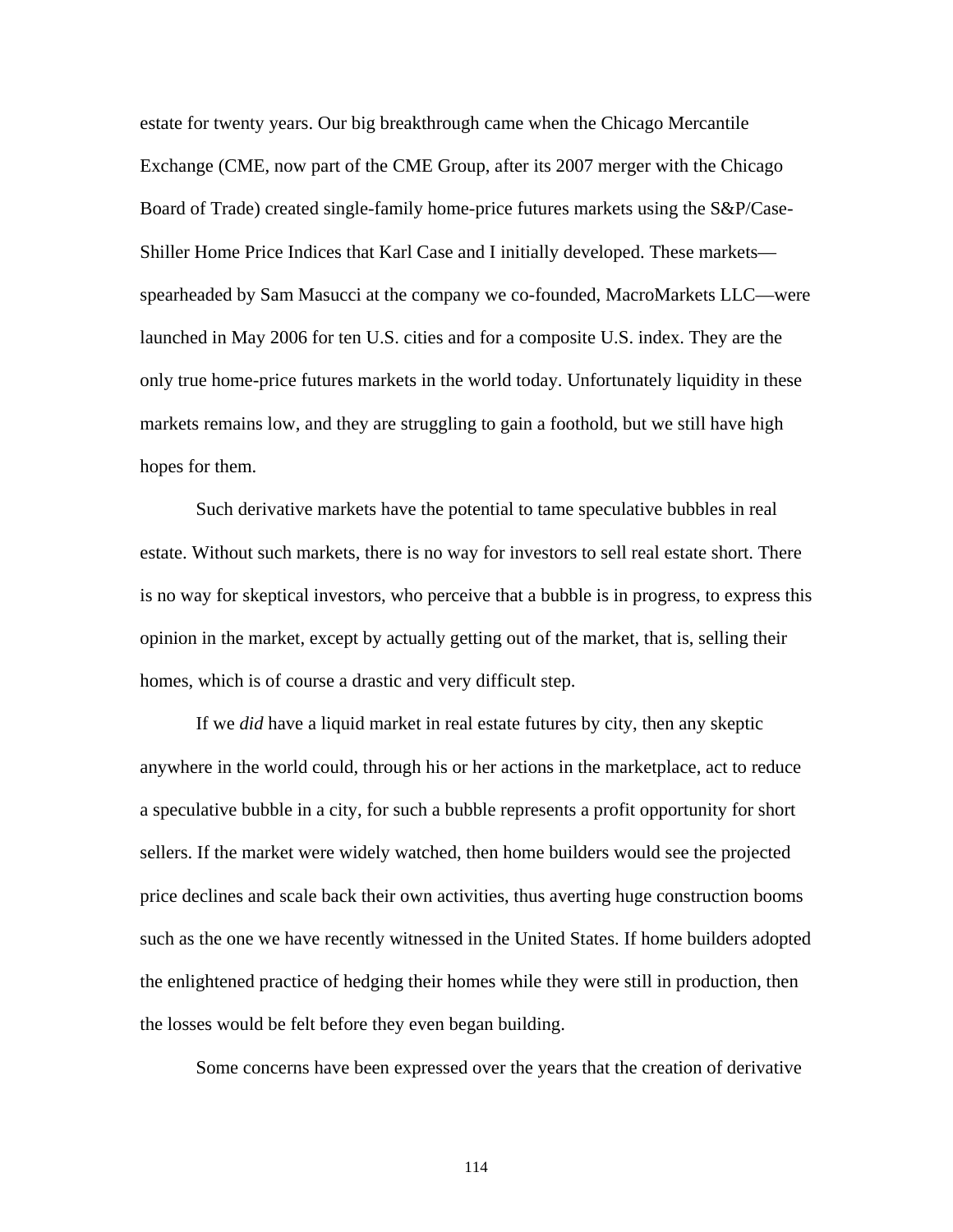estate for twenty years. Our big breakthrough came when the Chicago Mercantile Exchange (CME, now part of the CME Group, after its 2007 merger with the Chicago Board of Trade) created single-family home-price futures markets using the S&P/Case-Shiller Home Price Indices that Karl Case and I initially developed. These markets—spearheaded by Sam Masucci at the company we co-founded, MacroMarkets LLC—were launched in May 2006 for ten U.S. cities and for a composite U.S. index. They are the only true home-price futures markets in the world today. Unfortunately liquidity in these markets remains low, and they are struggling to gain a foothold, but we still have high hopes for them.

Such derivative markets have the potential to tame speculative bubbles in real estate. Without such markets, there is no way for investors to sell real estate short. There is no way for skeptical investors, who perceive that a bubble is in progress, to express this opinion in the market, except by actually getting out of the market, that is, selling their homes, which is of course a drastic and very difficult step.

If we *did* have a liquid market in real estate futures by city, then any skeptic anywhere in the world could, through his or her actions in the marketplace, act to reduce a speculative bubble in a city, for such a bubble represents a profit opportunity for short sellers. If the market were widely watched, then home builders would see the projected price declines and scale back their own activities, thus averting huge construction booms such as the one we have recently witnessed in the United States. If home builders adopted the enlightened practice of hedging their homes while they were still in production, then the losses would be felt before they even began building.

Some concerns have been expressed over the years that the creation of derivative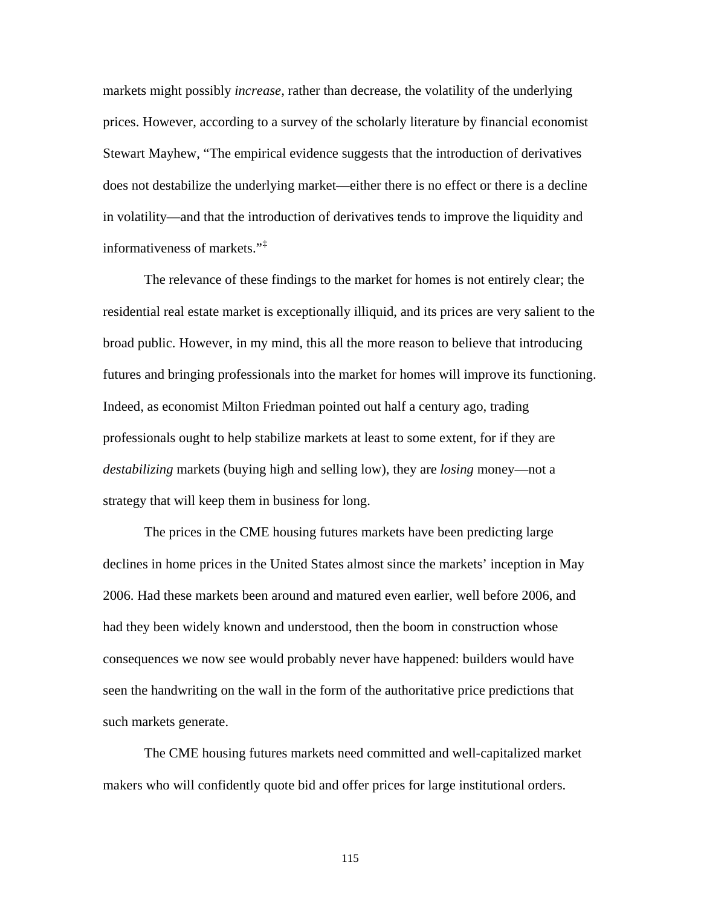markets might possibly *increase*, rather than decrease, the volatility of the underlying prices. However, according to a survey of the scholarly literature by financial economist Stewart Mayhew, "The empirical evidence suggests that the introduction of derivatives does not destabilize the underlying market—either there is no effect or there is a decline in volatility—and that the introduction of derivatives tends to improve the liquidity and informativeness of markets."[‡]

The relevance of these findings to the market for homes is not entirely clear; the residential real estate market is exceptionally illiquid, and its prices are very salient to the broad public. However, in my mind, this all the more reason to believe that introducing futures and bringing professionals into the market for homes will improve its functioning. Indeed, as economist Milton Friedman pointed out half a century ago, trading professionals ought to help stabilize markets at least to some extent, for if they are *destabilizing* markets (buying high and selling low), they are *losing* money—not a strategy that will keep them in business for long.

The prices in the CME housing futures markets have been predicting large declines in home prices in the United States almost since the markets' inception in May 2006. Had these markets been around and matured even earlier, well before 2006, and had they been widely known and understood, then the boom in construction whose consequences we now see would probably never have happened: builders would have seen the handwriting on the wall in the form of the authoritative price predictions that such markets generate.

The CME housing futures markets need committed and well-capitalized market makers who will confidently quote bid and offer prices for large institutional orders.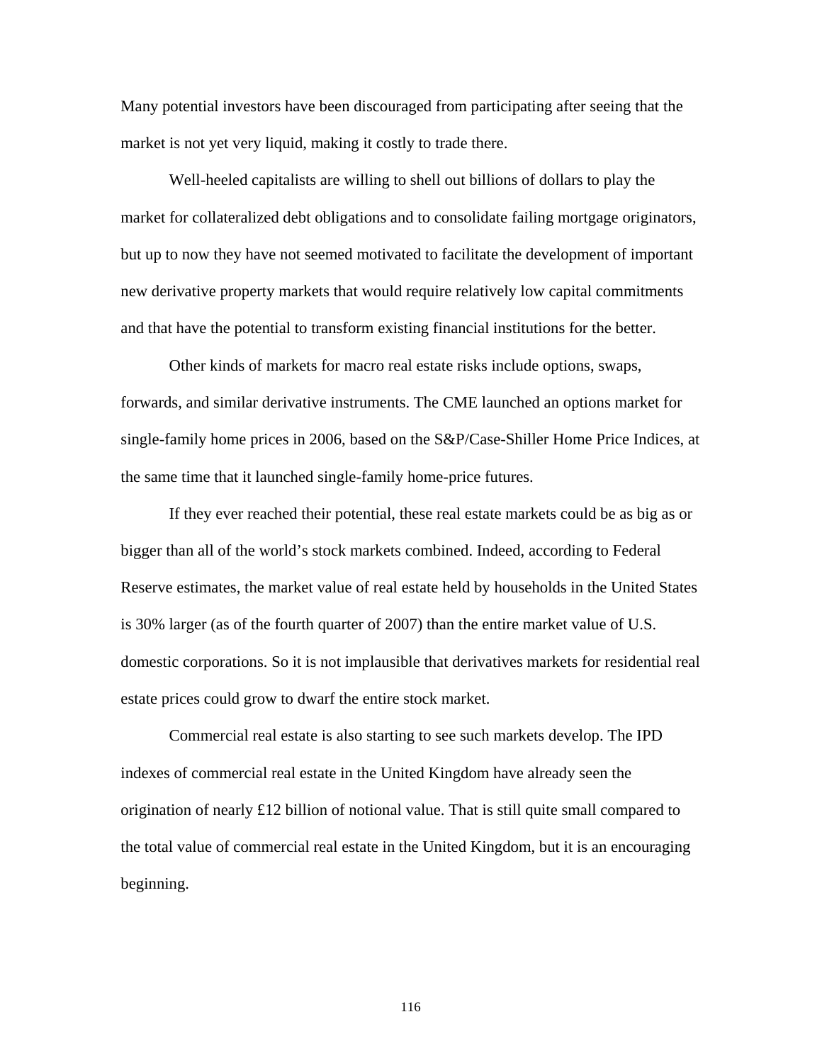Many potential investors have been discouraged from participating after seeing that the market is not yet very liquid, making it costly to trade there.

Well-heeled capitalists are willing to shell out billions of dollars to play the market for collateralized debt obligations and to consolidate failing mortgage originators, but up to now they have not seemed motivated to facilitate the development of important new derivative property markets that would require relatively low capital commitments and that have the potential to transform existing financial institutions for the better.

Other kinds of markets for macro real estate risks include options, swaps, forwards, and similar derivative instruments. The CME launched an options market for single-family home prices in 2006, based on the S&P/Case-Shiller Home Price Indices, at the same time that it launched single-family home-price futures.

If they ever reached their potential, these real estate markets could be as big as or bigger than all of the world's stock markets combined. Indeed, according to Federal Reserve estimates, the market value of real estate held by households in the United States is 30% larger (as of the fourth quarter of 2007) than the entire market value of U.S. domestic corporations. So it is not implausible that derivatives markets for residential real estate prices could grow to dwarf the entire stock market.

Commercial real estate is also starting to see such markets develop. The IPD indexes of commercial real estate in the United Kingdom have already seen the origination of nearly £12 billion of notional value. That is still quite small compared to the total value of commercial real estate in the United Kingdom, but it is an encouraging beginning.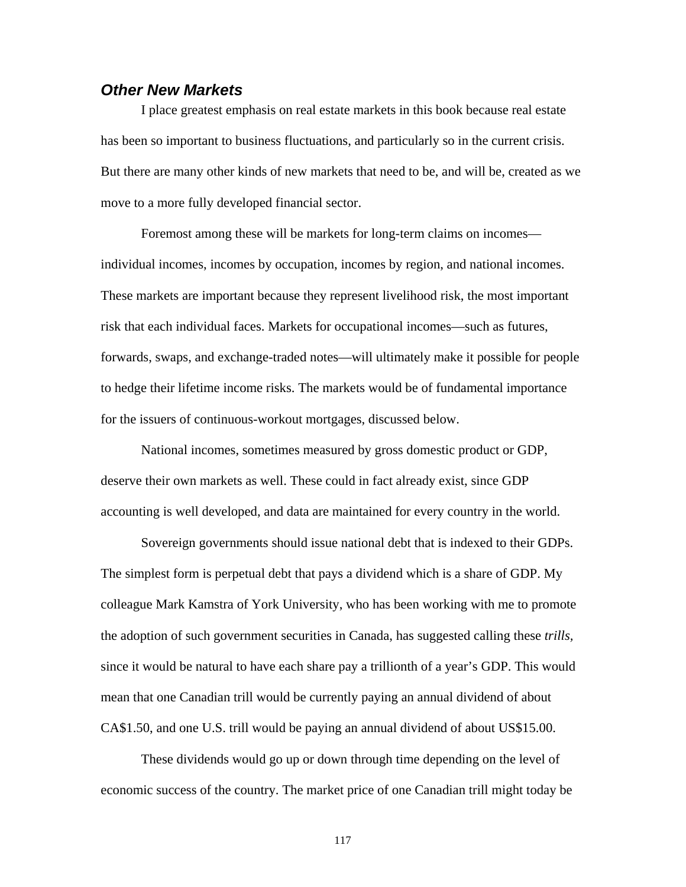### *Other New Markets*

I place greatest emphasis on real estate markets in this book because real estate has been so important to business fluctuations, and particularly so in the current crisis. But there are many other kinds of new markets that need to be, and will be, created as we move to a more fully developed financial sector.

Foremost among these will be markets for long-term claims on incomes—individual incomes, incomes by occupation, incomes by region, and national incomes. These markets are important because they represent livelihood risk, the most important risk that each individual faces. Markets for occupational incomes—such as futures, forwards, swaps, and exchange-traded notes—will ultimately make it possible for people to hedge their lifetime income risks. The markets would be of fundamental importance for the issuers of continuous-workout mortgages, discussed below.

National incomes, sometimes measured by gross domestic product or GDP, deserve their own markets as well. These could in fact already exist, since GDP accounting is well developed, and data are maintained for every country in the world.

Sovereign governments should issue national debt that is indexed to their GDPs. The simplest form is perpetual debt that pays a dividend which is a share of GDP. My colleague Mark Kamstra of York University, who has been working with me to promote the adoption of such government securities in Canada, has suggested calling these *trills*, since it would be natural to have each share pay a trillionth of a year's GDP. This would mean that one Canadian trill would be currently paying an annual dividend of about CA$1.50, and one U.S. trill would be paying an annual dividend of about US$15.00.

These dividends would go up or down through time depending on the level of economic success of the country. The market price of one Canadian trill might today be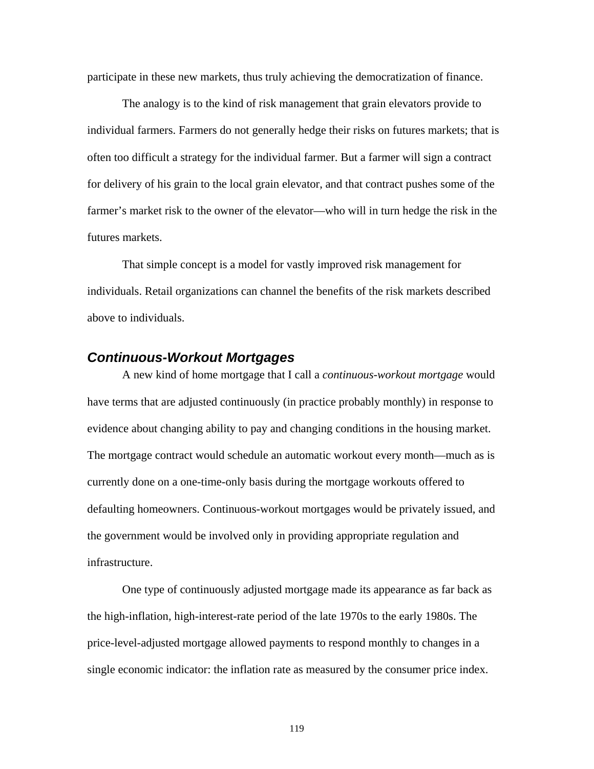participate in these new markets, thus truly achieving the democratization of finance.

The analogy is to the kind of risk management that grain elevators provide to individual farmers. Farmers do not generally hedge their risks on futures markets; that is often too difficult a strategy for the individual farmer. But a farmer will sign a contract for delivery of his grain to the local grain elevator, and that contract pushes some of the farmer's market risk to the owner of the elevator—who will in turn hedge the risk in the futures markets.

That simple concept is a model for vastly improved risk management for individuals. Retail organizations can channel the benefits of the risk markets described above to individuals.

## *Continuous-Workout Mortgages*

A new kind of home mortgage that I call a *continuous-workout mortgage* would have terms that are adjusted continuously (in practice probably monthly) in response to evidence about changing ability to pay and changing conditions in the housing market. The mortgage contract would schedule an automatic workout every month—much as is currently done on a one-time-only basis during the mortgage workouts offered to defaulting homeowners. Continuous-workout mortgages would be privately issued, and the government would be involved only in providing appropriate regulation and infrastructure.

One type of continuously adjusted mortgage made its appearance as far back as the high-inflation, high-interest-rate period of the late 1970s to the early 1980s. The price-level-adjusted mortgage allowed payments to respond monthly to changes in a single economic indicator: the inflation rate as measured by the consumer price index.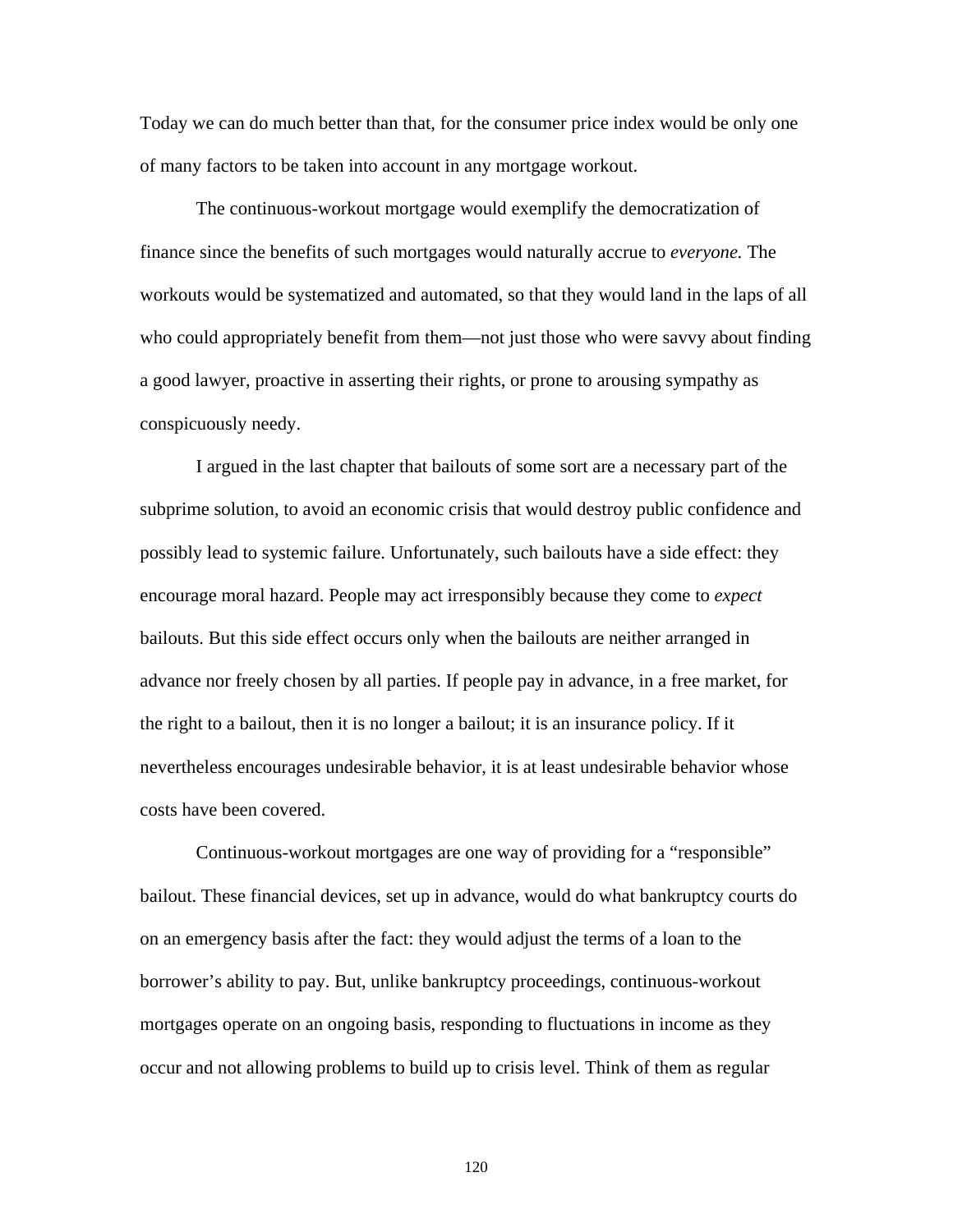Today we can do much better than that, for the consumer price index would be only one of many factors to be taken into account in any mortgage workout.

The continuous-workout mortgage would exemplify the democratization of finance since the benefits of such mortgages would naturally accrue to *everyone.* The workouts would be systematized and automated, so that they would land in the laps of all who could appropriately benefit from them—not just those who were savvy about finding a good lawyer, proactive in asserting their rights, or prone to arousing sympathy as conspicuously needy.

I argued in the last chapter that bailouts of some sort are a necessary part of the subprime solution, to avoid an economic crisis that would destroy public confidence and possibly lead to systemic failure. Unfortunately, such bailouts have a side effect: they encourage moral hazard. People may act irresponsibly because they come to *expect* bailouts. But this side effect occurs only when the bailouts are neither arranged in advance nor freely chosen by all parties. If people pay in advance, in a free market, for the right to a bailout, then it is no longer a bailout; it is an insurance policy. If it nevertheless encourages undesirable behavior, it is at least undesirable behavior whose costs have been covered.

Continuous-workout mortgages are one way of providing for a "responsible" bailout. These financial devices, set up in advance, would do what bankruptcy courts do on an emergency basis after the fact: they would adjust the terms of a loan to the borrower's ability to pay. But, unlike bankruptcy proceedings, continuous-workout mortgages operate on an ongoing basis, responding to fluctuations in income as they occur and not allowing problems to build up to crisis level. Think of them as regular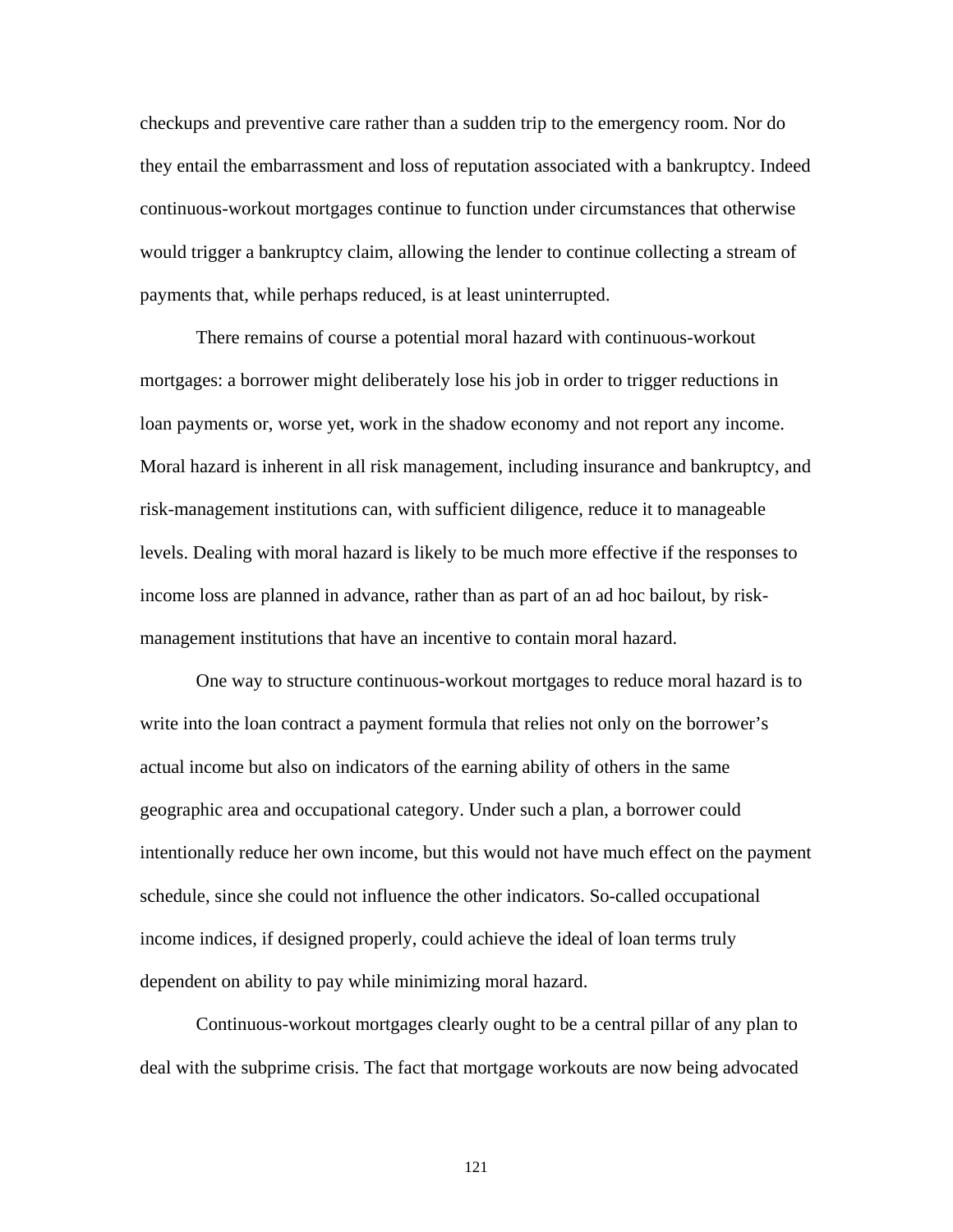checkups and preventive care rather than a sudden trip to the emergency room. Nor do they entail the embarrassment and loss of reputation associated with a bankruptcy. Indeed continuous-workout mortgages continue to function under circumstances that otherwise would trigger a bankruptcy claim, allowing the lender to continue collecting a stream of payments that, while perhaps reduced, is at least uninterrupted.

There remains of course a potential moral hazard with continuous-workout mortgages: a borrower might deliberately lose his job in order to trigger reductions in loan payments or, worse yet, work in the shadow economy and not report any income. Moral hazard is inherent in all risk management, including insurance and bankruptcy, and risk-management institutions can, with sufficient diligence, reduce it to manageable levels. Dealing with moral hazard is likely to be much more effective if the responses to income loss are planned in advance, rather than as part of an ad hoc bailout, by risk-management institutions that have an incentive to contain moral hazard.

One way to structure continuous-workout mortgages to reduce moral hazard is to write into the loan contract a payment formula that relies not only on the borrower's actual income but also on indicators of the earning ability of others in the same geographic area and occupational category. Under such a plan, a borrower could intentionally reduce her own income, but this would not have much effect on the payment schedule, since she could not influence the other indicators. So-called occupational income indices, if designed properly, could achieve the ideal of loan terms truly dependent on ability to pay while minimizing moral hazard.

Continuous-workout mortgages clearly ought to be a central pillar of any plan to deal with the subprime crisis. The fact that mortgage workouts are now being advocated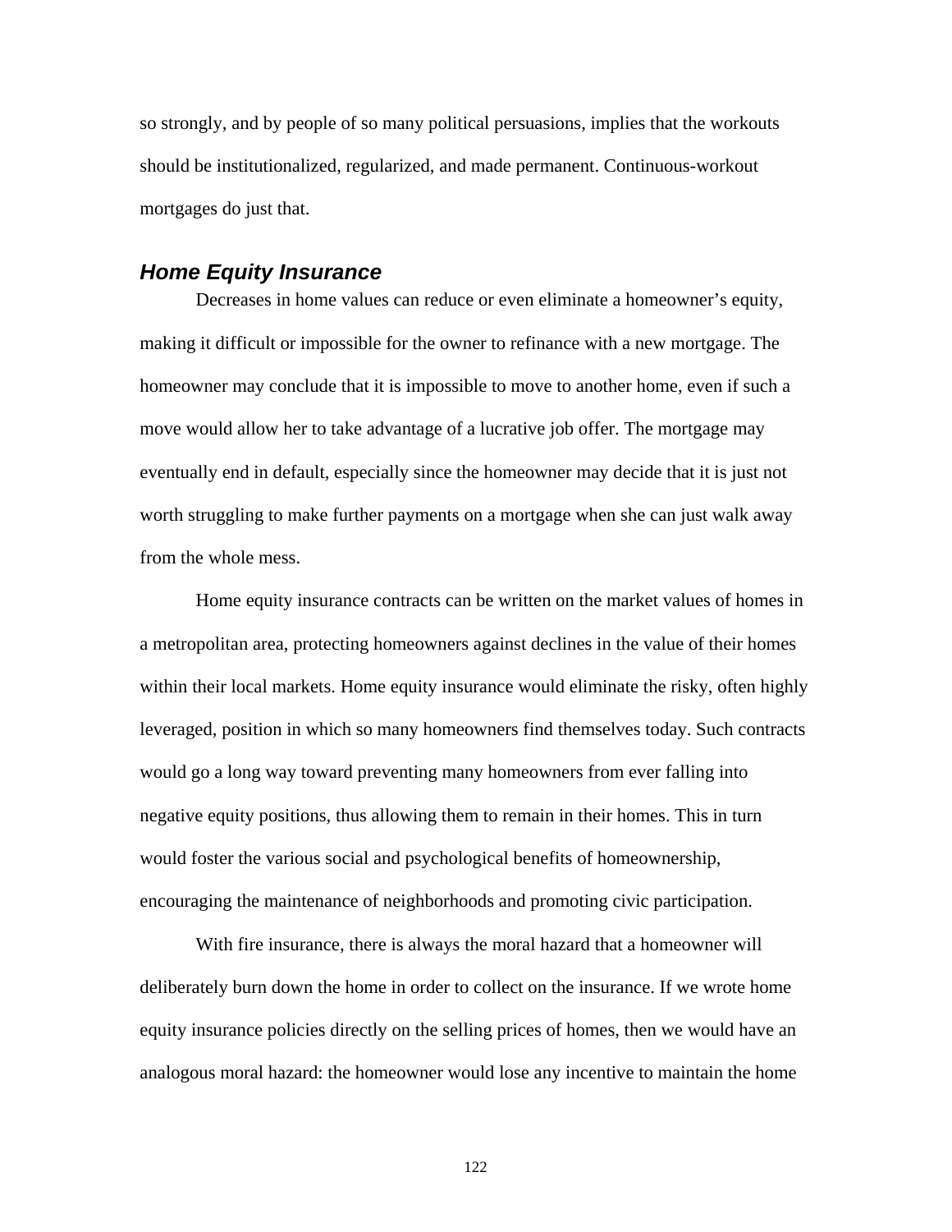so strongly, and by people of so many political persuasions, implies that the workouts should be institutionalized, regularized, and made permanent. Continuous-workout mortgages do just that.

## *Home Equity Insurance*

Decreases in home values can reduce or even eliminate a homeowner's equity, making it difficult or impossible for the owner to refinance with a new mortgage. The homeowner may conclude that it is impossible to move to another home, even if such a move would allow her to take advantage of a lucrative job offer. The mortgage may eventually end in default, especially since the homeowner may decide that it is just not worth struggling to make further payments on a mortgage when she can just walk away from the whole mess.

Home equity insurance contracts can be written on the market values of homes in a metropolitan area, protecting homeowners against declines in the value of their homes within their local markets. Home equity insurance would eliminate the risky, often highly leveraged, position in which so many homeowners find themselves today. Such contracts would go a long way toward preventing many homeowners from ever falling into negative equity positions, thus allowing them to remain in their homes. This in turn would foster the various social and psychological benefits of homeownership, encouraging the maintenance of neighborhoods and promoting civic participation.

With fire insurance, there is always the moral hazard that a homeowner will deliberately burn down the home in order to collect on the insurance. If we wrote home equity insurance policies directly on the selling prices of homes, then we would have an analogous moral hazard: the homeowner would lose any incentive to maintain the home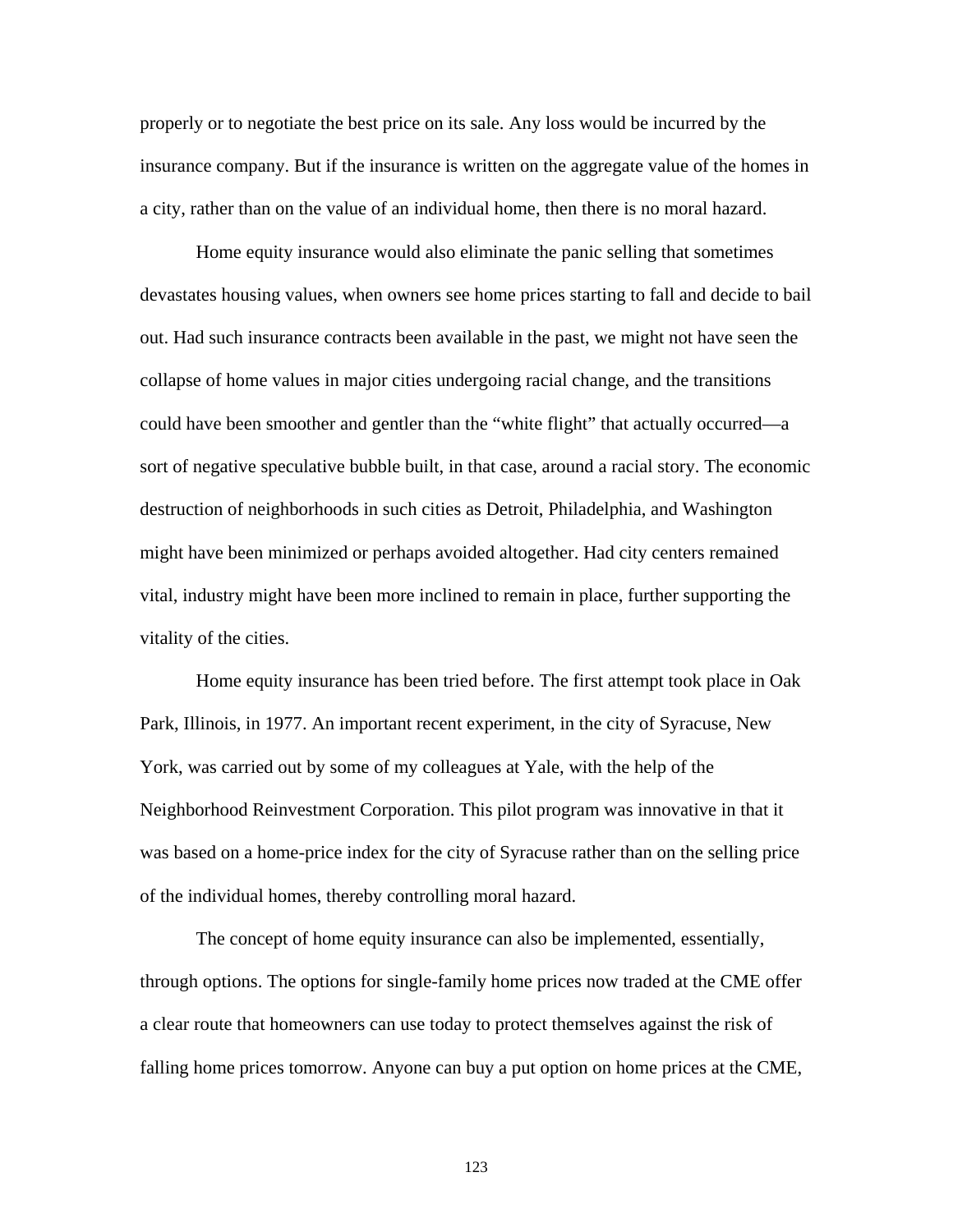properly or to negotiate the best price on its sale. Any loss would be incurred by the insurance company. But if the insurance is written on the aggregate value of the homes in a city, rather than on the value of an individual home, then there is no moral hazard.

Home equity insurance would also eliminate the panic selling that sometimes devastates housing values, when owners see home prices starting to fall and decide to bail out. Had such insurance contracts been available in the past, we might not have seen the collapse of home values in major cities undergoing racial change, and the transitions could have been smoother and gentler than the "white flight" that actually occurred—a sort of negative speculative bubble built, in that case, around a racial story. The economic destruction of neighborhoods in such cities as Detroit, Philadelphia, and Washington might have been minimized or perhaps avoided altogether. Had city centers remained vital, industry might have been more inclined to remain in place, further supporting the vitality of the cities.

Home equity insurance has been tried before. The first attempt took place in Oak Park, Illinois, in 1977. An important recent experiment, in the city of Syracuse, New York, was carried out by some of my colleagues at Yale, with the help of the Neighborhood Reinvestment Corporation. This pilot program was innovative in that it was based on a home-price index for the city of Syracuse rather than on the selling price of the individual homes, thereby controlling moral hazard.

The concept of home equity insurance can also be implemented, essentially, through options. The options for single-family home prices now traded at the CME offer a clear route that homeowners can use today to protect themselves against the risk of falling home prices tomorrow. Anyone can buy a put option on home prices at the CME,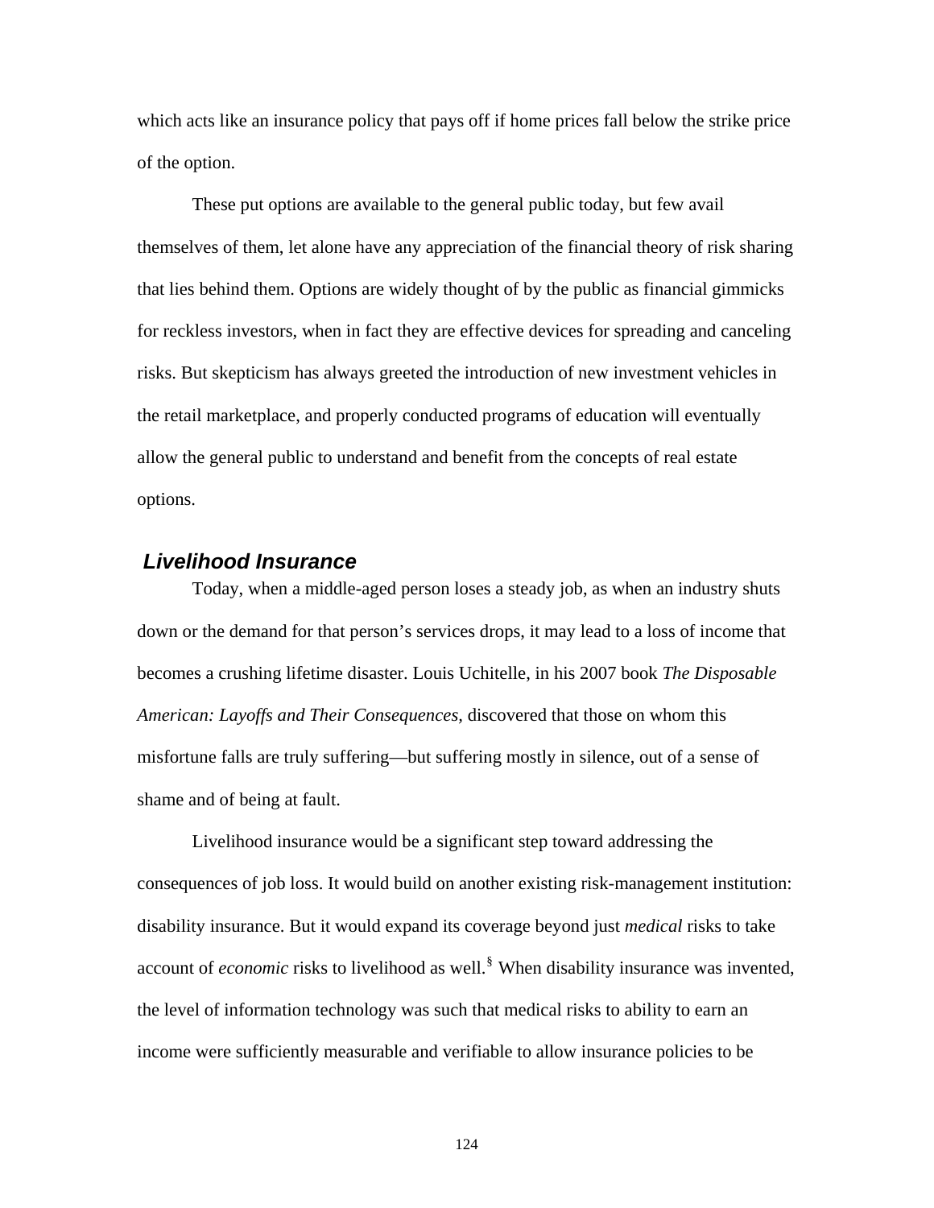which acts like an insurance policy that pays off if home prices fall below the strike price of the option.

These put options are available to the general public today, but few avail themselves of them, let alone have any appreciation of the financial theory of risk sharing that lies behind them. Options are widely thought of by the public as financial gimmicks for reckless investors, when in fact they are effective devices for spreading and canceling risks. But skepticism has always greeted the introduction of new investment vehicles in the retail marketplace, and properly conducted programs of education will eventually allow the general public to understand and benefit from the concepts of real estate options.

### *Livelihood Insurance*

Today, when a middle-aged person loses a steady job, as when an industry shuts down or the demand for that person's services drops, it may lead to a loss of income that becomes a crushing lifetime disaster. Louis Uchitelle, in his 2007 book *The Disposable American: Layoffs and Their Consequences,* discovered that those on whom this misfortune falls are truly suffering—but suffering mostly in silence, out of a sense of shame and of being at fault.

Livelihood insurance would be a significant step toward addressing the consequences of job loss. It would build on another existing risk-management institution: disability insurance. But it would expand its coverage beyond just *medical* risks to take account of *economic* risks to livelihood as well.[§] When disability insurance was invented, the level of information technology was such that medical risks to ability to earn an income were sufficiently measurable and verifiable to allow insurance policies to be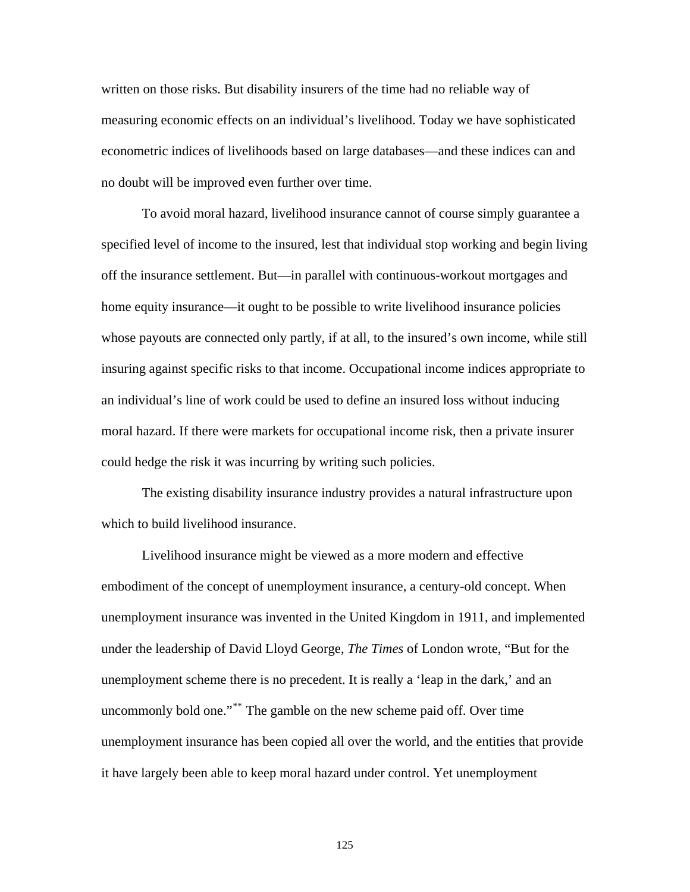written on those risks. But disability insurers of the time had no reliable way of measuring economic effects on an individual's livelihood. Today we have sophisticated econometric indices of livelihoods based on large databases—and these indices can and no doubt will be improved even further over time.

To avoid moral hazard, livelihood insurance cannot of course simply guarantee a specified level of income to the insured, lest that individual stop working and begin living off the insurance settlement. But—in parallel with continuous-workout mortgages and home equity insurance—it ought to be possible to write livelihood insurance policies whose payouts are connected only partly, if at all, to the insured's own income, while still insuring against specific risks to that income. Occupational income indices appropriate to an individual's line of work could be used to define an insured loss without inducing moral hazard. If there were markets for occupational income risk, then a private insurer could hedge the risk it was incurring by writing such policies.

The existing disability insurance industry provides a natural infrastructure upon which to build livelihood insurance.

Livelihood insurance might be viewed as a more modern and effective embodiment of the concept of unemployment insurance, a century-old concept. When unemployment insurance was invented in the United Kingdom in 1911, and implemented under the leadership of David Lloyd George, *The Times* of London wrote, "But for the unemployment scheme there is no precedent. It is really a 'leap in the dark,' and an uncommonly bold one."[**] The gamble on the new scheme paid off. Over time unemployment insurance has been copied all over the world, and the entities that provide it have largely been able to keep moral hazard under control. Yet unemployment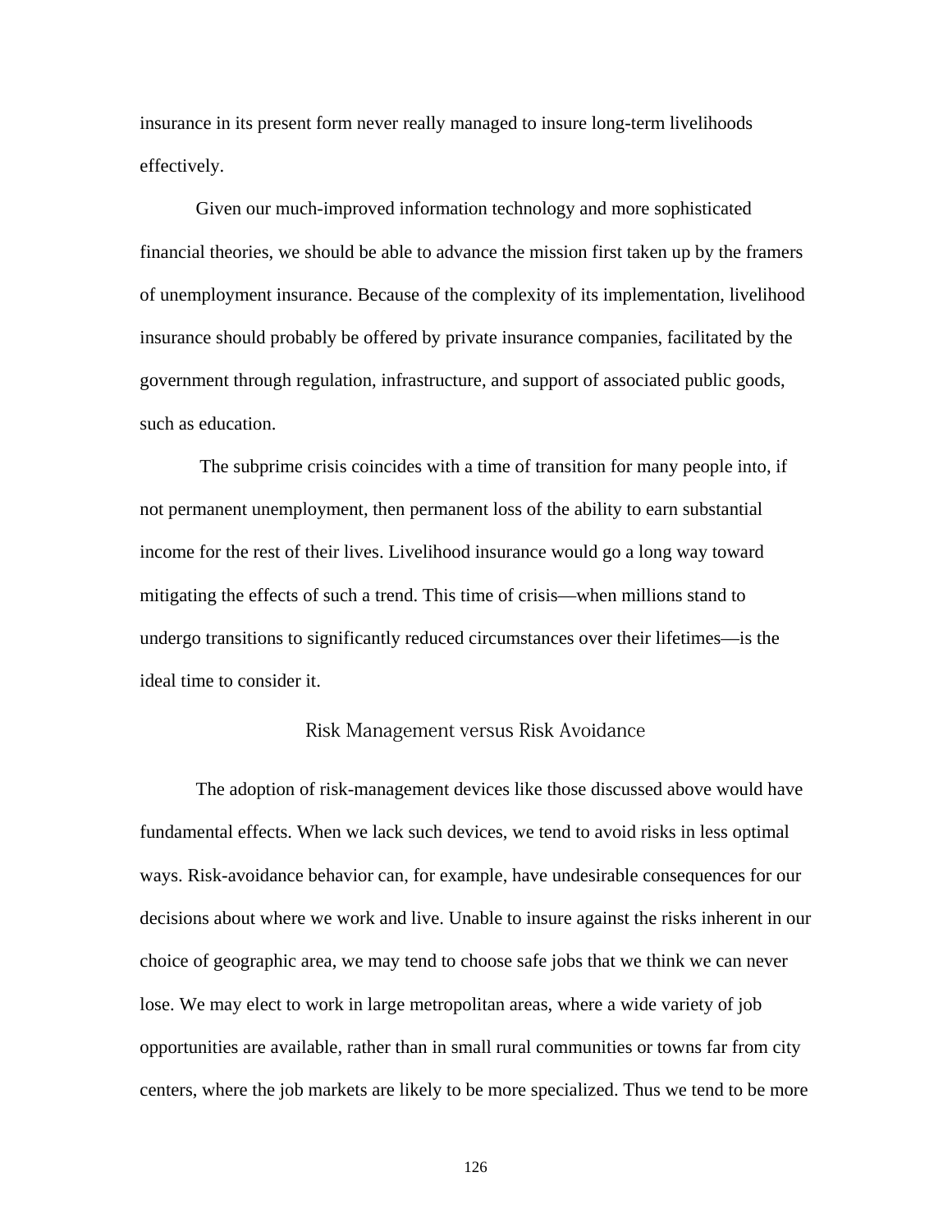insurance in its present form never really managed to insure long-term livelihoods effectively.

Given our much-improved information technology and more sophisticated financial theories, we should be able to advance the mission first taken up by the framers of unemployment insurance. Because of the complexity of its implementation, livelihood insurance should probably be offered by private insurance companies, facilitated by the government through regulation, infrastructure, and support of associated public goods, such as education.

The subprime crisis coincides with a time of transition for many people into, if not permanent unemployment, then permanent loss of the ability to earn substantial income for the rest of their lives. Livelihood insurance would go a long way toward mitigating the effects of such a trend. This time of crisis—when millions stand to undergo transitions to significantly reduced circumstances over their lifetimes—is the ideal time to consider it.

## Risk Management versus Risk Avoidance

The adoption of risk-management devices like those discussed above would have fundamental effects. When we lack such devices, we tend to avoid risks in less optimal ways. Risk-avoidance behavior can, for example, have undesirable consequences for our decisions about where we work and live. Unable to insure against the risks inherent in our choice of geographic area, we may tend to choose safe jobs that we think we can never lose. We may elect to work in large metropolitan areas, where a wide variety of job opportunities are available, rather than in small rural communities or towns far from city centers, where the job markets are likely to be more specialized. Thus we tend to be more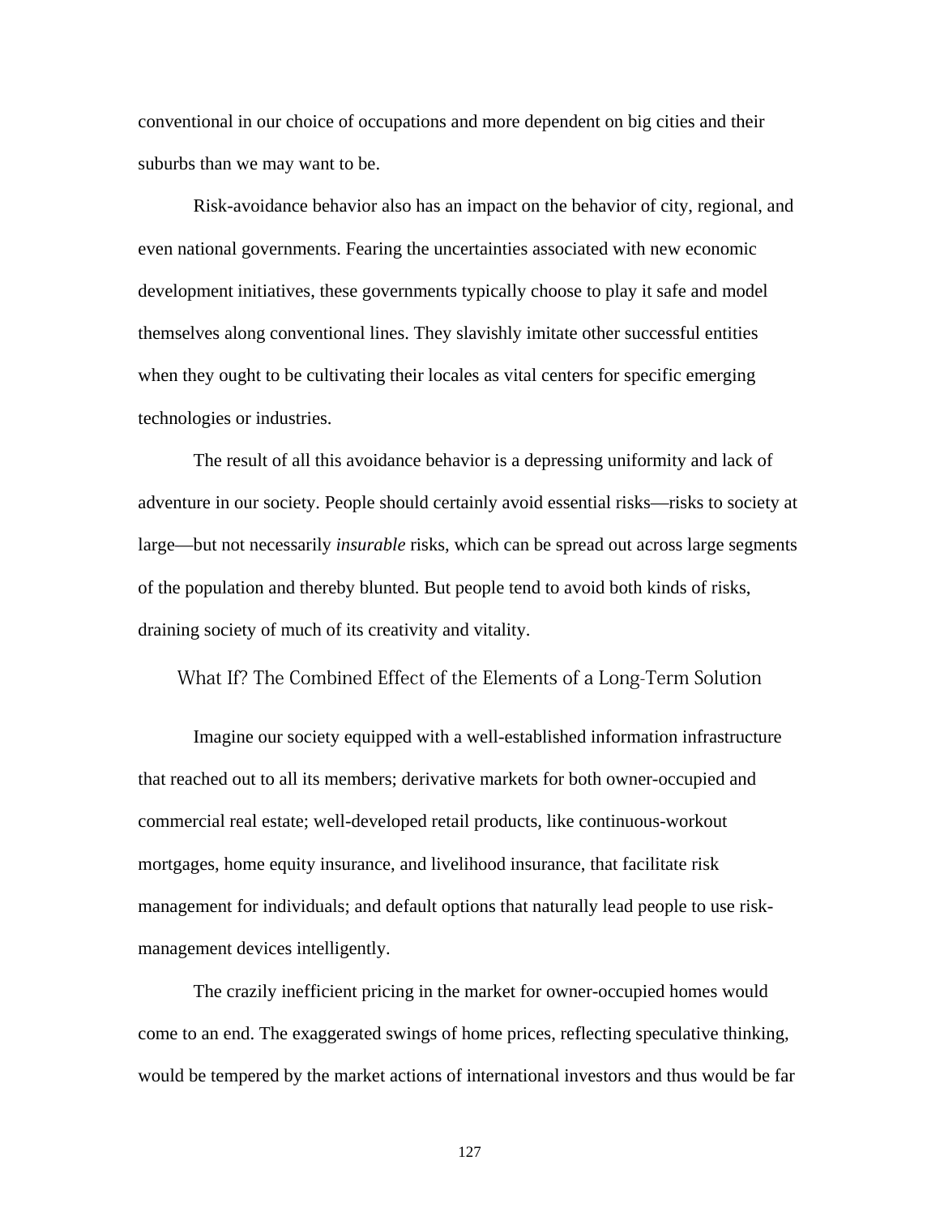conventional in our choice of occupations and more dependent on big cities and their suburbs than we may want to be.

Risk-avoidance behavior also has an impact on the behavior of city, regional, and even national governments. Fearing the uncertainties associated with new economic development initiatives, these governments typically choose to play it safe and model themselves along conventional lines. They slavishly imitate other successful entities when they ought to be cultivating their locales as vital centers for specific emerging technologies or industries.

The result of all this avoidance behavior is a depressing uniformity and lack of adventure in our society. People should certainly avoid essential risks—risks to society at large—but not necessarily *insurable* risks, which can be spread out across large segments of the population and thereby blunted. But people tend to avoid both kinds of risks, draining society of much of its creativity and vitality.

## What If? The Combined Effect of the Elements of a Long-Term Solution

Imagine our society equipped with a well-established information infrastructure that reached out to all its members; derivative markets for both owner-occupied and commercial real estate; well-developed retail products, like continuous-workout mortgages, home equity insurance, and livelihood insurance, that facilitate risk management for individuals; and default options that naturally lead people to use risk-management devices intelligently.

The crazily inefficient pricing in the market for owner-occupied homes would come to an end. The exaggerated swings of home prices, reflecting speculative thinking, would be tempered by the market actions of international investors and thus would be far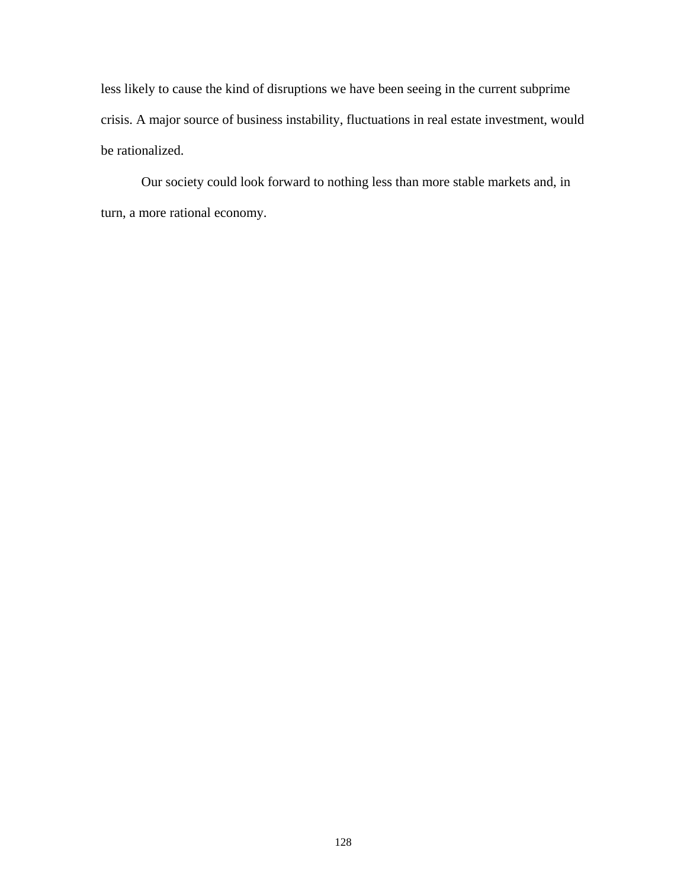less likely to cause the kind of disruptions we have been seeing in the current subprime crisis. A major source of business instability, fluctuations in real estate investment, would be rationalized.

Our society could look forward to nothing less than more stable markets and, in turn, a more rational economy.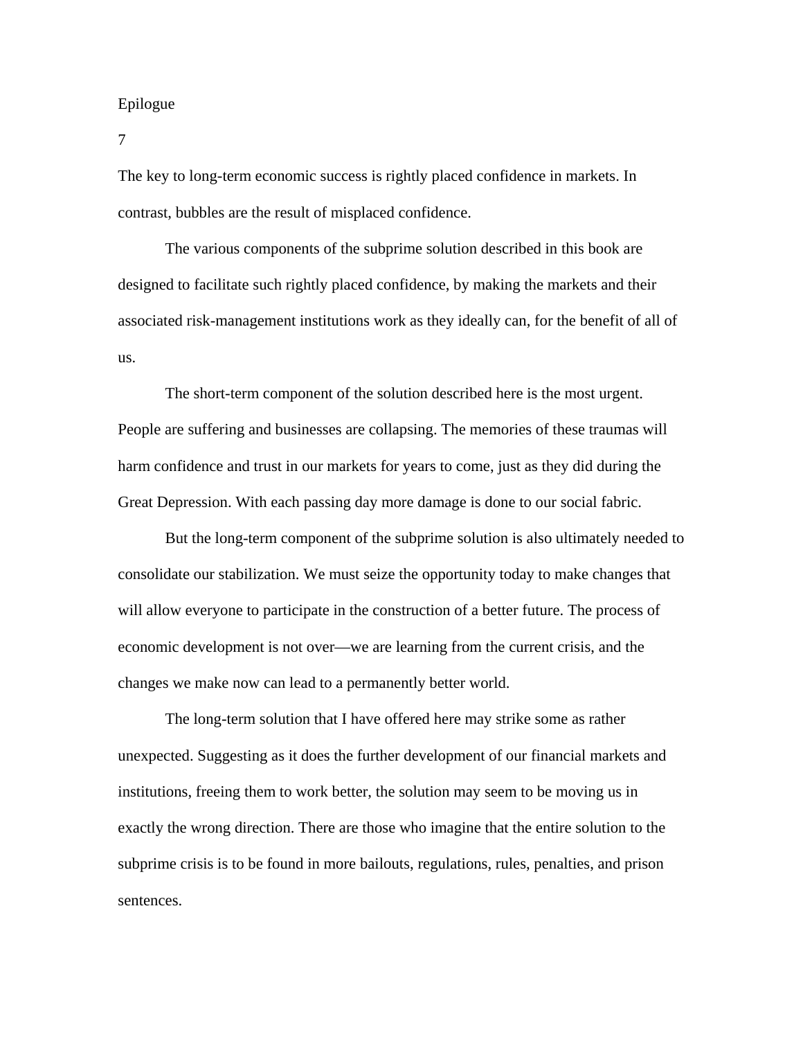# Epilogue

7

The key to long-term economic success is rightly placed confidence in markets. In contrast, bubbles are the result of misplaced confidence.

The various components of the subprime solution described in this book are designed to facilitate such rightly placed confidence, by making the markets and their associated risk-management institutions work as they ideally can, for the benefit of all of us.

The short-term component of the solution described here is the most urgent. People are suffering and businesses are collapsing. The memories of these traumas will harm confidence and trust in our markets for years to come, just as they did during the Great Depression. With each passing day more damage is done to our social fabric.

But the long-term component of the subprime solution is also ultimately needed to consolidate our stabilization. We must seize the opportunity today to make changes that will allow everyone to participate in the construction of a better future. The process of economic development is not over—we are learning from the current crisis, and the changes we make now can lead to a permanently better world.

The long-term solution that I have offered here may strike some as rather unexpected. Suggesting as it does the further development of our financial markets and institutions, freeing them to work better, the solution may seem to be moving us in exactly the wrong direction. There are those who imagine that the entire solution to the subprime crisis is to be found in more bailouts, regulations, rules, penalties, and prison sentences.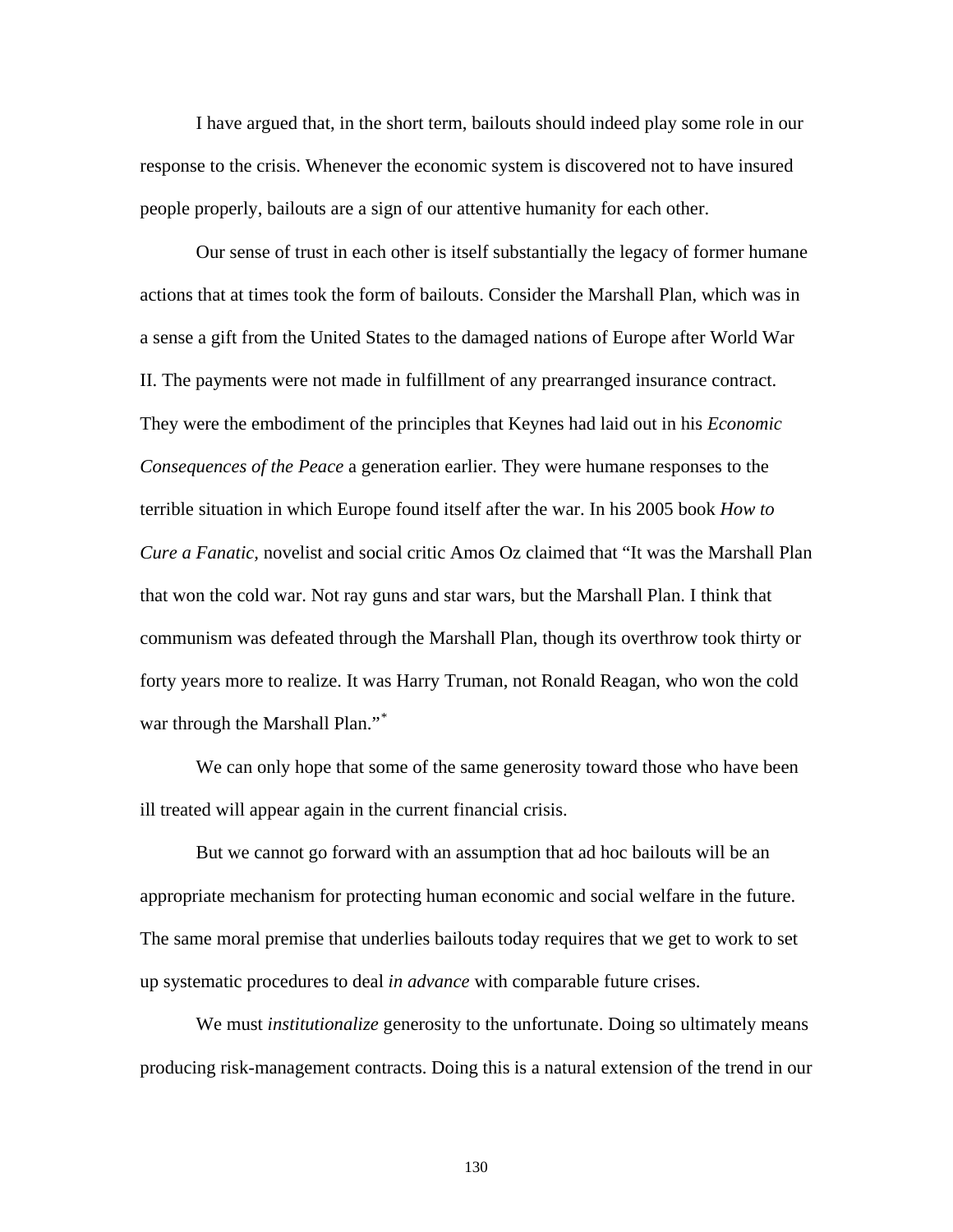I have argued that, in the short term, bailouts should indeed play some role in our response to the crisis. Whenever the economic system is discovered not to have insured people properly, bailouts are a sign of our attentive humanity for each other.

Our sense of trust in each other is itself substantially the legacy of former humane actions that at times took the form of bailouts. Consider the Marshall Plan, which was in a sense a gift from the United States to the damaged nations of Europe after World War II. The payments were not made in fulfillment of any prearranged insurance contract. They were the embodiment of the principles that Keynes had laid out in his *Economic Consequences of the Peace* a generation earlier. They were humane responses to the terrible situation in which Europe found itself after the war. In his 2005 book *How to Cure a Fanatic*, novelist and social critic Amos Oz claimed that "It was the Marshall Plan that won the cold war. Not ray guns and star wars, but the Marshall Plan. I think that communism was defeated through the Marshall Plan, though its overthrow took thirty or forty years more to realize. It was Harry Truman, not Ronald Reagan, who won the cold war through the Marshall Plan."[*]

We can only hope that some of the same generosity toward those who have been ill treated will appear again in the current financial crisis.

But we cannot go forward with an assumption that ad hoc bailouts will be an appropriate mechanism for protecting human economic and social welfare in the future. The same moral premise that underlies bailouts today requires that we get to work to set up systematic procedures to deal *in advance* with comparable future crises.

We must *institutionalize* generosity to the unfortunate. Doing so ultimately means producing risk-management contracts. Doing this is a natural extension of the trend in our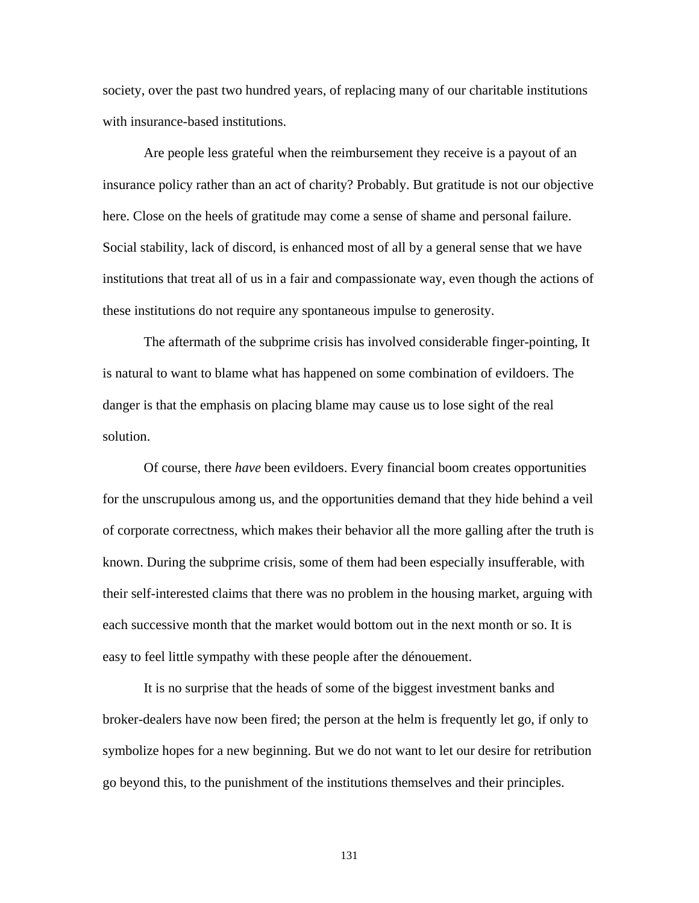society, over the past two hundred years, of replacing many of our charitable institutions with insurance-based institutions.

Are people less grateful when the reimbursement they receive is a payout of an insurance policy rather than an act of charity? Probably. But gratitude is not our objective here. Close on the heels of gratitude may come a sense of shame and personal failure. Social stability, lack of discord, is enhanced most of all by a general sense that we have institutions that treat all of us in a fair and compassionate way, even though the actions of these institutions do not require any spontaneous impulse to generosity.

The aftermath of the subprime crisis has involved considerable finger-pointing, It is natural to want to blame what has happened on some combination of evildoers. The danger is that the emphasis on placing blame may cause us to lose sight of the real solution.

Of course, there *have* been evildoers. Every financial boom creates opportunities for the unscrupulous among us, and the opportunities demand that they hide behind a veil of corporate correctness, which makes their behavior all the more galling after the truth is known. During the subprime crisis, some of them had been especially insufferable, with their self-interested claims that there was no problem in the housing market, arguing with each successive month that the market would bottom out in the next month or so. It is easy to feel little sympathy with these people after the dénouement.

It is no surprise that the heads of some of the biggest investment banks and broker-dealers have now been fired; the person at the helm is frequently let go, if only to symbolize hopes for a new beginning. But we do not want to let our desire for retribution go beyond this, to the punishment of the institutions themselves and their principles.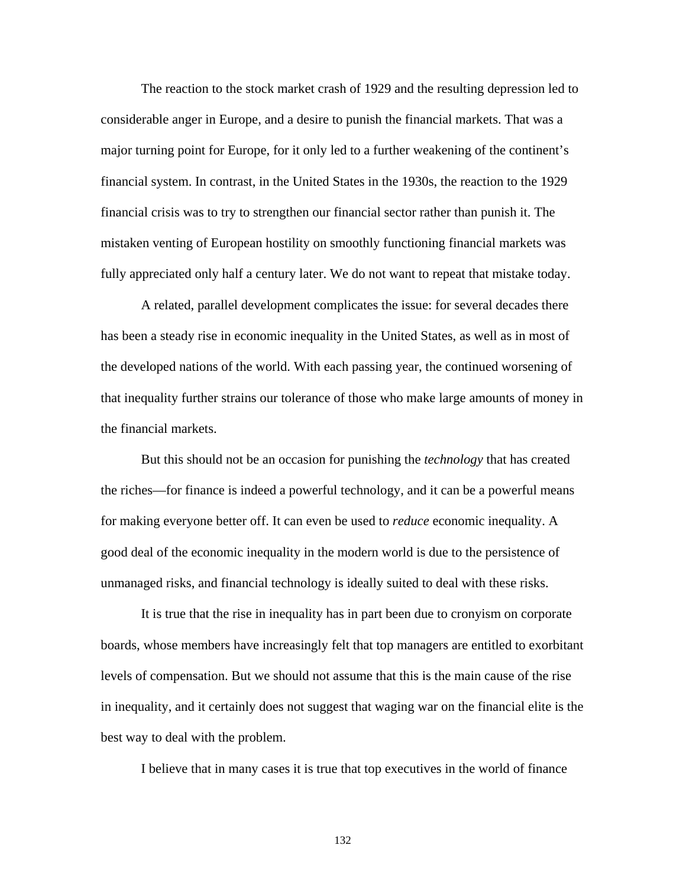The reaction to the stock market crash of 1929 and the resulting depression led to considerable anger in Europe, and a desire to punish the financial markets. That was a major turning point for Europe, for it only led to a further weakening of the continent's financial system. In contrast, in the United States in the 1930s, the reaction to the 1929 financial crisis was to try to strengthen our financial sector rather than punish it. The mistaken venting of European hostility on smoothly functioning financial markets was fully appreciated only half a century later. We do not want to repeat that mistake today.

A related, parallel development complicates the issue: for several decades there has been a steady rise in economic inequality in the United States, as well as in most of the developed nations of the world. With each passing year, the continued worsening of that inequality further strains our tolerance of those who make large amounts of money in the financial markets.

But this should not be an occasion for punishing the *technology* that has created the riches—for finance is indeed a powerful technology, and it can be a powerful means for making everyone better off. It can even be used to *reduce* economic inequality. A good deal of the economic inequality in the modern world is due to the persistence of unmanaged risks, and financial technology is ideally suited to deal with these risks.

It is true that the rise in inequality has in part been due to cronyism on corporate boards, whose members have increasingly felt that top managers are entitled to exorbitant levels of compensation. But we should not assume that this is the main cause of the rise in inequality, and it certainly does not suggest that waging war on the financial elite is the best way to deal with the problem.

I believe that in many cases it is true that top executives in the world of finance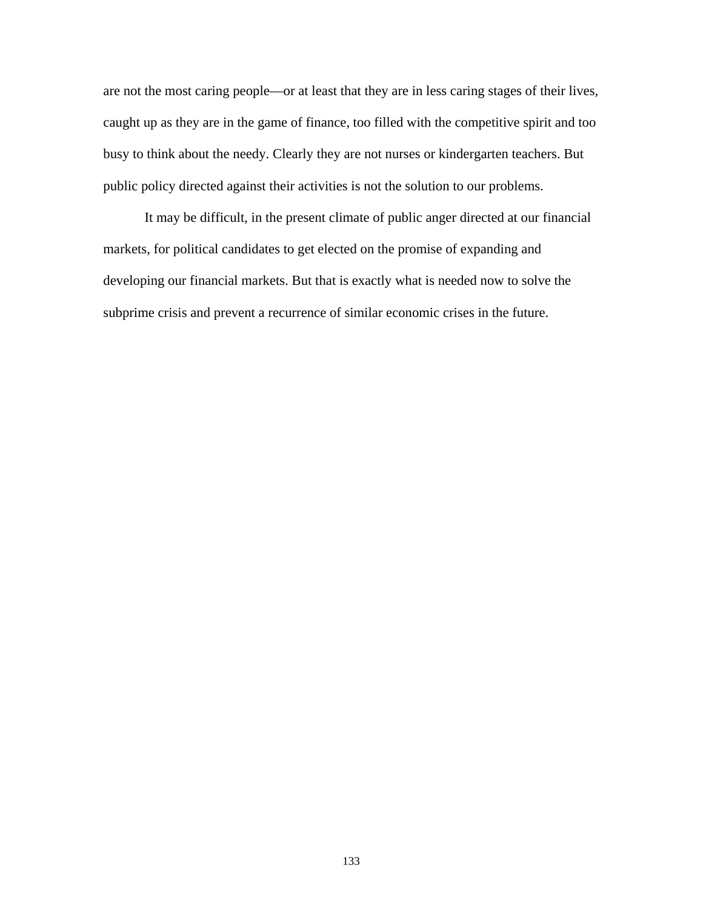are not the most caring people—or at least that they are in less caring stages of their lives, caught up as they are in the game of finance, too filled with the competitive spirit and too busy to think about the needy. Clearly they are not nurses or kindergarten teachers. But public policy directed against their activities is not the solution to our problems.

It may be difficult, in the present climate of public anger directed at our financial markets, for political candidates to get elected on the promise of expanding and developing our financial markets. But that is exactly what is needed now to solve the subprime crisis and prevent a recurrence of similar economic crises in the future.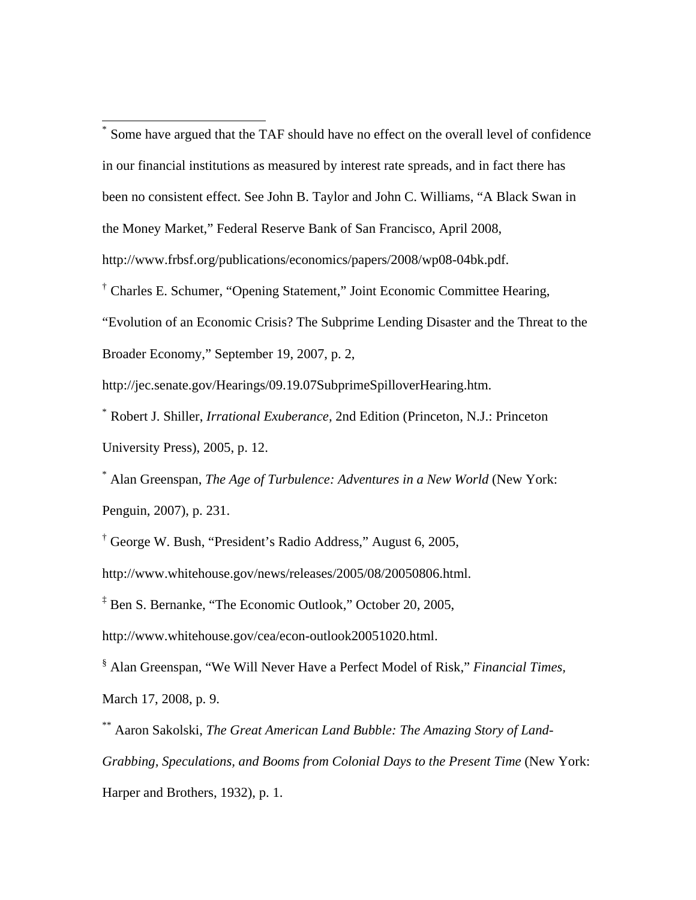---

[*] Some have argued that the TAF should have no effect on the overall level of confidence in our financial institutions as measured by interest rate spreads, and in fact there has been no consistent effect. See John B. Taylor and John C. Williams, “A Black Swan in the Money Market,” Federal Reserve Bank of San Francisco, April 2008, http://www.frbsf.org/publications/economics/papers/2008/wp08-04bk.pdf.

[†] Charles E. Schumer, “Opening Statement,” Joint Economic Committee Hearing, “Evolution of an Economic Crisis? The Subprime Lending Disaster and the Threat to the Broader Economy,” September 19, 2007, p. 2, http://jec.senate.gov/Hearings/09.19.07SubprimeSpilloverHearing.htm.

[*] Robert J. Shiller, *Irrational Exuberance*, 2nd Edition (Princeton, N.J.: Princeton University Press), 2005, p. 12.

[*] Alan Greenspan, *The Age of Turbulence: Adventures in a New World* (New York: Penguin, 2007), p. 231.

[†] George W. Bush, “President’s Radio Address,” August 6, 2005, http://www.whitehouse.gov/news/releases/2005/08/20050806.html.

[‡] Ben S. Bernanke, “The Economic Outlook,” October 20, 2005, http://www.whitehouse.gov/cea/econ-outlook20051020.html.

[§] Alan Greenspan, “We Will Never Have a Perfect Model of Risk,” *Financial Times*, March 17, 2008, p. 9.

[**] Aaron Sakolski, *The Great American Land Bubble: The Amazing Story of Land-Grabbing, Speculations, and Booms from Colonial Days to the Present Time* (New York: Harper and Brothers, 1932), p. 1.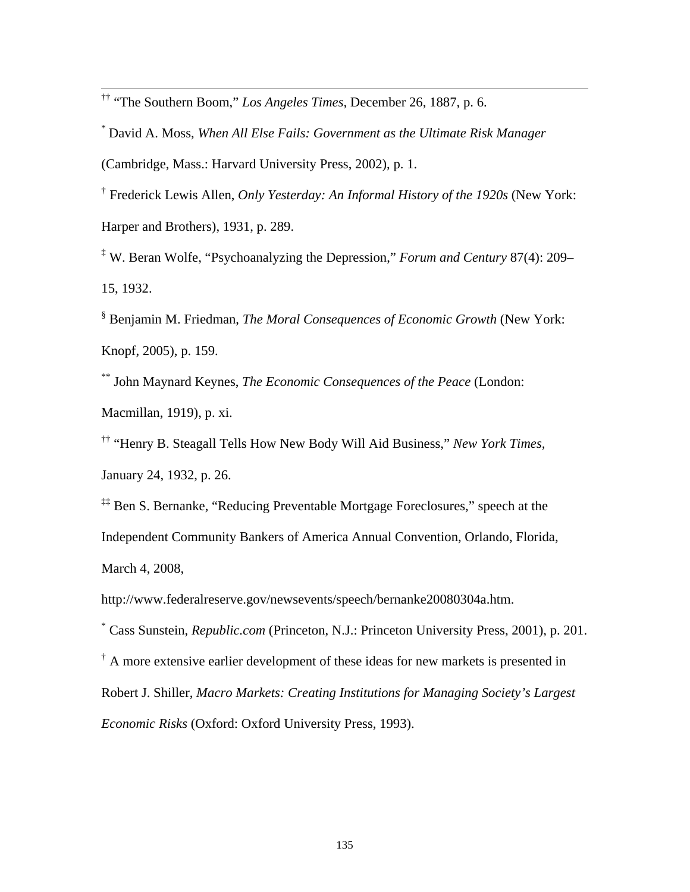[††] "The Southern Boom," *Los Angeles Times*, December 26, 1887, p. 6.

[*] David A. Moss, *When All Else Fails: Government as the Ultimate Risk Manager* (Cambridge, Mass.: Harvard University Press, 2002), p. 1.

[†] Frederick Lewis Allen, *Only Yesterday: An Informal History of the 1920s* (New York: Harper and Brothers), 1931, p. 289.

[‡] W. Beran Wolfe, "Psychoanalyzing the Depression," *Forum and Century* 87(4): 209–15, 1932.

[§] Benjamin M. Friedman, *The Moral Consequences of Economic Growth* (New York: Knopf, 2005), p. 159.

[**] John Maynard Keynes, *The Economic Consequences of the Peace* (London: Macmillan, 1919), p. xi.

[††] "Henry B. Steagall Tells How New Body Will Aid Business," *New York Times*, January 24, 1932, p. 26.

[‡‡] Ben S. Bernanke, "Reducing Preventable Mortgage Foreclosures," speech at the Independent Community Bankers of America Annual Convention, Orlando, Florida, March 4, 2008, http://www.federalreserve.gov/newsevents/speech/bernanke20080304a.htm.

[*] Cass Sunstein, *Republic.com* (Princeton, N.J.: Princeton University Press, 2001), p. 201.

[†] A more extensive earlier development of these ideas for new markets is presented in Robert J. Shiller, *Macro Markets: Creating Institutions for Managing Society's Largest Economic Risks* (Oxford: Oxford University Press, 1993).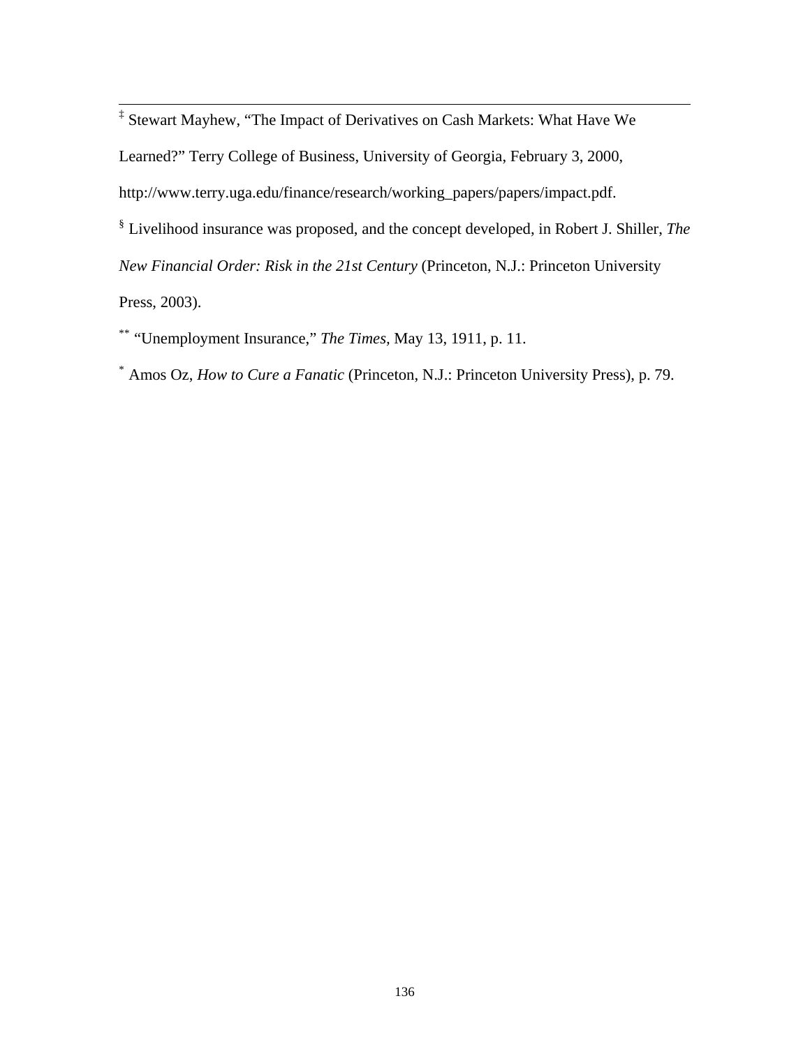‡ Stewart Mayhew, "The Impact of Derivatives on Cash Markets: What Have We Learned?" Terry College of Business, University of Georgia, February 3, 2000, http://www.terry.uga.edu/finance/research/working_papers/papers/impact.pdf.

§ Livelihood insurance was proposed, and the concept developed, in Robert J. Shiller, *The New Financial Order: Risk in the 21st Century* (Princeton, N.J.: Princeton University Press, 2003).

** "Unemployment Insurance," *The Times*, May 13, 1911, p. 11.

* Amos Oz, *How to Cure a Fanatic* (Princeton, N.J.: Princeton University Press), p. 79.